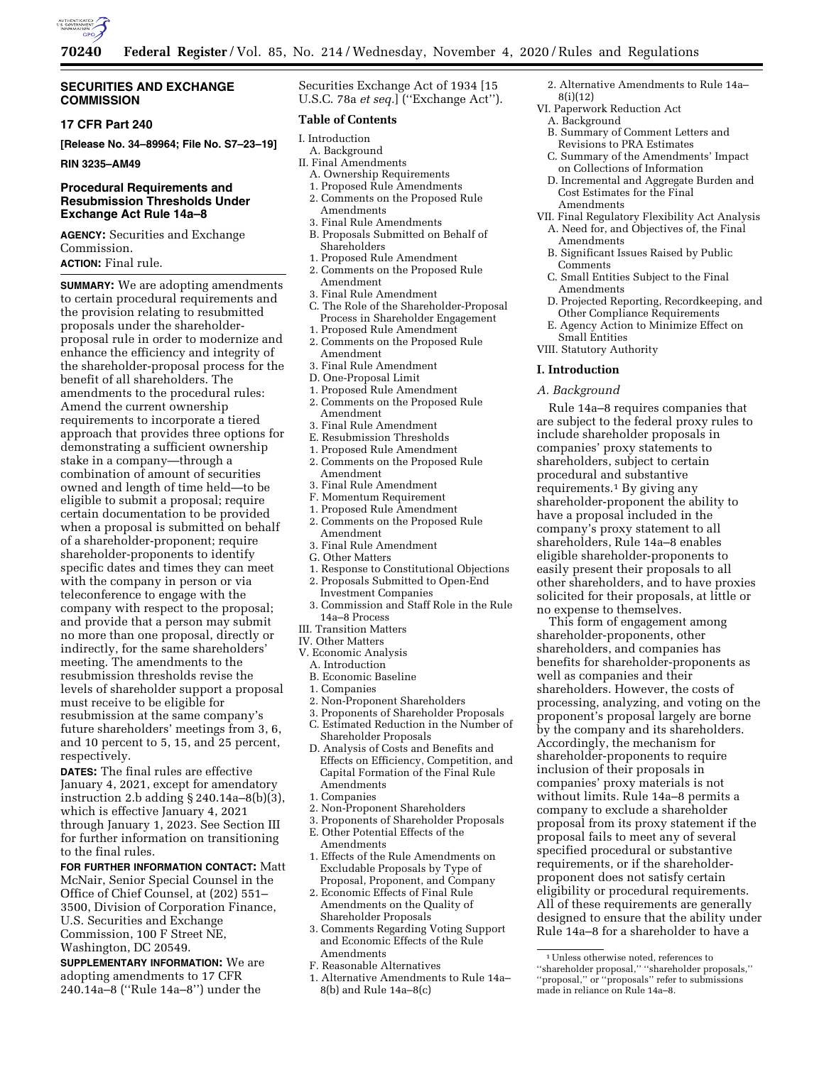## SECURITIES AND EXCHANGE COMMISSION

### 17 CFR Part 240

**[Release No. 34–89964; File No. S7–23–19]**

**RIN 3235–AM49**

### Procedural Requirements and Resubmission Thresholds Under Exchange Act Rule 14a–8

**AGENCY:** Securities and Exchange Commission.

**ACTION:** Final rule.

**SUMMARY:** We are adopting amendments to certain procedural requirements and the provision relating to resubmitted proposals under the shareholder-proposal rule in order to modernize and enhance the efficiency and integrity of the shareholder-proposal process for the benefit of all shareholders. The amendments to the procedural rules: Amend the current ownership requirements to incorporate a tiered approach that provides three options for demonstrating a sufficient ownership stake in a company—through a combination of amount of securities owned and length of time held—to be eligible to submit a proposal; require certain documentation to be provided when a proposal is submitted on behalf of a shareholder-proponent; require shareholder-proponents to identify specific dates and times they can meet with the company in person or via teleconference to engage with the company with respect to the proposal; and provide that a person may submit no more than one proposal, directly or indirectly, for the same shareholders' meeting. The amendments to the resubmission thresholds revise the levels of shareholder support a proposal must receive to be eligible for resubmission at the same company's future shareholders' meetings from 3, 6, and 10 percent to 5, 15, and 25 percent, respectively.

**DATES:** The final rules are effective January 4, 2021, except for amendatory instruction 2.b adding § 240.14a–8(b)(3), which is effective January 4, 2021 through January 1, 2023. See Section III for further information on transitioning to the final rules.

**FOR FURTHER INFORMATION CONTACT:** Matt McNair, Senior Special Counsel in the Office of Chief Counsel, at (202) 551–3500, Division of Corporation Finance, U.S. Securities and Exchange Commission, 100 F Street NE, Washington, DC 20549.

**SUPPLEMENTARY INFORMATION:** We are adopting amendments to 17 CFR 240.14a–8 (''Rule 14a–8'') under the Securities Exchange Act of 1934 [15 U.S.C. 78a *et seq.*] (''Exchange Act'').

**Table of Contents**

I. Introduction
  A. Background
II. Final Amendments
  A. Ownership Requirements
    1. Proposed Rule Amendments
    2. Comments on the Proposed Rule Amendments
    3. Final Rule Amendments
  B. Proposals Submitted on Behalf of Shareholders
    1. Proposed Rule Amendment
    2. Comments on the Proposed Rule Amendment
    3. Final Rule Amendment
  C. The Role of the Shareholder-Proposal Process in Shareholder Engagement
    1. Proposed Rule Amendment
    2. Comments on the Proposed Rule Amendment
    3. Final Rule Amendment
  D. One-Proposal Limit
    1. Proposed Rule Amendment
    2. Comments on the Proposed Rule Amendment
    3. Final Rule Amendment
  E. Resubmission Thresholds
    1. Proposed Rule Amendment
    2. Comments on the Proposed Rule Amendment
    3. Final Rule Amendment
  F. Momentum Requirement
    1. Proposed Rule Amendment
    2. Comments on the Proposed Rule Amendment
    3. Final Rule Amendment
  G. Other Matters
    1. Response to Constitutional Objections
    2. Proposals Submitted to Open-End Investment Companies
    3. Commission and Staff Role in the Rule 14a–8 Process
III. Transition Matters
IV. Other Matters
V. Economic Analysis
  A. Introduction
  B. Economic Baseline
    1. Companies
    2. Non-Proponent Shareholders
    3. Proponents of Shareholder Proposals
  C. Estimated Reduction in the Number of Shareholder Proposals
  D. Analysis of Costs and Benefits and Effects on Efficiency, Competition, and Capital Formation of the Final Rule Amendments
    1. Companies
    2. Non-Proponent Shareholders
    3. Proponents of Shareholder Proposals
  E. Other Potential Effects of the Amendments
    1. Effects of the Rule Amendments on Excludable Proposals by Type of Proposal, Proponent, and Company
    2. Economic Effects of Final Rule Amendments on the Quality of Shareholder Proposals
    3. Comments Regarding Voting Support and Economic Effects of the Rule Amendments
  F. Reasonable Alternatives
    1. Alternative Amendments to Rule 14a–8(b) and Rule 14a–8(c)
    2. Alternative Amendments to Rule 14a–8(i)(12)
VI. Paperwork Reduction Act
  A. Background
  B. Summary of Comment Letters and Revisions to PRA Estimates
  C. Summary of the Amendments' Impact on Collections of Information
  D. Incremental and Aggregate Burden and Cost Estimates for the Final Amendments
VII. Final Regulatory Flexibility Act Analysis
  A. Need for, and Objectives of, the Final Amendments
  B. Significant Issues Raised by Public Comments
  C. Small Entities Subject to the Final Amendments
  D. Projected Reporting, Recordkeeping, and Other Compliance Requirements
  E. Agency Action to Minimize Effect on Small Entities
VIII. Statutory Authority

## I. Introduction

### *A. Background*

Rule 14a–8 requires companies that are subject to the federal proxy rules to include shareholder proposals in companies' proxy statements to shareholders, subject to certain procedural and substantive requirements.[1] By giving any shareholder-proponent the ability to have a proposal included in the company's proxy statement to all shareholders, Rule 14a–8 enables eligible shareholder-proponents to easily present their proposals to all other shareholders, and to have proxies solicited for their proposals, at little or no expense to themselves.

This form of engagement among shareholder-proponents, other shareholders, and companies has benefits for shareholder-proponents as well as companies and their shareholders. However, the costs of processing, analyzing, and voting on the proponent's proposal largely are borne by the company and its shareholders. Accordingly, the mechanism for shareholder-proponents to require inclusion of their proposals in companies' proxy materials is not without limits. Rule 14a–8 permits a company to exclude a shareholder proposal from its proxy statement if the proposal fails to meet any of several specified procedural or substantive requirements, or if the shareholder-proponent does not satisfy certain eligibility or procedural requirements. All of these requirements are generally designed to ensure that the ability under Rule 14a–8 for a shareholder to have a

[1] Unless otherwise noted, references to ''shareholder proposal,'' ''shareholder proposals,'' ''proposal,'' or ''proposals'' refer to submissions made in reliance on Rule 14a–8.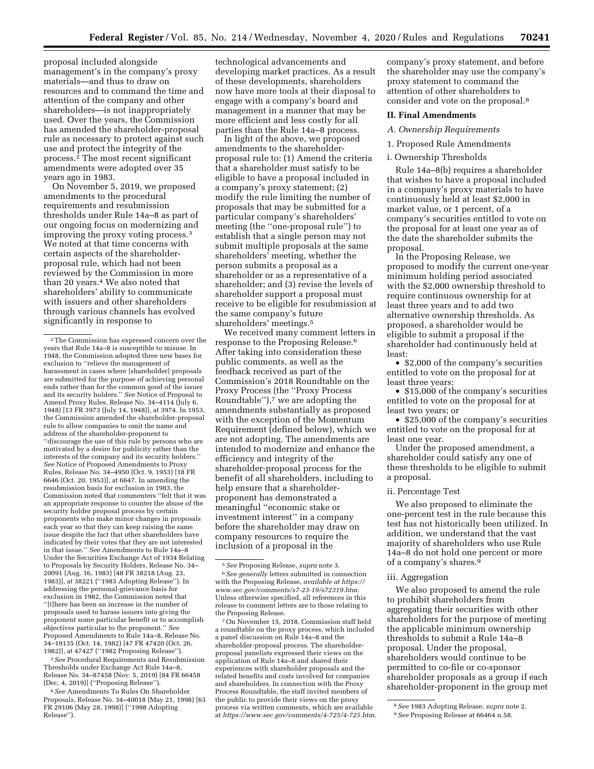proposal included alongside management's in the company's proxy materials—and thus to draw on resources and to command the time and attention of the company and other shareholders—is not inappropriately used. Over the years, the Commission has amended the shareholder-proposal rule as necessary to protect against such use and protect the integrity of the process.[2] The most recent significant amendments were adopted over 35 years ago in 1983.

On November 5, 2019, we proposed amendments to the procedural requirements and resubmission thresholds under Rule 14a–8 as part of our ongoing focus on modernizing and improving the proxy voting process.[3] We noted at that time concerns with certain aspects of the shareholder-proposal rule, which had not been reviewed by the Commission in more than 20 years.[4] We also noted that shareholders' ability to communicate with issuers and other shareholders through various channels has evolved significantly in response to technological advancements and developing market practices. As a result of these developments, shareholders now have more tools at their disposal to engage with a company's board and management in a manner that may be more efficient and less costly for all parties than the Rule 14a–8 process.

In light of the above, we proposed amendments to the shareholder-proposal rule to: (1) Amend the criteria that a shareholder must satisfy to be eligible to have a proposal included in a company's proxy statement; (2) modify the rule limiting the number of proposals that may be submitted for a particular company's shareholders' meeting (the ''one-proposal rule'') to establish that a single person may not submit multiple proposals at the same shareholders' meeting, whether the person submits a proposal as a shareholder or as a representative of a shareholder; and (3) revise the levels of shareholder support a proposal must receive to be eligible for resubmission at the same company's future shareholders' meetings.[5]

We received many comment letters in response to the Proposing Release.[6] After taking into consideration these public comments, as well as the feedback received as part of the Commission's 2018 Roundtable on the Proxy Process (the ''Proxy Process Roundtable''),[7] we are adopting the amendments substantially as proposed with the exception of the Momentum Requirement (defined below), which we are not adopting. The amendments are intended to modernize and enhance the efficiency and integrity of the shareholder-proposal process for the benefit of all shareholders, including to help ensure that a shareholder-proponent has demonstrated a meaningful ''economic stake or investment interest'' in a company before the shareholder may draw on company resources to require the inclusion of a proposal in the company's proxy statement, and before the shareholder may use the company's proxy statement to command the attention of other shareholders to consider and vote on the proposal.[8]

## II. Final Amendments

### A. Ownership Requirements

#### 1. Proposed Rule Amendments

##### i. Ownership Thresholds

Rule 14a–8(b) requires a shareholder that wishes to have a proposal included in a company's proxy materials to have continuously held at least $2,000 in market value, or 1 percent, of a company's securities entitled to vote on the proposal for at least one year as of the date the shareholder submits the proposal.

In the Proposing Release, we proposed to modify the current one-year minimum holding period associated with the $2,000 ownership threshold to require continuous ownership for at least three years and to add two alternative ownership thresholds. As proposed, a shareholder would be eligible to submit a proposal if the shareholder had continuously held at least:

- $2,000 of the company's securities entitled to vote on the proposal for at least three years;
- $15,000 of the company's securities entitled to vote on the proposal for at least two years; or
- $25,000 of the company's securities entitled to vote on the proposal for at least one year.

Under the proposed amendment, a shareholder could satisfy any one of these thresholds to be eligible to submit a proposal.

##### ii. Percentage Test

We also proposed to eliminate the one-percent test in the rule because this test has not historically been utilized. In addition, we understand that the vast majority of shareholders who use Rule 14a–8 do not hold one percent or more of a company's shares.[9]

##### iii. Aggregation

We also proposed to amend the rule to prohibit shareholders from aggregating their securities with other shareholders for the purpose of meeting the applicable minimum ownership thresholds to submit a Rule 14a–8 proposal. Under the proposal, shareholders would continue to be permitted to co-file or co-sponsor shareholder proposals as a group if each shareholder-proponent in the group met

---

[2] The Commission has expressed concern over the years that Rule 14a–8 is susceptible to misuse. In 1948, the Commission adopted three new bases for exclusion to ''relieve the management of harassment in cases where [shareholder] proposals are submitted for the purpose of achieving personal ends rather than for the common good of the issuer and its security holders.'' *See* Notice of Proposal to Amend Proxy Rules, Release No. 34–4114 (July 6, 1948) [13 FR 3973 (July 14, 1948)], at 3974. In 1953, the Commission amended the shareholder-proposal rule to allow companies to omit the name and address of the shareholder-proponent to ''discourage the use of this rule by persons who are motivated by a desire for publicity rather than the interests of the company and its security holders.'' *See* Notice of Proposed Amendments to Proxy Rules, Release No. 34–4950 (Oct. 9, 1953) [18 FR 6646 (Oct. 20, 1953)], at 6647. In amending the resubmission basis for exclusion in 1983, the Commission noted that commenters ''felt that it was an appropriate response to counter the abuse of the security holder proposal process by certain proponents who make minor changes in proposals each year so that they can keep raising the same issue despite the fact that other shareholders have indicated by their votes that they are not interested in that issue.'' *See* Amendments to Rule 14a–8 Under the Securities Exchange Act of 1934 Relating to Proposals by Security Holders, Release No. 34–20091 (Aug. 16, 1983) [48 FR 38218 (Aug. 23, 1983)], at 38221 (''1983 Adopting Release''). In addressing the personal-grievance basis for exclusion in 1982, the Commission noted that ''[t]here has been an increase in the number of proposals used to harass issuers into giving the proponent some particular benefit or to accomplish objectives particular to the proponent.'' *See* Proposed Amendments to Rule 14a–8, Release No. 34–19135 (Oct. 14, 1982) [47 FR 47420 (Oct. 26, 1982)], at 47427 (''1982 Proposing Release'').

[3] *See* Procedural Requirements and Resubmission Thresholds under Exchange Act Rule 14a–8, Release No. 34–87458 (Nov. 5, 2019) [84 FR 66458 (Dec. 4, 2019)] (''Proposing Release'').

[4] *See* Amendments To Rules On Shareholder Proposals, Release No. 34–40018 (May 21, 1998) [63 FR 29106 (May 28, 1998)] (''1998 Adopting Release'').

[5] *See* Proposing Release, *supra* note 3.

[6] *See generally* letters submitted in connection with the Proposing Release, *available at https://www.sec.gov/comments/s7-23-19/s72319.htm.* Unless otherwise specified, all references in this release to comment letters are to those relating to the Proposing Release.

[7] On November 15, 2018, Commission staff held a roundtable on the proxy process, which included a panel discussion on Rule 14a–8 and the shareholder-proposal process. The shareholder-proposal panelists expressed their views on the application of Rule 14a–8 and shared their experiences with shareholder proposals and the related benefits and costs involved for companies and shareholders. In connection with the Proxy Process Roundtable, the staff invited members of the public to provide their views on the proxy process via written comments, which are available at *https://www.sec.gov/comments/4-725/4-725.htm.*

[8] *See* 1983 Adopting Release, *supra* note 2.

[9] *See* Proposing Release at 66464 n.58.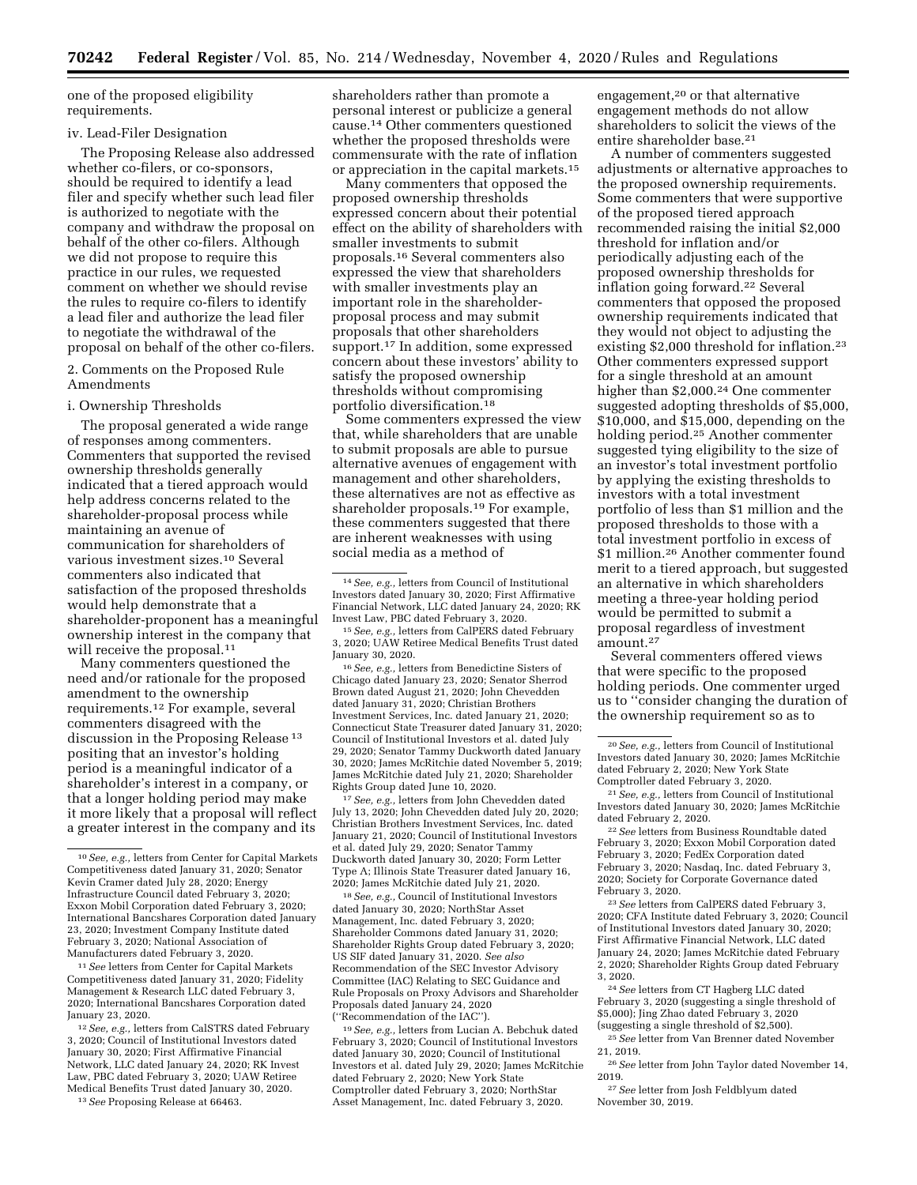one of the proposed eligibility requirements.

iv. Lead-Filer Designation

The Proposing Release also addressed whether co-filers, or co-sponsors, should be required to identify a lead filer and specify whether such lead filer is authorized to negotiate with the company and withdraw the proposal on behalf of the other co-filers. Although we did not propose to require this practice in our rules, we requested comment on whether we should revise the rules to require co-filers to identify a lead filer and authorize the lead filer to negotiate the withdrawal of the proposal on behalf of the other co-filers.

2. Comments on the Proposed Rule Amendments

i. Ownership Thresholds

The proposal generated a wide range of responses among commenters. Commenters that supported the revised ownership thresholds generally indicated that a tiered approach would help address concerns related to the shareholder-proposal process while maintaining an avenue of communication for shareholders of various investment sizes.[10] Several commenters also indicated that satisfaction of the proposed thresholds would help demonstrate that a shareholder-proponent has a meaningful ownership interest in the company that will receive the proposal.[11]

Many commenters questioned the need and/or rationale for the proposed amendment to the ownership requirements.[12] For example, several commenters disagreed with the discussion in the Proposing Release [13] positing that an investor's holding period is a meaningful indicator of a shareholder's interest in a company, or that a longer holding period may make it more likely that a proposal will reflect a greater interest in the company and its shareholders rather than promote a personal interest or publicize a general cause.[14] Other commenters questioned whether the proposed thresholds were commensurate with the rate of inflation or appreciation in the capital markets.[15]

Many commenters that opposed the proposed ownership thresholds expressed concern about their potential effect on the ability of shareholders with smaller investments to submit proposals.[16] Several commenters also expressed the view that shareholders with smaller investments play an important role in the shareholder-proposal process and may submit proposals that other shareholders support.[17] In addition, some expressed concern about these investors' ability to satisfy the proposed ownership thresholds without compromising portfolio diversification.[18]

Some commenters expressed the view that, while shareholders that are unable to submit proposals are able to pursue alternative avenues of engagement with management and other shareholders, these alternatives are not as effective as shareholder proposals.[19] For example, these commenters suggested that there are inherent weaknesses with using social media as a method of engagement,[20] or that alternative engagement methods do not allow shareholders to solicit the views of the entire shareholder base.[21]

A number of commenters suggested adjustments or alternative approaches to the proposed ownership requirements. Some commenters that were supportive of the proposed tiered approach recommended raising the initial $2,000 threshold for inflation and/or periodically adjusting each of the proposed ownership thresholds for inflation going forward.[22] Several commenters that opposed the proposed ownership requirements indicated that they would not object to adjusting the existing $2,000 threshold for inflation.[23] Other commenters expressed support for a single threshold at an amount higher than $2,000.[24] One commenter suggested adopting thresholds of $5,000, $10,000, and $15,000, depending on the holding period.[25] Another commenter suggested tying eligibility to the size of an investor's total investment portfolio by applying the existing thresholds to investors with a total investment portfolio of less than $1 million and the proposed thresholds to those with a total investment portfolio in excess of $1 million.[26] Another commenter found merit to a tiered approach, but suggested an alternative in which shareholders meeting a three-year holding period would be permitted to submit a proposal regardless of investment amount.[27]

Several commenters offered views that were specific to the proposed holding periods. One commenter urged us to ''consider changing the duration of the ownership requirement so as to

---

[10] *See, e.g.,* letters from Center for Capital Markets Competitiveness dated January 31, 2020; Senator Kevin Cramer dated July 28, 2020; Energy Infrastructure Council dated February 3, 2020; Exxon Mobil Corporation dated February 3, 2020; International Bancshares Corporation dated January 23, 2020; Investment Company Institute dated February 3, 2020; National Association of Manufacturers dated February 3, 2020.

[11] *See* letters from Center for Capital Markets Competitiveness dated January 31, 2020; Fidelity Management & Research LLC dated February 3, 2020; International Bancshares Corporation dated January 23, 2020.

[12] *See, e.g.,* letters from CalSTRS dated February 3, 2020; Council of Institutional Investors dated January 30, 2020; First Affirmative Financial Network, LLC dated January 24, 2020; RK Invest Law, PBC dated February 3, 2020; UAW Retiree Medical Benefits Trust dated January 30, 2020.

[13] *See* Proposing Release at 66463.

[14] *See, e.g.,* letters from Council of Institutional Investors dated January 30, 2020; First Affirmative Financial Network, LLC dated January 24, 2020; RK Invest Law, PBC dated February 3, 2020.

[15] *See, e.g.,* letters from CalPERS dated February 3, 2020; UAW Retiree Medical Benefits Trust dated January 30, 2020.

[16] *See, e.g.,* letters from Benedictine Sisters of Chicago dated January 23, 2020; Senator Sherrod Brown dated August 21, 2020; John Chevedden dated January 31, 2020; Christian Brothers Investment Services, Inc. dated January 21, 2020; Connecticut State Treasurer dated January 31, 2020; Council of Institutional Investors et al. dated July 29, 2020; Senator Tammy Duckworth dated January 30, 2020; James McRitchie dated November 5, 2019; James McRitchie dated July 21, 2020; Shareholder Rights Group dated June 10, 2020.

[17] *See, e.g.,* letters from John Chevedden dated July 13, 2020; John Chevedden dated July 20, 2020; Christian Brothers Investment Services, Inc. dated January 21, 2020; Council of Institutional Investors et al. dated July 29, 2020; Senator Tammy Duckworth dated January 30, 2020; Form Letter Type A; Illinois State Treasurer dated January 16, 2020; James McRitchie dated July 21, 2020.

[18] *See, e.g.,* Council of Institutional Investors dated January 30, 2020; NorthStar Asset Management, Inc. dated February 3, 2020; Shareholder Commons dated January 31, 2020; Shareholder Rights Group dated February 3, 2020; US SIF dated January 31, 2020. *See also* Recommendation of the SEC Investor Advisory Committee (IAC) Relating to SEC Guidance and Rule Proposals on Proxy Advisors and Shareholder Proposals dated January 24, 2020 (''Recommendation of the IAC'').

[19] *See, e.g.,* letters from Lucian A. Bebchuk dated February 3, 2020; Council of Institutional Investors dated January 30, 2020; Council of Institutional Investors et al. dated July 29, 2020; James McRitchie dated February 2, 2020; New York State Comptroller dated February 3, 2020; NorthStar Asset Management, Inc. dated February 3, 2020.

[20] *See, e.g.,* letters from Council of Institutional Investors dated January 30, 2020; James McRitchie dated February 2, 2020; New York State Comptroller dated February 3, 2020.

[21] *See, e.g.,* letters from Council of Institutional Investors dated January 30, 2020; James McRitchie dated February 2, 2020.

[22] *See* letters from Business Roundtable dated February 3, 2020; Exxon Mobil Corporation dated February 3, 2020; FedEx Corporation dated February 3, 2020; Nasdaq, Inc. dated February 3, 2020; Society for Corporate Governance dated February 3, 2020.

[23] *See* letters from CalPERS dated February 3, 2020; CFA Institute dated February 3, 2020; Council of Institutional Investors dated January 30, 2020; First Affirmative Financial Network, LLC dated January 24, 2020; James McRitchie dated February 2, 2020; Shareholder Rights Group dated February 3, 2020.

[24] *See* letters from CT Hagberg LLC dated February 3, 2020 (suggesting a single threshold of $5,000); Jing Zhao dated February 3, 2020 (suggesting a single threshold of $2,500).

[25] *See* letter from Van Brenner dated November 21, 2019.

[26] *See* letter from John Taylor dated November 14, 2019.

[27] *See* letter from Josh Feldblyum dated November 30, 2019.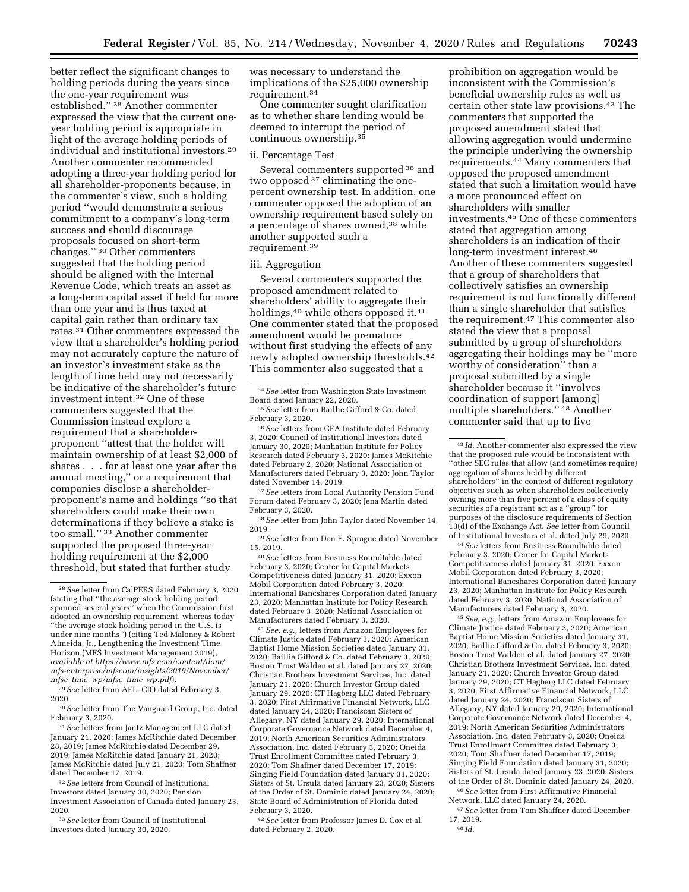better reflect the significant changes to holding periods during the years since the one-year requirement was established.'' [28] Another commenter expressed the view that the current one-year holding period is appropriate in light of the average holding periods of individual and institutional investors.[29] Another commenter recommended adopting a three-year holding period for all shareholder-proponents because, in the commenter's view, such a holding period ''would demonstrate a serious commitment to a company's long-term success and should discourage proposals focused on short-term changes.'' [30] Other commenters suggested that the holding period should be aligned with the Internal Revenue Code, which treats an asset as a long-term capital asset if held for more than one year and is thus taxed at capital gain rather than ordinary tax rates.[31] Other commenters expressed the view that a shareholder's holding period may not accurately capture the nature of an investor's investment stake as the length of time held may not necessarily be indicative of the shareholder's future investment intent.[32] One of these commenters suggested that the Commission instead explore a requirement that a shareholder-proponent ''attest that the holder will maintain ownership of at least $2,000 of shares . . . for at least one year after the annual meeting,'' or a requirement that companies disclose a shareholder-proponent's name and holdings ''so that shareholders could make their own determinations if they believe a stake is too small.'' [33] Another commenter supported the proposed three-year holding requirement at the $2,000 threshold, but stated that further study was necessary to understand the implications of the $25,000 ownership requirement.[34]

One commenter sought clarification as to whether share lending would be deemed to interrupt the period of continuous ownership.[35]

ii. Percentage Test

Several commenters supported [36] and two opposed [37] eliminating the one-percent ownership test. In addition, one commenter opposed the adoption of an ownership requirement based solely on a percentage of shares owned,[38] while another supported such a requirement.[39]

iii. Aggregation

Several commenters supported the proposed amendment related to shareholders' ability to aggregate their holdings,[40] while others opposed it.[41] One commenter stated that the proposed amendment would be premature without first studying the effects of any newly adopted ownership thresholds.[42] This commenter also suggested that a prohibition on aggregation would be inconsistent with the Commission's beneficial ownership rules as well as certain other state law provisions.[43] The commenters that supported the proposed amendment stated that allowing aggregation would undermine the principle underlying the ownership requirements.[44] Many commenters that opposed the proposed amendment stated that such a limitation would have a more pronounced effect on shareholders with smaller investments.[45] One of these commenters stated that aggregation among shareholders is an indication of their long-term investment interest.[46] Another of these commenters suggested that a group of shareholders that collectively satisfies an ownership requirement is not functionally different than a single shareholder that satisfies the requirement.[47] This commenter also stated the view that a proposal submitted by a group of shareholders aggregating their holdings may be ''more worthy of consideration'' than a proposal submitted by a single shareholder because it ''involves coordination of support [among] multiple shareholders.'' [48] Another commenter said that up to five

---

[28] *See* letter from CalPERS dated February 3, 2020 (stating that ''the average stock holding period spanned several years'' when the Commission first adopted an ownership requirement, whereas today ''the average stock holding period in the U.S. is under nine months'') (citing Ted Maloney & Robert Almeida, Jr., Lengthening the Investment Time Horizon (MFS Investment Management 2019), *available at https://www.mfs.com/content/dam/mfs-enterprise/mfscom/insights/2019/November/mfse_time_wp/mfse_time_wp.pdf*).

[29] *See* letter from AFL–CIO dated February 3, 2020.

[30] *See* letter from The Vanguard Group, Inc. dated February 3, 2020.

[31] *See* letters from Jantz Management LLC dated January 21, 2020; James McRitchie dated December 28, 2019; James McRitchie dated December 29, 2019; James McRitchie dated January 21, 2020; James McRitchie dated July 21, 2020; Tom Shaffner dated December 17, 2019.

[32] *See* letters from Council of Institutional Investors dated January 30, 2020; Pension Investment Association of Canada dated January 23, 2020.

[33] *See* letter from Council of Institutional Investors dated January 30, 2020.

[34] *See* letter from Washington State Investment Board dated January 22, 2020.

[35] *See* letter from Baillie Gifford & Co. dated February 3, 2020.

[36] *See* letters from CFA Institute dated February 3, 2020; Council of Institutional Investors dated January 30, 2020; Manhattan Institute for Policy Research dated February 3, 2020; James McRitchie dated February 2, 2020; National Association of Manufacturers dated February 3, 2020; John Taylor dated November 14, 2019.

[37] *See* letters from Local Authority Pension Fund Forum dated February 3, 2020; Jena Martin dated February 3, 2020.

[38] *See* letter from John Taylor dated November 14, 2019.

[39] *See* letter from Don E. Sprague dated November 15, 2019.

[40] *See* letters from Business Roundtable dated February 3, 2020; Center for Capital Markets Competitiveness dated January 31, 2020; Exxon Mobil Corporation dated February 3, 2020; International Bancshares Corporation dated January 23, 2020; Manhattan Institute for Policy Research dated February 3, 2020; National Association of Manufacturers dated February 3, 2020.

[41] *See, e.g.,* letters from Amazon Employees for Climate Justice dated February 3, 2020; American Baptist Home Mission Societies dated January 31, 2020; Baillie Gifford & Co. dated February 3, 2020; Boston Trust Walden et al. dated January 27, 2020; Christian Brothers Investment Services, Inc. dated January 21, 2020; Church Investor Group dated January 29, 2020; CT Hagberg LLC dated February 3, 2020; First Affirmative Financial Network, LLC dated January 24, 2020; Franciscan Sisters of Allegany, NY dated January 29, 2020; International Corporate Governance Network dated December 4, 2019; North American Securities Administrators Association, Inc. dated February 3, 2020; Oneida Trust Enrollment Committee dated February 3, 2020; Tom Shaffner dated December 17, 2019; Singing Field Foundation dated January 31, 2020; Sisters of St. Ursula dated January 23, 2020; Sisters of the Order of St. Dominic dated January 24, 2020; State Board of Administration of Florida dated February 3, 2020.

[42] *See* letter from Professor James D. Cox et al. dated February 2, 2020.

[43] *Id.* Another commenter also expressed the view that the proposed rule would be inconsistent with ''other SEC rules that allow (and sometimes require) aggregation of shares held by different shareholders'' in the context of different regulatory objectives such as when shareholders collectively owning more than five percent of a class of equity securities of a registrant act as a ''group'' for purposes of the disclosure requirements of Section 13(d) of the Exchange Act. *See* letter from Council of Institutional Investors et al. dated July 29, 2020.

[44] *See* letters from Business Roundtable dated February 3, 2020; Center for Capital Markets Competitiveness dated January 31, 2020; Exxon Mobil Corporation dated February 3, 2020; International Bancshares Corporation dated January 23, 2020; Manhattan Institute for Policy Research dated February 3, 2020; National Association of Manufacturers dated February 3, 2020.

[45] *See, e.g.,* letters from Amazon Employees for Climate Justice dated February 3, 2020; American Baptist Home Mission Societies dated January 31, 2020; Baillie Gifford & Co. dated February 3, 2020; Boston Trust Walden et al. dated January 27, 2020; Christian Brothers Investment Services, Inc. dated January 21, 2020; Church Investor Group dated January 29, 2020; CT Hagberg LLC dated February 3, 2020; First Affirmative Financial Network, LLC dated January 24, 2020; Franciscan Sisters of Allegany, NY dated January 29, 2020; International Corporate Governance Network dated December 4, 2019; North American Securities Administrators Association, Inc. dated February 3, 2020; Oneida Trust Enrollment Committee dated February 3, 2020; Tom Shaffner dated December 17, 2019; Singing Field Foundation dated January 31, 2020; Sisters of St. Ursula dated January 23, 2020; Sisters of the Order of St. Dominic dated January 24, 2020.

[46] *See* letter from First Affirmative Financial Network, LLC dated January 24, 2020.

[47] *See* letter from Tom Shaffner dated December 17, 2019.

[48] *Id.*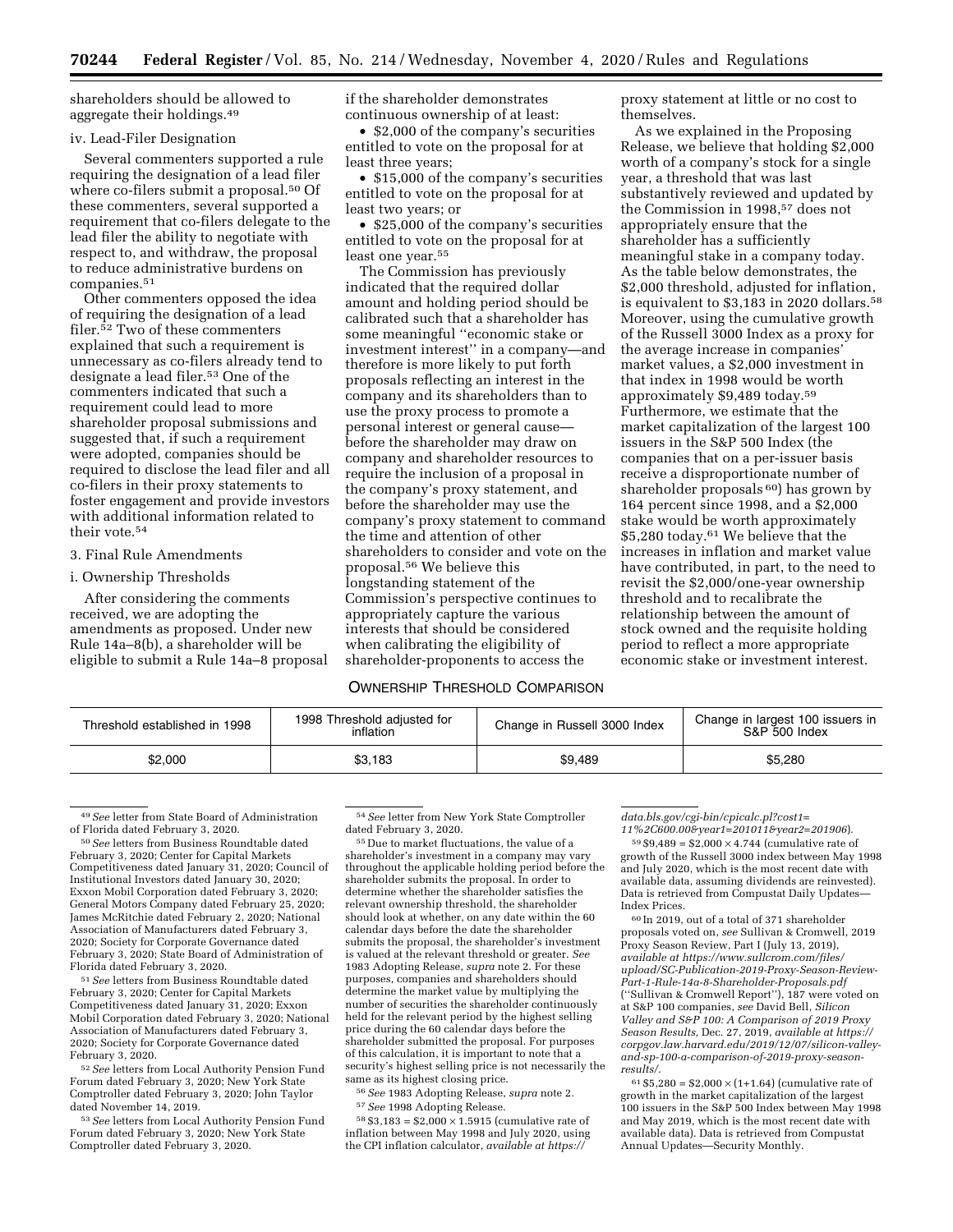shareholders should be allowed to aggregate their holdings.[49]

iv. Lead-Filer Designation

Several commenters supported a rule requiring the designation of a lead filer where co-filers submit a proposal.[50] Of these commenters, several supported a requirement that co-filers delegate to the lead filer the ability to negotiate with respect to, and withdraw, the proposal to reduce administrative burdens on companies.[51]

Other commenters opposed the idea of requiring the designation of a lead filer.[52] Two of these commenters explained that such a requirement is unnecessary as co-filers already tend to designate a lead filer.[53] One of the commenters indicated that such a requirement could lead to more shareholder proposal submissions and suggested that, if such a requirement were adopted, companies should be required to disclose the lead filer and all co-filers in their proxy statements to foster engagement and provide investors with additional information related to their vote.[54]

3. Final Rule Amendments

i. Ownership Thresholds

After considering the comments received, we are adopting the amendments as proposed. Under new Rule 14a–8(b), a shareholder will be eligible to submit a Rule 14a–8 proposal if the shareholder demonstrates continuous ownership of at least:

- $2,000 of the company's securities entitled to vote on the proposal for at least three years;
- $15,000 of the company's securities entitled to vote on the proposal for at least two years; or
- $25,000 of the company's securities entitled to vote on the proposal for at least one year.[55]

The Commission has previously indicated that the required dollar amount and holding period should be calibrated such that a shareholder has some meaningful "economic stake or investment interest" in a company—and therefore is more likely to put forth proposals reflecting an interest in the company and its shareholders than to use the proxy process to promote a personal interest or general cause—before the shareholder may draw on company and shareholder resources to require the inclusion of a proposal in the company's proxy statement, and before the shareholder may use the company's proxy statement to command the time and attention of other shareholders to consider and vote on the proposal.[56] We believe this longstanding statement of the Commission's perspective continues to appropriately capture the various interests that should be considered when calibrating the eligibility of shareholder-proponents to access the proxy statement at little or no cost to themselves.

As we explained in the Proposing Release, we believe that holding $2,000 worth of a company's stock for a single year, a threshold that was last substantively reviewed and updated by the Commission in 1998,[57] does not appropriately ensure that the shareholder has a sufficiently meaningful stake in a company today. As the table below demonstrates, the $2,000 threshold, adjusted for inflation, is equivalent to $3,183 in 2020 dollars.[58] Moreover, using the cumulative growth of the Russell 3000 Index as a proxy for the average increase in companies' market values, a $2,000 investment in that index in 1998 would be worth approximately $9,489 today.[59] Furthermore, we estimate that the market capitalization of the largest 100 issuers in the S&P 500 Index (the companies that on a per-issuer basis receive a disproportionate number of shareholder proposals[60]) has grown by 164 percent since 1998, and a $2,000 stake would be worth approximately $5,280 today.[61] We believe that the increases in inflation and market value have contributed, in part, to the need to revisit the $2,000/one-year ownership threshold and to recalibrate the relationship between the amount of stock owned and the requisite holding period to reflect a more appropriate economic stake or investment interest.

OWNERSHIP THRESHOLD COMPARISON

| Threshold established in 1998 | 1998 Threshold adjusted for inflation | Change in Russell 3000 Index | Change in largest 100 issuers in S&P 500 Index |
|---|---|---|---|
| $2,000 | $3,183 | $9,489 | $5,280 |

[49] *See* letter from State Board of Administration of Florida dated February 3, 2020.

[50] *See* letters from Business Roundtable dated February 3, 2020; Center for Capital Markets Competitiveness dated January 31, 2020; Council of Institutional Investors dated January 30, 2020; Exxon Mobil Corporation dated February 3, 2020; General Motors Company dated February 25, 2020; James McRitchie dated February 2, 2020; National Association of Manufacturers dated February 3, 2020; Society for Corporate Governance dated February 3, 2020; State Board of Administration of Florida dated February 3, 2020.

[51] *See* letters from Business Roundtable dated February 3, 2020; Center for Capital Markets Competitiveness dated January 31, 2020; Exxon Mobil Corporation dated February 3, 2020; National Association of Manufacturers dated February 3, 2020; Society for Corporate Governance dated February 3, 2020.

[52] *See* letters from Local Authority Pension Fund Forum dated February 3, 2020; New York State Comptroller dated February 3, 2020; John Taylor dated November 14, 2019.

[53] *See* letters from Local Authority Pension Fund Forum dated February 3, 2020; New York State Comptroller dated February 3, 2020.

[54] *See* letter from New York State Comptroller dated February 3, 2020.

[55] Due to market fluctuations, the value of a shareholder's investment in a company may vary throughout the applicable holding period before the shareholder submits the proposal. In order to determine whether the shareholder satisfies the relevant ownership threshold, the shareholder should look at whether, on any date within the 60 calendar days before the date the shareholder submits the proposal, the shareholder's investment is valued at the relevant threshold or greater. *See* 1983 Adopting Release, *supra* note 2. For these purposes, companies and shareholders should determine the market value by multiplying the number of securities the shareholder continuously held for the relevant period by the highest selling price during the 60 calendar days before the shareholder submitted the proposal. For purposes of this calculation, it is important to note that a security's highest selling price is not necessarily the same as its highest closing price.

[56] *See* 1983 Adopting Release, *supra* note 2.

[57] *See* 1998 Adopting Release.

[58] $3,183 = $2,000 × 1.5915 (cumulative rate of inflation between May 1998 and July 2020, using the CPI inflation calculator, *available at https://data.bls.gov/cgi-bin/cpicalc.pl?cost1=11%2C600.00&year1=201011&year2=201906*).

[59] $9,489 = $2,000 × 4.744 (cumulative rate of growth of the Russell 3000 index between May 1998 and July 2020, which is the most recent date with available data, assuming dividends are reinvested). Data is retrieved from Compustat Daily Updates—Index Prices.

[60] In 2019, out of a total of 371 shareholder proposals voted on, *see* Sullivan & Cromwell, 2019 Proxy Season Review, Part I (July 13, 2019), *available at https://www.sullcrom.com/files/upload/SC-Publication-2019-Proxy-Season-Review-Part-1-Rule-14a-8-Shareholder-Proposals.pdf* ("Sullivan & Cromwell Report"), 187 were voted on at S&P 100 companies, *see* David Bell, *Silicon Valley and S&P 100: A Comparison of 2019 Proxy Season Results*, Dec. 27, 2019, *available at https://corpgov.law.harvard.edu/2019/12/07/silicon-valley-and-sp-100-a-comparison-of-2019-proxy-season-results/*.

[61] $5,280 = $2,000 × (1+1.64) (cumulative rate of growth in the market capitalization of the largest 100 issuers in the S&P 500 Index between May 1998 and May 2019, which is the most recent date with available data). Data is retrieved from Compustat Annual Updates—Security Monthly.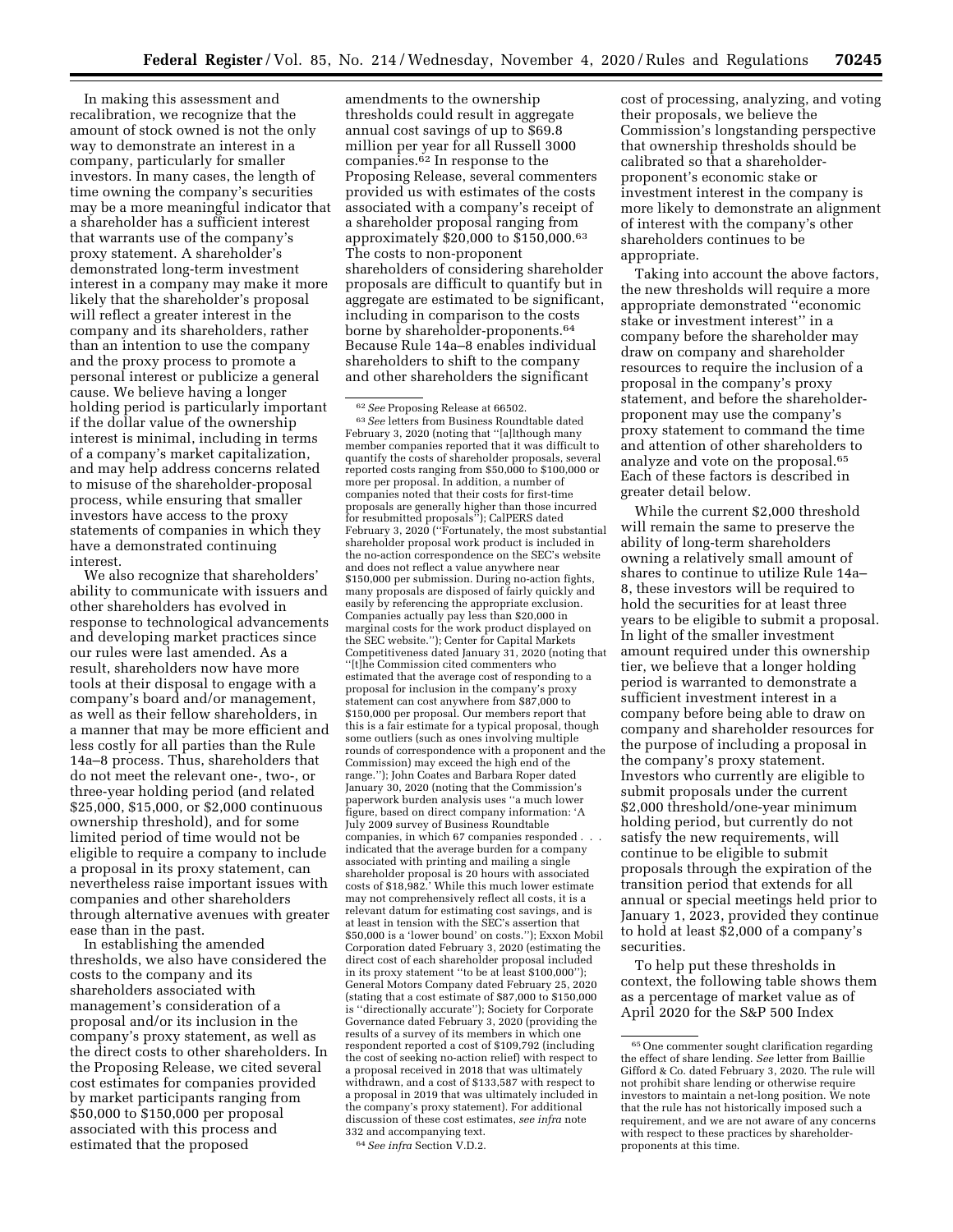In making this assessment and recalibration, we recognize that the amount of stock owned is not the only way to demonstrate an interest in a company, particularly for smaller investors. In many cases, the length of time owning the company's securities may be a more meaningful indicator that a shareholder has a sufficient interest that warrants use of the company's proxy statement. A shareholder's demonstrated long-term investment interest in a company may make it more likely that the shareholder's proposal will reflect a greater interest in the company and its shareholders, rather than an intention to use the company and the proxy process to promote a personal interest or publicize a general cause. We believe having a longer holding period is particularly important if the dollar value of the ownership interest is minimal, including in terms of a company's market capitalization, and may help address concerns related to misuse of the shareholder-proposal process, while ensuring that smaller investors have access to the proxy statements of companies in which they have a demonstrated continuing interest.

We also recognize that shareholders' ability to communicate with issuers and other shareholders has evolved in response to technological advancements and developing market practices since our rules were last amended. As a result, shareholders now have more tools at their disposal to engage with a company's board and/or management, as well as their fellow shareholders, in a manner that may be more efficient and less costly for all parties than the Rule 14a–8 process. Thus, shareholders that do not meet the relevant one-, two-, or three-year holding period (and related $25,000, $15,000, or $2,000 continuous ownership threshold), and for some limited period of time would not be eligible to require a company to include a proposal in its proxy statement, can nevertheless raise important issues with companies and other shareholders through alternative avenues with greater ease than in the past.

In establishing the amended thresholds, we also have considered the costs to the company and its shareholders associated with management's consideration of a proposal and/or its inclusion in the company's proxy statement, as well as the direct costs to other shareholders. In the Proposing Release, we cited several cost estimates for companies provided by market participants ranging from $50,000 to $150,000 per proposal associated with this process and estimated that the proposed amendments to the ownership thresholds could result in aggregate annual cost savings of up to $69.8 million per year for all Russell 3000 companies.[62] In response to the Proposing Release, several commenters provided us with estimates of the costs associated with a company's receipt of a shareholder proposal ranging from approximately $20,000 to $150,000.[63] The costs to non-proponent shareholders of considering shareholder proposals are difficult to quantify but in aggregate are estimated to be significant, including in comparison to the costs borne by shareholder-proponents.[64] Because Rule 14a–8 enables individual shareholders to shift to the company and other shareholders the significant cost of processing, analyzing, and voting their proposals, we believe the Commission's longstanding perspective that ownership thresholds should be calibrated so that a shareholder-proponent's economic stake or investment interest in the company is more likely to demonstrate an alignment of interest with the company's other shareholders continues to be appropriate.

Taking into account the above factors, the new thresholds will require a more appropriate demonstrated ''economic stake or investment interest'' in a company before the shareholder may draw on company and shareholder resources to require the inclusion of a proposal in the company's proxy statement, and before the shareholder-proponent may use the company's proxy statement to command the time and attention of other shareholders to analyze and vote on the proposal.[65] Each of these factors is described in greater detail below.

While the current $2,000 threshold will remain the same to preserve the ability of long-term shareholders owning a relatively small amount of shares to continue to utilize Rule 14a–8, these investors will be required to hold the securities for at least three years to be eligible to submit a proposal. In light of the smaller investment amount required under this ownership tier, we believe that a longer holding period is warranted to demonstrate a sufficient investment interest in a company before being able to draw on company and shareholder resources for the purpose of including a proposal in the company's proxy statement. Investors who currently are eligible to submit proposals under the current $2,000 threshold/one-year minimum holding period, but currently do not satisfy the new requirements, will continue to be eligible to submit proposals through the expiration of the transition period that extends for all annual or special meetings held prior to January 1, 2023, provided they continue to hold at least $2,000 of a company's securities.

To help put these thresholds in context, the following table shows them as a percentage of market value as of April 2020 for the S&P 500 Index

---

[62] *See* Proposing Release at 66502.

[63] *See* letters from Business Roundtable dated February 3, 2020 (noting that ''[a]lthough many member companies reported that it was difficult to quantify the costs of shareholder proposals, several reported costs ranging from $50,000 to $100,000 or more per proposal. In addition, a number of companies noted that their costs for first-time proposals are generally higher than those incurred for resubmitted proposals''); CalPERS dated February 3, 2020 (''Fortunately, the most substantial shareholder proposal work product is included in the no-action correspondence on the SEC's website and does not reflect a value anywhere near $150,000 per submission. During no-action fights, many proposals are disposed of fairly quickly and easily by referencing the appropriate exclusion. Companies actually pay less than $20,000 in marginal costs for the work product displayed on the SEC website.''); Center for Capital Markets Competitiveness dated January 31, 2020 (noting that ''[t]he Commission cited commenters who estimated that the average cost of responding to a proposal for inclusion in the company's proxy statement can cost anywhere from $87,000 to $150,000 per proposal. Our members report that this is a fair estimate for a typical proposal, though some outliers (such as ones involving multiple rounds of correspondence with a proponent and the Commission) may exceed the high end of the range.''); John Coates and Barbara Roper dated January 30, 2020 (noting that the Commission's paperwork burden analysis uses ''a much lower figure, based on direct company information: 'A July 2009 survey of Business Roundtable companies, in which 67 companies responded . . . indicated that the average burden for a company associated with printing and mailing a single shareholder proposal is 20 hours with associated costs of $18,982.' While this much lower estimate may not comprehensively reflect all costs, it is a relevant datum for estimating cost savings, and is at least in tension with the SEC's assertion that $50,000 is a 'lower bound' on costs.''); Exxon Mobil Corporation dated February 3, 2020 (estimating the direct cost of each shareholder proposal included in its proxy statement ''to be at least $100,000''); General Motors Company dated February 25, 2020 (stating that a cost estimate of $87,000 to $150,000 is ''directionally accurate''); Society for Corporate Governance dated February 3, 2020 (providing the results of a survey of its members in which one respondent reported a cost of $109,792 (including the cost of seeking no-action relief) with respect to a proposal received in 2018 that was ultimately withdrawn, and a cost of $133,587 with respect to a proposal in 2019 that was ultimately included in the company's proxy statement). For additional discussion of these cost estimates, *see infra* note 332 and accompanying text.

[64] *See infra* Section V.D.2.

[65] One commenter sought clarification regarding the effect of share lending. *See* letter from Baillie Gifford & Co. dated February 3, 2020. The rule will not prohibit share lending or otherwise require investors to maintain a net-long position. We note that the rule has not historically imposed such a requirement, and we are not aware of any concerns with respect to these practices by shareholder-proponents at this time.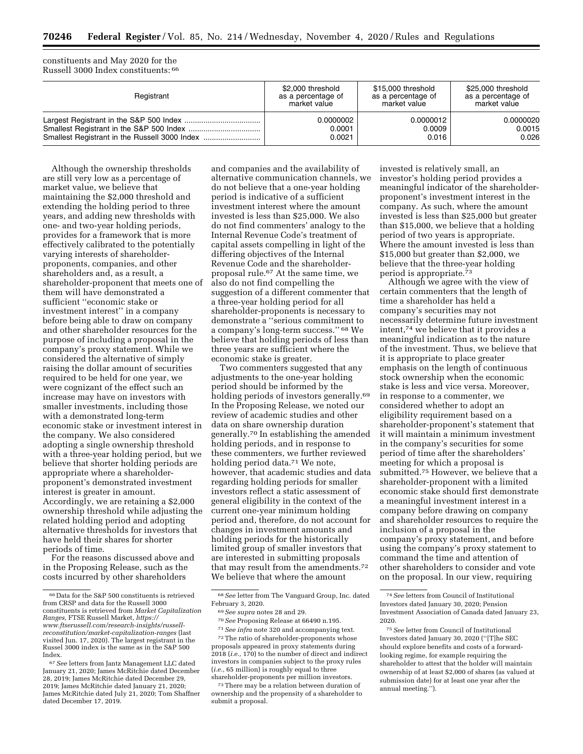constituents and May 2020 for the Russell 3000 Index constituents: [66]

| Registrant | \$2,000 threshold as a percentage of market value | \$15,000 threshold as a percentage of market value | \$25,000 threshold as a percentage of market value |
|---|---|---|---|
| Largest Registrant in the S&P 500 Index | 0.0000002 | 0.0000012 | 0.0000020 |
| Smallest Registrant in the S&P 500 Index | 0.0001 | 0.0009 | 0.0015 |
| Smallest Registrant in the Russell 3000 Index | 0.0021 | 0.016 | 0.026 |

Although the ownership thresholds are still very low as a percentage of market value, we believe that maintaining the $2,000 threshold and extending the holding period to three years, and adding new thresholds with one- and two-year holding periods, provides for a framework that is more effectively calibrated to the potentially varying interests of shareholder-proponents, companies, and other shareholders and, as a result, a shareholder-proponent that meets one of them will have demonstrated a sufficient ''economic stake or investment interest'' in a company before being able to draw on company and other shareholder resources for the purpose of including a proposal in the company's proxy statement. While we considered the alternative of simply raising the dollar amount of securities required to be held for one year, we were cognizant of the effect such an increase may have on investors with smaller investments, including those with a demonstrated long-term economic stake or investment interest in the company. We also considered adopting a single ownership threshold with a three-year holding period, but we believe that shorter holding periods are appropriate where a shareholder-proponent's demonstrated investment interest is greater in amount. Accordingly, we are retaining a $2,000 ownership threshold while adjusting the related holding period and adopting alternative thresholds for investors that have held their shares for shorter periods of time.

For the reasons discussed above and in the Proposing Release, such as the costs incurred by other shareholders and companies and the availability of alternative communication channels, we do not believe that a one-year holding period is indicative of a sufficient investment interest where the amount invested is less than $25,000. We also do not find commenters' analogy to the Internal Revenue Code's treatment of capital assets compelling in light of the differing objectives of the Internal Revenue Code and the shareholder-proposal rule.[67] At the same time, we also do not find compelling the suggestion of a different commenter that a three-year holding period for all shareholder-proponents is necessary to demonstrate a ''serious commitment to a company's long-term success.''[68] We believe that holding periods of less than three years are sufficient where the economic stake is greater.

Two commenters suggested that any adjustments to the one-year holding period should be informed by the holding periods of investors generally.[69] In the Proposing Release, we noted our review of academic studies and other data on share ownership duration generally.[70] In establishing the amended holding periods, and in response to these commenters, we further reviewed holding period data.[71] We note, however, that academic studies and data regarding holding periods for smaller investors reflect a static assessment of general eligibility in the context of the current one-year minimum holding period and, therefore, do not account for changes in investment amounts and holding periods for the historically limited group of smaller investors that are interested in submitting proposals that may result from the amendments.[72] We believe that where the amount invested is relatively small, an investor's holding period provides a meaningful indicator of the shareholder-proponent's investment interest in the company. As such, where the amount invested is less than $25,000 but greater than $15,000, we believe that a holding period of two years is appropriate. Where the amount invested is less than $15,000 but greater than $2,000, we believe that the three-year holding period is appropriate.[73]

Although we agree with the view of certain commenters that the length of time a shareholder has held a company's securities may not necessarily determine future investment intent,[74] we believe that it provides a meaningful indication as to the nature of the investment. Thus, we believe that it is appropriate to place greater emphasis on the length of continuous stock ownership when the economic stake is less and vice versa. Moreover, in response to a commenter, we considered whether to adopt an eligibility requirement based on a shareholder-proponent's statement that it will maintain a minimum investment in the company's securities for some period of time after the shareholders' meeting for which a proposal is submitted.[75] However, we believe that a shareholder-proponent with a limited economic stake should first demonstrate a meaningful investment interest in a company before drawing on company and shareholder resources to require the inclusion of a proposal in the company's proxy statement, and before using the company's proxy statement to command the time and attention of other shareholders to consider and vote on the proposal. In our view, requiring

---

[66] Data for the S&P 500 constituents is retrieved from CRSP and data for the Russell 3000 constituents is retrieved from *Market Capitalization Ranges,* FTSE Russell Market, *https://www.ftserussell.com/research-insights/russell-reconstitution/market-capitalization-ranges* (last visited Jun. 17, 2020). The largest registrant in the Russel 3000 index is the same as in the S&P 500 Index.

[67] *See* letters from Jantz Management LLC dated January 21, 2020; James McRitchie dated December 28, 2019; James McRitchie dated December 29, 2019; James McRitchie dated January 21, 2020; James McRitchie dated July 21, 2020; Tom Shaffner dated December 17, 2019.

[68] *See* letter from The Vanguard Group, Inc. dated February 3, 2020.

[69] *See supra* notes 28 and 29.

[70] *See* Proposing Release at 66490 n.195.

[71] *See infra* note 320 and accompanying text.

[72] The ratio of shareholder-proponents whose proposals appeared in proxy statements during 2018 (*i.e.,* 170) to the number of direct and indirect investors in companies subject to the proxy rules (*i.e.,* 65 million) is roughly equal to three shareholder-proponents per million investors.

[73] There may be a relation between duration of ownership and the propensity of a shareholder to submit a proposal.

[74] *See* letters from Council of Institutional Investors dated January 30, 2020; Pension Investment Association of Canada dated January 23, 2020.

[75] *See* letter from Council of Institutional Investors dated January 30, 2020 (''[T]he SEC should explore benefits and costs of a forward-looking regime, for example requiring the shareholder to attest that the holder will maintain ownership of at least $2,000 of shares (as valued at submission date) for at least one year after the annual meeting.'').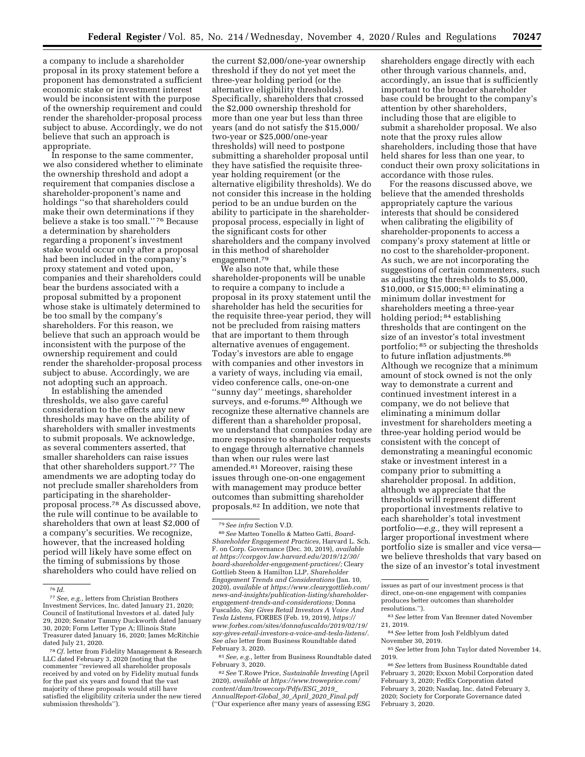a company to include a shareholder proposal in its proxy statement before a proponent has demonstrated a sufficient economic stake or investment interest would be inconsistent with the purpose of the ownership requirement and could render the shareholder-proposal process subject to abuse. Accordingly, we do not believe that such an approach is appropriate.

In response to the same commenter, we also considered whether to eliminate the ownership threshold and adopt a requirement that companies disclose a shareholder-proponent's name and holdings "so that shareholders could make their own determinations if they believe a stake is too small."[76] Because a determination by shareholders regarding a proponent's investment stake would occur only after a proposal had been included in the company's proxy statement and voted upon, companies and their shareholders could bear the burdens associated with a proposal submitted by a proponent whose stake is ultimately determined to be too small by the company's shareholders. For this reason, we believe that such an approach would be inconsistent with the purpose of the ownership requirement and could render the shareholder-proposal process subject to abuse. Accordingly, we are not adopting such an approach.

In establishing the amended thresholds, we also gave careful consideration to the effects any new thresholds may have on the ability of shareholders with smaller investments to submit proposals. We acknowledge, as several commenters asserted, that smaller shareholders can raise issues that other shareholders support.[77] The amendments we are adopting today do not preclude smaller shareholders from participating in the shareholder-proposal process.[78] As discussed above, the rule will continue to be available to shareholders that own at least $2,000 of a company's securities. We recognize, however, that the increased holding period will likely have some effect on the timing of submissions by those shareholders who could have relied on the current $2,000/one-year ownership threshold if they do not yet meet the three-year holding period (or the alternative eligibility thresholds). Specifically, shareholders that crossed the $2,000 ownership threshold for more than one year but less than three years (and do not satisfy the $15,000/two-year or $25,000/one-year thresholds) will need to postpone submitting a shareholder proposal until they have satisfied the requisite three-year holding requirement (or the alternative eligibility thresholds). We do not consider this increase in the holding period to be an undue burden on the ability to participate in the shareholder-proposal process, especially in light of the significant costs for other shareholders and the company involved in this method of shareholder engagement.[79]

We also note that, while these shareholder-proponents will be unable to require a company to include a proposal in its proxy statement until the shareholder has held the securities for the requisite three-year period, they will not be precluded from raising matters that are important to them through alternative avenues of engagement. Today's investors are able to engage with companies and other investors in a variety of ways, including via email, video conference calls, one-on-one "sunny day" meetings, shareholder surveys, and e-forums.[80] Although we recognize these alternative channels are different than a shareholder proposal, we understand that companies today are more responsive to shareholder requests to engage through alternative channels than when our rules were last amended.[81] Moreover, raising these issues through one-on-one engagement with management may produce better outcomes than submitting shareholder proposals.[82] In addition, we note that shareholders engage directly with each other through various channels, and, accordingly, an issue that is sufficiently important to the broader shareholder base could be brought to the company's attention by other shareholders, including those that are eligible to submit a shareholder proposal. We also note that the proxy rules allow shareholders, including those that have held shares for less than one year, to conduct their own proxy solicitations in accordance with those rules.

For the reasons discussed above, we believe that the amended thresholds appropriately capture the various interests that should be considered when calibrating the eligibility of shareholder-proponents to access a company's proxy statement at little or no cost to the shareholder-proponent. As such, we are not incorporating the suggestions of certain commenters, such as adjusting the thresholds to $5,000, $10,000, or $15,000;[83] eliminating a minimum dollar investment for shareholders meeting a three-year holding period;[84] establishing thresholds that are contingent on the size of an investor's total investment portfolio;[85] or subjecting the thresholds to future inflation adjustments.[86] Although we recognize that a minimum amount of stock owned is not the only way to demonstrate a current and continued investment interest in a company, we do not believe that eliminating a minimum dollar investment for shareholders meeting a three-year holding period would be consistent with the concept of demonstrating a meaningful economic stake or investment interest in a company prior to submitting a shareholder proposal. In addition, although we appreciate that the thresholds will represent different proportional investments relative to each shareholder's total investment portfolio—*e.g.,* they will represent a larger proportional investment where portfolio size is smaller and vice versa—we believe thresholds that vary based on the size of an investor's total investment

---

[76] *Id.*

[77] *See, e.g.,* letters from Christian Brothers Investment Services, Inc. dated January 21, 2020; Council of Institutional Investors et al. dated July 29, 2020; Senator Tammy Duckworth dated January 30, 2020; Form Letter Type A; Illinois State Treasurer dated January 16, 2020; James McRitchie dated July 21, 2020.

[78] *Cf.* letter from Fidelity Management & Research LLC dated February 3, 2020 (noting that the commenter "reviewed all shareholder proposals received by and voted on by Fidelity mutual funds for the past six years and found that the vast majority of these proposals would still have satisfied the eligibility criteria under the new tiered submission thresholds").

[79] *See infra* Section V.D.

[80] *See* Matteo Tonello & Matteo Gatti, *Board-Shareholder Engagement Practices,* Harvard L. Sch. F. on Corp. Governance (Dec. 30, 2019), *available at https://corpgov.law.harvard.edu/2019/12/30/board-shareholder-engagement-practices/;* Cleary Gottlieb Steen & Hamilton LLP, *Shareholder Engagement Trends and Considerations* (Jan. 10, 2020), *available at https://www.clearygottlieb.com/news-and-insights/publication-listing/shareholder-engagement-trends-and-considerations;* Donna Fuscaldo, *Say Gives Retail Investors A Voice And Tesla Listens,* FORBES (Feb. 19, 2019), *https://www.forbes.com/sites/donnafuscaldo/2019/02/19/say-gives-retail-investors-a-voice-and-tesla-listens/.* *See also* letter from Business Roundtable dated February 3, 2020.

[81] *See, e.g.,* letter from Business Roundtable dated February 3, 2020.

[82] *See* T.Rowe Price, *Sustainable Investing* (April 2020), *available at https://www.troweprice.com/content/dam/trowecorp/Pdfs/ESG_2019_AnnualReport-Global_30_April_2020_Final.pdf* ("Our experience after many years of assessing ESG issues as part of our investment process is that direct, one-on-one engagement with companies produces better outcomes than shareholder resolutions.").

[83] *See* letter from Van Brenner dated November 21, 2019.

[84] *See* letter from Josh Feldblyum dated November 30, 2019.

[85] *See* letter from John Taylor dated November 14, 2019.

[86] *See* letters from Business Roundtable dated February 3, 2020; Exxon Mobil Corporation dated February 3, 2020; FedEx Corporation dated February 3, 2020; Nasdaq, Inc. dated February 3, 2020; Society for Corporate Governance dated February 3, 2020.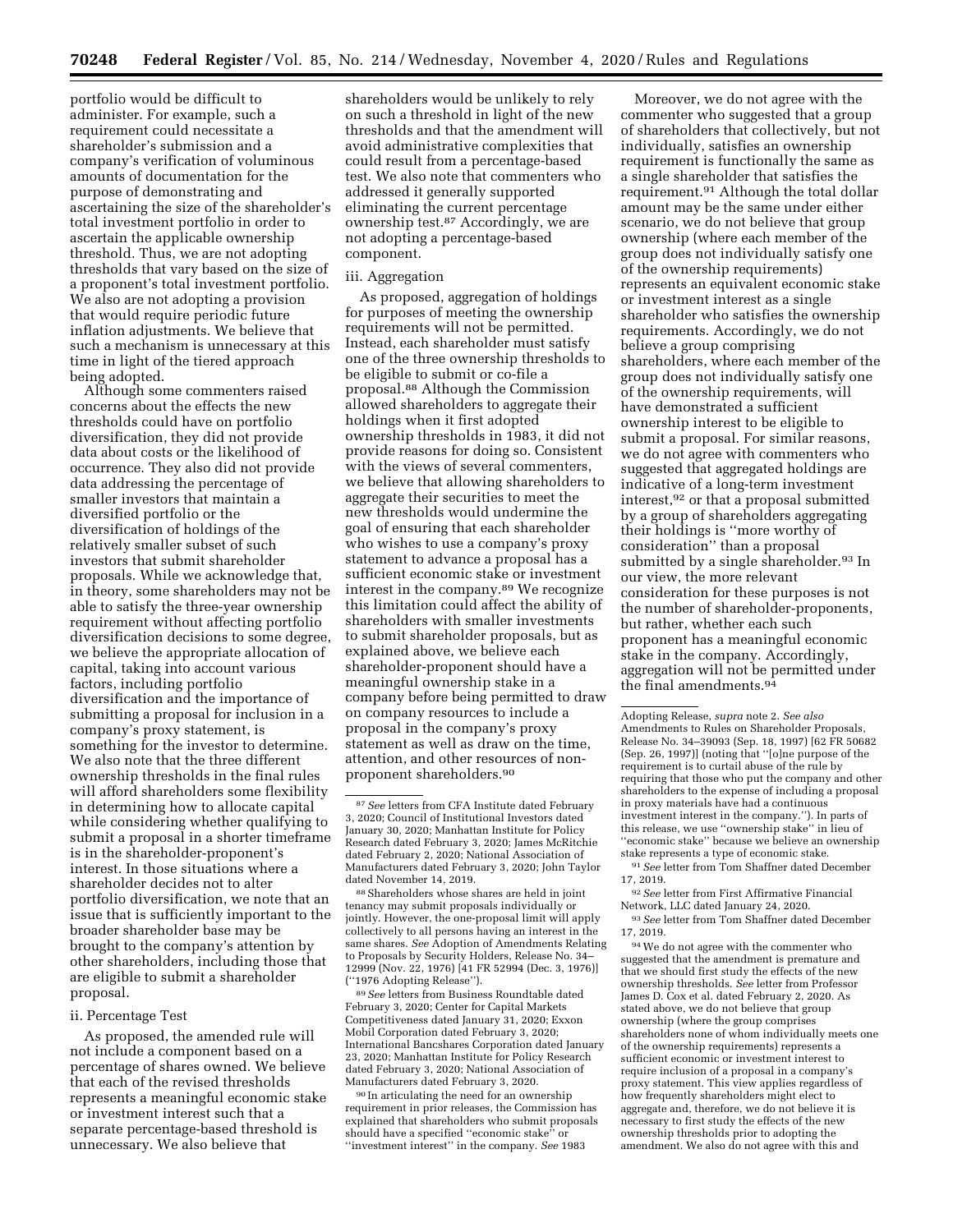portfolio would be difficult to administer. For example, such a requirement could necessitate a shareholder's submission and a company's verification of voluminous amounts of documentation for the purpose of demonstrating and ascertaining the size of the shareholder's total investment portfolio in order to ascertain the applicable ownership threshold. Thus, we are not adopting thresholds that vary based on the size of a proponent's total investment portfolio. We also are not adopting a provision that would require periodic future inflation adjustments. We believe that such a mechanism is unnecessary at this time in light of the tiered approach being adopted.

Although some commenters raised concerns about the effects the new thresholds could have on portfolio diversification, they did not provide data about costs or the likelihood of occurrence. They also did not provide data addressing the percentage of smaller investors that maintain a diversified portfolio or the diversification of holdings of the relatively smaller subset of such investors that submit shareholder proposals. While we acknowledge that, in theory, some shareholders may not be able to satisfy the three-year ownership requirement without affecting portfolio diversification decisions to some degree, we believe the appropriate allocation of capital, taking into account various factors, including portfolio diversification and the importance of submitting a proposal for inclusion in a company's proxy statement, is something for the investor to determine. We also note that the three different ownership thresholds in the final rules will afford shareholders some flexibility in determining how to allocate capital while considering whether qualifying to submit a proposal in a shorter timeframe is in the shareholder-proponent's interest. In those situations where a shareholder decides not to alter portfolio diversification, we note that an issue that is sufficiently important to the broader shareholder base may be brought to the company's attention by other shareholders, including those that are eligible to submit a shareholder proposal.

#### ii. Percentage Test

As proposed, the amended rule will not include a component based on a percentage of shares owned. We believe that each of the revised thresholds represents a meaningful economic stake or investment interest such that a separate percentage-based threshold is unnecessary. We also believe that shareholders would be unlikely to rely on such a threshold in light of the new thresholds and that the amendment will avoid administrative complexities that could result from a percentage-based test. We also note that commenters who addressed it generally supported eliminating the current percentage ownership test.[87] Accordingly, we are not adopting a percentage-based component.

#### iii. Aggregation

As proposed, aggregation of holdings for purposes of meeting the ownership requirements will not be permitted. Instead, each shareholder must satisfy one of the three ownership thresholds to be eligible to submit or co-file a proposal.[88] Although the Commission allowed shareholders to aggregate their holdings when it first adopted ownership thresholds in 1983, it did not provide reasons for doing so. Consistent with the views of several commenters, we believe that allowing shareholders to aggregate their securities to meet the new thresholds would undermine the goal of ensuring that each shareholder who wishes to use a company's proxy statement to advance a proposal has a sufficient economic stake or investment interest in the company.[89] We recognize this limitation could affect the ability of shareholders with smaller investments to submit shareholder proposals, but as explained above, we believe each shareholder-proponent should have a meaningful ownership stake in a company before being permitted to draw on company resources to include a proposal in the company's proxy statement as well as draw on the time, attention, and other resources of non-proponent shareholders.[90]

Moreover, we do not agree with the commenter who suggested that a group of shareholders that collectively, but not individually, satisfies an ownership requirement is functionally the same as a single shareholder that satisfies the requirement.[91] Although the total dollar amount may be the same under either scenario, we do not believe that group ownership (where each member of the group does not individually satisfy one of the ownership requirements) represents an equivalent economic stake or investment interest as a single shareholder who satisfies the ownership requirements. Accordingly, we do not believe a group comprising shareholders, where each member of the group does not individually satisfy one of the ownership requirements, will have demonstrated a sufficient ownership interest to be eligible to submit a proposal. For similar reasons, we do not agree with commenters who suggested that aggregated holdings are indicative of a long-term investment interest,[92] or that a proposal submitted by a group of shareholders aggregating their holdings is "more worthy of consideration" than a proposal submitted by a single shareholder.[93] In our view, the more relevant consideration for these purposes is not the number of shareholder-proponents, but rather, whether each such proponent has a meaningful economic stake in the company. Accordingly, aggregation will not be permitted under the final amendments.[94]

---

[87] *See* letters from CFA Institute dated February 3, 2020; Council of Institutional Investors dated January 30, 2020; Manhattan Institute for Policy Research dated February 3, 2020; James McRitchie dated February 2, 2020; National Association of Manufacturers dated February 3, 2020; John Taylor dated November 14, 2019.

[88] Shareholders whose shares are held in joint tenancy may submit proposals individually or jointly. However, the one-proposal limit will apply collectively to all persons having an interest in the same shares. *See* Adoption of Amendments Relating to Proposals by Security Holders, Release No. 34–12999 (Nov. 22, 1976) [41 FR 52994 (Dec. 3, 1976)] ("1976 Adopting Release").

[89] *See* letters from Business Roundtable dated February 3, 2020; Center for Capital Markets Competitiveness dated January 31, 2020; Exxon Mobil Corporation dated February 3, 2020; International Bancshares Corporation dated January 23, 2020; Manhattan Institute for Policy Research dated February 3, 2020; National Association of Manufacturers dated February 3, 2020.

[90] In articulating the need for an ownership requirement in prior releases, the Commission has explained that shareholders who submit proposals should have a specified "economic stake" or "investment interest" in the company. *See* 1983 Adopting Release, *supra* note 2. *See also* Amendments to Rules on Shareholder Proposals, Release No. 34–39093 (Sep. 18, 1997) [62 FR 50682 (Sep. 26, 1997)] (noting that "[o]ne purpose of the requirement is to curtail abuse of the rule by requiring that those who put the company and other shareholders to the expense of including a proposal in proxy materials have had a continuous investment interest in the company."). In parts of this release, we use "ownership stake" in lieu of "economic stake" because we believe an ownership stake represents a type of economic stake.

[91] *See* letter from Tom Shaffner dated December 17, 2019.

[92] *See* letter from First Affirmative Financial Network, LLC dated January 24, 2020.

[93] *See* letter from Tom Shaffner dated December 17, 2019.

[94] We do not agree with the commenter who suggested that the amendment is premature and that we should first study the effects of the new ownership thresholds. *See* letter from Professor James D. Cox et al. dated February 2, 2020. As stated above, we do not believe that group ownership (where the group comprises shareholders none of whom individually meets one of the ownership requirements) represents a sufficient economic or investment interest to require inclusion of a proposal in a company's proxy statement. This view applies regardless of how frequently shareholders might elect to aggregate and, therefore, we do not believe it is necessary to first study the effects of the new ownership thresholds prior to adopting the amendment. We also do not agree with this and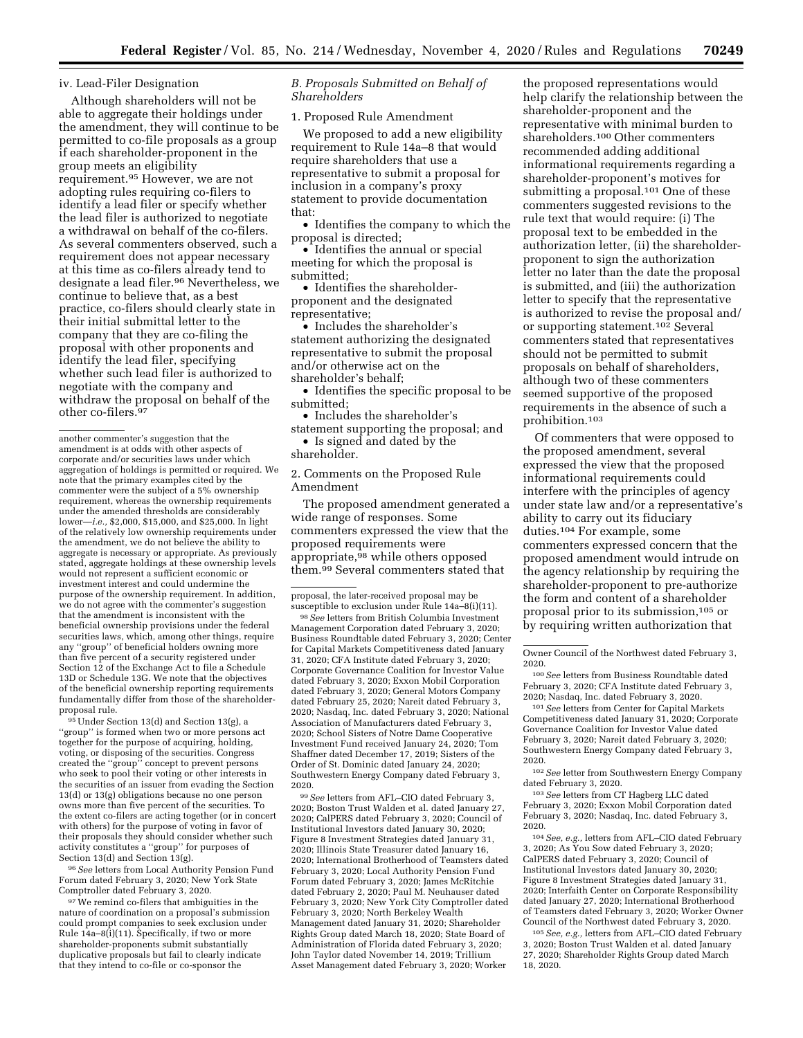iv. Lead-Filer Designation

Although shareholders will not be able to aggregate their holdings under the amendment, they will continue to be permitted to co-file proposals as a group if each shareholder-proponent in the group meets an eligibility requirement.[95] However, we are not adopting rules requiring co-filers to identify a lead filer or specify whether the lead filer is authorized to negotiate a withdrawal on behalf of the co-filers. As several commenters observed, such a requirement does not appear necessary at this time as co-filers already tend to designate a lead filer.[96] Nevertheless, we continue to believe that, as a best practice, co-filers should clearly state in their initial submittal letter to the company that they are co-filing the proposal with other proponents and identify the lead filer, specifying whether such lead filer is authorized to negotiate with the company and withdraw the proposal on behalf of the other co-filers.[97]

### B. Proposals Submitted on Behalf of Shareholders

1. Proposed Rule Amendment

We proposed to add a new eligibility requirement to Rule 14a–8 that would require shareholders that use a representative to submit a proposal for inclusion in a company's proxy statement to provide documentation that:

- Identifies the company to which the proposal is directed;
- Identifies the annual or special meeting for which the proposal is submitted;
- Identifies the shareholder-proponent and the designated representative;
- Includes the shareholder's statement authorizing the designated representative to submit the proposal and/or otherwise act on the shareholder's behalf;
- Identifies the specific proposal to be submitted;
- Includes the shareholder's statement supporting the proposal; and
- Is signed and dated by the shareholder.

2. Comments on the Proposed Rule Amendment

The proposed amendment generated a wide range of responses. Some commenters expressed the view that the proposed requirements were appropriate,[98] while others opposed them.[99] Several commenters stated that the proposed representations would help clarify the relationship between the shareholder-proponent and the representative with minimal burden to shareholders.[100] Other commenters recommended adding additional informational requirements regarding a shareholder-proponent's motives for submitting a proposal.[101] One of these commenters suggested revisions to the rule text that would require: (i) The proposal text to be embedded in the authorization letter, (ii) the shareholder-proponent to sign the authorization letter no later than the date the proposal is submitted, and (iii) the authorization letter to specify that the representative is authorized to revise the proposal and/or supporting statement.[102] Several commenters stated that representatives should not be permitted to submit proposals on behalf of shareholders, although two of these commenters seemed supportive of the proposed requirements in the absence of such a prohibition.[103]

Of commenters that were opposed to the proposed amendment, several expressed the view that the proposed informational requirements could interfere with the principles of agency under state law and/or a representative's ability to carry out its fiduciary duties.[104] For example, some commenters expressed concern that the proposed amendment would intrude on the agency relationship by requiring the shareholder-proponent to pre-authorize the form and content of a shareholder proposal prior to its submission,[105] or by requiring written authorization that

---

another commenter's suggestion that the amendment is at odds with other aspects of corporate and/or securities laws under which aggregation of holdings is permitted or required. We note that the primary examples cited by the commenter were the subject of a 5% ownership requirement, whereas the ownership requirements under the amended thresholds are considerably lower—*i.e.*, $2,000, $15,000, and $25,000. In light of the relatively low ownership requirements under the amendment, we do not believe the ability to aggregate is necessary or appropriate. As previously stated, aggregate holdings at these ownership levels would not represent a sufficient economic or investment interest and could undermine the purpose of the ownership requirement. In addition, we do not agree with the commenter's suggestion that the amendment is inconsistent with the beneficial ownership provisions under the federal securities laws, which, among other things, require any "group" of beneficial holders owning more than five percent of a security registered under Section 12 of the Exchange Act to file a Schedule 13D or Schedule 13G. We note that the objectives of the beneficial ownership reporting requirements fundamentally differ from those of the shareholder-proposal rule.

[95] Under Section 13(d) and Section 13(g), a "group" is formed when two or more persons act together for the purpose of acquiring, holding, voting, or disposing of the securities. Congress created the "group" concept to prevent persons who seek to pool their voting or other interests in the securities of an issuer from evading the Section 13(d) or 13(g) obligations because no one person owns more than five percent of the securities. To the extent co-filers are acting together (or in concert with others) for the purpose of voting in favor of their proposals they should consider whether such activity constitutes a "group" for purposes of Section 13(d) and Section 13(g).

[96] *See* letters from Local Authority Pension Fund Forum dated February 3, 2020; New York State Comptroller dated February 3, 2020.

[97] We remind co-filers that ambiguities in the nature of coordination on a proposal's submission could prompt companies to seek exclusion under Rule 14a–8(i)(11). Specifically, if two or more shareholder-proponents submit substantially duplicative proposals but fail to clearly indicate that they intend to co-file or co-sponsor the proposal, the later-received proposal may be susceptible to exclusion under Rule 14a–8(i)(11).

[98] *See* letters from British Columbia Investment Management Corporation dated February 3, 2020; Business Roundtable dated February 3, 2020; Center for Capital Markets Competitiveness dated January 31, 2020; CFA Institute dated February 3, 2020; Corporate Governance Coalition for Investor Value dated February 3, 2020; Exxon Mobil Corporation dated February 3, 2020; General Motors Company dated February 25, 2020; Nareit dated February 3, 2020; Nasdaq, Inc. dated February 3, 2020; National Association of Manufacturers dated February 3, 2020; School Sisters of Notre Dame Cooperative Investment Fund received January 24, 2020; Tom Shaffner dated December 17, 2019; Sisters of the Order of St. Dominic dated January 24, 2020; Southwestern Energy Company dated February 3, 2020.

[99] *See* letters from AFL–CIO dated February 3, 2020; Boston Trust Walden et al. dated January 27, 2020; CalPERS dated February 3, 2020; Council of Institutional Investors dated January 30, 2020; Figure 8 Investment Strategies dated January 31, 2020; Illinois State Treasurer dated January 16, 2020; International Brotherhood of Teamsters dated February 3, 2020; Local Authority Pension Fund Forum dated February 3, 2020; James McRitchie dated February 2, 2020; Paul M. Neuhauser dated February 3, 2020; New York City Comptroller dated February 3, 2020; North Berkeley Wealth Management dated January 31, 2020; Shareholder Rights Group dated March 18, 2020; State Board of Administration of Florida dated February 3, 2020; John Taylor dated November 14, 2019; Trillium Asset Management dated February 3, 2020; Worker Owner Council of the Northwest dated February 3, 2020.

[100] *See* letters from Business Roundtable dated February 3, 2020; CFA Institute dated February 3, 2020; Nasdaq, Inc. dated February 3, 2020.

[101] *See* letters from Center for Capital Markets Competitiveness dated January 31, 2020; Corporate Governance Coalition for Investor Value dated February 3, 2020; Nareit dated February 3, 2020; Southwestern Energy Company dated February 3, 2020.

[102] *See* letter from Southwestern Energy Company dated February 3, 2020.

[103] *See* letters from CT Hagberg LLC dated February 3, 2020; Exxon Mobil Corporation dated February 3, 2020; Nasdaq, Inc. dated February 3, 2020.

[104] *See, e.g.,* letters from AFL–CIO dated February 3, 2020; As You Sow dated February 3, 2020; CalPERS dated February 3, 2020; Council of Institutional Investors dated January 30, 2020; Figure 8 Investment Strategies dated January 31, 2020; Interfaith Center on Corporate Responsibility dated January 27, 2020; International Brotherhood of Teamsters dated February 3, 2020; Worker Owner Council of the Northwest dated February 3, 2020.

[105] *See, e.g.,* letters from AFL–CIO dated February 3, 2020; Boston Trust Walden et al. dated January 27, 2020; Shareholder Rights Group dated March 18, 2020.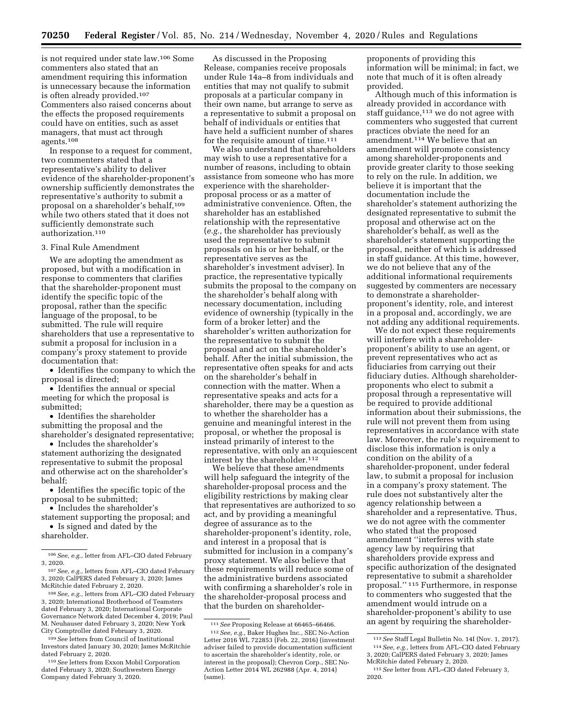is not required under state law.[106] Some commenters also stated that an amendment requiring this information is unnecessary because the information is often already provided.[107] Commenters also raised concerns about the effects the proposed requirements could have on entities, such as asset managers, that must act through agents.[108]

In response to a request for comment, two commenters stated that a representative's ability to deliver evidence of the shareholder-proponent's ownership sufficiently demonstrates the representative's authority to submit a proposal on a shareholder's behalf,[109] while two others stated that it does not sufficiently demonstrate such authorization.[110]

3. Final Rule Amendment

We are adopting the amendment as proposed, but with a modification in response to commenters that clarifies that the shareholder-proponent must identify the specific topic of the proposal, rather than the specific language of the proposal, to be submitted. The rule will require shareholders that use a representative to submit a proposal for inclusion in a company's proxy statement to provide documentation that:

- Identifies the company to which the proposal is directed;
- Identifies the annual or special meeting for which the proposal is submitted;
- Identifies the shareholder submitting the proposal and the shareholder's designated representative;
- Includes the shareholder's statement authorizing the designated representative to submit the proposal and otherwise act on the shareholder's behalf;
- Identifies the specific topic of the proposal to be submitted;
- Includes the shareholder's statement supporting the proposal; and
- Is signed and dated by the shareholder.

As discussed in the Proposing Release, companies receive proposals under Rule 14a–8 from individuals and entities that may not qualify to submit proposals at a particular company in their own name, but arrange to serve as a representative to submit a proposal on behalf of individuals or entities that have held a sufficient number of shares for the requisite amount of time.[111]

We also understand that shareholders may wish to use a representative for a number of reasons, including to obtain assistance from someone who has more experience with the shareholder-proposal process or as a matter of administrative convenience. Often, the shareholder has an established relationship with the representative (*e.g.,* the shareholder has previously used the representative to submit proposals on his or her behalf, or the representative serves as the shareholder's investment adviser). In practice, the representative typically submits the proposal to the company on the shareholder's behalf along with necessary documentation, including evidence of ownership (typically in the form of a broker letter) and the shareholder's written authorization for the representative to submit the proposal and act on the shareholder's behalf. After the initial submission, the representative often speaks for and acts on the shareholder's behalf in connection with the matter. When a representative speaks and acts for a shareholder, there may be a question as to whether the shareholder has a genuine and meaningful interest in the proposal, or whether the proposal is instead primarily of interest to the representative, with only an acquiescent interest by the shareholder.[112]

We believe that these amendments will help safeguard the integrity of the shareholder-proposal process and the eligibility restrictions by making clear that representatives are authorized to so act, and by providing a meaningful degree of assurance as to the shareholder-proponent's identity, role, and interest in a proposal that is submitted for inclusion in a company's proxy statement. We also believe that these requirements will reduce some of the administrative burdens associated with confirming a shareholder's role in the shareholder-proposal process and that the burden on shareholder-proponents of providing this information will be minimal; in fact, we note that much of it is often already provided.

Although much of this information is already provided in accordance with staff guidance,[113] we do not agree with commenters who suggested that current practices obviate the need for an amendment.[114] We believe that an amendment will promote consistency among shareholder-proponents and provide greater clarity to those seeking to rely on the rule. In addition, we believe it is important that the documentation include the shareholder's statement authorizing the designated representative to submit the proposal and otherwise act on the shareholder's behalf, as well as the shareholder's statement supporting the proposal, neither of which is addressed in staff guidance. At this time, however, we do not believe that any of the additional informational requirements suggested by commenters are necessary to demonstrate a shareholder-proponent's identity, role, and interest in a proposal and, accordingly, we are not adding any additional requirements.

We do not expect these requirements will interfere with a shareholder-proponent's ability to use an agent, or prevent representatives who act as fiduciaries from carrying out their fiduciary duties. Although shareholder-proponents who elect to submit a proposal through a representative will be required to provide additional information about their submissions, the rule will not prevent them from using representatives in accordance with state law. Moreover, the rule's requirement to disclose this information is only a condition on the ability of a shareholder-proponent, under federal law, to submit a proposal for inclusion in a company's proxy statement. The rule does not substantively alter the agency relationship between a shareholder and a representative. Thus, we do not agree with the commenter who stated that the proposed amendment ''interferes with state agency law by requiring that shareholders provide express and specific authorization of the designated representative to submit a shareholder proposal.'' [115] Furthermore, in response to commenters who suggested that the amendment would intrude on a shareholder-proponent's ability to use an agent by requiring the shareholder-

---

[106] *See, e.g.,* letter from AFL–CIO dated February 3, 2020.

[107] *See, e.g.,* letters from AFL–CIO dated February 3, 2020; CalPERS dated February 3, 2020; James McRitchie dated February 2, 2020.

[108] *See, e.g.,* letters from AFL–CIO dated February 3, 2020; International Brotherhood of Teamsters dated February 3, 2020; International Corporate Governance Network dated December 4, 2019; Paul M. Neuhauser dated February 3, 2020; New York City Comptroller dated February 3, 2020.

[109] *See* letters from Council of Institutional Investors dated January 30, 2020; James McRitchie dated February 2, 2020.

[110] *See* letters from Exxon Mobil Corporation dated February 3, 2020; Southwestern Energy Company dated February 3, 2020.

[111] *See* Proposing Release at 66465–66466.

[112] *See, e.g.,* Baker Hughes Inc., SEC No-Action Letter 2016 WL 722853 (Feb. 22, 2016) (investment adviser failed to provide documentation sufficient to ascertain the shareholder's identity, role, or interest in the proposal); Chevron Corp., SEC No-Action Letter 2014 WL 262988 (Apr. 4, 2014) (same).

[113] *See* Staff Legal Bulletin No. 14I (Nov. 1, 2017).

[114] *See, e.g.,* letters from AFL–CIO dated February 3, 2020; CalPERS dated February 3, 2020; James McRitchie dated February 2, 2020.

[115] *See* letter from AFL–CIO dated February 3, 2020.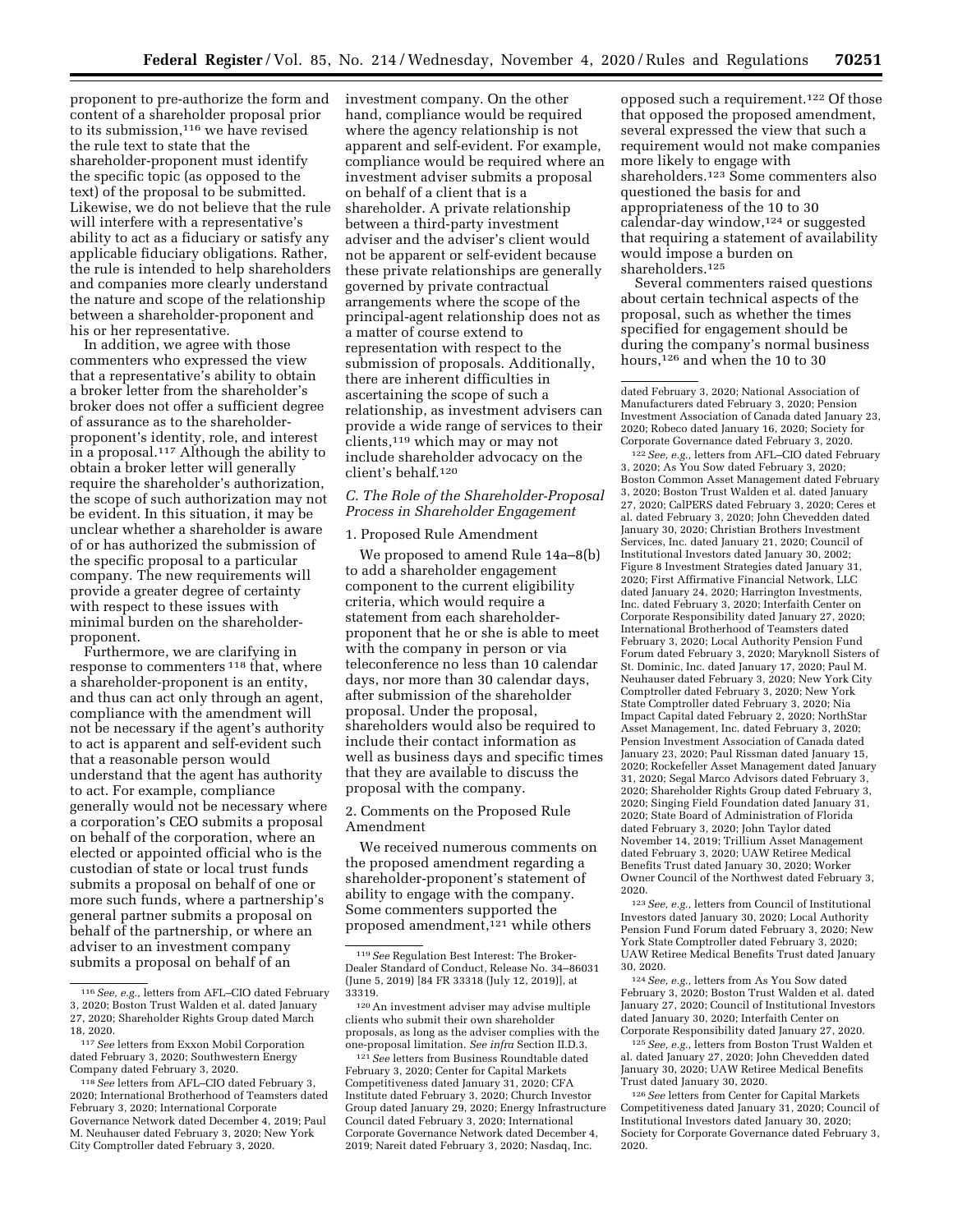proponent to pre-authorize the form and content of a shareholder proposal prior to its submission,[116] we have revised the rule text to state that the shareholder-proponent must identify the specific topic (as opposed to the text) of the proposal to be submitted. Likewise, we do not believe that the rule will interfere with a representative's ability to act as a fiduciary or satisfy any applicable fiduciary obligations. Rather, the rule is intended to help shareholders and companies more clearly understand the nature and scope of the relationship between a shareholder-proponent and his or her representative.

In addition, we agree with those commenters who expressed the view that a representative's ability to obtain a broker letter from the shareholder's broker does not offer a sufficient degree of assurance as to the shareholder-proponent's identity, role, and interest in a proposal.[117] Although the ability to obtain a broker letter will generally require the shareholder's authorization, the scope of such authorization may not be evident. In this situation, it may be unclear whether a shareholder is aware of or has authorized the submission of the specific proposal to a particular company. The new requirements will provide a greater degree of certainty with respect to these issues with minimal burden on the shareholder-proponent.

Furthermore, we are clarifying in response to commenters[118] that, where a shareholder-proponent is an entity, and thus can act only through an agent, compliance with the amendment will not be necessary if the agent's authority to act is apparent and self-evident such that a reasonable person would understand that the agent has authority to act. For example, compliance generally would not be necessary where a corporation's CEO submits a proposal on behalf of the corporation, where an elected or appointed official who is the custodian of state or local trust funds submits a proposal on behalf of one or more such funds, where a partnership's general partner submits a proposal on behalf of the partnership, or where an adviser to an investment company submits a proposal on behalf of an investment company. On the other hand, compliance would be required where the agency relationship is not apparent and self-evident. For example, compliance would be required where an investment adviser submits a proposal on behalf of a client that is a shareholder. A private relationship between a third-party investment adviser and the adviser's client would not be apparent or self-evident because these private relationships are generally governed by private contractual arrangements where the scope of the principal-agent relationship does not as a matter of course extend to representation with respect to the submission of proposals. Additionally, there are inherent difficulties in ascertaining the scope of such a relationship, as investment advisers can provide a wide range of services to their clients,[119] which may or may not include shareholder advocacy on the client's behalf.[120]

### C. The Role of the Shareholder-Proposal Process in Shareholder Engagement

#### 1. Proposed Rule Amendment

We proposed to amend Rule 14a–8(b) to add a shareholder engagement component to the current eligibility criteria, which would require a statement from each shareholder-proponent that he or she is able to meet with the company in person or via teleconference no less than 10 calendar days, nor more than 30 calendar days, after submission of the shareholder proposal. Under the proposal, shareholders would also be required to include their contact information as well as business days and specific times that they are available to discuss the proposal with the company.

#### 2. Comments on the Proposed Rule Amendment

We received numerous comments on the proposed amendment regarding a shareholder-proponent's statement of ability to engage with the company. Some commenters supported the proposed amendment,[121] while others opposed such a requirement.[122] Of those that opposed the proposed amendment, several expressed the view that such a requirement would not make companies more likely to engage with shareholders.[123] Some commenters also questioned the basis for and appropriateness of the 10 to 30 calendar-day window,[124] or suggested that requiring a statement of availability would impose a burden on shareholders.[125]

Several commenters raised questions about certain technical aspects of the proposal, such as whether the times specified for engagement should be during the company's normal business hours,[126] and when the 10 to 30

---

[116] *See, e.g.,* letters from AFL–CIO dated February 3, 2020; Boston Trust Walden et al. dated January 27, 2020; Shareholder Rights Group dated March 18, 2020.

[117] *See* letters from Exxon Mobil Corporation dated February 3, 2020; Southwestern Energy Company dated February 3, 2020.

[118] *See* letters from AFL–CIO dated February 3, 2020; International Brotherhood of Teamsters dated February 3, 2020; International Corporate Governance Network dated December 4, 2019; Paul M. Neuhauser dated February 3, 2020; New York City Comptroller dated February 3, 2020.

[119] *See* Regulation Best Interest: The Broker-Dealer Standard of Conduct, Release No. 34–86031 (June 5, 2019) [84 FR 33318 (July 12, 2019)], at 33319.

[120] An investment adviser may advise multiple clients who submit their own shareholder proposals, as long as the adviser complies with the one-proposal limitation. *See infra* Section II.D.3.

[121] *See* letters from Business Roundtable dated February 3, 2020; Center for Capital Markets Competitiveness dated January 31, 2020; CFA Institute dated February 3, 2020; Church Investor Group dated January 29, 2020; Energy Infrastructure Council dated February 3, 2020; International Corporate Governance Network dated December 4, 2019; Nareit dated February 3, 2020; Nasdaq, Inc. dated February 3, 2020; National Association of Manufacturers dated February 3, 2020; Pension Investment Association of Canada dated January 23, 2020; Robeco dated January 16, 2020; Society for Corporate Governance dated February 3, 2020.

[122] *See, e.g.,* letters from AFL–CIO dated February 3, 2020; As You Sow dated February 3, 2020; Boston Common Asset Management dated February 3, 2020; Boston Trust Walden et al. dated January 27, 2020; CalPERS dated February 3, 2020; Ceres et al. dated February 3, 2020; John Chevedden dated January 30, 2020; Christian Brothers Investment Services, Inc. dated January 21, 2020; Council of Institutional Investors dated January 30, 2002; Figure 8 Investment Strategies dated January 31, 2020; First Affirmative Financial Network, LLC dated January 24, 2020; Harrington Investments, Inc. dated February 3, 2020; Interfaith Center on Corporate Responsibility dated January 27, 2020; International Brotherhood of Teamsters dated February 3, 2020; Local Authority Pension Fund Forum dated February 3, 2020; Maryknoll Sisters of St. Dominic, Inc. dated January 17, 2020; Paul M. Neuhauser dated February 3, 2020; New York City Comptroller dated February 3, 2020; New York State Comptroller dated February 3, 2020; Nia Impact Capital dated February 2, 2020; NorthStar Asset Management, Inc. dated February 3, 2020; Pension Investment Association of Canada dated January 23, 2020; Paul Rissman dated January 15, 2020; Rockefeller Asset Management dated January 31, 2020; Segal Marco Advisors dated February 3, 2020; Shareholder Rights Group dated February 3, 2020; Singing Field Foundation dated January 31, 2020; State Board of Administration of Florida dated February 3, 2020; John Taylor dated November 14, 2019; Trillium Asset Management dated February 3, 2020; UAW Retiree Medical Benefits Trust dated January 30, 2020; Worker Owner Council of the Northwest dated February 3, 2020.

[123] *See, e.g.,* letters from Council of Institutional Investors dated January 30, 2020; Local Authority Pension Fund Forum dated February 3, 2020; New York State Comptroller dated February 3, 2020; UAW Retiree Medical Benefits Trust dated January 30, 2020.

[124] *See, e.g.,* letters from As You Sow dated February 3, 2020; Boston Trust Walden et al. dated January 27, 2020; Council of Institutional Investors dated January 30, 2020; Interfaith Center on Corporate Responsibility dated January 27, 2020.

[125] *See, e.g.,* letters from Boston Trust Walden et al. dated January 27, 2020; John Chevedden dated January 30, 2020; UAW Retiree Medical Benefits Trust dated January 30, 2020.

[126] *See* letters from Center for Capital Markets Competitiveness dated January 31, 2020; Council of Institutional Investors dated January 30, 2020; Society for Corporate Governance dated February 3, 2020.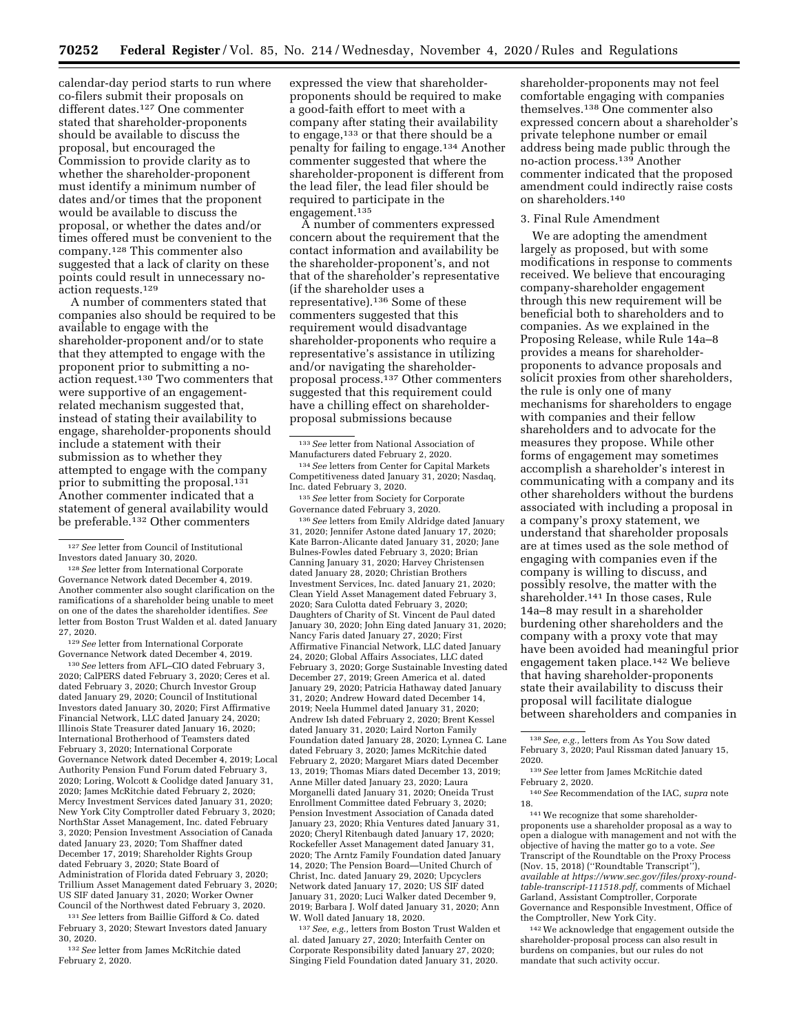calendar-day period starts to run where co-filers submit their proposals on different dates.[127] One commenter stated that shareholder-proponents should be available to discuss the proposal, but encouraged the Commission to provide clarity as to whether the shareholder-proponent must identify a minimum number of dates and/or times that the proponent would be available to discuss the proposal, or whether the dates and/or times offered must be convenient to the company.[128] This commenter also suggested that a lack of clarity on these points could result in unnecessary no-action requests.[129]

A number of commenters stated that companies also should be required to be available to engage with the shareholder-proponent and/or to state that they attempted to engage with the proponent prior to submitting a no-action request.[130] Two commenters that were supportive of an engagement-related mechanism suggested that, instead of stating their availability to engage, shareholder-proponents should include a statement with their submission as to whether they attempted to engage with the company prior to submitting the proposal.[131] Another commenter indicated that a statement of general availability would be preferable.[132] Other commenters expressed the view that shareholder-proponents should be required to make a good-faith effort to meet with a company after stating their availability to engage,[133] or that there should be a penalty for failing to engage.[134] Another commenter suggested that where the shareholder-proponent is different from the lead filer, the lead filer should be required to participate in the engagement.[135]

A number of commenters expressed concern about the requirement that the contact information and availability be the shareholder-proponent's, and not that of the shareholder's representative (if the shareholder uses a representative).[136] Some of these commenters suggested that this requirement would disadvantage shareholder-proponents who require a representative's assistance in utilizing and/or navigating the shareholder-proposal process.[137] Other commenters suggested that this requirement could have a chilling effect on shareholder-proposal submissions because shareholder-proponents may not feel comfortable engaging with companies themselves.[138] One commenter also expressed concern about a shareholder's private telephone number or email address being made public through the no-action process.[139] Another commenter indicated that the proposed amendment could indirectly raise costs on shareholders.[140]

### 3. Final Rule Amendment

We are adopting the amendment largely as proposed, but with some modifications in response to comments received. We believe that encouraging company-shareholder engagement through this new requirement will be beneficial both to shareholders and to companies. As we explained in the Proposing Release, while Rule 14a–8 provides a means for shareholder-proponents to advance proposals and solicit proxies from other shareholders, the rule is only one of many mechanisms for shareholders to engage with companies and their fellow shareholders and to advocate for the measures they propose. While other forms of engagement may sometimes accomplish a shareholder's interest in communicating with a company and its other shareholders without the burdens associated with including a proposal in a company's proxy statement, we understand that shareholder proposals are at times used as the sole method of engaging with companies even if the company is willing to discuss, and possibly resolve, the matter with the shareholder.[141] In those cases, Rule 14a–8 may result in a shareholder burdening other shareholders and the company with a proxy vote that may have been avoided had meaningful prior engagement taken place.[142] We believe that having shareholder-proponents state their availability to discuss their proposal will facilitate dialogue between shareholders and companies in

---

[127] *See* letter from Council of Institutional Investors dated January 30, 2020.

[128] *See* letter from International Corporate Governance Network dated December 4, 2019. Another commenter also sought clarification on the ramifications of a shareholder being unable to meet on one of the dates the shareholder identifies. *See* letter from Boston Trust Walden et al. dated January 27, 2020.

[129] *See* letter from International Corporate Governance Network dated December 4, 2019.

[130] *See* letters from AFL–CIO dated February 3, 2020; CalPERS dated February 3, 2020; Ceres et al. dated February 3, 2020; Church Investor Group dated January 29, 2020; Council of Institutional Investors dated January 30, 2020; First Affirmative Financial Network, LLC dated January 24, 2020; Illinois State Treasurer dated January 16, 2020; International Brotherhood of Teamsters dated February 3, 2020; International Corporate Governance Network dated December 4, 2019; Local Authority Pension Fund Forum dated February 3, 2020; Loring, Wolcott & Coolidge dated January 31, 2020; James McRitchie dated February 2, 2020; Mercy Investment Services dated January 31, 2020; New York City Comptroller dated February 3, 2020; NorthStar Asset Management, Inc. dated February 3, 2020; Pension Investment Association of Canada dated January 23, 2020; Tom Shaffner dated December 17, 2019; Shareholder Rights Group dated February 3, 2020; State Board of Administration of Florida dated February 3, 2020; Trillium Asset Management dated February 3, 2020; US SIF dated January 31, 2020; Worker Owner Council of the Northwest dated February 3, 2020.

[131] *See* letters from Baillie Gifford & Co. dated February 3, 2020; Stewart Investors dated January 30, 2020.

[132] *See* letter from James McRitchie dated February 2, 2020.

[133] *See* letter from National Association of Manufacturers dated February 2, 2020.

[134] *See* letters from Center for Capital Markets Competitiveness dated January 31, 2020; Nasdaq, Inc. dated February 3, 2020.

[135] *See* letter from Society for Corporate Governance dated February 3, 2020.

[136] *See* letters from Emily Aldridge dated January 31, 2020; Jennifer Astone dated January 17, 2020; Kate Barron-Alicante dated January 31, 2020; Jane Bulnes-Fowles dated February 3, 2020; Brian Canning January 31, 2020; Harvey Christensen dated January 28, 2020; Christian Brothers Investment Services, Inc. dated January 21, 2020; Clean Yield Asset Management dated February 3, 2020; Sara Culotta dated February 3, 2020; Daughters of Charity of St. Vincent de Paul dated January 30, 2020; John Eing dated January 31, 2020; Nancy Faris dated January 27, 2020; First Affirmative Financial Network, LLC dated January 24, 2020; Global Affairs Associates, LLC dated February 3, 2020; Gorge Sustainable Investing dated December 27, 2019; Green America et al. dated January 29, 2020; Patricia Hathaway dated January 31, 2020; Andrew Howard dated December 14, 2019; Neela Hummel dated January 31, 2020; Andrew Ish dated February 2, 2020; Brent Kessel dated January 31, 2020; Laird Norton Family Foundation dated January 28, 2020; Lynnea C. Lane dated February 3, 2020; James McRitchie dated February 2, 2020; Margaret Miars dated December 13, 2019; Thomas Miars dated December 13, 2019; Anne Miller dated January 23, 2020; Laura Morganelli dated January 31, 2020; Oneida Trust Enrollment Committee dated February 3, 2020; Pension Investment Association of Canada dated January 23, 2020; Rhia Ventures dated January 31, 2020; Cheryl Ritenbaugh dated January 17, 2020; Rockefeller Asset Management dated January 31, 2020; The Arntz Family Foundation dated January 14, 2020; The Pension Board—United Church of Christ, Inc. dated January 29, 2020; Upcyclers Network dated January 17, 2020; US SIF dated January 31, 2020; Luci Walker dated December 9, 2019; Barbara J. Wolf dated January 31, 2020; Ann W. Woll dated January 18, 2020.

[137] *See, e.g.,* letters from Boston Trust Walden et al. dated January 27, 2020; Interfaith Center on Corporate Responsibility dated January 27, 2020; Singing Field Foundation dated January 31, 2020.

[138] *See, e.g.,* letters from As You Sow dated February 3, 2020; Paul Rissman dated January 15, 2020.

[139] *See* letter from James McRitchie dated February 2, 2020.

[140] *See* Recommendation of the IAC, *supra* note 18.

[141] We recognize that some shareholder-proponents use a shareholder proposal as a way to open a dialogue with management and not with the objective of having the matter go to a vote. *See* Transcript of the Roundtable on the Proxy Process (Nov. 15, 2018) (''Roundtable Transcript''), *available at https://www.sec.gov/files/proxy-round-table-transcript-111518.pdf*, comments of Michael Garland, Assistant Comptroller, Corporate Governance and Responsible Investment, Office of the Comptroller, New York City.

[142] We acknowledge that engagement outside the shareholder-proposal process can also result in burdens on companies, but our rules do not mandate that such activity occur.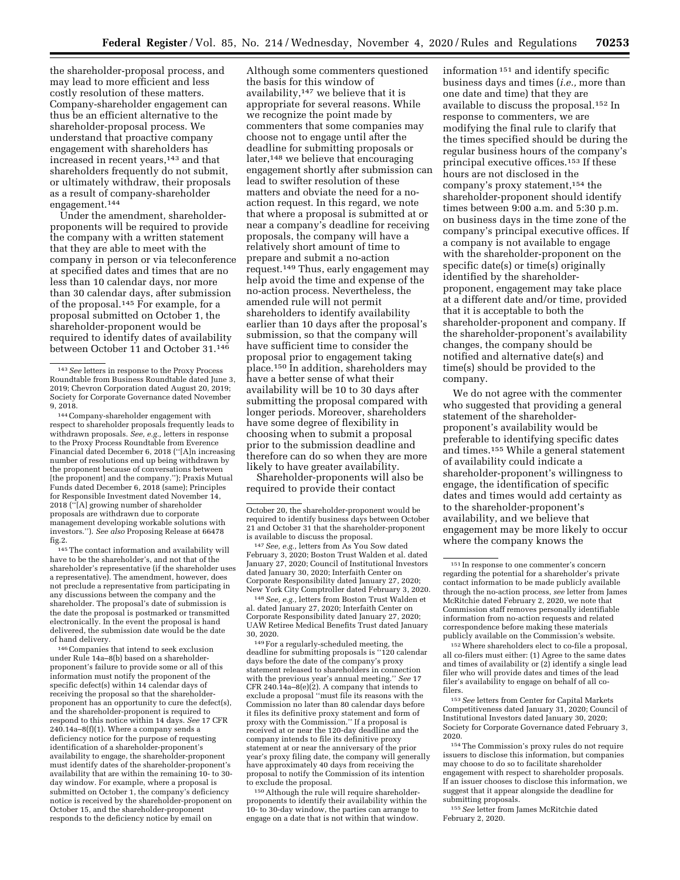the shareholder-proposal process, and may lead to more efficient and less costly resolution of these matters. Company-shareholder engagement can thus be an efficient alternative to the shareholder-proposal process. We understand that proactive company engagement with shareholders has increased in recent years,[143] and that shareholders frequently do not submit, or ultimately withdraw, their proposals as a result of company-shareholder engagement.[144]

Under the amendment, shareholder-proponents will be required to provide the company with a written statement that they are able to meet with the company in person or via teleconference at specified dates and times that are no less than 10 calendar days, nor more than 30 calendar days, after submission of the proposal.[145] For example, for a proposal submitted on October 1, the shareholder-proponent would be required to identify dates of availability between October 11 and October 31.[146] Although some commenters questioned the basis for this window of availability,[147] we believe that it is appropriate for several reasons. While we recognize the point made by commenters that some companies may choose not to engage until after the deadline for submitting proposals or later,[148] we believe that encouraging engagement shortly after submission can lead to swifter resolution of these matters and obviate the need for a no-action request. In this regard, we note that where a proposal is submitted at or near a company's deadline for receiving proposals, the company will have a relatively short amount of time to prepare and submit a no-action request.[149] Thus, early engagement may help avoid the time and expense of the no-action process. Nevertheless, the amended rule will not permit shareholders to identify availability earlier than 10 days after the proposal's submission, so that the company will have sufficient time to consider the proposal prior to engagement taking place.[150] In addition, shareholders may have a better sense of what their availability will be 10 to 30 days after submitting the proposal compared with longer periods. Moreover, shareholders have some degree of flexibility in choosing when to submit a proposal prior to the submission deadline and therefore can do so when they are more likely to have greater availability.

Shareholder-proponents will also be required to provide their contact information[151] and identify specific business days and times (*i.e.,* more than one date and time) that they are available to discuss the proposal.[152] In response to commenters, we are modifying the final rule to clarify that the times specified should be during the regular business hours of the company's principal executive offices.[153] If these hours are not disclosed in the company's proxy statement,[154] the shareholder-proponent should identify times between 9:00 a.m. and 5:30 p.m. on business days in the time zone of the company's principal executive offices. If a company is not available to engage with the shareholder-proponent on the specific date(s) or time(s) originally identified by the shareholder-proponent, engagement may take place at a different date and/or time, provided that it is acceptable to both the shareholder-proponent and company. If the shareholder-proponent's availability changes, the company should be notified and alternative date(s) and time(s) should be provided to the company.

We do not agree with the commenter who suggested that providing a general statement of the shareholder-proponent's availability would be preferable to identifying specific dates and times.[155] While a general statement of availability could indicate a shareholder-proponent's willingness to engage, the identification of specific dates and times would add certainty as to the shareholder-proponent's availability, and we believe that engagement may be more likely to occur where the company knows the

---

[143] *See* letters in response to the Proxy Process Roundtable from Business Roundtable dated June 3, 2019; Chevron Corporation dated August 20, 2019; Society for Corporate Governance dated November 9, 2018.

[144] Company-shareholder engagement with respect to shareholder proposals frequently leads to withdrawn proposals. *See, e.g.,* letters in response to the Proxy Process Roundtable from Everence Financial dated December 6, 2018 ("[A]n increasing number of resolutions end up being withdrawn by the proponent because of conversations between [the proponent] and the company."); Praxis Mutual Funds dated December 6, 2018 (same); Principles for Responsible Investment dated November 14, 2018 ("[A] growing number of shareholder proposals are withdrawn due to corporate management developing workable solutions with investors."). *See also* Proposing Release at 66478 fig.2.

[145] The contact information and availability will have to be the shareholder's, and not that of the shareholder's representative (if the shareholder uses a representative). The amendment, however, does not preclude a representative from participating in any discussions between the company and the shareholder. The proposal's date of submission is the date the proposal is postmarked or transmitted electronically. In the event the proposal is hand delivered, the submission date would be the date of hand delivery.

[146] Companies that intend to seek exclusion under Rule 14a–8(b) based on a shareholder-proponent's failure to provide some or all of this information must notify the proponent of the specific defect(s) within 14 calendar days of receiving the proposal so that the shareholder-proponent has an opportunity to cure the defect(s), and the shareholder-proponent is required to respond to this notice within 14 days. *See* 17 CFR 240.14a–8(f)(1). Where a company sends a deficiency notice for the purpose of requesting identification of a shareholder-proponent's availability to engage, the shareholder-proponent must identify dates of the shareholder-proponent's availability that are within the remaining 10- to 30-day window. For example, where a proposal is submitted on October 1, the company's deficiency notice is received by the shareholder-proponent on October 15, and the shareholder-proponent responds to the deficiency notice by email on October 20, the shareholder-proponent would be required to identify business days between October 21 and October 31 that the shareholder-proponent is available to discuss the proposal.

[147] *See, e.g.,* letters from As You Sow dated February 3, 2020; Boston Trust Walden et al. dated January 27, 2020; Council of Institutional Investors dated January 30, 2020; Interfaith Center on Corporate Responsibility dated January 27, 2020; New York City Comptroller dated February 3, 2020.

[148] *See, e.g.,* letters from Boston Trust Walden et al. dated January 27, 2020; Interfaith Center on Corporate Responsibility dated January 27, 2020; UAW Retiree Medical Benefits Trust dated January 30, 2020.

[149] For a regularly-scheduled meeting, the deadline for submitting proposals is "120 calendar days before the date of the company's proxy statement released to shareholders in connection with the previous year's annual meeting." *See* 17 CFR 240.14a–8(e)(2). A company that intends to exclude a proposal "must file its reasons with the Commission no later than 80 calendar days before it files its definitive proxy statement and form of proxy with the Commission." If a proposal is received at or near the 120-day deadline and the company intends to file its definitive proxy statement at or near the anniversary of the prior year's proxy filing date, the company will generally have approximately 40 days from receiving the proposal to notify the Commission of its intention to exclude the proposal.

[150] Although the rule will require shareholder-proponents to identify their availability within the 10- to 30-day window, the parties can arrange to engage on a date that is not within that window.

[151] In response to one commenter's concern regarding the potential for a shareholder's private contact information to be made publicly available through the no-action process, *see* letter from James McRitchie dated February 2, 2020, we note that Commission staff removes personally identifiable information from no-action requests and related correspondence before making these materials publicly available on the Commission's website.

[152] Where shareholders elect to co-file a proposal, all co-filers must either: (1) Agree to the same dates and times of availability or (2) identify a single lead filer who will provide dates and times of the lead filer's availability to engage on behalf of all co-filers.

[153] *See* letters from Center for Capital Markets Competitiveness dated January 31, 2020; Council of Institutional Investors dated January 30, 2020; Society for Corporate Governance dated February 3, 2020.

[154] The Commission's proxy rules do not require issuers to disclose this information, but companies may choose to do so to facilitate shareholder engagement with respect to shareholder proposals. If an issuer chooses to disclose this information, we suggest that it appear alongside the deadline for submitting proposals.

[155] *See* letter from James McRitchie dated February 2, 2020.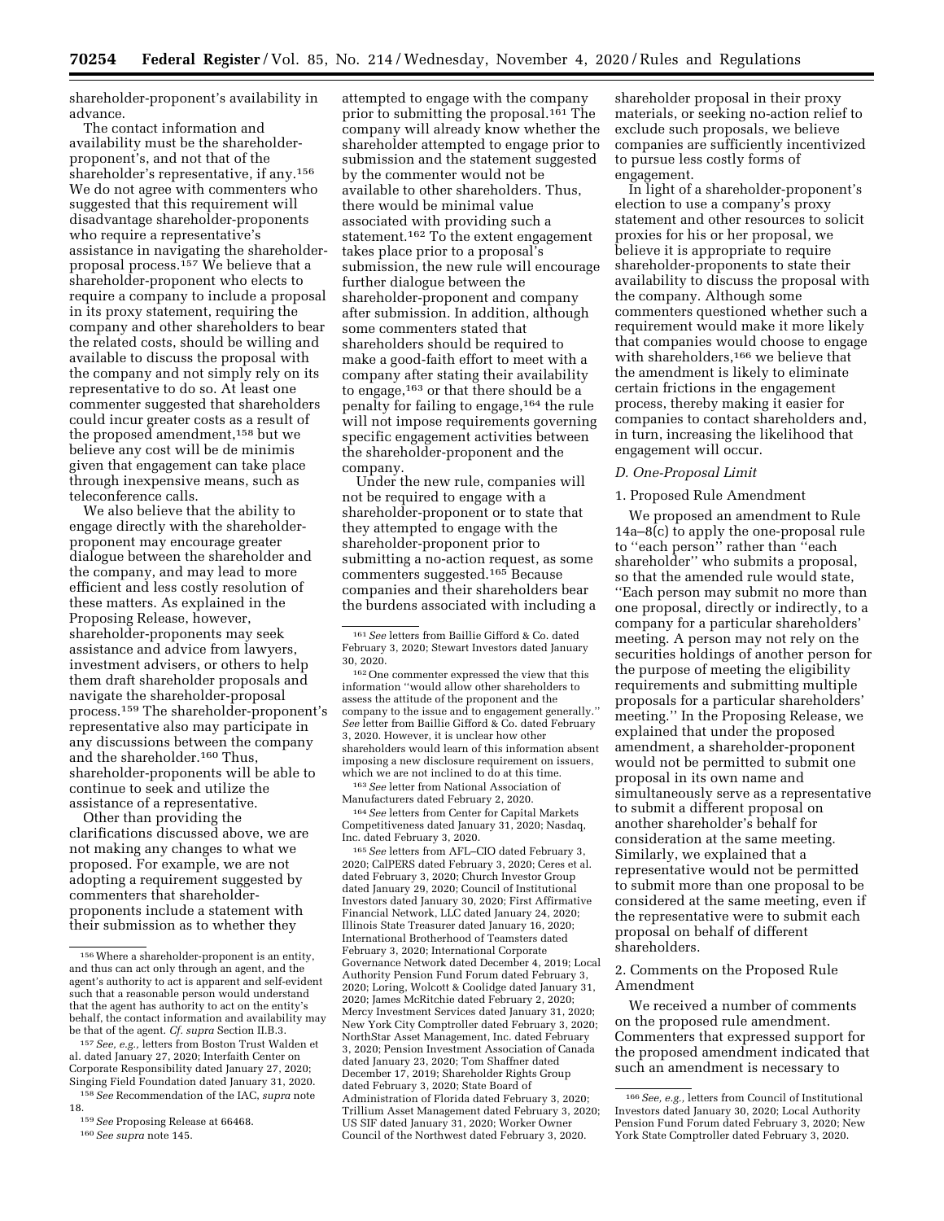shareholder-proponent's availability in advance.

The contact information and availability must be the shareholder-proponent's, and not that of the shareholder's representative, if any.[156] We do not agree with commenters who suggested that this requirement will disadvantage shareholder-proponents who require a representative's assistance in navigating the shareholder-proposal process.[157] We believe that a shareholder-proponent who elects to require a company to include a proposal in its proxy statement, requiring the company and other shareholders to bear the related costs, should be willing and available to discuss the proposal with the company and not simply rely on its representative to do so. At least one commenter suggested that shareholders could incur greater costs as a result of the proposed amendment,[158] but we believe any cost will be de minimis given that engagement can take place through inexpensive means, such as teleconference calls.

We also believe that the ability to engage directly with the shareholder-proponent may encourage greater dialogue between the shareholder and the company, and may lead to more efficient and less costly resolution of these matters. As explained in the Proposing Release, however, shareholder-proponents may seek assistance and advice from lawyers, investment advisers, or others to help them draft shareholder proposals and navigate the shareholder-proposal process.[159] The shareholder-proponent's representative also may participate in any discussions between the company and the shareholder.[160] Thus, shareholder-proponents will be able to continue to seek and utilize the assistance of a representative.

Other than providing the clarifications discussed above, we are not making any changes to what we proposed. For example, we are not adopting a requirement suggested by commenters that shareholder-proponents include a statement with their submission as to whether they attempted to engage with the company prior to submitting the proposal.[161] The company will already know whether the shareholder attempted to engage prior to submission and the statement suggested by the commenter would not be available to other shareholders. Thus, there would be minimal value associated with providing such a statement.[162] To the extent engagement takes place prior to a proposal's submission, the new rule will encourage further dialogue between the shareholder-proponent and company after submission. In addition, although some commenters stated that shareholders should be required to make a good-faith effort to meet with a company after stating their availability to engage,[163] or that there should be a penalty for failing to engage,[164] the rule will not impose requirements governing specific engagement activities between the shareholder-proponent and the company.

Under the new rule, companies will not be required to engage with a shareholder-proponent or to state that they attempted to engage with the shareholder-proponent prior to submitting a no-action request, as some commenters suggested.[165] Because companies and their shareholders bear the burdens associated with including a shareholder proposal in their proxy materials, or seeking no-action relief to exclude such proposals, we believe companies are sufficiently incentivized to pursue less costly forms of engagement.

In light of a shareholder-proponent's election to use a company's proxy statement and other resources to solicit proxies for his or her proposal, we believe it is appropriate to require shareholder-proponents to state their availability to discuss the proposal with the company. Although some commenters questioned whether such a requirement would make it more likely that companies would choose to engage with shareholders,[166] we believe that the amendment is likely to eliminate certain frictions in the engagement process, thereby making it easier for companies to contact shareholders and, in turn, increasing the likelihood that engagement will occur.

### *D. One-Proposal Limit*

#### 1. Proposed Rule Amendment

We proposed an amendment to Rule 14a–8(c) to apply the one-proposal rule to "each person" rather than "each shareholder" who submits a proposal, so that the amended rule would state, "Each person may submit no more than one proposal, directly or indirectly, to a company for a particular shareholders' meeting. A person may not rely on the securities holdings of another person for the purpose of meeting the eligibility requirements and submitting multiple proposals for a particular shareholders' meeting." In the Proposing Release, we explained that under the proposed amendment, a shareholder-proponent would not be permitted to submit one proposal in its own name and simultaneously serve as a representative to submit a different proposal on another shareholder's behalf for consideration at the same meeting. Similarly, we explained that a representative would not be permitted to submit more than one proposal to be considered at the same meeting, even if the representative were to submit each proposal on behalf of different shareholders.

#### 2. Comments on the Proposed Rule Amendment

We received a number of comments on the proposed rule amendment. Commenters that expressed support for the proposed amendment indicated that such an amendment is necessary to

---

[156] Where a shareholder-proponent is an entity, and thus can act only through an agent, and the agent's authority to act is apparent and self-evident such that a reasonable person would understand that the agent has authority to act on the entity's behalf, the contact information and availability may be that of the agent. *Cf. supra* Section II.B.3.

[157] *See, e.g.,* letters from Boston Trust Walden et al. dated January 27, 2020; Interfaith Center on Corporate Responsibility dated January 27, 2020; Singing Field Foundation dated January 31, 2020.

[158] *See* Recommendation of the IAC, *supra* note 18.

[159] *See* Proposing Release at 66468.

[160] *See supra* note 145.

[161] *See* letters from Baillie Gifford & Co. dated February 3, 2020; Stewart Investors dated January 30, 2020.

[162] One commenter expressed the view that this information "would allow other shareholders to assess the attitude of the proponent and the company to the issue and to engagement generally." *See* letter from Baillie Gifford & Co. dated February 3, 2020. However, it is unclear how other shareholders would learn of this information absent imposing a new disclosure requirement on issuers, which we are not inclined to do at this time.

[163] *See* letter from National Association of Manufacturers dated February 2, 2020.

[164] *See* letters from Center for Capital Markets Competitiveness dated January 31, 2020; Nasdaq, Inc. dated February 3, 2020.

[165] *See* letters from AFL–CIO dated February 3, 2020; CalPERS dated February 3, 2020; Ceres et al. dated February 3, 2020; Church Investor Group dated January 29, 2020; Council of Institutional Investors dated January 30, 2020; First Affirmative Financial Network, LLC dated January 24, 2020; Illinois State Treasurer dated January 16, 2020; International Brotherhood of Teamsters dated February 3, 2020; International Corporate Governance Network dated December 4, 2019; Local Authority Pension Fund Forum dated February 3, 2020; Loring, Wolcott & Coolidge dated January 31, 2020; James McRitchie dated February 2, 2020; Mercy Investment Services dated January 31, 2020; New York City Comptroller dated February 3, 2020; NorthStar Asset Management, Inc. dated February 3, 2020; Pension Investment Association of Canada dated January 23, 2020; Tom Shaffner dated December 17, 2019; Shareholder Rights Group dated February 3, 2020; State Board of Administration of Florida dated February 3, 2020; Trillium Asset Management dated February 3, 2020; US SIF dated January 31, 2020; Worker Owner Council of the Northwest dated February 3, 2020.

[166] *See, e.g.,* letters from Council of Institutional Investors dated January 30, 2020; Local Authority Pension Fund Forum dated February 3, 2020; New York State Comptroller dated February 3, 2020.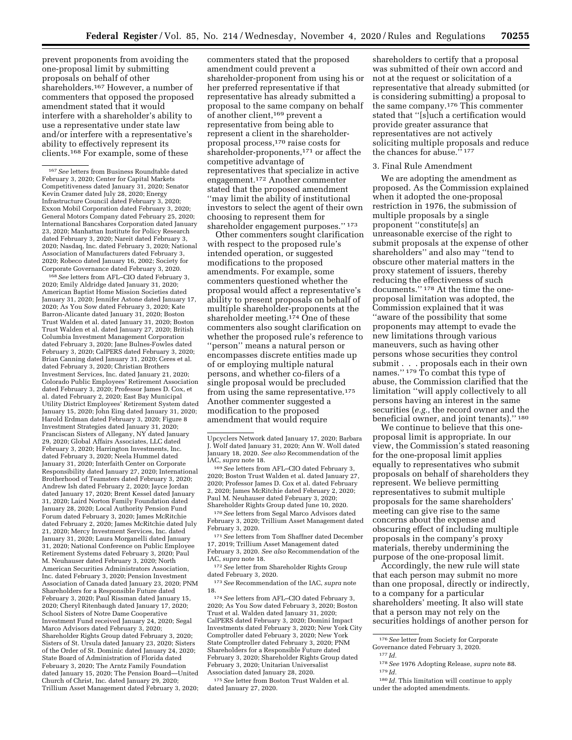prevent proponents from avoiding the one-proposal limit by submitting proposals on behalf of other shareholders.[167] However, a number of commenters that opposed the proposed amendment stated that it would interfere with a shareholder's ability to use a representative under state law and/or interfere with a representative's ability to effectively represent its clients.[168] For example, some of these commenters stated that the proposed amendment could prevent a shareholder-proponent from using his or her preferred representative if that representative has already submitted a proposal to the same company on behalf of another client,[169] prevent a representative from being able to represent a client in the shareholder-proposal process,[170] raise costs for shareholder-proponents,[171] or affect the competitive advantage of representatives that specialize in active engagement.[172] Another commenter stated that the proposed amendment ''may limit the ability of institutional investors to select the agent of their own choosing to represent them for shareholder engagement purposes.'' [173]

Other commenters sought clarification with respect to the proposed rule's intended operation, or suggested modifications to the proposed amendments. For example, some commenters questioned whether the proposal would affect a representative's ability to present proposals on behalf of multiple shareholder-proponents at the shareholder meeting.[174] One of these commenters also sought clarification on whether the proposed rule's reference to ''person'' means a natural person or encompasses discrete entities made up of or employing multiple natural persons, and whether co-filers of a single proposal would be precluded from using the same representative.[175] Another commenter suggested a modification to the proposed amendment that would require shareholders to certify that a proposal was submitted of their own accord and not at the request or solicitation of a representative that already submitted (or is considering submitting) a proposal to the same company.[176] This commenter stated that ''[s]uch a certification would provide greater assurance that representatives are not actively soliciting multiple proposals and reduce the chances for abuse.'' [177]

3. Final Rule Amendment

We are adopting the amendment as proposed. As the Commission explained when it adopted the one-proposal restriction in 1976, the submission of multiple proposals by a single proponent ''constitute[s] an unreasonable exercise of the right to submit proposals at the expense of other shareholders'' and also may ''tend to obscure other material matters in the proxy statement of issuers, thereby reducing the effectiveness of such documents.'' [178] At the time the one-proposal limitation was adopted, the Commission explained that it was ''aware of the possibility that some proponents may attempt to evade the new limitations through various maneuvers, such as having other persons whose securities they control submit . . . proposals each in their own names.'' [179] To combat this type of abuse, the Commission clarified that the limitation ''will apply collectively to all persons having an interest in the same securities (*e.g.,* the record owner and the beneficial owner, and joint tenants).'' [180]

We continue to believe that this one-proposal limit is appropriate. In our view, the Commission's stated reasoning for the one-proposal limit applies equally to representatives who submit proposals on behalf of shareholders they represent. We believe permitting representatives to submit multiple proposals for the same shareholders' meeting can give rise to the same concerns about the expense and obscuring effect of including multiple proposals in the company's proxy materials, thereby undermining the purpose of the one-proposal limit.

Accordingly, the new rule will state that each person may submit no more than one proposal, directly or indirectly, to a company for a particular shareholders' meeting. It also will state that a person may not rely on the securities holdings of another person for

---

[167] *See* letters from Business Roundtable dated February 3, 2020; Center for Capital Markets Competitiveness dated January 31, 2020; Senator Kevin Cramer dated July 28, 2020; Energy Infrastructure Council dated February 3, 2020; Exxon Mobil Corporation dated February 3, 2020; General Motors Company dated February 25, 2020; International Bancshares Corporation dated January 23, 2020; Manhattan Institute for Policy Research dated February 3, 2020; Nareit dated February 3, 2020; Nasdaq, Inc. dated February 3, 2020; National Association of Manufacturers dated February 3, 2020; Robeco dated January 16, 2002; Society for Corporate Governance dated February 3, 2020.

[168] *See* letters from AFL–CIO dated February 3, 2020; Emily Aldridge dated January 31, 2020; American Baptist Home Mission Societies dated January 31, 2020; Jennifer Astone dated January 17, 2020; As You Sow dated February 3, 2020; Kate Barron-Alicante dated January 31, 2020; Boston Trust Walden et al. dated January 31, 2020; Boston Trust Walden et al. dated January 27, 2020; British Columbia Investment Management Corporation dated February 3, 2020; Jane Bulnes-Fowles dated February 3, 2020; CalPERS dated February 3, 2020; Brian Canning dated January 31, 2020; Ceres et al. dated February 3, 2020; Christian Brothers Investment Services, Inc. dated January 21, 2020; Colorado Public Employees' Retirement Association dated February 3, 2020; Professor James D. Cox, et al. dated February 2, 2020; East Bay Municipal Utility District Employees' Retirement System dated January 15, 2020; John Eing dated January 31, 2020; Harold Erdman dated February 3, 2020; Figure 8 Investment Strategies dated January 31, 2020; Franciscan Sisters of Allegany, NY dated January 29, 2020; Global Affairs Associates, LLC dated February 3, 2020; Harrington Investments, Inc. dated February 3, 2020; Neela Hummel dated January 31, 2020; Interfaith Center on Corporate Responsibility dated January 27, 2020; International Brotherhood of Teamsters dated February 3, 2020; Andrew Ish dated February 2, 2020; Jayce Jordan dated January 17, 2020; Brent Kessel dated January 31, 2020; Laird Norton Family Foundation dated January 28, 2020; Local Authority Pension Fund Forum dated February 3, 2020; James McRitchie dated February 2, 2020; James McRitchie dated July 21, 2020; Mercy Investment Services, Inc. dated January 31, 2020; Laura Morganelli dated January 31, 2020; National Conference on Public Employee Retirement Systems dated February 3, 2020; Paul M. Neuhauser dated February 3, 2020; North American Securities Administrators Association, Inc. dated February 3, 2020; Pension Investment Association of Canada dated January 23, 2020; PNM Shareholders for a Responsible Future dated February 3, 2020; Paul Rissman dated January 15, 2020; Cheryl Ritenbaugh dated January 17, 2020; School Sisters of Notre Dame Cooperative Investment Fund received January 24, 2020; Segal Marco Advisors dated February 3, 2020; Shareholder Rights Group dated February 3, 2020; Sisters of St. Ursula dated January 23, 2020; Sisters of the Order of St. Dominic dated January 24, 2020; State Board of Administration of Florida dated February 3, 2020; The Arntz Family Foundation dated January 15, 2020; The Pension Board—United Church of Christ, Inc. dated January 29, 2020; Trillium Asset Management dated February 3, 2020; Upcyclers Network dated January 17, 2020; Barbara J. Wolf dated January 31, 2020; Ann W. Woll dated January 18, 2020. *See also* Recommendation of the IAC, *supra* note 18.

[169] *See* letters from AFL–CIO dated February 3, 2020; Boston Trust Walden et al. dated January 27, 2020; Professor James D. Cox et al. dated February 2, 2020; James McRitchie dated February 2, 2020; Paul M. Neuhauser dated February 3, 2020; Shareholder Rights Group dated June 10, 2020.

[170] *See* letters from Segal Marco Advisors dated February 3, 2020; Trillium Asset Management dated February 3, 2020.

[171] *See* letters from Tom Shaffner dated December 17, 2019; Trillium Asset Management dated February 3, 2020. *See also* Recommendation of the IAC, *supra* note 18.

[172] *See* letter from Shareholder Rights Group dated February 3, 2020.

[173] *See* Recommendation of the IAC, *supra* note 18.

[174] *See* letters from AFL–CIO dated February 3, 2020; As You Sow dated February 3, 2020; Boston Trust et al. Walden dated January 31, 2020; CalPERS dated February 3, 2020; Domini Impact Investments dated February 3, 2020; New York City Comptroller dated February 3, 2020; New York State Comptroller dated February 3, 2020; PNM Shareholders for a Responsible Future dated February 3, 2020; Shareholder Rights Group dated February 3, 2020; Unitarian Universalist Association dated January 28, 2020.

[175] *See* letter from Boston Trust Walden et al. dated January 27, 2020.

[176] *See* letter from Society for Corporate Governance dated February 3, 2020.

[177] *Id.*

[178] *See* 1976 Adopting Release, *supra* note 88.

[179] *Id.*

[180] *Id.* This limitation will continue to apply under the adopted amendments.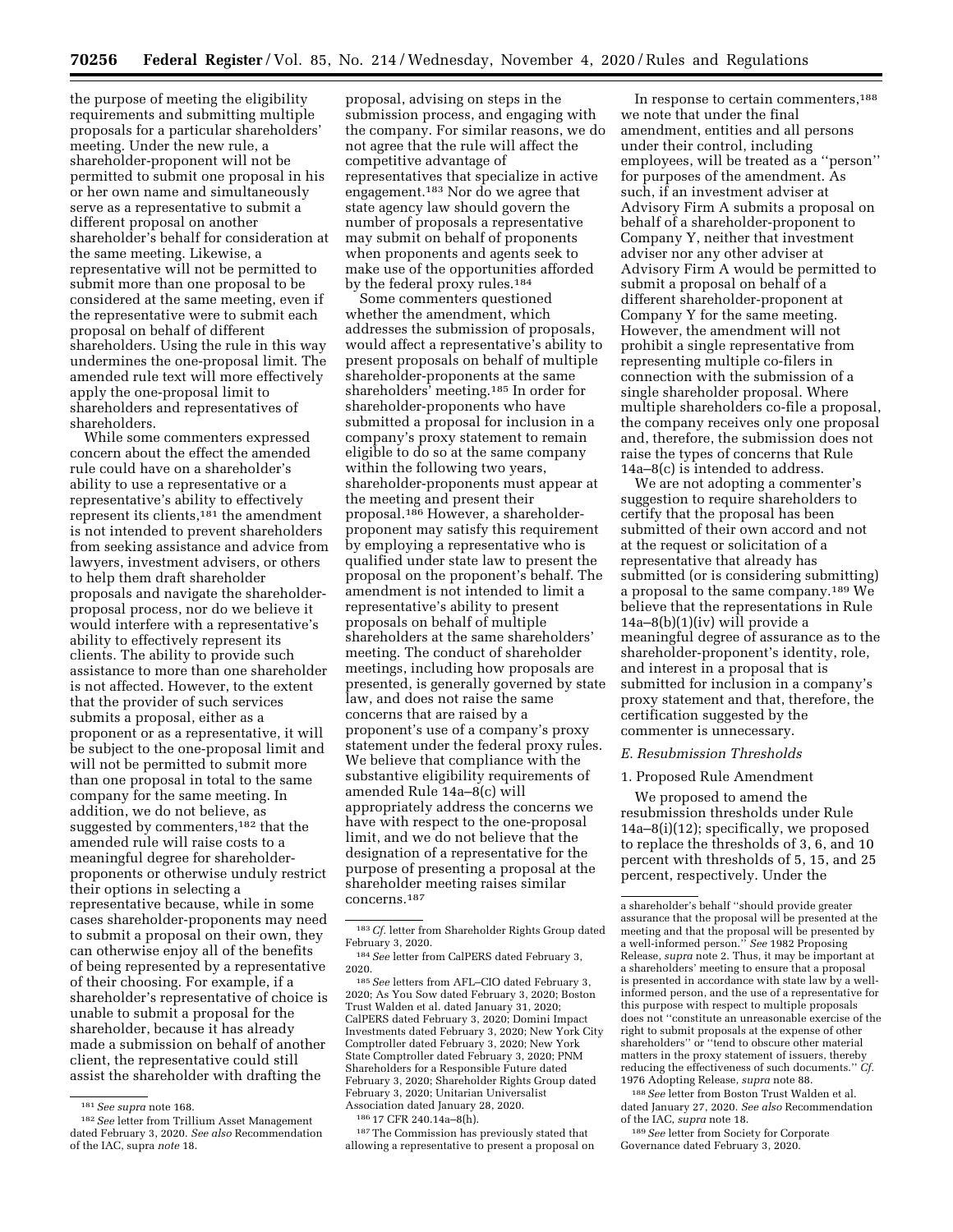the purpose of meeting the eligibility requirements and submitting multiple proposals for a particular shareholders' meeting. Under the new rule, a shareholder-proponent will not be permitted to submit one proposal in his or her own name and simultaneously serve as a representative to submit a different proposal on another shareholder's behalf for consideration at the same meeting. Likewise, a representative will not be permitted to submit more than one proposal to be considered at the same meeting, even if the representative were to submit each proposal on behalf of different shareholders. Using the rule in this way undermines the one-proposal limit. The amended rule text will more effectively apply the one-proposal limit to shareholders and representatives of shareholders.

While some commenters expressed concern about the effect the amended rule could have on a shareholder's ability to use a representative or a representative's ability to effectively represent its clients,[181] the amendment is not intended to prevent shareholders from seeking assistance and advice from lawyers, investment advisers, or others to help them draft shareholder proposals and navigate the shareholder-proposal process, nor do we believe it would interfere with a representative's ability to effectively represent its clients. The ability to provide such assistance to more than one shareholder is not affected. However, to the extent that the provider of such services submits a proposal, either as a proponent or as a representative, it will be subject to the one-proposal limit and will not be permitted to submit more than one proposal in total to the same company for the same meeting. In addition, we do not believe, as suggested by commenters,[182] that the amended rule will raise costs to a meaningful degree for shareholder-proponents or otherwise unduly restrict their options in selecting a representative because, while in some cases shareholder-proponents may need to submit a proposal on their own, they can otherwise enjoy all of the benefits of being represented by a representative of their choosing. For example, if a shareholder's representative of choice is unable to submit a proposal for the shareholder, because it has already made a submission on behalf of another client, the representative could still assist the shareholder with drafting the proposal, advising on steps in the submission process, and engaging with the company. For similar reasons, we do not agree that the rule will affect the competitive advantage of representatives that specialize in active engagement.[183] Nor do we agree that state agency law should govern the number of proposals a representative may submit on behalf of proponents when proponents and agents seek to make use of the opportunities afforded by the federal proxy rules.[184]

Some commenters questioned whether the amendment, which addresses the submission of proposals, would affect a representative's ability to present proposals on behalf of multiple shareholder-proponents at the same shareholders' meeting.[185] In order for shareholder-proponents who have submitted a proposal for inclusion in a company's proxy statement to remain eligible to do so at the same company within the following two years, shareholder-proponents must appear at the meeting and present their proposal.[186] However, a shareholder-proponent may satisfy this requirement by employing a representative who is qualified under state law to present the proposal on the proponent's behalf. The amendment is not intended to limit a representative's ability to present proposals on behalf of multiple shareholders at the same shareholders' meeting. The conduct of shareholder meetings, including how proposals are presented, is generally governed by state law, and does not raise the same concerns that are raised by a proponent's use of a company's proxy statement under the federal proxy rules. We believe that compliance with the substantive eligibility requirements of amended Rule 14a–8(c) will appropriately address the concerns we have with respect to the one-proposal limit, and we do not believe that the designation of a representative for the purpose of presenting a proposal at the shareholder meeting raises similar concerns.[187]

In response to certain commenters,[188] we note that under the final amendment, entities and all persons under their control, including employees, will be treated as a "person" for purposes of the amendment. As such, if an investment adviser at Advisory Firm A submits a proposal on behalf of a shareholder-proponent to Company Y, neither that investment adviser nor any other adviser at Advisory Firm A would be permitted to submit a proposal on behalf of a different shareholder-proponent at Company Y for the same meeting. However, the amendment will not prohibit a single representative from representing multiple co-filers in connection with the submission of a single shareholder proposal. Where multiple shareholders co-file a proposal, the company receives only one proposal and, therefore, the submission does not raise the types of concerns that Rule 14a–8(c) is intended to address.

We are not adopting a commenter's suggestion to require shareholders to certify that the proposal has been submitted of their own accord and not at the request or solicitation of a representative that already has submitted (or is considering submitting) a proposal to the same company.[189] We believe that the representations in Rule 14a–8(b)(1)(iv) will provide a meaningful degree of assurance as to the shareholder-proponent's identity, role, and interest in a proposal that is submitted for inclusion in a company's proxy statement and that, therefore, the certification suggested by the commenter is unnecessary.

### E. Resubmission Thresholds

#### 1. Proposed Rule Amendment

We proposed to amend the resubmission thresholds under Rule 14a–8(i)(12); specifically, we proposed to replace the thresholds of 3, 6, and 10 percent with thresholds of 5, 15, and 25 percent, respectively. Under the

---

[181] *See supra* note 168.

[182] *See* letter from Trillium Asset Management dated February 3, 2020. *See also* Recommendation of the IAC, supra *note* 18.

[183] *Cf.* letter from Shareholder Rights Group dated February 3, 2020.

[184] *See* letter from CalPERS dated February 3, 2020.

[185] *See* letters from AFL–CIO dated February 3, 2020; As You Sow dated February 3, 2020; Boston Trust Walden et al. dated January 31, 2020; CalPERS dated February 3, 2020; Domini Impact Investments dated February 3, 2020; New York City Comptroller dated February 3, 2020; New York State Comptroller dated February 3, 2020; PNM Shareholders for a Responsible Future dated February 3, 2020; Shareholder Rights Group dated February 3, 2020; Unitarian Universalist Association dated January 28, 2020.

[186] 17 CFR 240.14a–8(h).

[187] The Commission has previously stated that allowing a representative to present a proposal on a shareholder's behalf "should provide greater assurance that the proposal will be presented at the meeting and that the proposal will be presented by a well-informed person." *See* 1982 Proposing Release, *supra* note 2. Thus, it may be important at a shareholders' meeting to ensure that a proposal is presented in accordance with state law by a well-informed person, and the use of a representative for this purpose with respect to multiple proposals does not "constitute an unreasonable exercise of the right to submit proposals at the expense of other shareholders" or "tend to obscure other material matters in the proxy statement of issuers, thereby reducing the effectiveness of such documents." *Cf.* 1976 Adopting Release, *supra* note 88.

[188] *See* letter from Boston Trust Walden et al. dated January 27, 2020. *See also* Recommendation of the IAC, *supra* note 18.

[189] *See* letter from Society for Corporate Governance dated February 3, 2020.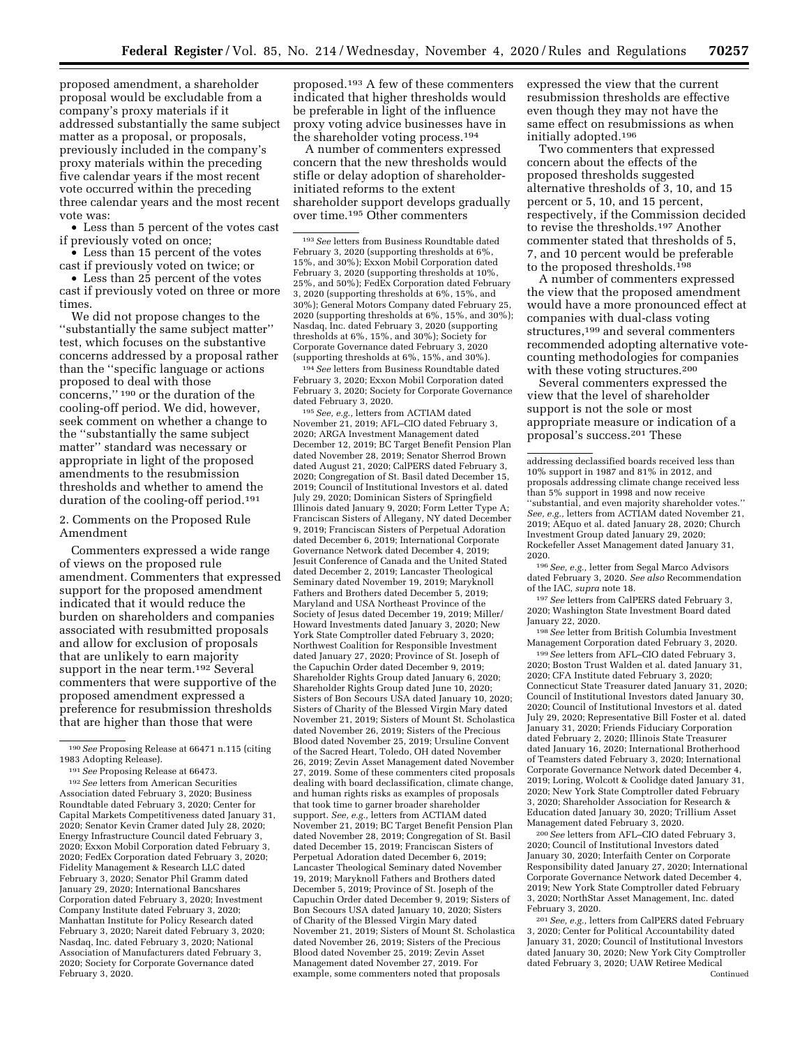proposed amendment, a shareholder proposal would be excludable from a company's proxy materials if it addressed substantially the same subject matter as a proposal, or proposals, previously included in the company's proxy materials within the preceding five calendar years if the most recent vote occurred within the preceding three calendar years and the most recent vote was:

- Less than 5 percent of the votes cast if previously voted on once;
- Less than 15 percent of the votes cast if previously voted on twice; or
- Less than 25 percent of the votes cast if previously voted on three or more times.

We did not propose changes to the ''substantially the same subject matter'' test, which focuses on the substantive concerns addressed by a proposal rather than the ''specific language or actions proposed to deal with those concerns,'' [190] or the duration of the cooling-off period. We did, however, seek comment on whether a change to the ''substantially the same subject matter'' standard was necessary or appropriate in light of the proposed amendments to the resubmission thresholds and whether to amend the duration of the cooling-off period.[191]

2. Comments on the Proposed Rule Amendment

Commenters expressed a wide range of views on the proposed rule amendment. Commenters that expressed support for the proposed amendment indicated that it would reduce the burden on shareholders and companies associated with resubmitted proposals and allow for exclusion of proposals that are unlikely to earn majority support in the near term.[192] Several commenters that were supportive of the proposed amendment expressed a preference for resubmission thresholds that are higher than those that were proposed.[193] A few of these commenters indicated that higher thresholds would be preferable in light of the influence proxy voting advice businesses have in the shareholder voting process.[194]

A number of commenters expressed concern that the new thresholds would stifle or delay adoption of shareholder-initiated reforms to the extent shareholder support develops gradually over time.[195] Other commenters expressed the view that the current resubmission thresholds are effective even though they may not have the same effect on resubmissions as when initially adopted.[196]

Two commenters that expressed concern about the effects of the proposed thresholds suggested alternative thresholds of 3, 10, and 15 percent or 5, 10, and 15 percent, respectively, if the Commission decided to revise the thresholds.[197] Another commenter stated that thresholds of 5, 7, and 10 percent would be preferable to the proposed thresholds.[198]

A number of commenters expressed the view that the proposed amendment would have a more pronounced effect at companies with dual-class voting structures,[199] and several commenters recommended adopting alternative vote-counting methodologies for companies with these voting structures.[200]

Several commenters expressed the view that the level of shareholder support is not the sole or most appropriate measure or indication of a proposal's success.[201] These

---

[190] *See* Proposing Release at 66471 n.115 (citing 1983 Adopting Release).

[191] *See* Proposing Release at 66473.

[192] *See* letters from American Securities Association dated February 3, 2020; Business Roundtable dated February 3, 2020; Center for Capital Markets Competitiveness dated January 31, 2020; Senator Kevin Cramer dated July 28, 2020; Energy Infrastructure Council dated February 3, 2020; Exxon Mobil Corporation dated February 3, 2020; FedEx Corporation dated February 3, 2020; Fidelity Management & Research LLC dated February 3, 2020; Senator Phil Gramm dated January 29, 2020; International Bancshares Corporation dated February 3, 2020; Investment Company Institute dated February 3, 2020; Manhattan Institute for Policy Research dated February 3, 2020; Nareit dated February 3, 2020; Nasdaq, Inc. dated February 3, 2020; National Association of Manufacturers dated February 3, 2020; Society for Corporate Governance dated February 3, 2020.

[193] *See* letters from Business Roundtable dated February 3, 2020 (supporting thresholds at 6%, 15%, and 30%); Exxon Mobil Corporation dated February 3, 2020 (supporting thresholds at 10%, 25%, and 50%); FedEx Corporation dated February 3, 2020 (supporting thresholds at 6%, 15%, and 30%); General Motors Company dated February 25, 2020 (supporting thresholds at 6%, 15%, and 30%); Nasdaq, Inc. dated February 3, 2020 (supporting thresholds at 6%, 15%, and 30%); Society for Corporate Governance dated February 3, 2020 (supporting thresholds at 6%, 15%, and 30%).

[194] *See* letters from Business Roundtable dated February 3, 2020; Exxon Mobil Corporation dated February 3, 2020; Society for Corporate Governance dated February 3, 2020.

[195] *See, e.g.,* letters from ACTIAM dated November 21, 2019; AFL–CIO dated February 3, 2020; ARGA Investment Management dated December 12, 2019; BC Target Benefit Pension Plan dated November 28, 2019; Senator Sherrod Brown dated August 21, 2020; CalPERS dated February 3, 2020; Congregation of St. Basil dated December 15, 2019; Council of Institutional Investors et al. dated July 29, 2020; Dominican Sisters of Springfield Illinois dated January 9, 2020; Form Letter Type A; Franciscan Sisters of Allegany, NY dated December 9, 2019; Franciscan Sisters of Perpetual Adoration dated December 6, 2019; International Corporate Governance Network dated December 4, 2019; Jesuit Conference of Canada and the United Stated dated December 2, 2019; Lancaster Theological Seminary dated November 19, 2019; Maryknoll Fathers and Brothers dated December 5, 2019; Maryland and USA Northeast Province of the Society of Jesus dated December 19, 2019; Miller/Howard Investments dated January 3, 2020; New York State Comptroller dated February 3, 2020; Northwest Coalition for Responsible Investment dated January 27, 2020; Province of St. Joseph of the Capuchin Order dated December 9, 2019; Shareholder Rights Group dated January 6, 2020; Shareholder Rights Group dated June 10, 2020; Sisters of Bon Secours USA dated January 10, 2020; Sisters of Charity of the Blessed Virgin Mary dated November 21, 2019; Sisters of Mount St. Scholastica dated November 26, 2019; Sisters of the Precious Blood dated November 25, 2019; Ursuline Convent of the Sacred Heart, Toledo, OH dated November 26, 2019; Zevin Asset Management dated November 27, 2019. Some of these commenters cited proposals dealing with board declassification, climate change, and human rights risks as examples of proposals that took time to garner broader shareholder support. *See, e.g.,* letters from ACTIAM dated November 21, 2019; BC Target Benefit Pension Plan dated November 28, 2019; Congregation of St. Basil dated December 15, 2019; Franciscan Sisters of Perpetual Adoration dated December 6, 2019; Lancaster Theological Seminary dated November 19, 2019; Maryknoll Fathers and Brothers dated December 5, 2019; Province of St. Joseph of the Capuchin Order dated December 9, 2019; Sisters of Bon Secours USA dated January 10, 2020; Sisters of Charity of the Blessed Virgin Mary dated November 21, 2019; Sisters of Mount St. Scholastica dated November 26, 2019; Sisters of the Precious Blood dated November 25, 2019; Zevin Asset Management dated November 27, 2019. For example, some commenters noted that proposals addressing declassified boards received less than 10% support in 1987 and 81% in 2012, and proposals addressing climate change received less than 5% support in 1998 and now receive ''substantial, and even majority shareholder votes.'' *See, e.g.,* letters from ACTIAM dated November 21, 2019; AEquo et al. dated January 28, 2020; Church Investment Group dated January 29, 2020; Rockefeller Asset Management dated January 31, 2020.

[196] *See, e.g.,* letter from Segal Marco Advisors dated February 3, 2020. *See also* Recommendation of the IAC, *supra* note 18.

[197] *See* letters from CalPERS dated February 3, 2020; Washington State Investment Board dated January 22, 2020.

[198] *See* letter from British Columbia Investment Management Corporation dated February 3, 2020.

[199] *See* letters from AFL–CIO dated February 3, 2020; Boston Trust Walden et al. dated January 31, 2020; CFA Institute dated February 3, 2020; Connecticut State Treasurer dated January 31, 2020; Council of Institutional Investors dated January 30, 2020; Council of Institutional Investors et al. dated July 29, 2020; Representative Bill Foster et al. dated January 31, 2020; Friends Fiduciary Corporation dated February 2, 2020; Illinois State Treasurer dated January 16, 2020; International Brotherhood of Teamsters dated February 3, 2020; International Corporate Governance Network dated December 4, 2019; Loring, Wolcott & Coolidge dated January 31, 2020; New York State Comptroller dated February 3, 2020; Shareholder Association for Research & Education dated January 30, 2020; Trillium Asset Management dated February 3, 2020.

[200] *See* letters from AFL–CIO dated February 3, 2020; Council of Institutional Investors dated January 30, 2020; Interfaith Center on Corporate Responsibility dated January 27, 2020; International Corporate Governance Network dated December 4, 2019; New York State Comptroller dated February 3, 2020; NorthStar Asset Management, Inc. dated February 3, 2020.

[201] *See, e.g.,* letters from CalPERS dated February 3, 2020; Center for Political Accountability dated January 31, 2020; Council of Institutional Investors dated January 30, 2020; New York City Comptroller dated February 3, 2020; UAW Retiree Medical

Continued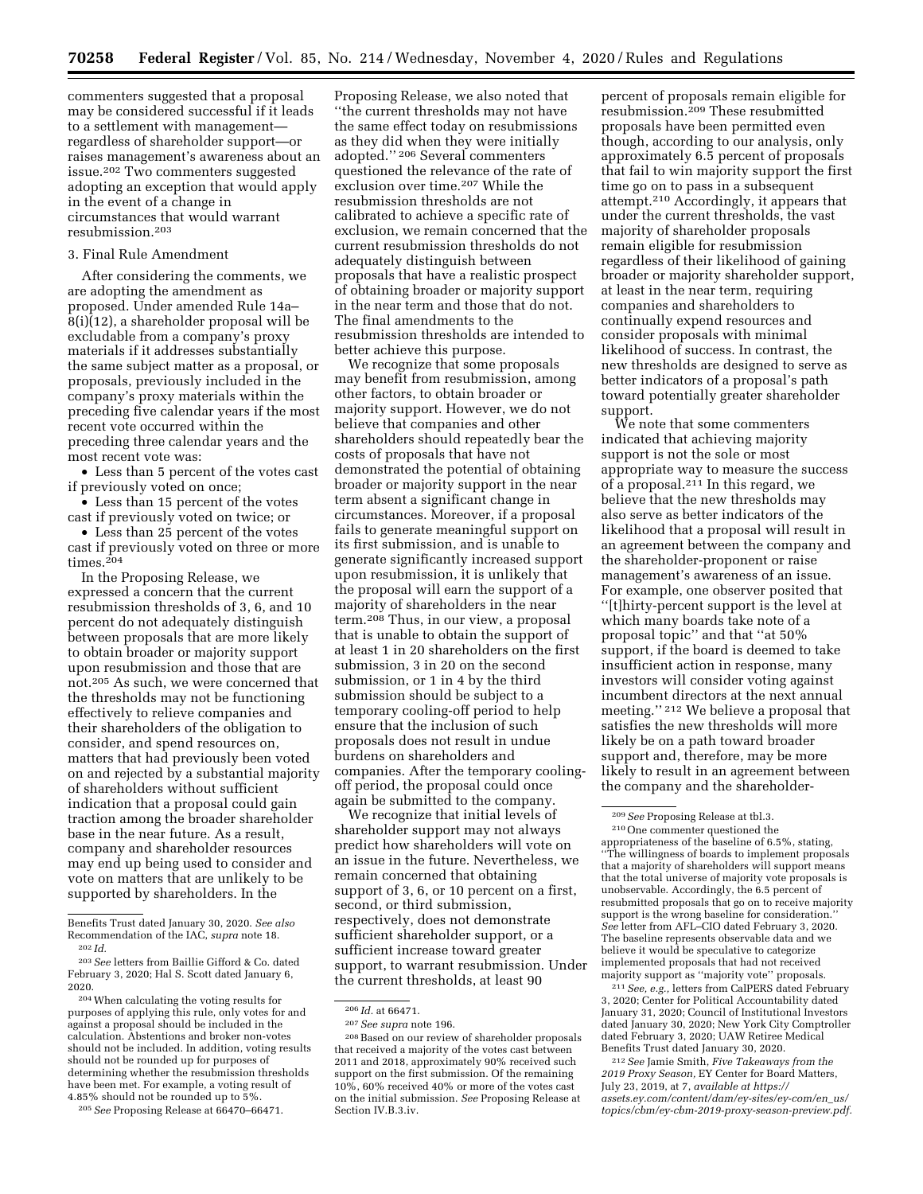commenters suggested that a proposal may be considered successful if it leads to a settlement with management—regardless of shareholder support—or raises management's awareness about an issue.[202] Two commenters suggested adopting an exception that would apply in the event of a change in circumstances that would warrant resubmission.[203]

### 3. Final Rule Amendment

After considering the comments, we are adopting the amendment as proposed. Under amended Rule 14a–8(i)(12), a shareholder proposal will be excludable from a company's proxy materials if it addresses substantially the same subject matter as a proposal, or proposals, previously included in the company's proxy materials within the preceding five calendar years if the most recent vote occurred within the preceding three calendar years and the most recent vote was:

- Less than 5 percent of the votes cast if previously voted on once;
- Less than 15 percent of the votes cast if previously voted on twice; or
- Less than 25 percent of the votes cast if previously voted on three or more times.[204]

In the Proposing Release, we expressed a concern that the current resubmission thresholds of 3, 6, and 10 percent do not adequately distinguish between proposals that are more likely to obtain broader or majority support upon resubmission and those that are not.[205] As such, we were concerned that the thresholds may not be functioning effectively to relieve companies and their shareholders of the obligation to consider, and spend resources on, matters that had previously been voted on and rejected by a substantial majority of shareholders without sufficient indication that a proposal could gain traction among the broader shareholder base in the near future. As a result, company and shareholder resources may end up being used to consider and vote on matters that are unlikely to be supported by shareholders. In the Proposing Release, we also noted that "the current thresholds may not have the same effect today on resubmissions as they did when they were initially adopted." [206] Several commenters questioned the relevance of the rate of exclusion over time.[207] While the resubmission thresholds are not calibrated to achieve a specific rate of exclusion, we remain concerned that the current resubmission thresholds do not adequately distinguish between proposals that have a realistic prospect of obtaining broader or majority support in the near term and those that do not. The final amendments to the resubmission thresholds are intended to better achieve this purpose.

We recognize that some proposals may benefit from resubmission, among other factors, to obtain broader or majority support. However, we do not believe that companies and other shareholders should repeatedly bear the costs of proposals that have not demonstrated the potential of obtaining broader or majority support in the near term absent a significant change in circumstances. Moreover, if a proposal fails to generate meaningful support on its first submission, and is unable to generate significantly increased support upon resubmission, it is unlikely that the proposal will earn the support of a majority of shareholders in the near term.[208] Thus, in our view, a proposal that is unable to obtain the support of at least 1 in 20 shareholders on the first submission, 3 in 20 on the second submission, or 1 in 4 by the third submission should be subject to a temporary cooling-off period to help ensure that the inclusion of such proposals does not result in undue burdens on shareholders and companies. After the temporary cooling-off period, the proposal could once again be submitted to the company.

We recognize that initial levels of shareholder support may not always predict how shareholders will vote on an issue in the future. Nevertheless, we remain concerned that obtaining support of 3, 6, or 10 percent on a first, second, or third submission, respectively, does not demonstrate sufficient shareholder support, or a sufficient increase toward greater support, to warrant resubmission. Under the current thresholds, at least 90 percent of proposals remain eligible for resubmission.[209] These resubmitted proposals have been permitted even though, according to our analysis, only approximately 6.5 percent of proposals that fail to win majority support the first time go on to pass in a subsequent attempt.[210] Accordingly, it appears that under the current thresholds, the vast majority of shareholder proposals remain eligible for resubmission regardless of their likelihood of gaining broader or majority shareholder support, at least in the near term, requiring companies and shareholders to continually expend resources and consider proposals with minimal likelihood of success. In contrast, the new thresholds are designed to serve as better indicators of a proposal's path toward potentially greater shareholder support.

We note that some commenters indicated that achieving majority support is not the sole or most appropriate way to measure the success of a proposal.[211] In this regard, we believe that the new thresholds may also serve as better indicators of the likelihood that a proposal will result in an agreement between the company and the shareholder-proponent or raise management's awareness of an issue. For example, one observer posited that "[t]hirty-percent support is the level at which many boards take note of a proposal topic" and that "at 50% support, if the board is deemed to take insufficient action in response, many investors will consider voting against incumbent directors at the next annual meeting." [212] We believe a proposal that satisfies the new thresholds will more likely be on a path toward broader support and, therefore, may be more likely to result in an agreement between the company and the shareholder-

---

Benefits Trust dated January 30, 2020. *See also* Recommendation of the IAC, *supra* note 18.

[202] *Id.*

[203] *See* letters from Baillie Gifford & Co. dated February 3, 2020; Hal S. Scott dated January 6, 2020.

[204] When calculating the voting results for purposes of applying this rule, only votes for and against a proposal should be included in the calculation. Abstentions and broker non-votes should not be included. In addition, voting results should not be rounded up for purposes of determining whether the resubmission thresholds have been met. For example, a voting result of 4.85% should not be rounded up to 5%.

[205] *See* Proposing Release at 66470–66471.

[206] *Id.* at 66471.

[207] *See supra* note 196.

[208] Based on our review of shareholder proposals that received a majority of the votes cast between 2011 and 2018, approximately 90% received such support on the first submission. Of the remaining 10%, 60% received 40% or more of the votes cast on the initial submission. *See* Proposing Release at Section IV.B.3.iv.

[209] *See* Proposing Release at tbl.3.

[210] One commenter questioned the appropriateness of the baseline of 6.5%, stating, "The willingness of boards to implement proposals that a majority of shareholders will support means that the total universe of majority vote proposals is unobservable. Accordingly, the 6.5 percent of resubmitted proposals that go on to receive majority support is the wrong baseline for consideration." *See* letter from AFL–CIO dated February 3, 2020. The baseline represents observable data and we believe it would be speculative to categorize implemented proposals that had not received majority support as "majority vote" proposals.

[211] *See, e.g.,* letters from CalPERS dated February 3, 2020; Center for Political Accountability dated January 31, 2020; Council of Institutional Investors dated January 30, 2020; New York City Comptroller dated February 3, 2020; UAW Retiree Medical Benefits Trust dated January 30, 2020.

[212] *See* Jamie Smith, *Five Takeaways from the 2019 Proxy Season,* EY Center for Board Matters, July 23, 2019, at 7, *available at https://assets.ey.com/content/dam/ey-sites/ey-com/en_us/topics/cbm/ey-cbm-2019-proxy-season-preview.pdf.*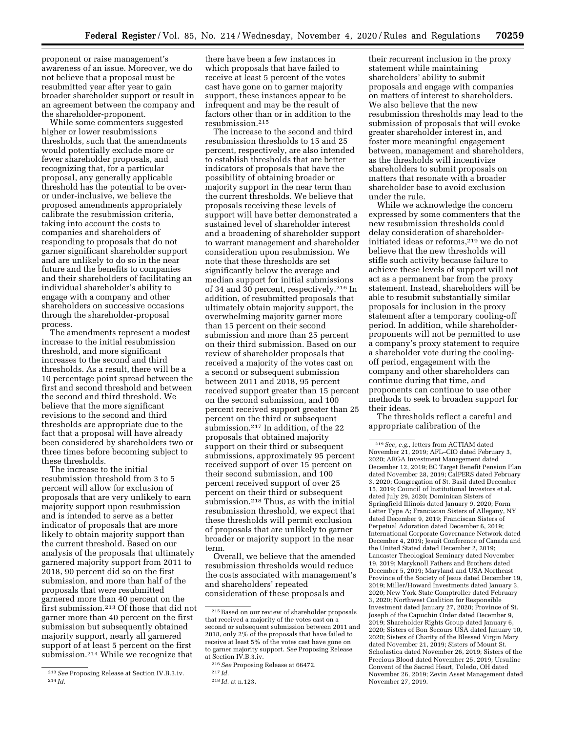proponent or raise management's awareness of an issue. Moreover, we do not believe that a proposal must be resubmitted year after year to gain broader shareholder support or result in an agreement between the company and the shareholder-proponent.

While some commenters suggested higher or lower resubmissions thresholds, such that the amendments would potentially exclude more or fewer shareholder proposals, and recognizing that, for a particular proposal, any generally applicable threshold has the potential to be over- or under-inclusive, we believe the proposed amendments appropriately calibrate the resubmission criteria, taking into account the costs to companies and shareholders of responding to proposals that do not garner significant shareholder support and are unlikely to do so in the near future and the benefits to companies and their shareholders of facilitating an individual shareholder's ability to engage with a company and other shareholders on successive occasions through the shareholder-proposal process.

The amendments represent a modest increase to the initial resubmission threshold, and more significant increases to the second and third thresholds. As a result, there will be a 10 percentage point spread between the first and second threshold and between the second and third threshold. We believe that the more significant revisions to the second and third thresholds are appropriate due to the fact that a proposal will have already been considered by shareholders two or three times before becoming subject to these thresholds.

The increase to the initial resubmission threshold from 3 to 5 percent will allow for exclusion of proposals that are very unlikely to earn majority support upon resubmission and is intended to serve as a better indicator of proposals that are more likely to obtain majority support than the current threshold. Based on our analysis of the proposals that ultimately garnered majority support from 2011 to 2018, 90 percent did so on the first submission, and more than half of the proposals that were resubmitted garnered more than 40 percent on the first submission.[213] Of those that did not garner more than 40 percent on the first submission but subsequently obtained majority support, nearly all garnered support of at least 5 percent on the first submission.[214] While we recognize that there have been a few instances in which proposals that have failed to receive at least 5 percent of the votes cast have gone on to garner majority support, these instances appear to be infrequent and may be the result of factors other than or in addition to the resubmission.[215]

The increase to the second and third resubmission thresholds to 15 and 25 percent, respectively, are also intended to establish thresholds that are better indicators of proposals that have the possibility of obtaining broader or majority support in the near term than the current thresholds. We believe that proposals receiving these levels of support will have better demonstrated a sustained level of shareholder interest and a broadening of shareholder support to warrant management and shareholder consideration upon resubmission. We note that these thresholds are set significantly below the average and median support for initial submissions of 34 and 30 percent, respectively.[216] In addition, of resubmitted proposals that ultimately obtain majority support, the overwhelming majority garner more than 15 percent on their second submission and more than 25 percent on their third submission. Based on our review of shareholder proposals that received a majority of the votes cast on a second or subsequent submission between 2011 and 2018, 95 percent received support greater than 15 percent on the second submission, and 100 percent received support greater than 25 percent on the third or subsequent submission.[217] In addition, of the 22 proposals that obtained majority support on their third or subsequent submissions, approximately 95 percent received support of over 15 percent on their second submission, and 100 percent received support of over 25 percent on their third or subsequent submission.[218] Thus, as with the initial resubmission threshold, we expect that these thresholds will permit exclusion of proposals that are unlikely to garner broader or majority support in the near term.

Overall, we believe that the amended resubmission thresholds would reduce the costs associated with management's and shareholders' repeated consideration of these proposals and their recurrent inclusion in the proxy statement while maintaining shareholders' ability to submit proposals and engage with companies on matters of interest to shareholders. We also believe that the new resubmission thresholds may lead to the submission of proposals that will evoke greater shareholder interest in, and foster more meaningful engagement between, management and shareholders, as the thresholds will incentivize shareholders to submit proposals on matters that resonate with a broader shareholder base to avoid exclusion under the rule.

While we acknowledge the concern expressed by some commenters that the new resubmission thresholds could delay consideration of shareholder-initiated ideas or reforms,[219] we do not believe that the new thresholds will stifle such activity because failure to achieve these levels of support will not act as a permanent bar from the proxy statement. Instead, shareholders will be able to resubmit substantially similar proposals for inclusion in the proxy statement after a temporary cooling-off period. In addition, while shareholder-proponents will not be permitted to use a company's proxy statement to require a shareholder vote during the cooling-off period, engagement with the company and other shareholders can continue during that time, and proponents can continue to use other methods to seek to broaden support for their ideas.

The thresholds reflect a careful and appropriate calibration of the

---

[213] *See* Proposing Release at Section IV.B.3.iv.

[214] *Id.*

[215] Based on our review of shareholder proposals that received a majority of the votes cast on a second or subsequent submission between 2011 and 2018, only 2% of the proposals that have failed to receive at least 5% of the votes cast have gone on to garner majority support. *See* Proposing Release at Section IV.B.3.iv.

[216] *See* Proposing Release at 66472.

[217] *Id.*

[218] *Id.* at n.123.

[219] *See, e.g.,* letters from ACTIAM dated November 21, 2019; AFL–CIO dated February 3, 2020; ARGA Investment Management dated December 12, 2019; BC Target Benefit Pension Plan dated November 28, 2019; CalPERS dated February 3, 2020; Congregation of St. Basil dated December 15, 2019; Council of Institutional Investors et al. dated July 29, 2020; Dominican Sisters of Springfield Illinois dated January 9, 2020; Form Letter Type A; Franciscan Sisters of Allegany, NY dated December 9, 2019; Franciscan Sisters of Perpetual Adoration dated December 6, 2019; International Corporate Governance Network dated December 4, 2019; Jesuit Conference of Canada and the United Stated dated December 2, 2019; Lancaster Theological Seminary dated November 19, 2019; Maryknoll Fathers and Brothers dated December 5, 2019; Maryland and USA Northeast Province of the Society of Jesus dated December 19, 2019; Miller/Howard Investments dated January 3, 2020; New York State Comptroller dated February 3, 2020; Northwest Coalition for Responsible Investment dated January 27, 2020; Province of St. Joseph of the Capuchin Order dated December 9, 2019; Shareholder Rights Group dated January 6, 2020; Sisters of Bon Secours USA dated January 10, 2020; Sisters of Charity of the Blessed Virgin Mary dated November 21, 2019; Sisters of Mount St. Scholastica dated November 26, 2019; Sisters of the Precious Blood dated November 25, 2019; Ursuline Convent of the Sacred Heart, Toledo, OH dated November 26, 2019; Zevin Asset Management dated November 27, 2019.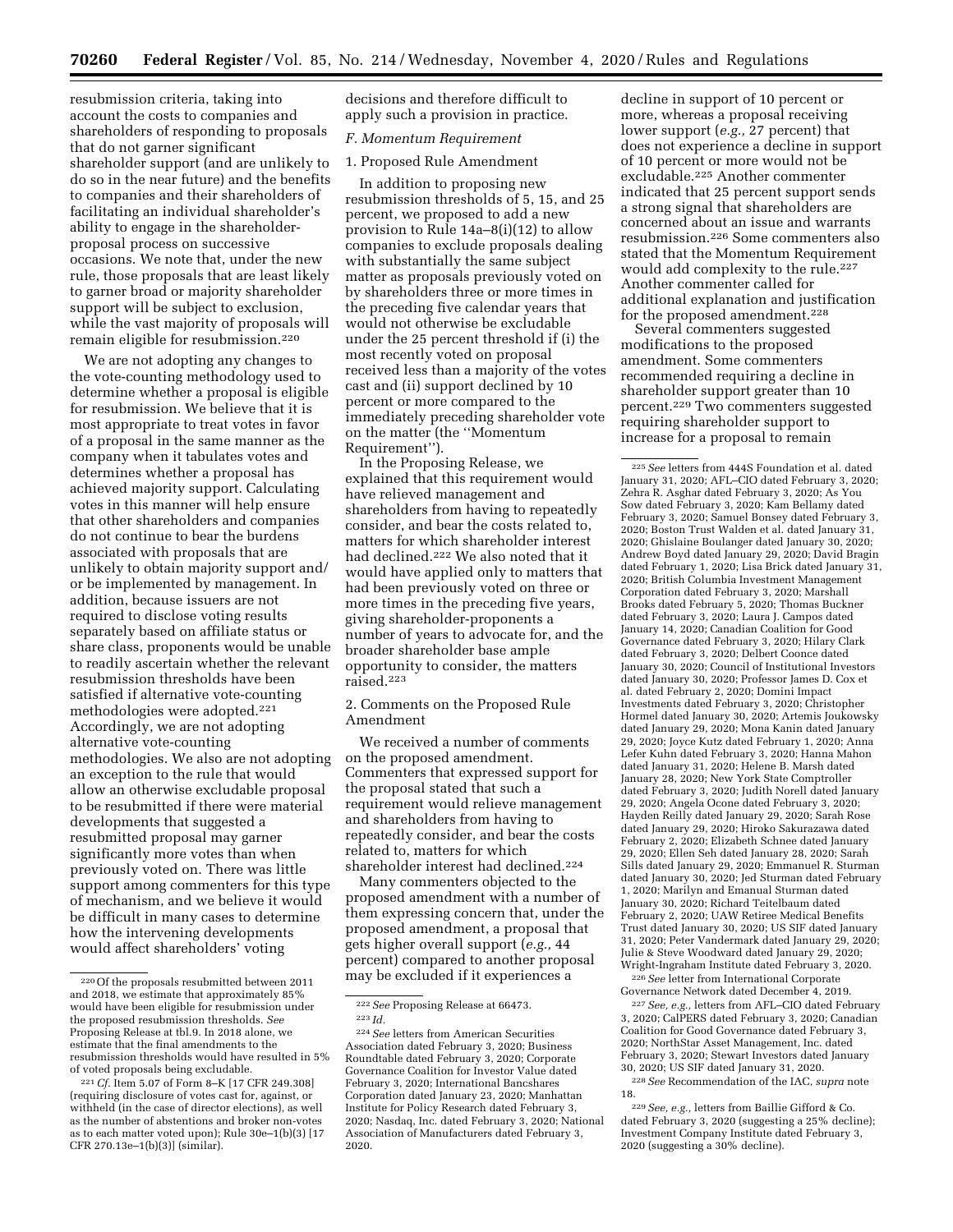resubmission criteria, taking into account the costs to companies and shareholders of responding to proposals that do not garner significant shareholder support (and are unlikely to do so in the near future) and the benefits to companies and their shareholders of facilitating an individual shareholder's ability to engage in the shareholder-proposal process on successive occasions. We note that, under the new rule, those proposals that are least likely to garner broad or majority shareholder support will be subject to exclusion, while the vast majority of proposals will remain eligible for resubmission.[220]

We are not adopting any changes to the vote-counting methodology used to determine whether a proposal is eligible for resubmission. We believe that it is most appropriate to treat votes in favor of a proposal in the same manner as the company when it tabulates votes and determines whether a proposal has achieved majority support. Calculating votes in this manner will help ensure that other shareholders and companies do not continue to bear the burdens associated with proposals that are unlikely to obtain majority support and/or be implemented by management. In addition, because issuers are not required to disclose voting results separately based on affiliate status or share class, proponents would be unable to readily ascertain whether the relevant resubmission thresholds have been satisfied if alternative vote-counting methodologies were adopted.[221] Accordingly, we are not adopting alternative vote-counting methodologies. We also are not adopting an exception to the rule that would allow an otherwise excludable proposal to be resubmitted if there were material developments that suggested a resubmitted proposal may garner significantly more votes than when previously voted on. There was little support among commenters for this type of mechanism, and we believe it would be difficult in many cases to determine how the intervening developments would affect shareholders' voting decisions and therefore difficult to apply such a provision in practice.

### *F. Momentum Requirement*

#### 1. Proposed Rule Amendment

In addition to proposing new resubmission thresholds of 5, 15, and 25 percent, we proposed to add a new provision to Rule 14a–8(i)(12) to allow companies to exclude proposals dealing with substantially the same subject matter as proposals previously voted on by shareholders three or more times in the preceding five calendar years that would not otherwise be excludable under the 25 percent threshold if (i) the most recently voted on proposal received less than a majority of the votes cast and (ii) support declined by 10 percent or more compared to the immediately preceding shareholder vote on the matter (the "Momentum Requirement").

In the Proposing Release, we explained that this requirement would have relieved management and shareholders from having to repeatedly consider, and bear the costs related to, matters for which shareholder interest had declined.[222] We also noted that it would have applied only to matters that had been previously voted on three or more times in the preceding five years, giving shareholder-proponents a number of years to advocate for, and the broader shareholder base ample opportunity to consider, the matters raised.[223]

#### 2. Comments on the Proposed Rule Amendment

We received a number of comments on the proposed amendment. Commenters that expressed support for the proposal stated that such a requirement would relieve management and shareholders from having to repeatedly consider, and bear the costs related to, matters for which shareholder interest had declined.[224]

Many commenters objected to the proposed amendment with a number of them expressing concern that, under the proposed amendment, a proposal that gets higher overall support (*e.g.,* 44 percent) compared to another proposal may be excluded if it experiences a decline in support of 10 percent or more, whereas a proposal receiving lower support (*e.g.,* 27 percent) that does not experience a decline in support of 10 percent or more would not be excludable.[225] Another commenter indicated that 25 percent support sends a strong signal that shareholders are concerned about an issue and warrants resubmission.[226] Some commenters also stated that the Momentum Requirement would add complexity to the rule.[227] Another commenter called for additional explanation and justification for the proposed amendment.[228]

Several commenters suggested modifications to the proposed amendment. Some commenters recommended requiring a decline in shareholder support greater than 10 percent.[229] Two commenters suggested requiring shareholder support to increase for a proposal to remain

---

[220] Of the proposals resubmitted between 2011 and 2018, we estimate that approximately 85% would have been eligible for resubmission under the proposed resubmission thresholds. *See* Proposing Release at tbl.9. In 2018 alone, we estimate that the final amendments to the resubmission thresholds would have resulted in 5% of voted proposals being excludable.

[221] *Cf.* Item 5.07 of Form 8–K [17 CFR 249.308] (requiring disclosure of votes cast for, against, or withheld (in the case of director elections), as well as the number of abstentions and broker non-votes as to each matter voted upon); Rule 30e–1(b)(3) [17 CFR 270.13e–1(b)(3)] (similar).

[222] *See* Proposing Release at 66473.

[223] *Id.*

[224] *See* letters from American Securities Association dated February 3, 2020; Business Roundtable dated February 3, 2020; Corporate Governance Coalition for Investor Value dated February 3, 2020; International Bancshares Corporation dated January 23, 2020; Manhattan Institute for Policy Research dated February 3, 2020; Nasdaq, Inc. dated February 3, 2020; National Association of Manufacturers dated February 3, 2020.

[225] *See* letters from 444S Foundation et al. dated January 31, 2020; AFL–CIO dated February 3, 2020; Zehra R. Asghar dated February 3, 2020; As You Sow dated February 3, 2020; Kam Bellamy dated February 3, 2020; Samuel Bonsey dated February 3, 2020; Boston Trust Walden et al. dated January 31, 2020; Ghislaine Boulanger dated January 30, 2020; Andrew Boyd dated January 29, 2020; David Bragin dated February 1, 2020; Lisa Brick dated January 31, 2020; British Columbia Investment Management Corporation dated February 3, 2020; Marshall Brooks dated February 5, 2020; Thomas Buckner dated February 3, 2020; Laura J. Campos dated January 14, 2020; Canadian Coalition for Good Governance dated February 3, 2020; Hilary Clark dated February 3, 2020; Delbert Coonce dated January 30, 2020; Council of Institutional Investors dated January 30, 2020; Professor James D. Cox et al. dated February 2, 2020; Domini Impact Investments dated February 3, 2020; Christopher Hormel dated January 30, 2020; Artemis Joukowsky dated January 29, 2020; Mona Kanin dated January 29, 2020; Joyce Kutz dated February 1, 2020; Anna Lefer Kuhn dated February 3, 2020; Hanna Mahon dated January 31, 2020; Helene B. Marsh dated January 28, 2020; New York State Comptroller dated February 3, 2020; Judith Norell dated January 29, 2020; Angela Ocone dated February 3, 2020; Hayden Reilly dated January 29, 2020; Sarah Rose dated January 29, 2020; Hiroko Sakurazawa dated February 2, 2020; Elizabeth Schnee dated January 29, 2020; Ellen Seh dated January 28, 2020; Sarah Sills dated January 29, 2020; Emmanuel R. Sturman dated January 30, 2020; Jed Sturman dated February 1, 2020; Marilyn and Emanual Sturman dated January 30, 2020; Richard Teitelbaum dated February 2, 2020; UAW Retiree Medical Benefits Trust dated January 30, 2020; US SIF dated January 31, 2020; Peter Vandermark dated January 29, 2020; Julie & Steve Woodward dated January 29, 2020; Wright-Ingraham Institute dated February 3, 2020.

[226] *See* letter from International Corporate Governance Network dated December 4, 2019.

[227] *See, e.g.,* letters from AFL–CIO dated February 3, 2020; CalPERS dated February 3, 2020; Canadian Coalition for Good Governance dated February 3, 2020; NorthStar Asset Management, Inc. dated February 3, 2020; Stewart Investors dated January 30, 2020; US SIF dated January 31, 2020.

[228] *See* Recommendation of the IAC, *supra* note 18.

[229] *See, e.g.,* letters from Baillie Gifford & Co. dated February 3, 2020 (suggesting a 25% decline); Investment Company Institute dated February 3, 2020 (suggesting a 30% decline).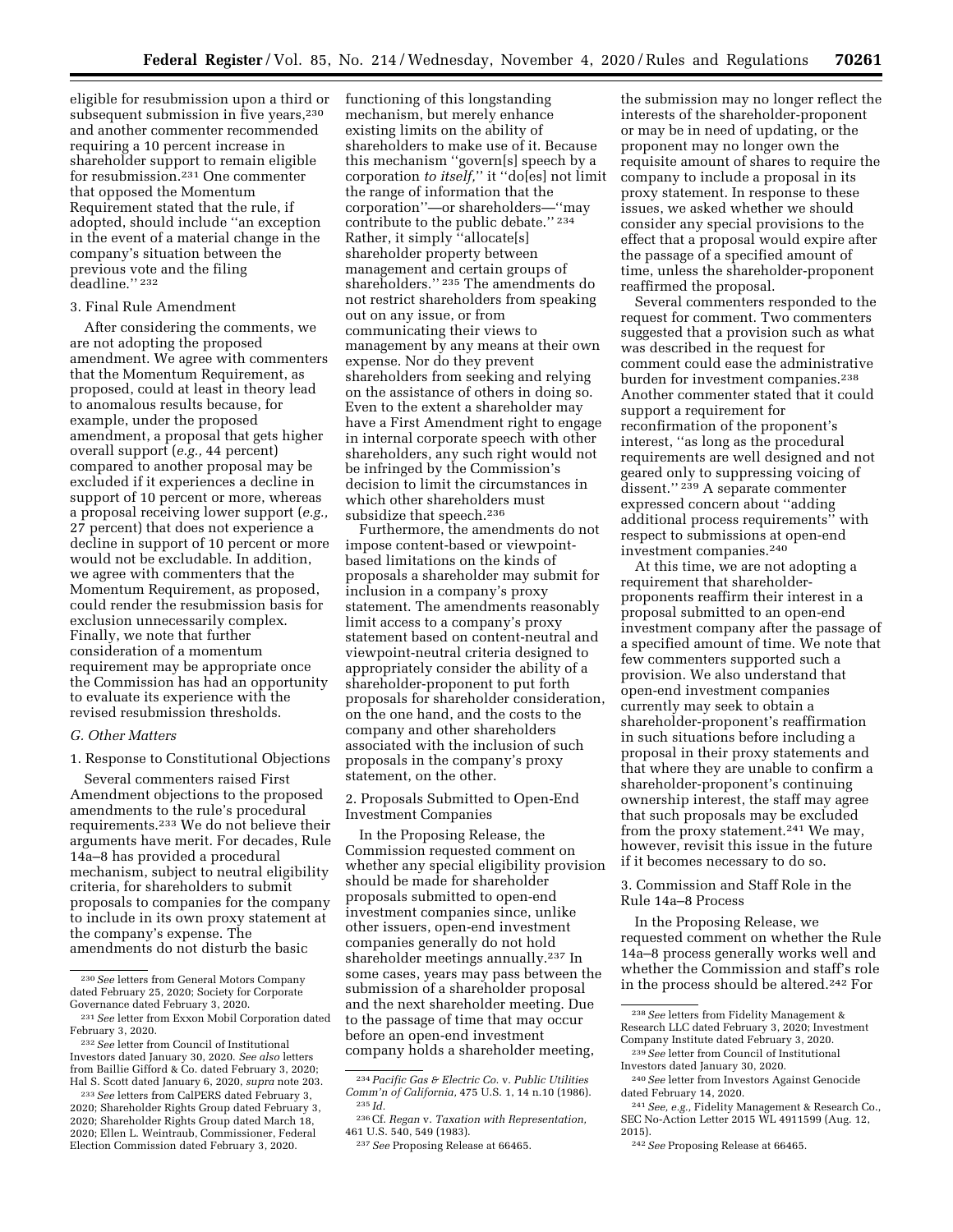eligible for resubmission upon a third or subsequent submission in five years,[230] and another commenter recommended requiring a 10 percent increase in shareholder support to remain eligible for resubmission.[231] One commenter that opposed the Momentum Requirement stated that the rule, if adopted, should include "an exception in the event of a material change in the company's situation between the previous vote and the filing deadline."[232]

### 3. Final Rule Amendment

After considering the comments, we are not adopting the proposed amendment. We agree with commenters that the Momentum Requirement, as proposed, could at least in theory lead to anomalous results because, for example, under the proposed amendment, a proposal that gets higher overall support (*e.g.,* 44 percent) compared to another proposal may be excluded if it experiences a decline in support of 10 percent or more, whereas a proposal receiving lower support (*e.g.,* 27 percent) that does not experience a decline in support of 10 percent or more would not be excludable. In addition, we agree with commenters that the Momentum Requirement, as proposed, could render the resubmission basis for exclusion unnecessarily complex. Finally, we note that further consideration of a momentum requirement may be appropriate once the Commission has had an opportunity to evaluate its experience with the revised resubmission thresholds.

## G. Other Matters

### 1. Response to Constitutional Objections

Several commenters raised First Amendment objections to the proposed amendments to the rule's procedural requirements.[233] We do not believe their arguments have merit. For decades, Rule 14a–8 has provided a procedural mechanism, subject to neutral eligibility criteria, for shareholders to submit proposals to companies for the company to include in its own proxy statement at the company's expense. The amendments do not disturb the basic functioning of this longstanding mechanism, but merely enhance existing limits on the ability of shareholders to make use of it. Because this mechanism "govern[s] speech by a corporation *to itself,*" it "do[es] not limit the range of information that the corporation"—or shareholders—"may contribute to the public debate."[234] Rather, it simply "allocate[s] shareholder property between management and certain groups of shareholders."[235] The amendments do not restrict shareholders from speaking out on any issue, or from communicating their views to management by any means at their own expense. Nor do they prevent shareholders from seeking and relying on the assistance of others in doing so. Even to the extent a shareholder may have a First Amendment right to engage in internal corporate speech with other shareholders, any such right would not be infringed by the Commission's decision to limit the circumstances in which other shareholders must subsidize that speech.[236]

Furthermore, the amendments do not impose content-based or viewpoint-based limitations on the kinds of proposals a shareholder may submit for inclusion in a company's proxy statement. The amendments reasonably limit access to a company's proxy statement based on content-neutral and viewpoint-neutral criteria designed to appropriately consider the ability of a shareholder-proponent to put forth proposals for shareholder consideration, on the one hand, and the costs to the company and other shareholders associated with the inclusion of such proposals in the company's proxy statement, on the other.

### 2. Proposals Submitted to Open-End Investment Companies

In the Proposing Release, the Commission requested comment on whether any special eligibility provision should be made for shareholder proposals submitted to open-end investment companies since, unlike other issuers, open-end investment companies generally do not hold shareholder meetings annually.[237] In some cases, years may pass between the submission of a shareholder proposal and the next shareholder meeting. Due to the passage of time that may occur before an open-end investment company holds a shareholder meeting, the submission may no longer reflect the interests of the shareholder-proponent or may be in need of updating, or the proponent may no longer own the requisite amount of shares to require the company to include a proposal in its proxy statement. In response to these issues, we asked whether we should consider any special provisions to the effect that a proposal would expire after the passage of a specified amount of time, unless the shareholder-proponent reaffirmed the proposal.

Several commenters responded to the request for comment. Two commenters suggested that a provision such as what was described in the request for comment could ease the administrative burden for investment companies.[238] Another commenter stated that it could support a requirement for reconfirmation of the proponent's interest, "as long as the procedural requirements are well designed and not geared only to suppressing voicing of dissent."[239] A separate commenter expressed concern about "adding additional process requirements" with respect to submissions at open-end investment companies.[240]

At this time, we are not adopting a requirement that shareholder-proponents reaffirm their interest in a proposal submitted to an open-end investment company after the passage of a specified amount of time. We note that few commenters supported such a provision. We also understand that open-end investment companies currently may seek to obtain a shareholder-proponent's reaffirmation in such situations before including a proposal in their proxy statements and that where they are unable to confirm a shareholder-proponent's continuing ownership interest, the staff may agree that such proposals may be excluded from the proxy statement.[241] We may, however, revisit this issue in the future if it becomes necessary to do so.

### 3. Commission and Staff Role in the Rule 14a–8 Process

In the Proposing Release, we requested comment on whether the Rule 14a–8 process generally works well and whether the Commission and staff's role in the process should be altered.[242] For

---

[230] *See* letters from General Motors Company dated February 25, 2020; Society for Corporate Governance dated February 3, 2020.

[231] *See* letter from Exxon Mobil Corporation dated February 3, 2020.

[232] *See* letter from Council of Institutional Investors dated January 30, 2020. *See also* letters from Baillie Gifford & Co. dated February 3, 2020; Hal S. Scott dated January 6, 2020, *supra* note 203.

[233] *See* letters from CalPERS dated February 3, 2020; Shareholder Rights Group dated February 3, 2020; Shareholder Rights Group dated March 18, 2020; Ellen L. Weintraub, Commissioner, Federal Election Commission dated February 3, 2020.

[234] *Pacific Gas & Electric Co.* v. *Public Utilities Comm'n of California,* 475 U.S. 1, 14 n.10 (1986).

[235] *Id.*

[236] Cf. *Regan* v. *Taxation with Representation,* 461 U.S. 540, 549 (1983).

[237] *See* Proposing Release at 66465.

[238] *See* letters from Fidelity Management & Research LLC dated February 3, 2020; Investment Company Institute dated February 3, 2020.

[239] *See* letter from Council of Institutional Investors dated January 30, 2020.

[240] *See* letter from Investors Against Genocide dated February 14, 2020.

[241] *See, e.g.,* Fidelity Management & Research Co., SEC No-Action Letter 2015 WL 4911599 (Aug. 12, 2015).

[242] *See* Proposing Release at 66465.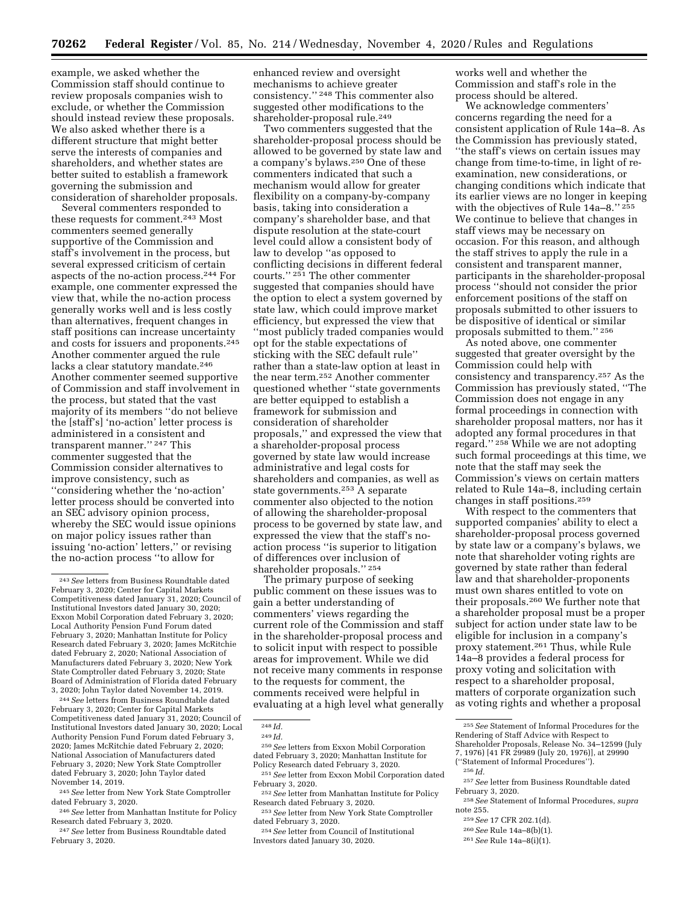example, we asked whether the Commission staff should continue to review proposals companies wish to exclude, or whether the Commission should instead review these proposals. We also asked whether there is a different structure that might better serve the interests of companies and shareholders, and whether states are better suited to establish a framework governing the submission and consideration of shareholder proposals.

Several commenters responded to these requests for comment.[243] Most commenters seemed generally supportive of the Commission and staff's involvement in the process, but several expressed criticism of certain aspects of the no-action process.[244] For example, one commenter expressed the view that, while the no-action process generally works well and is less costly than alternatives, frequent changes in staff positions can increase uncertainty and costs for issuers and proponents.[245] Another commenter argued the rule lacks a clear statutory mandate.[246] Another commenter seemed supportive of Commission and staff involvement in the process, but stated that the vast majority of its members ''do not believe the [staff's] 'no-action' letter process is administered in a consistent and transparent manner.'' [247] This commenter suggested that the Commission consider alternatives to improve consistency, such as ''considering whether the 'no-action' letter process should be converted into an SEC advisory opinion process, whereby the SEC would issue opinions on major policy issues rather than issuing 'no-action' letters,'' or revising the no-action process ''to allow for enhanced review and oversight mechanisms to achieve greater consistency.'' [248] This commenter also suggested other modifications to the shareholder-proposal rule.[249]

Two commenters suggested that the shareholder-proposal process should be allowed to be governed by state law and a company's bylaws.[250] One of these commenters indicated that such a mechanism would allow for greater flexibility on a company-by-company basis, taking into consideration a company's shareholder base, and that dispute resolution at the state-court level could allow a consistent body of law to develop ''as opposed to conflicting decisions in different federal courts.'' [251] The other commenter suggested that companies should have the option to elect a system governed by state law, which could improve market efficiency, but expressed the view that ''most publicly traded companies would opt for the stable expectations of sticking with the SEC default rule'' rather than a state-law option at least in the near term.[252] Another commenter questioned whether ''state governments are better equipped to establish a framework for submission and consideration of shareholder proposals,'' and expressed the view that a shareholder-proposal process governed by state law would increase administrative and legal costs for shareholders and companies, as well as state governments.[253] A separate commenter also objected to the notion of allowing the shareholder-proposal process to be governed by state law, and expressed the view that the staff's no-action process ''is superior to litigation of differences over inclusion of shareholder proposals.'' [254]

The primary purpose of seeking public comment on these issues was to gain a better understanding of commenters' views regarding the current role of the Commission and staff in the shareholder-proposal process and to solicit input with respect to possible areas for improvement. While we did not receive many comments in response to the requests for comment, the comments received were helpful in evaluating at a high level what generally works well and whether the Commission and staff's role in the process should be altered.

We acknowledge commenters' concerns regarding the need for a consistent application of Rule 14a–8. As the Commission has previously stated, ''the staff's views on certain issues may change from time-to-time, in light of re-examination, new considerations, or changing conditions which indicate that its earlier views are no longer in keeping with the objectives of Rule 14a–8.'' [255] We continue to believe that changes in staff views may be necessary on occasion. For this reason, and although the staff strives to apply the rule in a consistent and transparent manner, participants in the shareholder-proposal process ''should not consider the prior enforcement positions of the staff on proposals submitted to other issuers to be dispositive of identical or similar proposals submitted to them.'' [256]

As noted above, one commenter suggested that greater oversight by the Commission could help with consistency and transparency.[257] As the Commission has previously stated, ''The Commission does not engage in any formal proceedings in connection with shareholder proposal matters, nor has it adopted any formal procedures in that regard.'' [258] While we are not adopting such formal proceedings at this time, we note that the staff may seek the Commission's views on certain matters related to Rule 14a–8, including certain changes in staff positions.[259]

With respect to the commenters that supported companies' ability to elect a shareholder-proposal process governed by state law or a company's bylaws, we note that shareholder voting rights are governed by state rather than federal law and that shareholder-proponents must own shares entitled to vote on their proposals.[260] We further note that a shareholder proposal must be a proper subject for action under state law to be eligible for inclusion in a company's proxy statement.[261] Thus, while Rule 14a–8 provides a federal process for proxy voting and solicitation with respect to a shareholder proposal, matters of corporate organization such as voting rights and whether a proposal

---

[243] *See* letters from Business Roundtable dated February 3, 2020; Center for Capital Markets Competitiveness dated January 31, 2020; Council of Institutional Investors dated January 30, 2020; Exxon Mobil Corporation dated February 3, 2020; Local Authority Pension Fund Forum dated February 3, 2020; Manhattan Institute for Policy Research dated February 3, 2020; James McRitchie dated February 2, 2020; National Association of Manufacturers dated February 3, 2020; New York State Comptroller dated February 3, 2020; State Board of Administration of Florida dated February 3, 2020; John Taylor dated November 14, 2019.

[244] *See* letters from Business Roundtable dated February 3, 2020; Center for Capital Markets Competitiveness dated January 31, 2020; Council of Institutional Investors dated January 30, 2020; Local Authority Pension Fund Forum dated February 3, 2020; James McRitchie dated February 2, 2020; National Association of Manufacturers dated February 3, 2020; New York State Comptroller dated February 3, 2020; John Taylor dated November 14, 2019.

[245] *See* letter from New York State Comptroller dated February 3, 2020.

[246] *See* letter from Manhattan Institute for Policy Research dated February 3, 2020.

[247] *See* letter from Business Roundtable dated February 3, 2020.

[248] *Id.*

[249] *Id.*

[250] *See* letters from Exxon Mobil Corporation dated February 3, 2020; Manhattan Institute for Policy Research dated February 3, 2020.

[251] *See* letter from Exxon Mobil Corporation dated February 3, 2020.

[252] *See* letter from Manhattan Institute for Policy Research dated February 3, 2020.

[253] *See* letter from New York State Comptroller dated February 3, 2020.

[254] *See* letter from Council of Institutional Investors dated January 30, 2020.

[255] *See* Statement of Informal Procedures for the Rendering of Staff Advice with Respect to Shareholder Proposals, Release No. 34–12599 (July 7, 1976) [41 FR 29989 (July 20, 1976)], at 29990 (''Statement of Informal Procedures'').

[256] *Id.*

[257] *See* letter from Business Roundtable dated February 3, 2020.

[258] *See* Statement of Informal Procedures, *supra* note 255.

[259] *See* 17 CFR 202.1(d).

[260] *See* Rule 14a–8(b)(1).

[261] *See* Rule 14a–8(i)(1).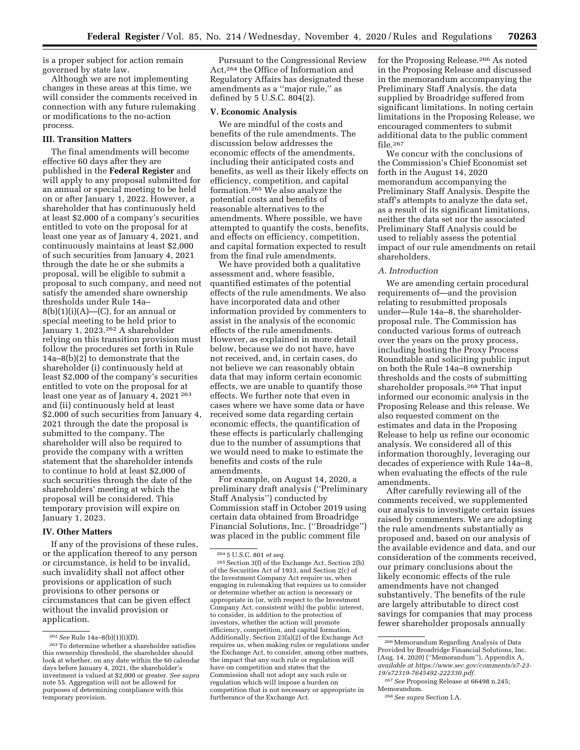is a proper subject for action remain governed by state law.

Although we are not implementing changes in these areas at this time, we will consider the comments received in connection with any future rulemaking or modifications to the no-action process.

### III. Transition Matters

The final amendments will become effective 60 days after they are published in the **Federal Register** and will apply to any proposal submitted for an annual or special meeting to be held on or after January 1, 2022. However, a shareholder that has continuously held at least $2,000 of a company's securities entitled to vote on the proposal for at least one year as of January 4, 2021, and continuously maintains at least $2,000 of such securities from January 4, 2021 through the date he or she submits a proposal, will be eligible to submit a proposal to such company, and need not satisfy the amended share ownership thresholds under Rule 14a–8(b)(1)(i)(A)—(C), for an annual or special meeting to be held prior to January 1, 2023.[262] A shareholder relying on this transition provision must follow the procedures set forth in Rule 14a–8(b)(2) to demonstrate that the shareholder (i) continuously held at least $2,000 of the company's securities entitled to vote on the proposal for at least one year as of January 4, 2021 [263] and (ii) continuously held at least $2,000 of such securities from January 4, 2021 through the date the proposal is submitted to the company. The shareholder will also be required to provide the company with a written statement that the shareholder intends to continue to hold at least $2,000 of such securities through the date of the shareholders' meeting at which the proposal will be considered. This temporary provision will expire on January 1, 2023.

### IV. Other Matters

If any of the provisions of these rules, or the application thereof to any person or circumstance, is held to be invalid, such invalidity shall not affect other provisions or application of such provisions to other persons or circumstances that can be given effect without the invalid provision or application.

Pursuant to the Congressional Review Act,[264] the Office of Information and Regulatory Affairs has designated these amendments as a ''major rule,'' as defined by 5 U.S.C. 804(2).

### V. Economic Analysis

We are mindful of the costs and benefits of the rule amendments. The discussion below addresses the economic effects of the amendments, including their anticipated costs and benefits, as well as their likely effects on efficiency, competition, and capital formation.[265] We also analyze the potential costs and benefits of reasonable alternatives to the amendments. Where possible, we have attempted to quantify the costs, benefits, and effects on efficiency, competition, and capital formation expected to result from the final rule amendments.

We have provided both a qualitative assessment and, where feasible, quantified estimates of the potential effects of the rule amendments. We also have incorporated data and other information provided by commenters to assist in the analysis of the economic effects of the rule amendments. However, as explained in more detail below, because we do not have, have not received, and, in certain cases, do not believe we can reasonably obtain data that may inform certain economic effects, we are unable to quantify those effects. We further note that even in cases where we have some data or have received some data regarding certain economic effects, the quantification of these effects is particularly challenging due to the number of assumptions that we would need to make to estimate the benefits and costs of the rule amendments.

For example, on August 14, 2020, a preliminary draft analysis (''Preliminary Staff Analysis'') conducted by Commission staff in October 2019 using certain data obtained from Broadridge Financial Solutions, Inc. (''Broadridge'') was placed in the public comment file for the Proposing Release.[266] As noted in the Proposing Release and discussed in the memorandum accompanying the Preliminary Staff Analysis, the data supplied by Broadridge suffered from significant limitations. In noting certain limitations in the Proposing Release, we encouraged commenters to submit additional data to the public comment file.[267]

We concur with the conclusions of the Commission's Chief Economist set forth in the August 14, 2020 memorandum accompanying the Preliminary Staff Analysis. Despite the staff's attempts to analyze the data set, as a result of its significant limitations, neither the data set nor the associated Preliminary Staff Analysis could be used to reliably assess the potential impact of our rule amendments on retail shareholders.

#### *A. Introduction*

We are amending certain procedural requirements of—and the provision relating to resubmitted proposals under—Rule 14a–8, the shareholder-proposal rule. The Commission has conducted various forms of outreach over the years on the proxy process, including hosting the Proxy Process Roundtable and soliciting public input on both the Rule 14a–8 ownership thresholds and the costs of submitting shareholder proposals.[268] That input informed our economic analysis in the Proposing Release and this release. We also requested comment on the estimates and data in the Proposing Release to help us refine our economic analysis. We considered all of this information thoroughly, leveraging our decades of experience with Rule 14a–8, when evaluating the effects of the rule amendments.

After carefully reviewing all of the comments received, we supplemented our analysis to investigate certain issues raised by commenters. We are adopting the rule amendments substantially as proposed and, based on our analysis of the available evidence and data, and our consideration of the comments received, our primary conclusions about the likely economic effects of the rule amendments have not changed substantively. The benefits of the rule are largely attributable to direct cost savings for companies that may process fewer shareholder proposals annually

---

[262] *See* Rule 14a–8(b)(1)(i)(D).

[263] To determine whether a shareholder satisfies this ownership threshold, the shareholder should look at whether, on any date within the 60 calendar days before January 4, 2021, the shareholder's investment is valued at $2,000 or greater. *See supra* note 55. Aggregation will not be allowed for purposes of determining compliance with this temporary provision.

[264] 5 U.S.C. 801 *et seq.*

[265] Section 3(f) of the Exchange Act, Section 2(b) of the Securities Act of 1933, and Section 2(c) of the Investment Company Act require us, when engaging in rulemaking that requires us to consider or determine whether an action is necessary or appropriate in (or, with respect to the Investment Company Act, consistent with) the public interest, to consider, in addition to the protection of investors, whether the action will promote efficiency, competition, and capital formation. Additionally, Section 23(a)(2) of the Exchange Act requires us, when making rules or regulations under the Exchange Act, to consider, among other matters, the impact that any such rule or regulation will have on competition and states that the Commission shall not adopt any such rule or regulation which will impose a burden on competition that is not necessary or appropriate in furtherance of the Exchange Act.

[266] Memorandum Regarding Analysis of Data Provided by Broadridge Financial Solutions, Inc. (Aug. 14, 2020) (''Memorandum''), Appendix A, *available at https://www.sec.gov/comments/s7-23-19/s72319-7645492-222330.pdf.*

[267] *See* Proposing Release at 66498 n.245; Memorandum.

[268] *See supra* Section I.A.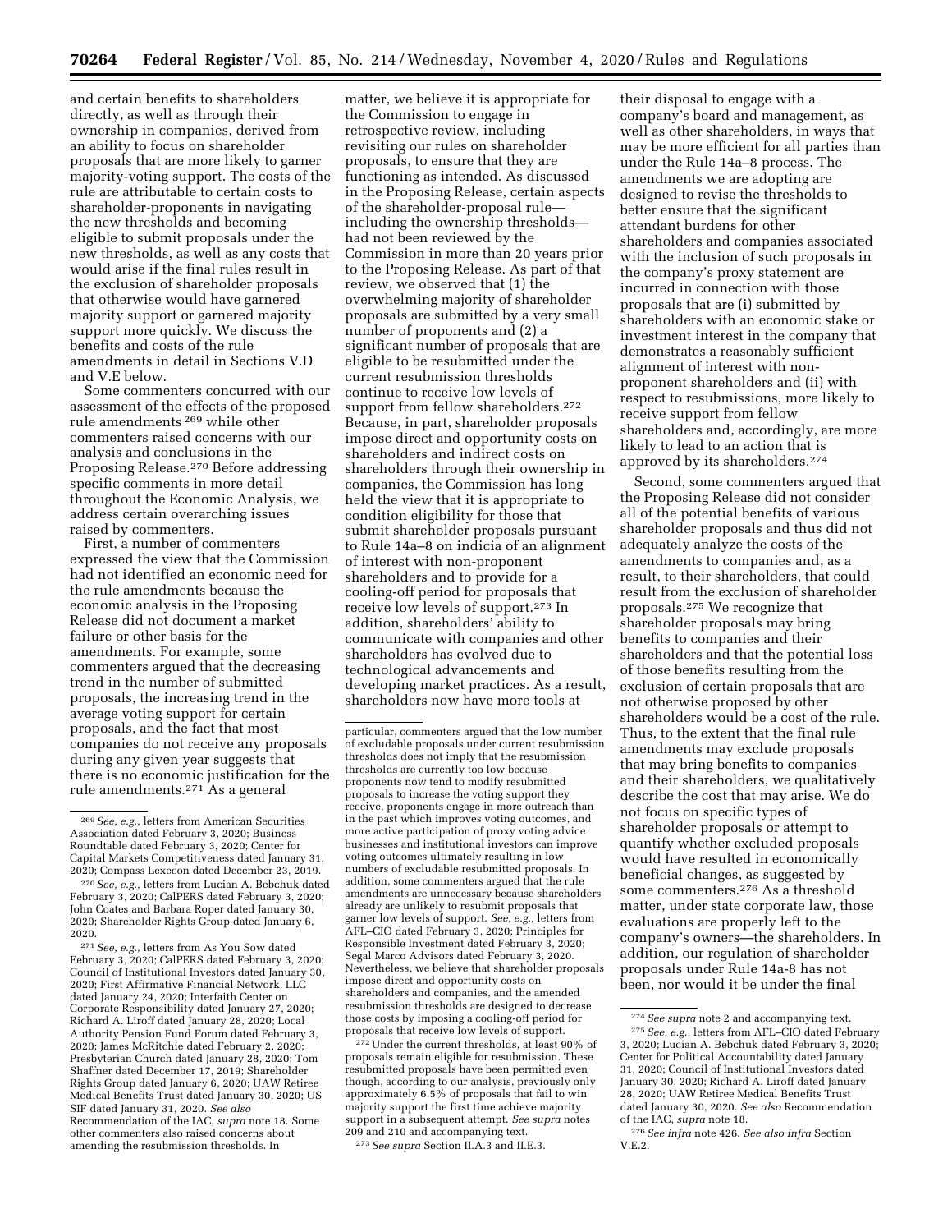and certain benefits to shareholders directly, as well as through their ownership in companies, derived from an ability to focus on shareholder proposals that are more likely to garner majority-voting support. The costs of the rule are attributable to certain costs to shareholder-proponents in navigating the new thresholds and becoming eligible to submit proposals under the new thresholds, as well as any costs that would arise if the final rules result in the exclusion of shareholder proposals that otherwise would have garnered majority support or garnered majority support more quickly. We discuss the benefits and costs of the rule amendments in detail in Sections V.D and V.E below.

Some commenters concurred with our assessment of the effects of the proposed rule amendments [269] while other commenters raised concerns with our analysis and conclusions in the Proposing Release.[270] Before addressing specific comments in more detail throughout the Economic Analysis, we address certain overarching issues raised by commenters.

First, a number of commenters expressed the view that the Commission had not identified an economic need for the rule amendments because the economic analysis in the Proposing Release did not document a market failure or other basis for the amendments. For example, some commenters argued that the decreasing trend in the number of submitted proposals, the increasing trend in the average voting support for certain proposals, and the fact that most companies do not receive any proposals during any given year suggests that there is no economic justification for the rule amendments.[271] As a general matter, we believe it is appropriate for the Commission to engage in retrospective review, including revisiting our rules on shareholder proposals, to ensure that they are functioning as intended. As discussed in the Proposing Release, certain aspects of the shareholder-proposal rule—including the ownership thresholds—had not been reviewed by the Commission in more than 20 years prior to the Proposing Release. As part of that review, we observed that (1) the overwhelming majority of shareholder proposals are submitted by a very small number of proponents and (2) a significant number of proposals that are eligible to be resubmitted under the current resubmission thresholds continue to receive low levels of support from fellow shareholders.[272] Because, in part, shareholder proposals impose direct and opportunity costs on shareholders and indirect costs on shareholders through their ownership in companies, the Commission has long held the view that it is appropriate to condition eligibility for those that submit shareholder proposals pursuant to Rule 14a–8 on indicia of an alignment of interest with non-proponent shareholders and to provide for a cooling-off period for proposals that receive low levels of support.[273] In addition, shareholders' ability to communicate with companies and other shareholders has evolved due to technological advancements and developing market practices. As a result, shareholders now have more tools at their disposal to engage with a company's board and management, as well as other shareholders, in ways that may be more efficient for all parties than under the Rule 14a–8 process. The amendments we are adopting are designed to revise the thresholds to better ensure that the significant attendant burdens for other shareholders and companies associated with the inclusion of such proposals in the company's proxy statement are incurred in connection with those proposals that are (i) submitted by shareholders with an economic stake or investment interest in the company that demonstrates a reasonably sufficient alignment of interest with non-proponent shareholders and (ii) with respect to resubmissions, more likely to receive support from fellow shareholders and, accordingly, are more likely to lead to an action that is approved by its shareholders.[274]

Second, some commenters argued that the Proposing Release did not consider all of the potential benefits of various shareholder proposals and thus did not adequately analyze the costs of the amendments to companies and, as a result, to their shareholders, that could result from the exclusion of shareholder proposals.[275] We recognize that shareholder proposals may bring benefits to companies and their shareholders and that the potential loss of those benefits resulting from the exclusion of certain proposals that are not otherwise proposed by other shareholders would be a cost of the rule. Thus, to the extent that the final rule amendments may exclude proposals that may bring benefits to companies and their shareholders, we qualitatively describe the cost that may arise. We do not focus on specific types of shareholder proposals or attempt to quantify whether excluded proposals would have resulted in economically beneficial changes, as suggested by some commenters.[276] As a threshold matter, under state corporate law, those evaluations are properly left to the company's owners—the shareholders. In addition, our regulation of shareholder proposals under Rule 14a-8 has not been, nor would it be under the final

---

[269] *See, e.g.,* letters from American Securities Association dated February 3, 2020; Business Roundtable dated February 3, 2020; Center for Capital Markets Competitiveness dated January 31, 2020; Compass Lexecon dated December 23, 2019.

[270] *See, e.g.,* letters from Lucian A. Bebchuk dated February 3, 2020; CalPERS dated February 3, 2020; John Coates and Barbara Roper dated January 30, 2020; Shareholder Rights Group dated January 6, 2020.

[271] *See, e.g.,* letters from As You Sow dated February 3, 2020; CalPERS dated February 3, 2020; Council of Institutional Investors dated January 30, 2020; First Affirmative Financial Network, LLC dated January 24, 2020; Interfaith Center on Corporate Responsibility dated January 27, 2020; Richard A. Liroff dated January 28, 2020; Local Authority Pension Fund Forum dated February 3, 2020; James McRitchie dated February 2, 2020; Presbyterian Church dated January 28, 2020; Tom Shaffner dated December 17, 2019; Shareholder Rights Group dated January 6, 2020; UAW Retiree Medical Benefits Trust dated January 30, 2020; US SIF dated January 31, 2020. *See also* Recommendation of the IAC, *supra* note 18. Some other commenters also raised concerns about amending the resubmission thresholds. In particular, commenters argued that the low number of excludable proposals under current resubmission thresholds does not imply that the resubmission thresholds are currently too low because proponents now tend to modify resubmitted proposals to increase the voting support they receive, proponents engage in more outreach than in the past which improves voting outcomes, and more active participation of proxy voting advice businesses and institutional investors can improve voting outcomes ultimately resulting in low numbers of excludable resubmitted proposals. In addition, some commenters argued that the rule amendments are unnecessary because shareholders already are unlikely to resubmit proposals that garner low levels of support. *See, e.g.,* letters from AFL–CIO dated February 3, 2020; Principles for Responsible Investment dated February 3, 2020; Segal Marco Advisors dated February 3, 2020. Nevertheless, we believe that shareholder proposals impose direct and opportunity costs on shareholders and companies, and the amended resubmission thresholds are designed to decrease those costs by imposing a cooling-off period for proposals that receive low levels of support.

[272] Under the current thresholds, at least 90% of proposals remain eligible for resubmission. These resubmitted proposals have been permitted even though, according to our analysis, previously only approximately 6.5% of proposals that fail to win majority support the first time achieve majority support in a subsequent attempt. *See supra* notes 209 and 210 and accompanying text.

[273] *See supra* Section II.A.3 and II.E.3.

[274] *See supra* note 2 and accompanying text.

[275] *See, e.g.,* letters from AFL–CIO dated February 3, 2020; Lucian A. Bebchuk dated February 3, 2020; Center for Political Accountability dated January 31, 2020; Council of Institutional Investors dated January 30, 2020; Richard A. Liroff dated January 28, 2020; UAW Retiree Medical Benefits Trust dated January 30, 2020. *See also* Recommendation of the IAC, *supra* note 18.

[276] *See infra* note 426. *See also infra* Section V.E.2.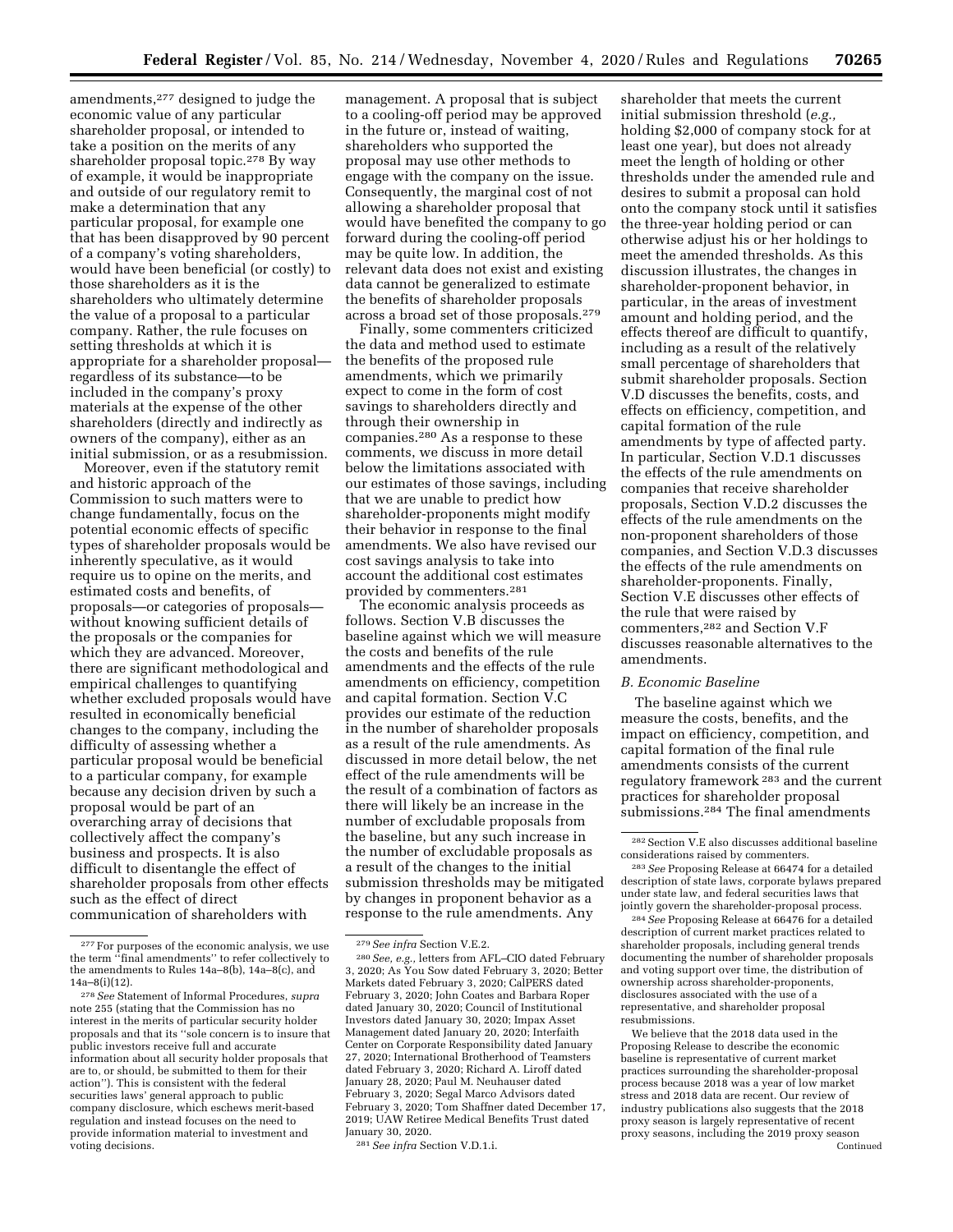amendments,[277] designed to judge the economic value of any particular shareholder proposal, or intended to take a position on the merits of any shareholder proposal topic.[278] By way of example, it would be inappropriate and outside of our regulatory remit to make a determination that any particular proposal, for example one that has been disapproved by 90 percent of a company's voting shareholders, would have been beneficial (or costly) to those shareholders as it is the shareholders who ultimately determine the value of a proposal to a particular company. Rather, the rule focuses on setting thresholds at which it is appropriate for a shareholder proposal—regardless of its substance—to be included in the company's proxy materials at the expense of the other shareholders (directly and indirectly as owners of the company), either as an initial submission, or as a resubmission.

Moreover, even if the statutory remit and historic approach of the Commission to such matters were to change fundamentally, focus on the potential economic effects of specific types of shareholder proposals would be inherently speculative, as it would require us to opine on the merits, and estimated costs and benefits, of proposals—or categories of proposals—without knowing sufficient details of the proposals or the companies for which they are advanced. Moreover, there are significant methodological and empirical challenges to quantifying whether excluded proposals would have resulted in economically beneficial changes to the company, including the difficulty of assessing whether a particular proposal would be beneficial to a particular company, for example because any decision driven by such a proposal would be part of an overarching array of decisions that collectively affect the company's business and prospects. It is also difficult to disentangle the effect of shareholder proposals from other effects such as the effect of direct communication of shareholders with management. A proposal that is subject to a cooling-off period may be approved in the future or, instead of waiting, shareholders who supported the proposal may use other methods to engage with the company on the issue. Consequently, the marginal cost of not allowing a shareholder proposal that would have benefited the company to go forward during the cooling-off period may be quite low. In addition, the relevant data does not exist and existing data cannot be generalized to estimate the benefits of shareholder proposals across a broad set of those proposals.[279]

Finally, some commenters criticized the data and method used to estimate the benefits of the proposed rule amendments, which we primarily expect to come in the form of cost savings to shareholders directly and through their ownership in companies.[280] As a response to these comments, we discuss in more detail below the limitations associated with our estimates of those savings, including that we are unable to predict how shareholder-proponents might modify their behavior in response to the final amendments. We also have revised our cost savings analysis to take into account the additional cost estimates provided by commenters.[281]

The economic analysis proceeds as follows. Section V.B discusses the baseline against which we will measure the costs and benefits of the rule amendments and the effects of the rule amendments on efficiency, competition and capital formation. Section V.C provides our estimate of the reduction in the number of shareholder proposals as a result of the rule amendments. As discussed in more detail below, the net effect of the rule amendments will be the result of a combination of factors as there will likely be an increase in the number of excludable proposals from the baseline, but any such increase in the number of excludable proposals as a result of the changes to the initial submission thresholds may be mitigated by changes in proponent behavior as a response to the rule amendments. Any shareholder that meets the current initial submission threshold (*e.g.,* holding $2,000 of company stock for at least one year), but does not already meet the length of holding or other thresholds under the amended rule and desires to submit a proposal can hold onto the company stock until it satisfies the three-year holding period or can otherwise adjust his or her holdings to meet the amended thresholds. As this discussion illustrates, the changes in shareholder-proponent behavior, in particular, in the areas of investment amount and holding period, and the effects thereof are difficult to quantify, including as a result of the relatively small percentage of shareholders that submit shareholder proposals. Section V.D discusses the benefits, costs, and effects on efficiency, competition, and capital formation of the rule amendments by type of affected party. In particular, Section V.D.1 discusses the effects of the rule amendments on companies that receive shareholder proposals, Section V.D.2 discusses the effects of the rule amendments on the non-proponent shareholders of those companies, and Section V.D.3 discusses the effects of the rule amendments on shareholder-proponents. Finally, Section V.E discusses other effects of the rule that were raised by commenters,[282] and Section V.F discusses reasonable alternatives to the amendments.

### *B. Economic Baseline*

The baseline against which we measure the costs, benefits, and the impact on efficiency, competition, and capital formation of the final rule amendments consists of the current regulatory framework [283] and the current practices for shareholder proposal submissions.[284] The final amendments

---

[277] For purposes of the economic analysis, we use the term ''final amendments'' to refer collectively to the amendments to Rules 14a–8(b), 14a–8(c), and 14a–8(i)(12).

[278] *See* Statement of Informal Procedures, *supra* note 255 (stating that the Commission has no interest in the merits of particular security holder proposals and that its ''sole concern is to insure that public investors receive full and accurate information about all security holder proposals that are to, or should, be submitted to them for their action''). This is consistent with the federal securities laws' general approach to public company disclosure, which eschews merit-based regulation and instead focuses on the need to provide information material to investment and voting decisions.

[279] *See infra* Section V.E.2.

[280] *See, e.g.,* letters from AFL–CIO dated February 3, 2020; As You Sow dated February 3, 2020; Better Markets dated February 3, 2020; CalPERS dated February 3, 2020; John Coates and Barbara Roper dated January 30, 2020; Council of Institutional Investors dated January 30, 2020; Impax Asset Management dated January 20, 2020; Interfaith Center on Corporate Responsibility dated January 27, 2020; International Brotherhood of Teamsters dated February 3, 2020; Richard A. Liroff dated January 28, 2020; Paul M. Neuhauser dated February 3, 2020; Segal Marco Advisors dated February 3, 2020; Tom Shaffner dated December 17, 2019; UAW Retiree Medical Benefits Trust dated January 30, 2020.

[281] *See infra* Section V.D.1.i.

[282] Section V.E also discusses additional baseline considerations raised by commenters.

[283] *See* Proposing Release at 66474 for a detailed description of state laws, corporate bylaws prepared under state law, and federal securities laws that jointly govern the shareholder-proposal process.

[284] *See* Proposing Release at 66476 for a detailed description of current market practices related to shareholder proposals, including general trends documenting the number of shareholder proposals and voting support over time, the distribution of ownership across shareholder-proponents, disclosures associated with the use of a representative, and shareholder proposal resubmissions.

We believe that the 2018 data used in the Proposing Release to describe the economic baseline is representative of current market practices surrounding the shareholder-proposal process because 2018 was a year of low market stress and 2018 data are recent. Our review of industry publications also suggests that the 2018 proxy season is largely representative of recent proxy seasons, including the 2019 proxy season

Continued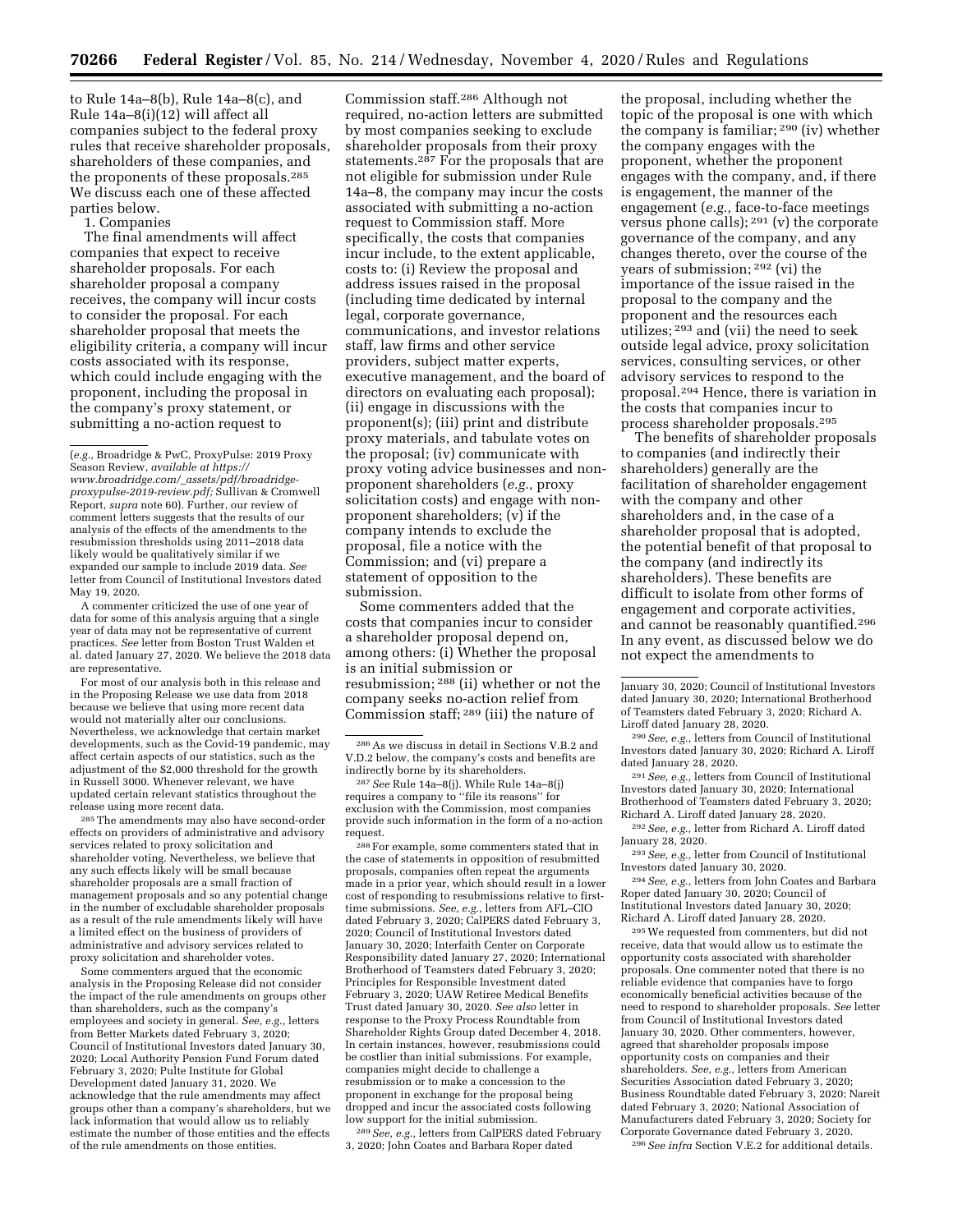to Rule 14a–8(b), Rule 14a–8(c), and Rule 14a–8(i)(12) will affect all companies subject to the federal proxy rules that receive shareholder proposals, shareholders of these companies, and the proponents of these proposals.[285] We discuss each one of these affected parties below.

1. Companies

The final amendments will affect companies that expect to receive shareholder proposals. For each shareholder proposal a company receives, the company will incur costs to consider the proposal. For each shareholder proposal that meets the eligibility criteria, a company will incur costs associated with its response, which could include engaging with the proponent, including the proposal in the company's proxy statement, or submitting a no-action request to Commission staff.[286] Although not required, no-action letters are submitted by most companies seeking to exclude shareholder proposals from their proxy statements.[287] For the proposals that are not eligible for submission under Rule 14a–8, the company may incur the costs associated with submitting a no-action request to Commission staff. More specifically, the costs that companies incur include, to the extent applicable, costs to: (i) Review the proposal and address issues raised in the proposal (including time dedicated by internal legal, corporate governance, communications, and investor relations staff, law firms and other service providers, subject matter experts, executive management, and the board of directors on evaluating each proposal); (ii) engage in discussions with the proponent(s); (iii) print and distribute proxy materials, and tabulate votes on the proposal; (iv) communicate with proxy voting advice businesses and non-proponent shareholders (*e.g.,* proxy solicitation costs) and engage with non-proponent shareholders; (v) if the company intends to exclude the proposal, file a notice with the Commission; and (vi) prepare a statement of opposition to the submission.

Some commenters added that the costs that companies incur to consider a shareholder proposal depend on, among others: (i) Whether the proposal is an initial submission or resubmission;[288] (ii) whether or not the company seeks no-action relief from Commission staff;[289] (iii) the nature of the proposal, including whether the topic of the proposal is one with which the company is familiar;[290] (iv) whether the company engages with the proponent, whether the proponent engages with the company, and, if there is engagement, the manner of the engagement (*e.g.,* face-to-face meetings versus phone calls);[291] (v) the corporate governance of the company, and any changes thereto, over the course of the years of submission;[292] (vi) the importance of the issue raised in the proposal to the company and the proponent and the resources each utilizes;[293] and (vii) the need to seek outside legal advice, proxy solicitation services, consulting services, or other advisory services to respond to the proposal.[294] Hence, there is variation in the costs that companies incur to process shareholder proposals.[295]

The benefits of shareholder proposals to companies (and indirectly their shareholders) generally are the facilitation of shareholder engagement with the company and other shareholders and, in the case of a shareholder proposal that is adopted, the potential benefit of that proposal to the company (and indirectly its shareholders). These benefits are difficult to isolate from other forms of engagement and corporate activities, and cannot be reasonably quantified.[296] In any event, as discussed below we do not expect the amendments to

---

(*e.g.,* Broadridge & PwC, ProxyPulse: 2019 Proxy Season Review, *available at https://www.broadridge.com/_assets/pdf/broadridge-proxypulse-2019-review.pdf;* Sullivan & Cromwell Report, *supra* note 60). Further, our review of comment letters suggests that the results of our analysis of the effects of the amendments to the resubmission thresholds using 2011–2018 data likely would be qualitatively similar if we expanded our sample to include 2019 data. *See* letter from Council of Institutional Investors dated May 19, 2020.

A commenter criticized the use of one year of data for some of this analysis arguing that a single year of data may not be representative of current practices. *See* letter from Boston Trust Walden et al. dated January 27, 2020. We believe the 2018 data are representative.

For most of our analysis both in this release and in the Proposing Release we use data from 2018 because we believe that using more recent data would not materially alter our conclusions. Nevertheless, we acknowledge that certain market developments, such as the Covid-19 pandemic, may affect certain aspects of our statistics, such as the adjustment of the $2,000 threshold for the growth in Russell 3000. Whenever relevant, we have updated certain relevant statistics throughout the release using more recent data.

[285] The amendments may also have second-order effects on providers of administrative and advisory services related to proxy solicitation and shareholder voting. Nevertheless, we believe that any such effects likely will be small because shareholder proposals are a small fraction of management proposals and so any potential change in the number of excludable shareholder proposals as a result of the rule amendments likely will have a limited effect on the business of providers of administrative and advisory services related to proxy solicitation and shareholder votes.

Some commenters argued that the economic analysis in the Proposing Release did not consider the impact of the rule amendments on groups other than shareholders, such as the company's employees and society in general. *See, e.g.,* letters from Better Markets dated February 3, 2020; Council of Institutional Investors dated January 30, 2020; Local Authority Pension Fund Forum dated February 3, 2020; Pulte Institute for Global Development dated January 31, 2020. We acknowledge that the rule amendments may affect groups other than a company's shareholders, but we lack information that would allow us to reliably estimate the number of those entities and the effects of the rule amendments on those entities.

[286] As we discuss in detail in Sections V.B.2 and V.D.2 below, the company's costs and benefits are indirectly borne by its shareholders.

[287] *See* Rule 14a–8(j). While Rule 14a–8(j) requires a company to "file its reasons" for exclusion with the Commission, most companies provide such information in the form of a no-action request.

[288] For example, some commenters stated that in the case of statements in opposition of resubmitted proposals, companies often repeat the arguments made in a prior year, which should result in a lower cost of responding to resubmissions relative to first-time submissions. *See, e.g.,* letters from AFL–CIO dated February 3, 2020; CalPERS dated February 3, 2020; Council of Institutional Investors dated January 30, 2020; Interfaith Center on Corporate Responsibility dated January 27, 2020; International Brotherhood of Teamsters dated February 3, 2020; Principles for Responsible Investment dated February 3, 2020; UAW Retiree Medical Benefits Trust dated January 30, 2020. *See also* letter in response to the Proxy Process Roundtable from Shareholder Rights Group dated December 4, 2018. In certain instances, however, resubmissions could be costlier than initial submissions. For example, companies might decide to challenge a resubmission or to make a concession to the proponent in exchange for the proposal being dropped and incur the associated costs following low support for the initial submission.

[289] *See, e.g.,* letters from CalPERS dated February 3, 2020; John Coates and Barbara Roper dated January 30, 2020; Council of Institutional Investors dated January 30, 2020; International Brotherhood of Teamsters dated February 3, 2020; Richard A. Liroff dated January 28, 2020.

[290] *See, e.g.,* letters from Council of Institutional Investors dated January 30, 2020; Richard A. Liroff dated January 28, 2020.

[291] *See, e.g.,* letters from Council of Institutional Investors dated January 30, 2020; International Brotherhood of Teamsters dated February 3, 2020; Richard A. Liroff dated January 28, 2020.

[292] *See, e.g.,* letter from Richard A. Liroff dated January 28, 2020.

[293] *See, e.g.,* letter from Council of Institutional Investors dated January 30, 2020.

[294] *See, e.g.,* letters from John Coates and Barbara Roper dated January 30, 2020; Council of Institutional Investors dated January 30, 2020; Richard A. Liroff dated January 28, 2020.

[295] We requested from commenters, but did not receive, data that would allow us to estimate the opportunity costs associated with shareholder proposals. One commenter noted that there is no reliable evidence that companies have to forgo economically beneficial activities because of the need to respond to shareholder proposals. *See* letter from Council of Institutional Investors dated January 30, 2020. Other commenters, however, agreed that shareholder proposals impose opportunity costs on companies and their shareholders. *See, e.g.,* letters from American Securities Association dated February 3, 2020; Business Roundtable dated February 3, 2020; Nareit dated February 3, 2020; National Association of Manufacturers dated February 3, 2020; Society for Corporate Governance dated February 3, 2020.

[296] *See infra* Section V.E.2 for additional details.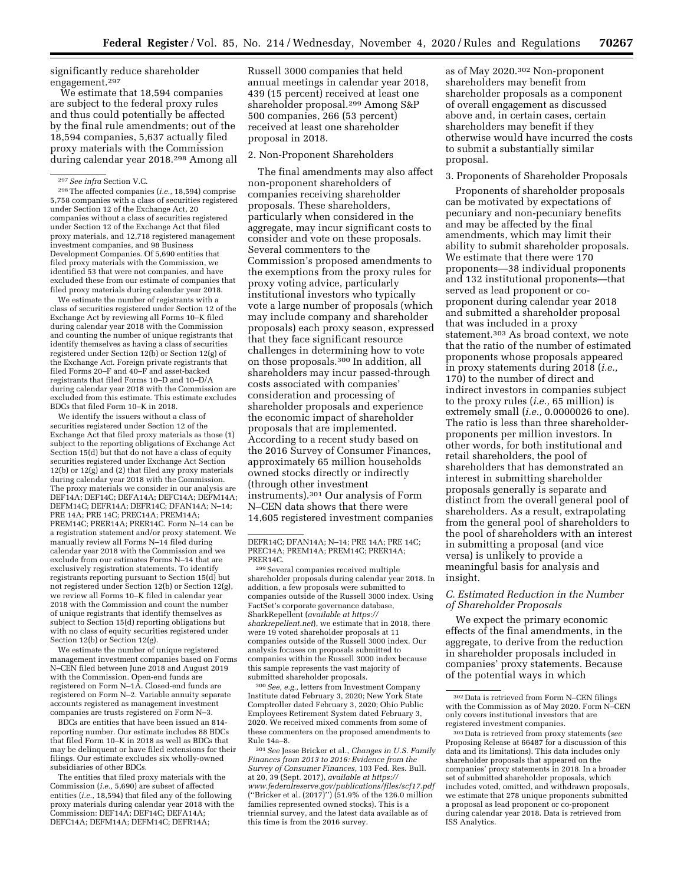significantly reduce shareholder engagement.[297]

We estimate that 18,594 companies are subject to the federal proxy rules and thus could potentially be affected by the final rule amendments; out of the 18,594 companies, 5,637 actually filed proxy materials with the Commission during calendar year 2018.[298] Among all Russell 3000 companies that held annual meetings in calendar year 2018, 439 (15 percent) received at least one shareholder proposal.[299] Among S&P 500 companies, 266 (53 percent) received at least one shareholder proposal in 2018.

2. Non-Proponent Shareholders

The final amendments may also affect non-proponent shareholders of companies receiving shareholder proposals. These shareholders, particularly when considered in the aggregate, may incur significant costs to consider and vote on these proposals. Several commenters to the Commission's proposed amendments to the exemptions from the proxy rules for proxy voting advice, particularly institutional investors who typically vote a large number of proposals (which may include company and shareholder proposals) each proxy season, expressed that they face significant resource challenges in determining how to vote on those proposals.[300] In addition, all shareholders may incur passed-through costs associated with companies' consideration and processing of shareholder proposals and experience the economic impact of shareholder proposals that are implemented. According to a recent study based on the 2016 Survey of Consumer Finances, approximately 65 million households owned stocks directly or indirectly (through other investment instruments).[301] Our analysis of Form N–CEN data shows that there were 14,605 registered investment companies as of May 2020.[302] Non-proponent shareholders may benefit from shareholder proposals as a component of overall engagement as discussed above and, in certain cases, certain shareholders may benefit if they otherwise would have incurred the costs to submit a substantially similar proposal.

3. Proponents of Shareholder Proposals

Proponents of shareholder proposals can be motivated by expectations of pecuniary and non-pecuniary benefits and may be affected by the final amendments, which may limit their ability to submit shareholder proposals. We estimate that there were 170 proponents—38 individual proponents and 132 institutional proponents—that served as lead proponent or co-proponent during calendar year 2018 and submitted a shareholder proposal that was included in a proxy statement.[303] As broad context, we note that the ratio of the number of estimated proponents whose proposals appeared in proxy statements during 2018 (*i.e.,* 170) to the number of direct and indirect investors in companies subject to the proxy rules (*i.e.,* 65 million) is extremely small (*i.e.,* 0.0000026 to one). The ratio is less than three shareholder-proponents per million investors. In other words, for both institutional and retail shareholders, the pool of shareholders that has demonstrated an interest in submitting shareholder proposals generally is separate and distinct from the overall general pool of shareholders. As a result, extrapolating from the general pool of shareholders to the pool of shareholders with an interest in submitting a proposal (and vice versa) is unlikely to provide a meaningful basis for analysis and insight.

### *C. Estimated Reduction in the Number of Shareholder Proposals*

We expect the primary economic effects of the final amendments, in the aggregate, to derive from the reduction in shareholder proposals included in companies' proxy statements. Because of the potential ways in which

---

[297] *See infra* Section V.C.

[298] The affected companies (*i.e.,* 18,594) comprise 5,758 companies with a class of securities registered under Section 12 of the Exchange Act, 20 companies without a class of securities registered under Section 12 of the Exchange Act that filed proxy materials, and 12,718 registered management investment companies, and 98 Business Development Companies. Of 5,690 entities that filed proxy materials with the Commission, we identified 53 that were not companies, and have excluded these from our estimate of companies that filed proxy materials during calendar year 2018.

We estimate the number of registrants with a class of securities registered under Section 12 of the Exchange Act by reviewing all Forms 10–K filed during calendar year 2018 with the Commission and counting the number of unique registrants that identify themselves as having a class of securities registered under Section 12(b) or Section 12(g) of the Exchange Act. Foreign private registrants that filed Forms 20–F and 40–F and asset-backed registrants that filed Forms 10–D and 10–D/A during calendar year 2018 with the Commission are excluded from this estimate. This estimate excludes BDCs that filed Form 10–K in 2018.

We identify the issuers without a class of securities registered under Section 12 of the Exchange Act that filed proxy materials as those (1) subject to the reporting obligations of Exchange Act Section 15(d) but that do not have a class of equity securities registered under Exchange Act Section 12(b) or 12(g) and (2) that filed any proxy materials during calendar year 2018 with the Commission. The proxy materials we consider in our analysis are DEF14A; DEF14C; DEFA14A; DEFC14A; DEFM14A; DEFM14C; DEFR14A; DEFR14C; DFAN14A; N–14; PRE 14A; PRE 14C; PREC14A; PREM14A; PREM14C; PRER14A; PRER14C. Form N–14 can be a registration statement and/or proxy statement. We manually review all Forms N–14 filed during calendar year 2018 with the Commission and we exclude from our estimates Forms N–14 that are exclusively registration statements. To identify registrants reporting pursuant to Section 15(d) but not registered under Section 12(b) or Section 12(g), we review all Forms 10–K filed in calendar year 2018 with the Commission and count the number of unique registrants that identify themselves as subject to Section 15(d) reporting obligations but with no class of equity securities registered under Section 12(b) or Section 12(g).

We estimate the number of unique registered management investment companies based on Forms N–CEN filed between June 2018 and August 2019 with the Commission. Open-end funds are registered on Form N–1A. Closed-end funds are registered on Form N–2. Variable annuity separate accounts registered as management investment companies are trusts registered on Form N–3.

BDCs are entities that have been issued an 814-reporting number. Our estimate includes 88 BDCs that filed Form 10–K in 2018 as well as BDCs that may be delinquent or have filed extensions for their filings. Our estimate excludes six wholly-owned subsidiaries of other BDCs.

The entities that filed proxy materials with the Commission (*i.e.,* 5,690) are subset of affected entities (*i.e.,* 18,594) that filed any of the following proxy materials during calendar year 2018 with the Commission: DEF14A; DEF14C; DEFA14A; DEFC14A; DEFM14A; DEFM14C; DEFR14A; DEFR14C; DFAN14A; N–14; PRE 14A; PRE 14C; PREC14A; PREM14A; PREM14C; PRER14A; PRER14C.

[299] Several companies received multiple shareholder proposals during calendar year 2018. In addition, a few proposals were submitted to companies outside of the Russell 3000 index. Using FactSet's corporate governance database, SharkRepellent (*available at https://sharkrepellent.net*), we estimate that in 2018, there were 19 voted shareholder proposals at 11 companies outside of the Russell 3000 index. Our analysis focuses on proposals submitted to companies within the Russell 3000 index because this sample represents the vast majority of submitted shareholder proposals.

[300] *See, e.g.,* letters from Investment Company Institute dated February 3, 2020; New York State Comptroller dated February 3, 2020; Ohio Public Employees Retirement System dated February 3, 2020. We received mixed comments from some of these commenters on the proposed amendments to Rule 14a–8.

[301] *See* Jesse Bricker et al., *Changes in U.S. Family Finances from 2013 to 2016: Evidence from the Survey of Consumer Finances,* 103 Fed. Res. Bull. at 20, 39 (Sept. 2017), *available at https://www.federalreserve.gov/publications/files/scf17.pdf* (''Bricker et al. (2017)'') (51.9% of the 126.0 million families represented owned stocks). This is a triennial survey, and the latest data available as of this time is from the 2016 survey.

[302] Data is retrieved from Form N–CEN filings with the Commission as of May 2020. Form N–CEN only covers institutional investors that are registered investment companies.

[303] Data is retrieved from proxy statements (*see* Proposing Release at 66487 for a discussion of this data and its limitations). This data includes only shareholder proposals that appeared on the companies' proxy statements in 2018. In a broader set of submitted shareholder proposals, which includes voted, omitted, and withdrawn proposals, we estimate that 278 unique proponents submitted a proposal as lead proponent or co-proponent during calendar year 2018. Data is retrieved from ISS Analytics.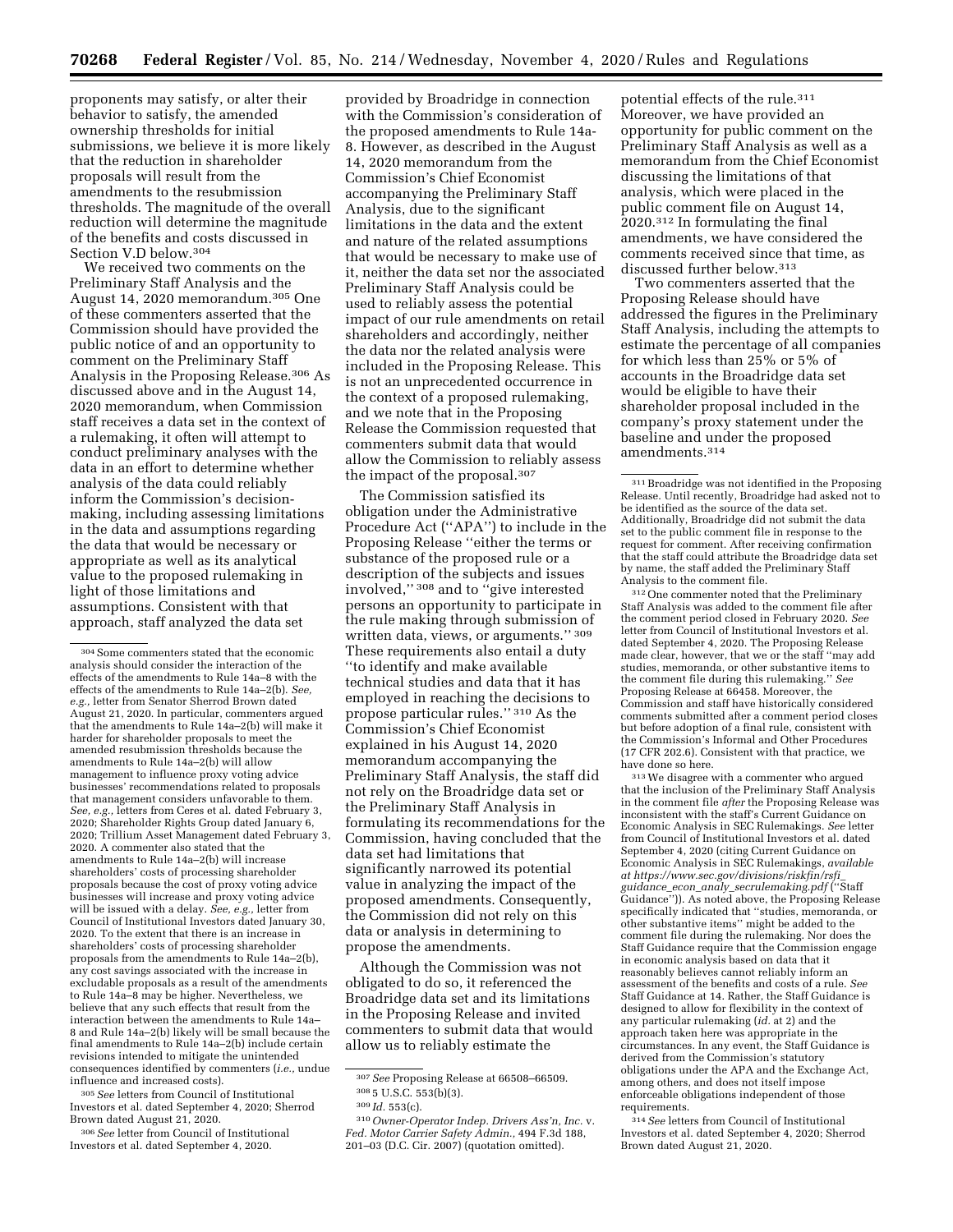proponents may satisfy, or alter their behavior to satisfy, the amended ownership thresholds for initial submissions, we believe it is more likely that the reduction in shareholder proposals will result from the amendments to the resubmission thresholds. The magnitude of the overall reduction will determine the magnitude of the benefits and costs discussed in Section V.D below.[304]

We received two comments on the Preliminary Staff Analysis and the August 14, 2020 memorandum.[305] One of these commenters asserted that the Commission should have provided the public notice of and an opportunity to comment on the Preliminary Staff Analysis in the Proposing Release.[306] As discussed above and in the August 14, 2020 memorandum, when Commission staff receives a data set in the context of a rulemaking, it often will attempt to conduct preliminary analyses with the data in an effort to determine whether analysis of the data could reliably inform the Commission's decision-making, including assessing limitations in the data and assumptions regarding the data that would be necessary or appropriate as well as its analytical value to the proposed rulemaking in light of those limitations and assumptions. Consistent with that approach, staff analyzed the data set provided by Broadridge in connection with the Commission's consideration of the proposed amendments to Rule 14a-8. However, as described in the August 14, 2020 memorandum from the Commission's Chief Economist accompanying the Preliminary Staff Analysis, due to the significant limitations in the data and the extent and nature of the related assumptions that would be necessary to make use of it, neither the data set nor the associated Preliminary Staff Analysis could be used to reliably assess the potential impact of our rule amendments on retail shareholders and accordingly, neither the data nor the related analysis were included in the Proposing Release. This is not an unprecedented occurrence in the context of a proposed rulemaking, and we note that in the Proposing Release the Commission requested that commenters submit data that would allow the Commission to reliably assess the impact of the proposal.[307]

The Commission satisfied its obligation under the Administrative Procedure Act ("APA") to include in the Proposing Release "either the terms or substance of the proposed rule or a description of the subjects and issues involved,"[308] and to "give interested persons an opportunity to participate in the rule making through submission of written data, views, or arguments."[309] These requirements also entail a duty "to identify and make available technical studies and data that it has employed in reaching the decisions to propose particular rules."[310] As the Commission's Chief Economist explained in his August 14, 2020 memorandum accompanying the Preliminary Staff Analysis, the staff did not rely on the Broadridge data set or the Preliminary Staff Analysis in formulating its recommendations for the Commission, having concluded that the data set had limitations that significantly narrowed its potential value in analyzing the impact of the proposed amendments. Consequently, the Commission did not rely on this data or analysis in determining to propose the amendments.

Although the Commission was not obligated to do so, it referenced the Broadridge data set and its limitations in the Proposing Release and invited commenters to submit data that would allow us to reliably estimate the potential effects of the rule.[311] Moreover, we have provided an opportunity for public comment on the Preliminary Staff Analysis as well as a memorandum from the Chief Economist discussing the limitations of that analysis, which were placed in the public comment file on August 14, 2020.[312] In formulating the final amendments, we have considered the comments received since that time, as discussed further below.[313]

Two commenters asserted that the Proposing Release should have addressed the figures in the Preliminary Staff Analysis, including the attempts to estimate the percentage of all companies for which less than 25% or 5% of accounts in the Broadridge data set would be eligible to have their shareholder proposal included in the company's proxy statement under the baseline and under the proposed amendments.[314]

---

[304] Some commenters stated that the economic analysis should consider the interaction of the effects of the amendments to Rule 14a–8 with the effects of the amendments to Rule 14a–2(b). *See, e.g.,* letter from Senator Sherrod Brown dated August 21, 2020. In particular, commenters argued that the amendments to Rule 14a–2(b) will make it harder for shareholder proposals to meet the amended resubmission thresholds because the amendments to Rule 14a–2(b) will allow management to influence proxy voting advice businesses' recommendations related to proposals that management considers unfavorable to them. *See, e.g.,* letters from Ceres et al. dated February 3, 2020; Shareholder Rights Group dated January 6, 2020; Trillium Asset Management dated February 3, 2020. A commenter also stated that the amendments to Rule 14a–2(b) will increase shareholders' costs of processing shareholder proposals because the cost of proxy voting advice businesses will increase and proxy voting advice will be issued with a delay. *See, e.g.,* letter from Council of Institutional Investors dated January 30, 2020. To the extent that there is an increase in shareholders' costs of processing shareholder proposals from the amendments to Rule 14a–2(b), any cost savings associated with the increase in excludable proposals as a result of the amendments to Rule 14a–8 may be higher. Nevertheless, we believe that any such effects that result from the interaction between the amendments to Rule 14a–8 and Rule 14a–2(b) likely will be small because the final amendments to Rule 14a–2(b) include certain revisions intended to mitigate the unintended consequences identified by commenters (*i.e.,* undue influence and increased costs).

[305] *See* letters from Council of Institutional Investors et al. dated September 4, 2020; Sherrod Brown dated August 21, 2020.

[306] *See* letter from Council of Institutional Investors et al. dated September 4, 2020.

[307] *See* Proposing Release at 66508–66509.

[308] 5 U.S.C. 553(b)(3).

[309] *Id.* 553(c).

[310] *Owner-Operator Indep. Drivers Ass'n, Inc.* v. *Fed. Motor Carrier Safety Admin.,* 494 F.3d 188, 201–03 (D.C. Cir. 2007) (quotation omitted).

[311] Broadridge was not identified in the Proposing Release. Until recently, Broadridge had asked not to be identified as the source of the data set. Additionally, Broadridge did not submit the data set to the public comment file in response to the request for comment. After receiving confirmation that the staff could attribute the Broadridge data set by name, the staff added the Preliminary Staff Analysis to the comment file.

[312] One commenter noted that the Preliminary Staff Analysis was added to the comment file after the comment period closed in February 2020. *See* letter from Council of Institutional Investors et al. dated September 4, 2020. The Proposing Release made clear, however, that we or the staff "may add studies, memoranda, or other substantive items to the comment file during this rulemaking." *See* Proposing Release at 66458. Moreover, the Commission and staff have historically considered comments submitted after a comment period closes but before adoption of a final rule, consistent with the Commission's Informal and Other Procedures (17 CFR 202.6). Consistent with that practice, we have done so here.

[313] We disagree with a commenter who argued that the inclusion of the Preliminary Staff Analysis in the comment file *after* the Proposing Release was inconsistent with the staff's Current Guidance on Economic Analysis in SEC Rulemakings. *See* letter from Council of Institutional Investors et al. dated September 4, 2020 (citing Current Guidance on Economic Analysis in SEC Rulemakings, *available at https://www.sec.gov/divisions/riskfin/rsfi_guidance_econ_analy_secrulemaking.pdf* ("Staff Guidance")). As noted above, the Proposing Release specifically indicated that "studies, memoranda, or other substantive items" might be added to the comment file during the rulemaking. Nor does the Staff Guidance require that the Commission engage in economic analysis based on data that it reasonably believes cannot reliably inform an assessment of the benefits and costs of a rule. *See* Staff Guidance at 14. Rather, the Staff Guidance is designed to allow for flexibility in the context of any particular rulemaking (*id.* at 2) and the approach taken here was appropriate in the circumstances. In any event, the Staff Guidance is derived from the Commission's statutory obligations under the APA and the Exchange Act, among others, and does not itself impose enforceable obligations independent of those requirements.

[314] *See* letters from Council of Institutional Investors et al. dated September 4, 2020; Sherrod Brown dated August 21, 2020.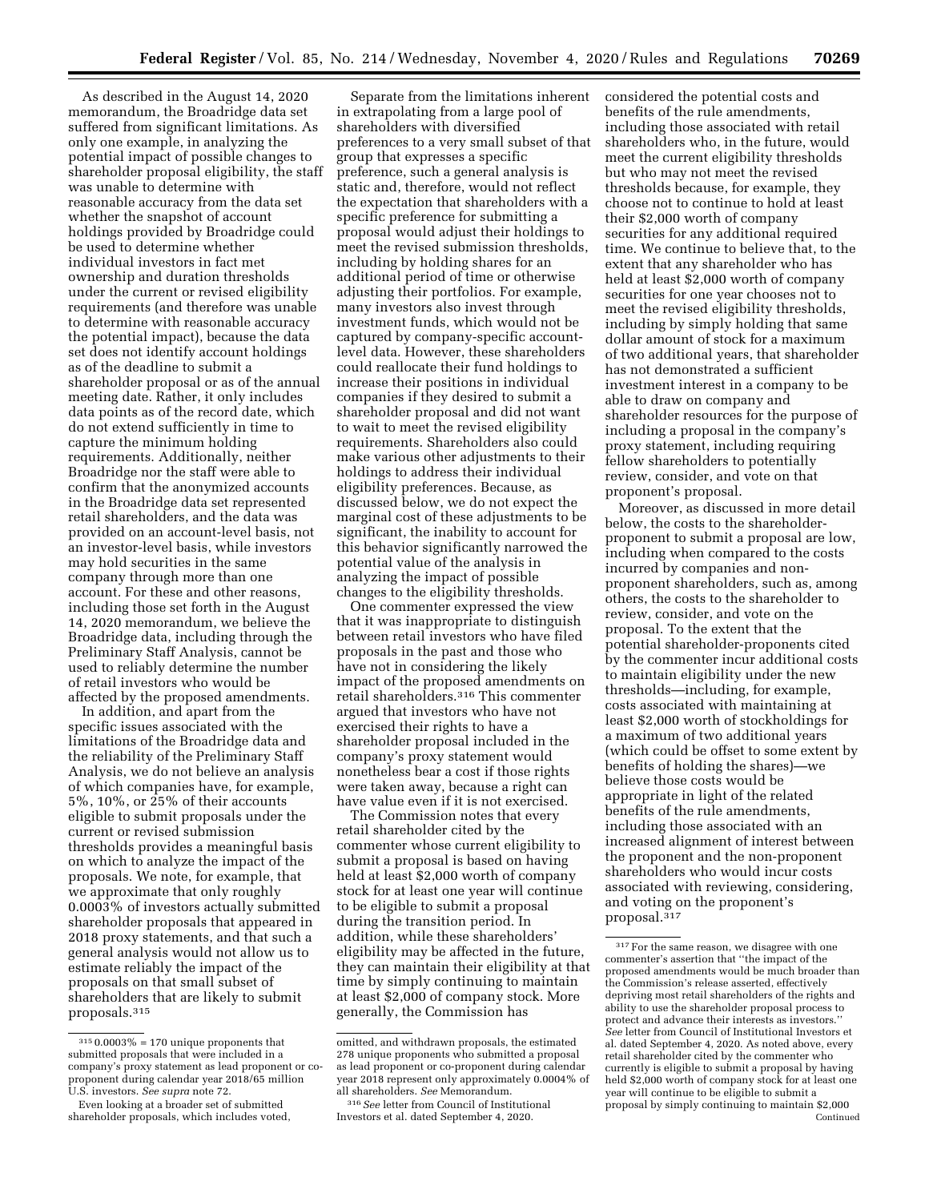As described in the August 14, 2020 memorandum, the Broadridge data set suffered from significant limitations. As only one example, in analyzing the potential impact of possible changes to shareholder proposal eligibility, the staff was unable to determine with reasonable accuracy from the data set whether the snapshot of account holdings provided by Broadridge could be used to determine whether individual investors in fact met ownership and duration thresholds under the current or revised eligibility requirements (and therefore was unable to determine with reasonable accuracy the potential impact), because the data set does not identify account holdings as of the deadline to submit a shareholder proposal or as of the annual meeting date. Rather, it only includes data points as of the record date, which do not extend sufficiently in time to capture the minimum holding requirements. Additionally, neither Broadridge nor the staff were able to confirm that the anonymized accounts in the Broadridge data set represented retail shareholders, and the data was provided on an account-level basis, not an investor-level basis, while investors may hold securities in the same company through more than one account. For these and other reasons, including those set forth in the August 14, 2020 memorandum, we believe the Broadridge data, including through the Preliminary Staff Analysis, cannot be used to reliably determine the number of retail investors who would be affected by the proposed amendments.

In addition, and apart from the specific issues associated with the limitations of the Broadridge data and the reliability of the Preliminary Staff Analysis, we do not believe an analysis of which companies have, for example, 5%, 10%, or 25% of their accounts eligible to submit proposals under the current or revised submission thresholds provides a meaningful basis on which to analyze the impact of the proposals. We note, for example, that we approximate that only roughly 0.0003% of investors actually submitted shareholder proposals that appeared in 2018 proxy statements, and that such a general analysis would not allow us to estimate reliably the impact of the proposals on that small subset of shareholders that are likely to submit proposals.[315]

Separate from the limitations inherent in extrapolating from a large pool of shareholders with diversified preferences to a very small subset of that group that expresses a specific preference, such a general analysis is static and, therefore, would not reflect the expectation that shareholders with a specific preference for submitting a proposal would adjust their holdings to meet the revised submission thresholds, including by holding shares for an additional period of time or otherwise adjusting their portfolios. For example, many investors also invest through investment funds, which would not be captured by company-specific account-level data. However, these shareholders could reallocate their fund holdings to increase their positions in individual companies if they desired to submit a shareholder proposal and did not want to wait to meet the revised eligibility requirements. Shareholders also could make various other adjustments to their holdings to address their individual eligibility preferences. Because, as discussed below, we do not expect the marginal cost of these adjustments to be significant, the inability to account for this behavior significantly narrowed the potential value of the analysis in analyzing the impact of possible changes to the eligibility thresholds.

One commenter expressed the view that it was inappropriate to distinguish between retail investors who have filed proposals in the past and those who have not in considering the likely impact of the proposed amendments on retail shareholders.[316] This commenter argued that investors who have not exercised their rights to have a shareholder proposal included in the company's proxy statement would nonetheless bear a cost if those rights were taken away, because a right can have value even if it is not exercised.

The Commission notes that every retail shareholder cited by the commenter whose current eligibility to submit a proposal is based on having held at least $2,000 worth of company stock for at least one year will continue to be eligible to submit a proposal during the transition period. In addition, while these shareholders' eligibility may be affected in the future, they can maintain their eligibility at that time by simply continuing to maintain at least $2,000 of company stock. More generally, the Commission has considered the potential costs and benefits of the rule amendments, including those associated with retail shareholders who, in the future, would meet the current eligibility thresholds but who may not meet the revised thresholds because, for example, they choose not to continue to hold at least their $2,000 worth of company securities for any additional required time. We continue to believe that, to the extent that any shareholder who has held at least $2,000 worth of company securities for one year chooses not to meet the revised eligibility thresholds, including by simply holding that same dollar amount of stock for a maximum of two additional years, that shareholder has not demonstrated a sufficient investment interest in a company to be able to draw on company and shareholder resources for the purpose of including a proposal in the company's proxy statement, including requiring fellow shareholders to potentially review, consider, and vote on that proponent's proposal.

Moreover, as discussed in more detail below, the costs to the shareholder-proponent to submit a proposal are low, including when compared to the costs incurred by companies and non-proponent shareholders, such as, among others, the costs to the shareholder to review, consider, and vote on the proposal. To the extent that the potential shareholder-proponents cited by the commenter incur additional costs to maintain eligibility under the new thresholds—including, for example, costs associated with maintaining at least $2,000 worth of stockholdings for a maximum of two additional years (which could be offset to some extent by benefits of holding the shares)—we believe those costs would be appropriate in light of the related benefits of the rule amendments, including those associated with an increased alignment of interest between the proponent and the non-proponent shareholders who would incur costs associated with reviewing, considering, and voting on the proponent's proposal.[317]

---

[315] 0.0003% = 170 unique proponents that submitted proposals that were included in a company's proxy statement as lead proponent or co-proponent during calendar year 2018/65 million U.S. investors. *See supra* note 72.

Even looking at a broader set of submitted shareholder proposals, which includes voted, omitted, and withdrawn proposals, the estimated 278 unique proponents who submitted a proposal as lead proponent or co-proponent during calendar year 2018 represent only approximately 0.0004% of all shareholders. *See* Memorandum.

[316] *See* letter from Council of Institutional Investors et al. dated September 4, 2020.

[317] For the same reason, we disagree with one commenter's assertion that "the impact of the proposed amendments would be much broader than the Commission's release asserted, effectively depriving most retail shareholders of the rights and ability to use the shareholder proposal process to protect and advance their interests as investors." *See* letter from Council of Institutional Investors et al. dated September 4, 2020. As noted above, every retail shareholder cited by the commenter who currently is eligible to submit a proposal by having held $2,000 worth of company stock for at least one year will continue to be eligible to submit a proposal by simply continuing to maintain $2,000 Continued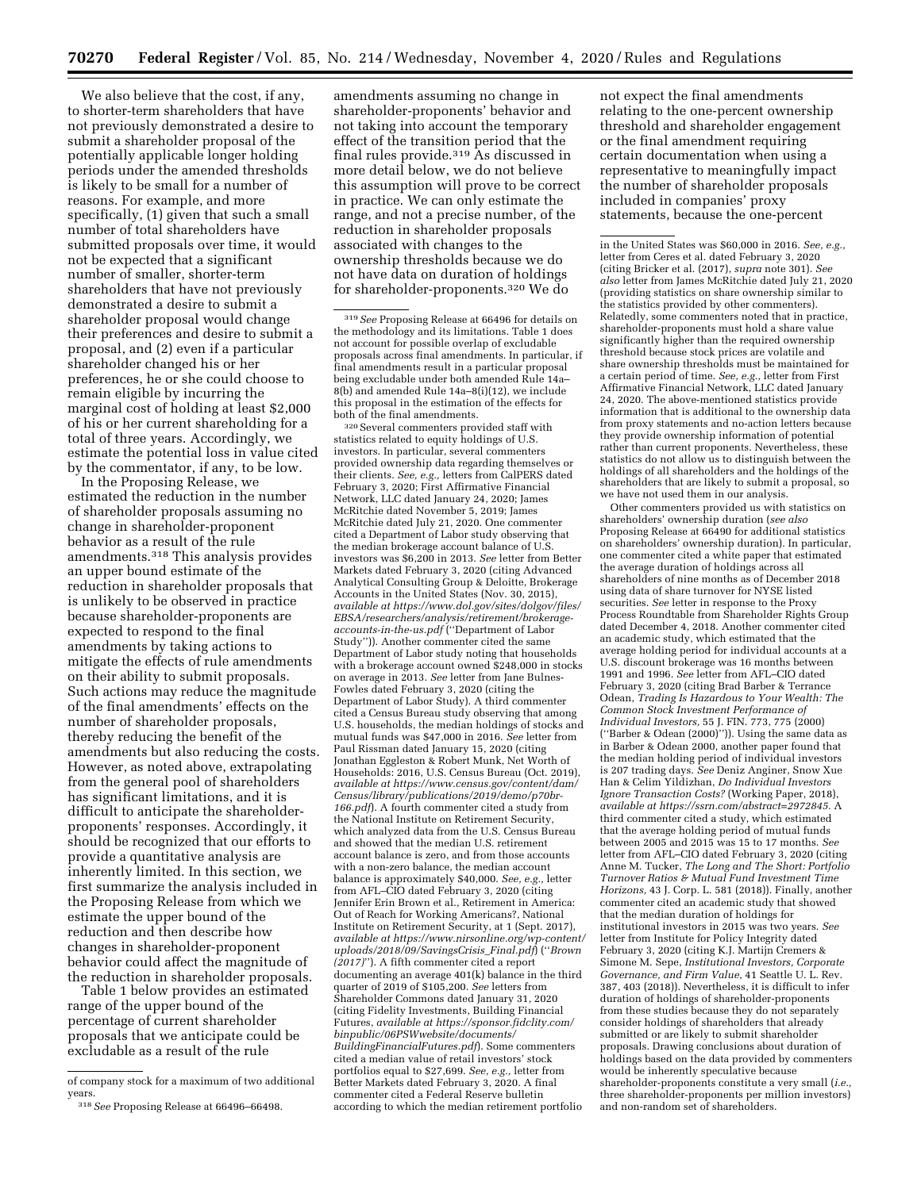We also believe that the cost, if any, to shorter-term shareholders that have not previously demonstrated a desire to submit a shareholder proposal of the potentially applicable longer holding periods under the amended thresholds is likely to be small for a number of reasons. For example, and more specifically, (1) given that such a small number of total shareholders have submitted proposals over time, it would not be expected that a significant number of smaller, shorter-term shareholders that have not previously demonstrated a desire to submit a shareholder proposal would change their preferences and desire to submit a proposal, and (2) even if a particular shareholder changed his or her preferences, he or she could choose to remain eligible by incurring the marginal cost of holding at least $2,000 of his or her current shareholding for a total of three years. Accordingly, we estimate the potential loss in value cited by the commentator, if any, to be low.

In the Proposing Release, we estimated the reduction in the number of shareholder proposals assuming no change in shareholder-proponent behavior as a result of the rule amendments.[318] This analysis provides an upper bound estimate of the reduction in shareholder proposals that is unlikely to be observed in practice because shareholder-proponents are expected to respond to the final amendments by taking actions to mitigate the effects of rule amendments on their ability to submit proposals. Such actions may reduce the magnitude of the final amendments' effects on the number of shareholder proposals, thereby reducing the benefit of the amendments but also reducing the costs. However, as noted above, extrapolating from the general pool of shareholders has significant limitations, and it is difficult to anticipate the shareholder-proponents' responses. Accordingly, it should be recognized that our efforts to provide a quantitative analysis are inherently limited. In this section, we first summarize the analysis included in the Proposing Release from which we estimate the upper bound of the reduction and then describe how changes in shareholder-proponent behavior could affect the magnitude of the reduction in shareholder proposals.

Table 1 below provides an estimated range of the upper bound of the percentage of current shareholder proposals that we anticipate could be excludable as a result of the rule amendments assuming no change in shareholder-proponents' behavior and not taking into account the temporary effect of the transition period that the final rules provide.[319] As discussed in more detail below, we do not believe this assumption will prove to be correct in practice. We can only estimate the range, and not a precise number, of the reduction in shareholder proposals associated with changes to the ownership thresholds because we do not have data on duration of holdings for shareholder-proponents.[320] We do not expect the final amendments relating to the one-percent ownership threshold and shareholder engagement or the final amendment requiring certain documentation when using a representative to meaningfully impact the number of shareholder proposals included in companies' proxy statements, because the one-percent

---

of company stock for a maximum of two additional years.

[318] *See* Proposing Release at 66496–66498.

[319] *See* Proposing Release at 66496 for details on the methodology and its limitations. Table 1 does not account for possible overlap of excludable proposals across final amendments. In particular, if final amendments result in a particular proposal being excludable under both amended Rule 14a–8(b) and amended Rule 14a–8(i)(12), we include this proposal in the estimation of the effects for both of the final amendments.

[320] Several commenters provided staff with statistics related to equity holdings of U.S. investors. In particular, several commenters provided ownership data regarding themselves or their clients. *See, e.g.,* letters from CalPERS dated February 3, 2020; First Affirmative Financial Network, LLC dated January 24, 2020; James McRitchie dated November 5, 2019; James McRitchie dated July 21, 2020. One commenter cited a Department of Labor study observing that the median brokerage account balance of U.S. investors was $6,200 in 2013. *See* letter from Better Markets dated February 3, 2020 (citing Advanced Analytical Consulting Group & Deloitte, Brokerage Accounts in the United States (Nov. 30, 2015), *available at https://www.dol.gov/sites/dolgov/files/EBSA/researchers/analysis/retirement/brokerage-accounts-in-the-us.pdf* (''Department of Labor Study'')). Another commenter cited the same Department of Labor study noting that households with a brokerage account owned $248,000 in stocks on average in 2013. *See* letter from Jane Bulnes-Fowles dated February 3, 2020 (citing the Department of Labor Study). A third commenter cited a Census Bureau study observing that among U.S. households, the median holdings of stocks and mutual funds was $47,000 in 2016. *See* letter from Paul Rissman dated January 15, 2020 (citing Jonathan Eggleston & Robert Munk, Net Worth of Households: 2016, U.S. Census Bureau (Oct. 2019), *available at https://www.census.gov/content/dam/Census/library/publications/2019/demo/p70br-166.pdf*). A fourth commenter cited a study from the National Institute on Retirement Security, which analyzed data from the U.S. Census Bureau and showed that the median U.S. retirement account balance is zero, and from those accounts with a non-zero balance, the median account balance is approximately $40,000. *See, e.g.,* letter from AFL–CIO dated February 3, 2020 (citing Jennifer Erin Brown et al., Retirement in America: Out of Reach for Working Americans?, National Institute on Retirement Security, at 1 (Sept. 2017), *available at https://www.nirsonline.org/wp-content/uploads/2018/09/SavingsCrisis_Final.pdf*) (''*Brown (2017)*''). A fifth commenter cited a report documenting an average 401(k) balance in the third quarter of 2019 of $105,200. *See* letters from Shareholder Commons dated January 31, 2020 (citing Fidelity Investments, Building Financial Futures, *available at https://sponsor.fidelity.com/binpublic/06PSWwebsite/documents/BuildingFinancialFutures.pdf*). Some commenters cited a median value of retail investors' stock portfolios equal to $27,699. *See, e.g.,* letter from Better Markets dated February 3, 2020. A final commenter cited a Federal Reserve bulletin according to which the median retirement portfolio in the United States was $60,000 in 2016. *See, e.g.,* letter from Ceres et al. dated February 3, 2020 (citing Bricker et al. (2017), *supra* note 301). *See also* letter from James McRitchie dated July 21, 2020 (providing statistics on share ownership similar to the statistics provided by other commenters). Relatedly, some commenters noted that in practice, shareholder-proponents must hold a share value significantly higher than the required ownership threshold because stock prices are volatile and share ownership thresholds must be maintained for a certain period of time. *See, e.g.,* letter from First Affirmative Financial Network, LLC dated January 24, 2020. The above-mentioned statistics provide information that is additional to the ownership data from proxy statements and no-action letters because they provide ownership information of potential rather than current proponents. Nevertheless, these statistics do not allow us to distinguish between the holdings of all shareholders and the holdings of the shareholders that are likely to submit a proposal, so we have not used them in our analysis.

Other commenters provided us with statistics on shareholders' ownership duration (*see also* Proposing Release at 66490 for additional statistics on shareholders' ownership duration). In particular, one commenter cited a white paper that estimated the average duration of holdings across all shareholders of nine months as of December 2018 using data of share turnover for NYSE listed securities. *See* letter in response to the Proxy Process Roundtable from Shareholder Rights Group dated December 4, 2018. Another commenter cited an academic study, which estimated that the average holding period for individual accounts at a U.S. discount brokerage was 16 months between 1991 and 1996. *See* letter from AFL–CIO dated February 3, 2020 (citing Brad Barber & Terrance Odean, *Trading Is Hazardous to Your Wealth: The Common Stock Investment Performance of Individual Investors,* 55 J. FIN. 773, 775 (2000) (''Barber & Odean (2000)'')). Using the same data as in Barber & Odean 2000, another paper found that the median holding period of individual investors is 207 trading days. *See* Deniz Anginer, Snow Xue Han & Celim Yildizhan, *Do Individual Investors Ignore Transaction Costs?* (Working Paper, 2018), *available at https://ssrn.com/abstract=2972845.* A third commenter cited a study, which estimated that the average holding period of mutual funds between 2005 and 2015 was 15 to 17 months. *See* letter from AFL–CIO dated February 3, 2020 (citing Anne M. Tucker, *The Long and The Short: Portfolio Turnover Ratios & Mutual Fund Investment Time Horizons,* 43 J. Corp. L. 581 (2018)). Finally, another commenter cited an academic study that showed that the median duration of holdings for institutional investors in 2015 was two years. *See* letter from Institute for Policy Integrity dated February 3, 2020 (citing K.J. Martijn Cremers & Simone M. Sepe, *Institutional Investors, Corporate Governance, and Firm Value,* 41 Seattle U. L. Rev. 387, 403 (2018)). Nevertheless, it is difficult to infer duration of holdings of shareholder-proponents from these studies because they do not separately consider holdings of shareholders that already submitted or are likely to submit shareholder proposals. Drawing conclusions about duration of holdings based on the data provided by commenters would be inherently speculative because shareholder-proponents constitute a very small (*i.e.,* three shareholder-proponents per million investors) and non-random set of shareholders.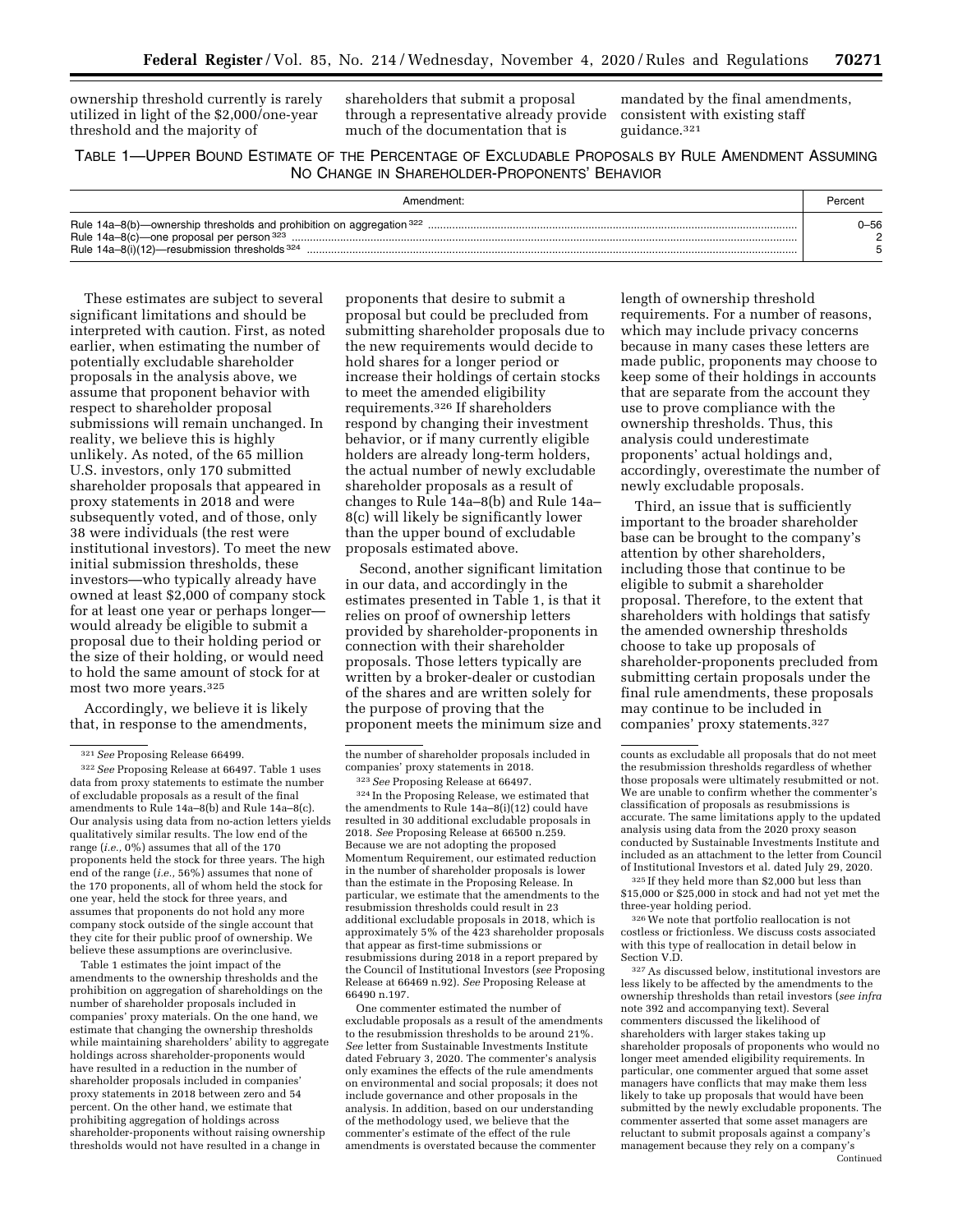ownership threshold currently is rarely utilized in light of the $2,000/one-year threshold and the majority of shareholders that submit a proposal through a representative already provide much of the documentation that is mandated by the final amendments, consistent with existing staff guidance.[321]

TABLE 1—UPPER BOUND ESTIMATE OF THE PERCENTAGE OF EXCLUDABLE PROPOSALS BY RULE AMENDMENT ASSUMING NO CHANGE IN SHAREHOLDER-PROPONENTS' BEHAVIOR

| Amendment: | Percent |
| --- | --- |
| Rule 14a–8(b)—ownership thresholds and prohibition on aggregation[322] | 0–56 |
| Rule 14a–8(c)—one proposal per person[323] | 2 |
| Rule 14a–8(i)(12)—resubmission thresholds[324] | 5 |

These estimates are subject to several significant limitations and should be interpreted with caution. First, as noted earlier, when estimating the number of potentially excludable shareholder proposals in the analysis above, we assume that proponent behavior with respect to shareholder proposal submissions will remain unchanged. In reality, we believe this is highly unlikely. As noted, of the 65 million U.S. investors, only 170 submitted shareholder proposals that appeared in proxy statements in 2018 and were subsequently voted, and of those, only 38 were individuals (the rest were institutional investors). To meet the new initial submission thresholds, these investors—who typically already have owned at least $2,000 of company stock for at least one year or perhaps longer—would already be eligible to submit a proposal due to their holding period or the size of their holding, or would need to hold the same amount of stock for at most two more years.[325]

Accordingly, we believe it is likely that, in response to the amendments, proponents that desire to submit a proposal but could be precluded from submitting shareholder proposals due to the new requirements would decide to hold shares for a longer period or increase their holdings of certain stocks to meet the amended eligibility requirements.[326] If shareholders respond by changing their investment behavior, or if many currently eligible holders are already long-term holders, the actual number of newly excludable shareholder proposals as a result of changes to Rule 14a–8(b) and Rule 14a–8(c) will likely be significantly lower than the upper bound of excludable proposals estimated above.

Second, another significant limitation in our data, and accordingly in the estimates presented in Table 1, is that it relies on proof of ownership letters provided by shareholder-proponents in connection with their shareholder proposals. Those letters typically are written by a broker-dealer or custodian of the shares and are written solely for the purpose of proving that the proponent meets the minimum size and length of ownership threshold requirements. For a number of reasons, which may include privacy concerns because in many cases these letters are made public, proponents may choose to keep some of their holdings in accounts that are separate from the account they use to prove compliance with the ownership thresholds. Thus, this analysis could underestimate proponents' actual holdings and, accordingly, overestimate the number of newly excludable proposals.

Third, an issue that is sufficiently important to the broader shareholder base can be brought to the company's attention by other shareholders, including those that continue to be eligible to submit a shareholder proposal. Therefore, to the extent that shareholders with holdings that satisfy the amended ownership thresholds choose to take up proposals of shareholder-proponents precluded from submitting certain proposals under the final rule amendments, these proposals may continue to be included in companies' proxy statements.[327]

---

[321] *See* Proposing Release 66499.

[322] *See* Proposing Release at 66497. Table 1 uses data from proxy statements to estimate the number of excludable proposals as a result of the final amendments to Rule 14a–8(b) and Rule 14a–8(c). Our analysis using data from no-action letters yields qualitatively similar results. The low end of the range (*i.e.,* 0%) assumes that all of the 170 proponents held the stock for three years. The high end of the range (*i.e.,* 56%) assumes that none of the 170 proponents, all of whom held the stock for one year, held the stock for three years, and assumes that proponents do not hold any more company stock outside of the single account that they cite for their public proof of ownership. We believe these assumptions are overinclusive.

Table 1 estimates the joint impact of the amendments to the ownership thresholds and the prohibition on aggregation of shareholdings on the number of shareholder proposals included in companies' proxy materials. On the one hand, we estimate that changing the ownership thresholds while maintaining shareholders' ability to aggregate holdings across shareholder-proponents would have resulted in a reduction in the number of shareholder proposals included in companies' proxy statements in 2018 between zero and 54 percent. On the other hand, we estimate that prohibiting aggregation of holdings across shareholder-proponents without raising ownership thresholds would not have resulted in a change in the number of shareholder proposals included in companies' proxy statements in 2018.

[323] *See* Proposing Release at 66497.

[324] In the Proposing Release, we estimated that the amendments to Rule 14a–8(i)(12) could have resulted in 30 additional excludable proposals in 2018. *See* Proposing Release at 66500 n.259. Because we are not adopting the proposed Momentum Requirement, our estimated reduction in the number of shareholder proposals is lower than the estimate in the Proposing Release. In particular, we estimate that the amendments to the resubmission thresholds could result in 23 additional excludable proposals in 2018, which is approximately 5% of the 423 shareholder proposals that appear as first-time submissions or resubmissions during 2018 in a report prepared by the Council of Institutional Investors (*see* Proposing Release at 66469 n.92). *See* Proposing Release at 66490 n.197.

One commenter estimated the number of excludable proposals as a result of the amendments to the resubmission thresholds to be around 21%. *See* letter from Sustainable Investments Institute dated February 3, 2020. The commenter's analysis only examines the effects of the rule amendments on environmental and social proposals; it does not include governance and other proposals in the analysis. In addition, based on our understanding of the methodology used, we believe that the commenter's estimate of the effect of the rule amendments is overstated because the commenter counts as excludable all proposals that do not meet the resubmission thresholds regardless of whether those proposals were ultimately resubmitted or not. We are unable to confirm whether the commenter's classification of proposals as resubmissions is accurate. The same limitations apply to the updated analysis using data from the 2020 proxy season conducted by Sustainable Investments Institute and included as an attachment to the letter from Council of Institutional Investors et al. dated July 29, 2020.

[325] If they held more than $2,000 but less than $15,000 or $25,000 in stock and had not yet met the three-year holding period.

[326] We note that portfolio reallocation is not costless or frictionless. We discuss costs associated with this type of reallocation in detail below in Section V.D.

[327] As discussed below, institutional investors are less likely to be affected by the amendments to the ownership thresholds than retail investors (*see infra* note 392 and accompanying text). Several commenters discussed the likelihood of shareholders with larger stakes taking up shareholder proposals of proponents who would no longer meet amended eligibility requirements. In particular, one commenter argued that some asset managers have conflicts that may make them less likely to take up proposals that would have been submitted by the newly excludable proponents. The commenter asserted that some asset managers are reluctant to submit proposals against a company's management because they rely on a company's

Continued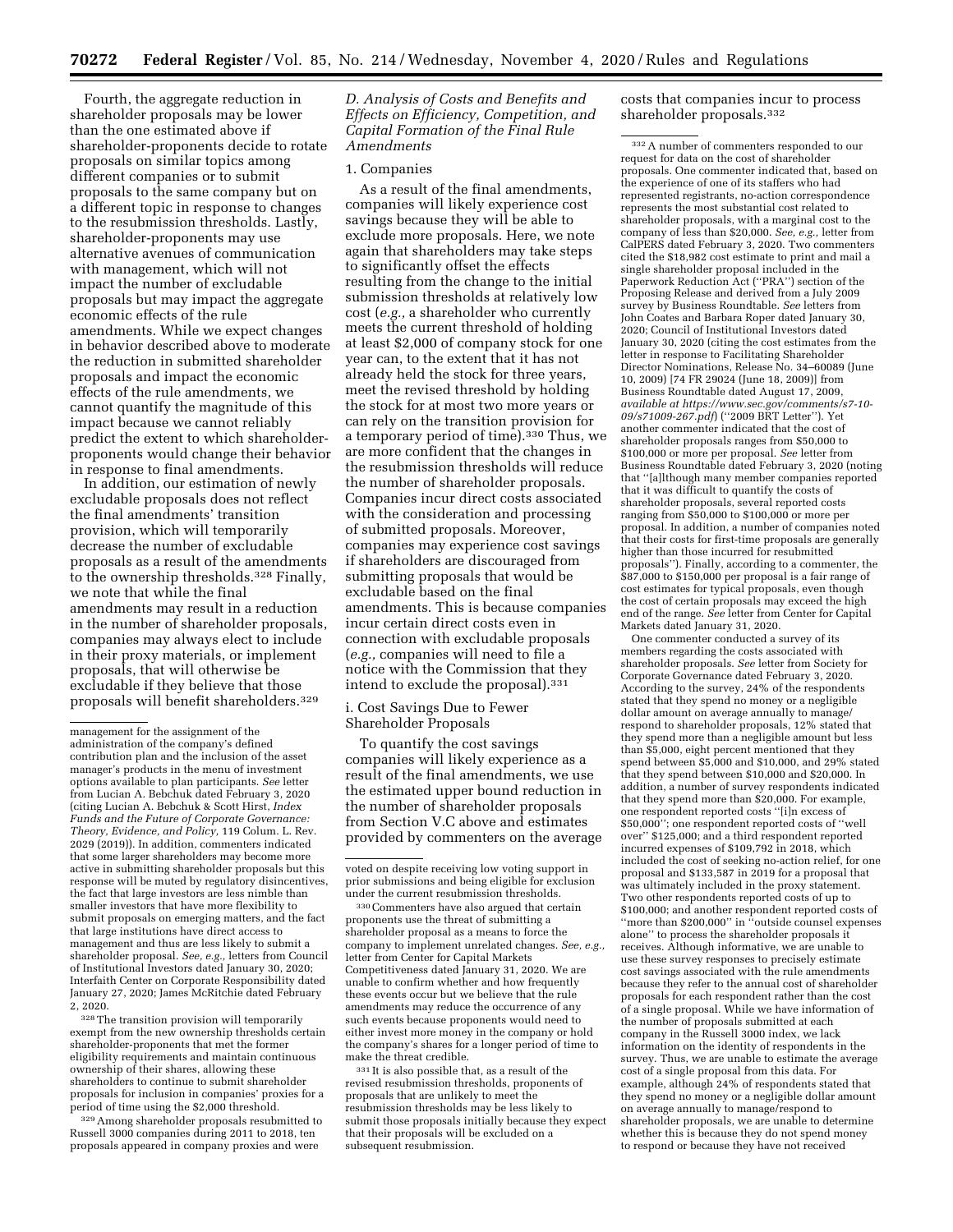Fourth, the aggregate reduction in shareholder proposals may be lower than the one estimated above if shareholder-proponents decide to rotate proposals on similar topics among different companies or to submit proposals to the same company but on a different topic in response to changes to the resubmission thresholds. Lastly, shareholder-proponents may use alternative avenues of communication with management, which will not impact the number of excludable proposals but may impact the aggregate economic effects of the rule amendments. While we expect changes in behavior described above to moderate the reduction in submitted shareholder proposals and impact the economic effects of the rule amendments, we cannot quantify the magnitude of this impact because we cannot reliably predict the extent to which shareholder-proponents would change their behavior in response to final amendments.

In addition, our estimation of newly excludable proposals does not reflect the final amendments' transition provision, which will temporarily decrease the number of excludable proposals as a result of the amendments to the ownership thresholds.[328] Finally, we note that while the final amendments may result in a reduction in the number of shareholder proposals, companies may always elect to include in their proxy materials, or implement proposals, that will otherwise be excludable if they believe that those proposals will benefit shareholders.[329]

### D. Analysis of Costs and Benefits and Effects on Efficiency, Competition, and Capital Formation of the Final Rule Amendments

#### 1. Companies

As a result of the final amendments, companies will likely experience cost savings because they will be able to exclude more proposals. Here, we note again that shareholders may take steps to significantly offset the effects resulting from the change to the initial submission thresholds at relatively low cost (*e.g.,* a shareholder who currently meets the current threshold of holding at least $2,000 of company stock for one year can, to the extent that it has not already held the stock for three years, meet the revised threshold by holding the stock for at most two more years or can rely on the transition provision for a temporary period of time).[330] Thus, we are more confident that the changes in the resubmission thresholds will reduce the number of shareholder proposals. Companies incur direct costs associated with the consideration and processing of submitted proposals. Moreover, companies may experience cost savings if shareholders are discouraged from submitting proposals that would be excludable based on the final amendments. This is because companies incur certain direct costs even in connection with excludable proposals (*e.g.,* companies will need to file a notice with the Commission that they intend to exclude the proposal).[331]

##### i. Cost Savings Due to Fewer Shareholder Proposals

To quantify the cost savings companies will likely experience as a result of the final amendments, we use the estimated upper bound reduction in the number of shareholder proposals from Section V.C above and estimates provided by commenters on the average costs that companies incur to process shareholder proposals.[332]

---

management for the assignment of the administration of the company's defined contribution plan and the inclusion of the asset manager's products in the menu of investment options available to plan participants. *See* letter from Lucian A. Bebchuk dated February 3, 2020 (citing Lucian A. Bebchuk & Scott Hirst, *Index Funds and the Future of Corporate Governance: Theory, Evidence, and Policy,* 119 Colum. L. Rev. 2029 (2019)). In addition, commenters indicated that some larger shareholders may become more active in submitting shareholder proposals but this response will be muted by regulatory disincentives, the fact that large investors are less nimble than smaller investors that have more flexibility to submit proposals on emerging matters, and the fact that large institutions have direct access to management and thus are less likely to submit a shareholder proposal. *See, e.g.,* letters from Council of Institutional Investors dated January 30, 2020; Interfaith Center on Corporate Responsibility dated January 27, 2020; James McRitchie dated February 2, 2020.

[328] The transition provision will temporarily exempt from the new ownership thresholds certain shareholder-proponents that met the former eligibility requirements and maintain continuous ownership of their shares, allowing these shareholders to continue to submit shareholder proposals for inclusion in companies' proxies for a period of time using the $2,000 threshold.

[329] Among shareholder proposals resubmitted to Russell 3000 companies during 2011 to 2018, ten proposals appeared in company proxies and were voted on despite receiving low voting support in prior submissions and being eligible for exclusion under the current resubmission thresholds.

[330] Commenters have also argued that certain proponents use the threat of submitting a shareholder proposal as a means to force the company to implement unrelated changes. *See, e.g.,* letter from Center for Capital Markets Competitiveness dated January 31, 2020. We are unable to confirm whether and how frequently these events occur but we believe that the rule amendments may reduce the occurrence of any such events because proponents would need to either invest more money in the company or hold the company's shares for a longer period of time to make the threat credible.

[331] It is also possible that, as a result of the revised resubmission thresholds, proponents of proposals that are unlikely to meet the resubmission thresholds may be less likely to submit those proposals initially because they expect that their proposals will be excluded on a subsequent resubmission.

[332] A number of commenters responded to our request for data on the cost of shareholder proposals. One commenter indicated that, based on the experience of one of its staffers who had represented registrants, no-action correspondence represents the most substantial cost related to shareholder proposals, with a marginal cost to the company of less than $20,000. *See, e.g.,* letter from CalPERS dated February 3, 2020. Two commenters cited the $18,982 cost estimate to print and mail a single shareholder proposal included in the Paperwork Reduction Act ("PRA") section of the Proposing Release and derived from a July 2009 survey by Business Roundtable. *See* letters from John Coates and Barbara Roper dated January 30, 2020; Council of Institutional Investors dated January 30, 2020 (citing the cost estimates from the letter in response to Facilitating Shareholder Director Nominations, Release No. 34–60089 (June 10, 2009) [74 FR 29024 (June 18, 2009)] from Business Roundtable dated August 17, 2009, *available at https://www.sec.gov/comments/s7-10-09/s71009-267.pdf*) ("2009 BRT Letter"). Yet another commenter indicated that the cost of shareholder proposals ranges from $50,000 to $100,000 or more per proposal. *See* letter from Business Roundtable dated February 3, 2020 (noting that "[a]lthough many member companies reported that it was difficult to quantify the costs of shareholder proposals, several reported costs ranging from $50,000 to $100,000 or more per proposal. In addition, a number of companies noted that their costs for first-time proposals are generally higher than those incurred for resubmitted proposals"). Finally, according to a commenter, the $87,000 to $150,000 per proposal is a fair range of cost estimates for typical proposals, even though the cost of certain proposals may exceed the high end of the range. *See* letter from Center for Capital Markets dated January 31, 2020.

One commenter conducted a survey of its members regarding the costs associated with shareholder proposals. *See* letter from Society for Corporate Governance dated February 3, 2020. According to the survey, 24% of the respondents stated that they spend no money or a negligible dollar amount on average annually to manage/respond to shareholder proposals, 12% stated that they spend more than a negligible amount but less than $5,000, eight percent mentioned that they spend between $5,000 and $10,000, and 29% stated that they spend between $10,000 and $20,000. In addition, a number of survey respondents indicated that they spend more than $20,000. For example, one respondent reported costs "[i]n excess of $50,000"; one respondent reported costs of "well over" $125,000; and a third respondent reported incurred expenses of $109,792 in 2018, which included the cost of seeking no-action relief, for one proposal and $133,587 in 2019 for a proposal that was ultimately included in the proxy statement. Two other respondents reported costs of up to $100,000; and another respondent reported costs of "more than $200,000" in "outside counsel expenses alone" to process the shareholder proposals it receives. Although informative, we are unable to use these survey responses to precisely estimate cost savings associated with the rule amendments because they refer to the annual cost of shareholder proposals for each respondent rather than the cost of a single proposal. While we have information of the number of proposals submitted at each company in the Russell 3000 index, we lack information on the identity of respondents in the survey. Thus, we are unable to estimate the average cost of a single proposal from this data. For example, although 24% of respondents stated that they spend no money or a negligible dollar amount on average annually to manage/respond to shareholder proposals, we are unable to determine whether this is because they do not spend money to respond or because they have not received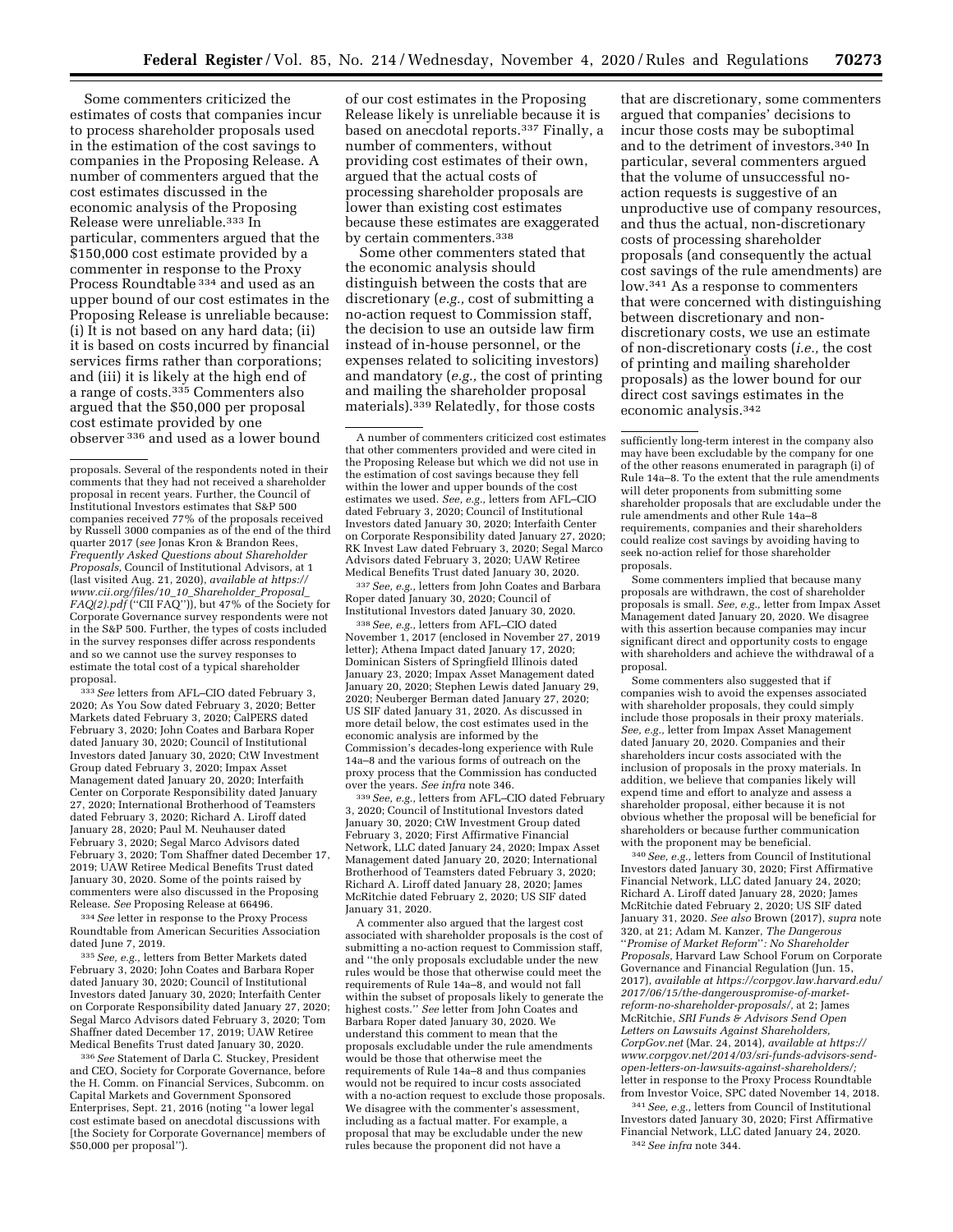Some commenters criticized the estimates of costs that companies incur to process shareholder proposals used in the estimation of the cost savings to companies in the Proposing Release. A number of commenters argued that the cost estimates discussed in the economic analysis of the Proposing Release were unreliable.[333] In particular, commenters argued that the $150,000 cost estimate provided by a commenter in response to the Proxy Process Roundtable[334] and used as an upper bound of our cost estimates in the Proposing Release is unreliable because: (i) It is not based on any hard data; (ii) it is based on costs incurred by financial services firms rather than corporations; and (iii) it is likely at the high end of a range of costs.[335] Commenters also argued that the $50,000 per proposal cost estimate provided by one observer[336] and used as a lower bound of our cost estimates in the Proposing Release likely is unreliable because it is based on anecdotal reports.[337] Finally, a number of commenters, without providing cost estimates of their own, argued that the actual costs of processing shareholder proposals are lower than existing cost estimates because these estimates are exaggerated by certain commenters.[338]

Some other commenters stated that the economic analysis should distinguish between the costs that are discretionary (*e.g.,* cost of submitting a no-action request to Commission staff, the decision to use an outside law firm instead of in-house personnel, or the expenses related to soliciting investors) and mandatory (*e.g.,* the cost of printing and mailing the shareholder proposal materials).[339] Relatedly, for those costs that are discretionary, some commenters argued that companies' decisions to incur those costs may be suboptimal and to the detriment of investors.[340] In particular, several commenters argued that the volume of unsuccessful no-action requests is suggestive of an unproductive use of company resources, and thus the actual, non-discretionary costs of processing shareholder proposals (and consequently the actual cost savings of the rule amendments) are low.[341] As a response to commenters that were concerned with distinguishing between discretionary and non-discretionary costs, we use an estimate of non-discretionary costs (*i.e.,* the cost of printing and mailing shareholder proposals) as the lower bound for our direct cost savings estimates in the economic analysis.[342]

---

proposals. Several of the respondents noted in their comments that they had not received a shareholder proposal in recent years. Further, the Council of Institutional Investors estimates that S&P 500 companies received 77% of the proposals received by Russell 3000 companies as of the end of the third quarter 2017 (*see* Jonas Kron & Brandon Rees, *Frequently Asked Questions about Shareholder Proposals,* Council of Institutional Advisors, at 1 (last visited Aug. 21, 2020), *available at https://www.cii.org/files/10_10_Shareholder_Proposal_FAQ(2).pdf* ("CII FAQ")), but 47% of the Society for Corporate Governance survey respondents were not in the S&P 500. Further, the types of costs included in the survey responses differ across respondents and so we cannot use the survey responses to estimate the total cost of a typical shareholder proposal.

[333] *See* letters from AFL–CIO dated February 3, 2020; As You Sow dated February 3, 2020; Better Markets dated February 3, 2020; CalPERS dated February 3, 2020; John Coates and Barbara Roper dated January 30, 2020; Council of Institutional Investors dated January 30, 2020; CtW Investment Group dated February 3, 2020; Impax Asset Management dated January 20, 2020; Interfaith Center on Corporate Responsibility dated January 27, 2020; International Brotherhood of Teamsters dated February 3, 2020; Richard A. Liroff dated January 28, 2020; Paul M. Neuhauser dated February 3, 2020; Segal Marco Advisors dated February 3, 2020; Tom Shaffner dated December 17, 2019; UAW Retiree Medical Benefits Trust dated January 30, 2020. Some of the points raised by commenters were also discussed in the Proposing Release. *See* Proposing Release at 66496.

[334] *See* letter in response to the Proxy Process Roundtable from American Securities Association dated June 7, 2019.

[335] *See, e.g.,* letters from Better Markets dated February 3, 2020; John Coates and Barbara Roper dated January 30, 2020; Council of Institutional Investors dated January 30, 2020; Interfaith Center on Corporate Responsibility dated January 27, 2020; Segal Marco Advisors dated February 3, 2020; Tom Shaffner dated December 17, 2019; UAW Retiree Medical Benefits Trust dated January 30, 2020.

[336] *See* Statement of Darla C. Stuckey, President and CEO, Society for Corporate Governance, before the H. Comm. on Financial Services, Subcomm. on Capital Markets and Government Sponsored Enterprises, Sept. 21, 2016 (noting "a lower legal cost estimate based on anecdotal discussions with [the Society for Corporate Governance] members of $50,000 per proposal").

A number of commenters criticized cost estimates that other commenters provided and were cited in the Proposing Release but which we did not use in the estimation of cost savings because they fell within the lower and upper bounds of the cost estimates we used. *See, e.g.,* letters from AFL–CIO dated February 3, 2020; Council of Institutional Investors dated January 30, 2020; Interfaith Center on Corporate Responsibility dated January 27, 2020; RK Invest Law dated February 3, 2020; Segal Marco Advisors dated February 3, 2020; UAW Retiree Medical Benefits Trust dated January 30, 2020.

[337] *See, e.g.,* letters from John Coates and Barbara Roper dated January 30, 2020; Council of Institutional Investors dated January 30, 2020.

[338] *See, e.g.,* letters from AFL–CIO dated November 1, 2017 (enclosed in November 27, 2019 letter); Athena Impact dated January 17, 2020; Dominican Sisters of Springfield Illinois dated January 23, 2020; Impax Asset Management dated January 20, 2020; Stephen Lewis dated January 29, 2020; Neuberger Berman dated January 27, 2020; US SIF dated January 31, 2020. As discussed in more detail below, the cost estimates used in the economic analysis are informed by the Commission's decades-long experience with Rule 14a–8 and the various forms of outreach on the proxy process that the Commission has conducted over the years. *See infra* note 346.

[339] *See, e.g.,* letters from AFL–CIO dated February 3, 2020; Council of Institutional Investors dated January 30, 2020; CtW Investment Group dated February 3, 2020; First Affirmative Financial Network, LLC dated January 24, 2020; Impax Asset Management dated January 20, 2020; International Brotherhood of Teamsters dated February 3, 2020; Richard A. Liroff dated January 28, 2020; James McRitchie dated February 2, 2020; US SIF dated January 31, 2020.

A commenter also argued that the largest cost associated with shareholder proposals is the cost of submitting a no-action request to Commission staff, and "the only proposals excludable under the new rules would be those that otherwise could meet the requirements of Rule 14a–8, and would not fall within the subset of proposals likely to generate the highest costs." *See* letter from John Coates and Barbara Roper dated January 30, 2020. We understand this comment to mean that the proposals excludable under the rule amendments would be those that otherwise meet the requirements of Rule 14a–8 and thus companies would not be required to incur costs associated with a no-action request to exclude those proposals. We disagree with the commenter's assessment, including as a factual matter. For example, a proposal that may be excludable under the new rules because the proponent did not have a sufficiently long-term interest in the company also may have been excludable by the company for one of the other reasons enumerated in paragraph (i) of Rule 14a–8. To the extent that the rule amendments will deter proponents from submitting some shareholder proposals that are excludable under the rule amendments and other Rule 14a–8 requirements, companies and their shareholders could realize cost savings by avoiding having to seek no-action relief for those shareholder proposals.

Some commenters implied that because many proposals are withdrawn, the cost of shareholder proposals is small. *See, e.g.,* letter from Impax Asset Management dated January 20, 2020. We disagree with this assertion because companies may incur significant direct and opportunity costs to engage with shareholders and achieve the withdrawal of a proposal.

Some commenters also suggested that if companies wish to avoid the expenses associated with shareholder proposals, they could simply include those proposals in their proxy materials. *See, e.g.,* letter from Impax Asset Management dated January 20, 2020. Companies and their shareholders incur costs associated with the inclusion of proposals in the proxy materials. In addition, we believe that companies likely will expend time and effort to analyze and assess a shareholder proposal, either because it is not obvious whether the proposal will be beneficial for shareholders or because further communication with the proponent may be beneficial.

[340] *See, e.g.,* letters from Council of Institutional Investors dated January 30, 2020; First Affirmative Financial Network, LLC dated January 24, 2020; Richard A. Liroff dated January 28, 2020; James McRitchie dated February 2, 2020; US SIF dated January 31, 2020. *See also* Brown (2017), *supra* note 320, at 21; Adam M. Kanzer, *The Dangerous "Promise of Market Reform": No Shareholder Proposals,* Harvard Law School Forum on Corporate Governance and Financial Regulation (Jun. 15, 2017), *available at https://corpgov.law.harvard.edu/2017/06/15/the-dangerouspromise-of-market-reform-no-shareholder-proposals/,* at 2; James McRitchie, *SRI Funds & Advisors Send Open Letters on Lawsuits Against Shareholders, CorpGov.net* (Mar. 24, 2014), *available at https://www.corpgov.net/2014/03/sri-funds-advisors-send-open-letters-on-lawsuits-against-shareholders/;* letter in response to the Proxy Process Roundtable from Investor Voice, SPC dated November 14, 2018.

[341] *See, e.g.,* letters from Council of Institutional Investors dated January 30, 2020; First Affirmative Financial Network, LLC dated January 24, 2020.

[342] *See infra* note 344.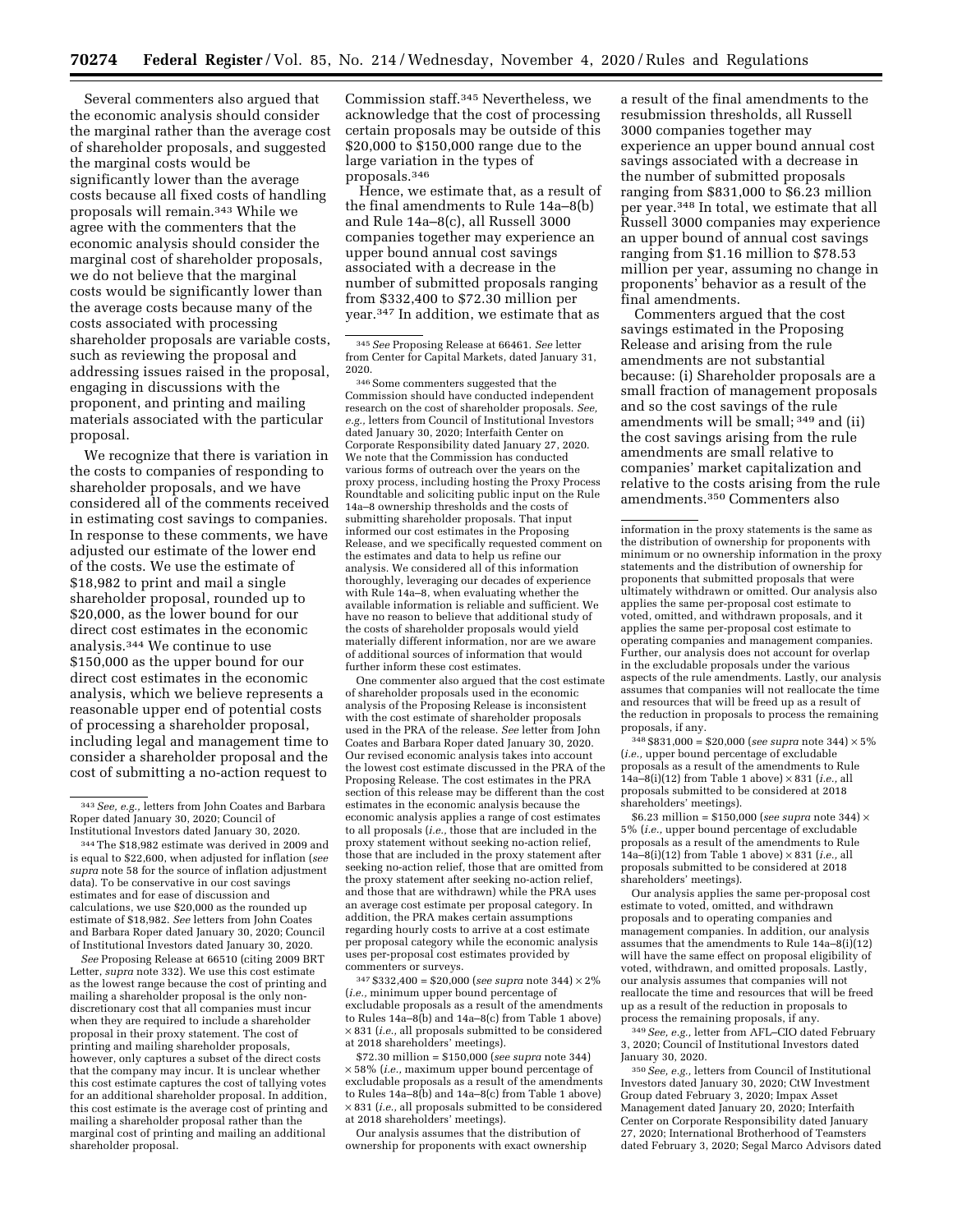Several commenters also argued that the economic analysis should consider the marginal rather than the average cost of shareholder proposals, and suggested the marginal costs would be significantly lower than the average costs because all fixed costs of handling proposals will remain.[343] While we agree with the commenters that the economic analysis should consider the marginal cost of shareholder proposals, we do not believe that the marginal costs would be significantly lower than the average costs because many of the costs associated with processing shareholder proposals are variable costs, such as reviewing the proposal and addressing issues raised in the proposal, engaging in discussions with the proponent, and printing and mailing materials associated with the particular proposal.

We recognize that there is variation in the costs to companies of responding to shareholder proposals, and we have considered all of the comments received in estimating cost savings to companies. In response to these comments, we have adjusted our estimate of the lower end of the costs. We use the estimate of $18,982 to print and mail a single shareholder proposal, rounded up to $20,000, as the lower bound for our direct cost estimates in the economic analysis.[344] We continue to use $150,000 as the upper bound for our direct cost estimates in the economic analysis, which we believe represents a reasonable upper end of potential costs of processing a shareholder proposal, including legal and management time to consider a shareholder proposal and the cost of submitting a no-action request to Commission staff.[345] Nevertheless, we acknowledge that the cost of processing certain proposals may be outside of this $20,000 to $150,000 range due to the large variation in the types of proposals.[346]

Hence, we estimate that, as a result of the final amendments to Rule 14a–8(b) and Rule 14a–8(c), all Russell 3000 companies together may experience an upper bound annual cost savings associated with a decrease in the number of submitted proposals ranging from $332,400 to $72.30 million per year.[347] In addition, we estimate that as a result of the final amendments to the resubmission thresholds, all Russell 3000 companies together may experience an upper bound annual cost savings associated with a decrease in the number of submitted proposals ranging from $831,000 to $6.23 million per year.[348] In total, we estimate that all Russell 3000 companies may experience an upper bound of annual cost savings ranging from $1.16 million to $78.53 million per year, assuming no change in proponents' behavior as a result of the final amendments.

Commenters argued that the cost savings estimated in the Proposing Release and arising from the rule amendments are not substantial because: (i) Shareholder proposals are a small fraction of management proposals and so the cost savings of the rule amendments will be small;[349] and (ii) the cost savings arising from the rule amendments are small relative to companies' market capitalization and relative to the costs arising from the rule amendments.[350] Commenters also

---

[343] *See, e.g.,* letters from John Coates and Barbara Roper dated January 30, 2020; Council of Institutional Investors dated January 30, 2020.

[344] The $18,982 estimate was derived in 2009 and is equal to $22,600, when adjusted for inflation (*see supra* note 58 for the source of inflation adjustment data). To be conservative in our cost savings estimates and for ease of discussion and calculations, we use $20,000 as the rounded up estimate of $18,982. *See* letters from John Coates and Barbara Roper dated January 30, 2020; Council of Institutional Investors dated January 30, 2020.

*See* Proposing Release at 66510 (citing 2009 BRT Letter, *supra* note 332). We use this cost estimate as the lowest range because the cost of printing and mailing a shareholder proposal is the only non-discretionary cost that all companies must incur when they are required to include a shareholder proposal in their proxy statement. The cost of printing and mailing shareholder proposals, however, only captures a subset of the direct costs that the company may incur. It is unclear whether this cost estimate captures the cost of tallying votes for an additional shareholder proposal. In addition, this cost estimate is the average cost of printing and mailing a shareholder proposal rather than the marginal cost of printing and mailing an additional shareholder proposal.

[345] *See* Proposing Release at 66461. *See* letter from Center for Capital Markets, dated January 31, 2020.

[346] Some commenters suggested that the Commission should have conducted independent research on the cost of shareholder proposals. *See, e.g.,* letters from Council of Institutional Investors dated January 30, 2020; Interfaith Center on Corporate Responsibility dated January 27, 2020. We note that the Commission has conducted various forms of outreach over the years on the proxy process, including hosting the Proxy Process Roundtable and soliciting public input on the Rule 14a–8 ownership thresholds and the costs of submitting shareholder proposals. That input informed our cost estimates in the Proposing Release, and we specifically requested comment on the estimates and data to help us refine our analysis. We considered all of this information thoroughly, leveraging our decades of experience with Rule 14a–8, when evaluating whether the available information is reliable and sufficient. We have no reason to believe that additional study of the costs of shareholder proposals would yield materially different information, nor are we aware of additional sources of information that would further inform these cost estimates.

One commenter also argued that the cost estimate of shareholder proposals used in the economic analysis of the Proposing Release is inconsistent with the cost estimate of shareholder proposals used in the PRA of the release. *See* letter from John Coates and Barbara Roper dated January 30, 2020. Our revised economic analysis takes into account the lowest cost estimate discussed in the PRA of the Proposing Release. The cost estimates in the PRA section of this release may be different than the cost estimates in the economic analysis because the economic analysis applies a range of cost estimates to all proposals (*i.e.,* those that are included in the proxy statement without seeking no-action relief, those that are included in the proxy statement after seeking no-action relief, those that are omitted from the proxy statement after seeking no-action relief, and those that are withdrawn) while the PRA uses an average cost estimate per proposal category. In addition, the PRA makes certain assumptions regarding hourly costs to arrive at a cost estimate per proposal category while the economic analysis uses per-proposal cost estimates provided by commenters or surveys.

[347] $332,400 = $20,000 (*see supra* note 344) × 2% (*i.e.,* minimum upper bound percentage of excludable proposals as a result of the amendments to Rules 14a–8(b) and 14a–8(c) from Table 1 above) × 831 (*i.e.,* all proposals submitted to be considered at 2018 shareholders' meetings).

$72.30 million = $150,000 (*see supra* note 344) × 58% (*i.e.,* maximum upper bound percentage of excludable proposals as a result of the amendments to Rules 14a–8(b) and 14a–8(c) from Table 1 above) × 831 (*i.e.,* all proposals submitted to be considered at 2018 shareholders' meetings).

Our analysis assumes that the distribution of ownership for proponents with exact ownership information in the proxy statements is the same as the distribution of ownership for proponents with minimum or no ownership information in the proxy statements and the distribution of ownership for proponents that submitted proposals that were ultimately withdrawn or omitted. Our analysis also applies the same per-proposal cost estimate to voted, omitted, and withdrawn proposals, and it applies the same per-proposal cost estimate to operating companies and management companies. Further, our analysis does not account for overlap in the excludable proposals under the various aspects of the rule amendments. Lastly, our analysis assumes that companies will not reallocate the time and resources that will be freed up as a result of the reduction in proposals to process the remaining proposals, if any.

[348] $831,000 = $20,000 (*see supra* note 344) × 5% (*i.e.,* upper bound percentage of excludable proposals as a result of the amendments to Rule 14a–8(i)(12) from Table 1 above) × 831 (*i.e.,* all proposals submitted to be considered at 2018 shareholders' meetings).

$6.23 million = $150,000 (*see supra* note 344) × 5% (*i.e.,* upper bound percentage of excludable proposals as a result of the amendments to Rule 14a–8(i)(12) from Table 1 above) × 831 (*i.e.,* all proposals submitted to be considered at 2018 shareholders' meetings).

Our analysis applies the same per-proposal cost estimate to voted, omitted, and withdrawn proposals and to operating companies and management companies. In addition, our analysis assumes that the amendments to Rule 14a–8(i)(12) will have the same effect on proposal eligibility of voted, withdrawn, and omitted proposals. Lastly, our analysis assumes that companies will not reallocate the time and resources that will be freed up as a result of the reduction in proposals to process the remaining proposals, if any.

[349] *See, e.g.,* letter from AFL–CIO dated February 3, 2020; Council of Institutional Investors dated January 30, 2020.

[350] *See, e.g.,* letters from Council of Institutional Investors dated January 30, 2020; CtW Investment Group dated February 3, 2020; Impax Asset Management dated January 20, 2020; Interfaith Center on Corporate Responsibility dated January 27, 2020; International Brotherhood of Teamsters dated February 3, 2020; Segal Marco Advisors dated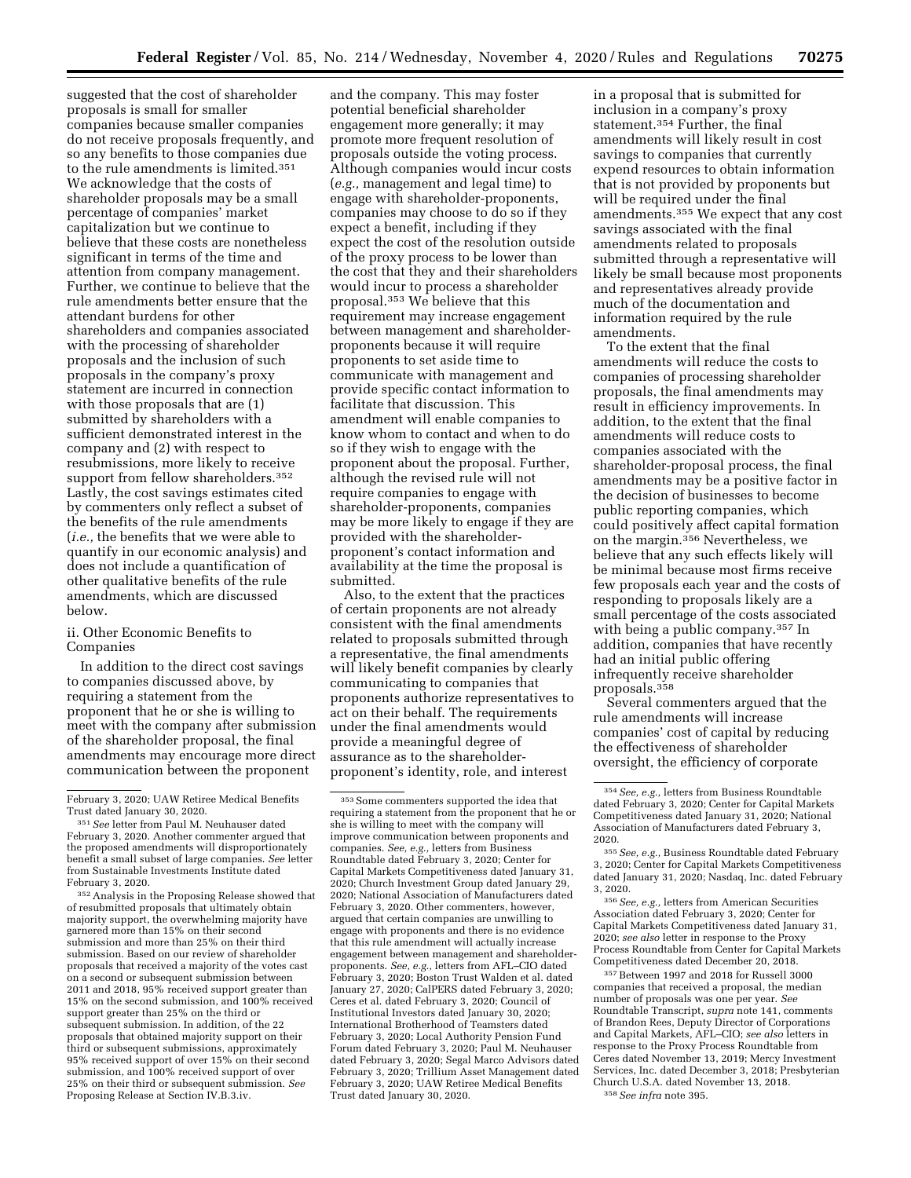suggested that the cost of shareholder proposals is small for smaller companies because smaller companies do not receive proposals frequently, and so any benefits to those companies due to the rule amendments is limited.[351] We acknowledge that the costs of shareholder proposals may be a small percentage of companies' market capitalization but we continue to believe that these costs are nonetheless significant in terms of the time and attention from company management. Further, we continue to believe that the rule amendments better ensure that the attendant burdens for other shareholders and companies associated with the processing of shareholder proposals and the inclusion of such proposals in the company's proxy statement are incurred in connection with those proposals that are (1) submitted by shareholders with a sufficient demonstrated interest in the company and (2) with respect to resubmissions, more likely to receive support from fellow shareholders.[352] Lastly, the cost savings estimates cited by commenters only reflect a subset of the benefits of the rule amendments (*i.e.,* the benefits that we were able to quantify in our economic analysis) and does not include a quantification of other qualitative benefits of the rule amendments, which are discussed below.

ii. Other Economic Benefits to Companies

In addition to the direct cost savings to companies discussed above, by requiring a statement from the proponent that he or she is willing to meet with the company after submission of the shareholder proposal, the final amendments may encourage more direct communication between the proponent and the company. This may foster potential beneficial shareholder engagement more generally; it may promote more frequent resolution of proposals outside the voting process. Although companies would incur costs (*e.g.,* management and legal time) to engage with shareholder-proponents, companies may choose to do so if they expect a benefit, including if they expect the cost of the resolution outside of the proxy process to be lower than the cost that they and their shareholders would incur to process a shareholder proposal.[353] We believe that this requirement may increase engagement between management and shareholder-proponents because it will require proponents to set aside time to communicate with management and provide specific contact information to facilitate that discussion. This amendment will enable companies to know whom to contact and when to do so if they wish to engage with the proponent about the proposal. Further, although the revised rule will not require companies to engage with shareholder-proponents, companies may be more likely to engage if they are provided with the shareholder-proponent's contact information and availability at the time the proposal is submitted.

Also, to the extent that the practices of certain proponents are not already consistent with the final amendments related to proposals submitted through a representative, the final amendments will likely benefit companies by clearly communicating to companies that proponents authorize representatives to act on their behalf. The requirements under the final amendments would provide a meaningful degree of assurance as to the shareholder-proponent's identity, role, and interest in a proposal that is submitted for inclusion in a company's proxy statement.[354] Further, the final amendments will likely result in cost savings to companies that currently expend resources to obtain information that is not provided by proponents but will be required under the final amendments.[355] We expect that any cost savings associated with the final amendments related to proposals submitted through a representative will likely be small because most proponents and representatives already provide much of the documentation and information required by the rule amendments.

To the extent that the final amendments will reduce the costs to companies of processing shareholder proposals, the final amendments may result in efficiency improvements. In addition, to the extent that the final amendments will reduce costs to companies associated with the shareholder-proposal process, the final amendments may be a positive factor in the decision of businesses to become public reporting companies, which could positively affect capital formation on the margin.[356] Nevertheless, we believe that any such effects likely will be minimal because most firms receive few proposals each year and the costs of responding to proposals likely are a small percentage of the costs associated with being a public company.[357] In addition, companies that have recently had an initial public offering infrequently receive shareholder proposals.[358]

Several commenters argued that the rule amendments will increase companies' cost of capital by reducing the effectiveness of shareholder oversight, the efficiency of corporate

---

February 3, 2020; UAW Retiree Medical Benefits Trust dated January 30, 2020.

[351] *See* letter from Paul M. Neuhauser dated February 3, 2020. Another commenter argued that the proposed amendments will disproportionately benefit a small subset of large companies. *See* letter from Sustainable Investments Institute dated February 3, 2020.

[352] Analysis in the Proposing Release showed that of resubmitted proposals that ultimately obtain majority support, the overwhelming majority have garnered more than 15% on their second submission and more than 25% on their third submission. Based on our review of shareholder proposals that received a majority of the votes cast on a second or subsequent submission between 2011 and 2018, 95% received support greater than 15% on the second submission, and 100% received support greater than 25% on the third or subsequent submission. In addition, of the 22 proposals that obtained majority support on their third or subsequent submissions, approximately 95% received support of over 15% on their second submission, and 100% received support of over 25% on their third or subsequent submission. *See* Proposing Release at Section IV.B.3.iv.

[353] Some commenters supported the idea that requiring a statement from the proponent that he or she is willing to meet with the company will improve communication between proponents and companies. *See, e.g.,* letters from Business Roundtable dated February 3, 2020; Center for Capital Markets Competitiveness dated January 31, 2020; Church Investment Group dated January 29, 2020; National Association of Manufacturers dated February 3, 2020. Other commenters, however, argued that certain companies are unwilling to engage with proponents and there is no evidence that this rule amendment will actually increase engagement between management and shareholder-proponents. *See, e.g.,* letters from AFL–CIO dated February 3, 2020; Boston Trust Walden et al. dated January 27, 2020; CalPERS dated February 3, 2020; Ceres et al. dated February 3, 2020; Council of Institutional Investors dated January 30, 2020; International Brotherhood of Teamsters dated February 3, 2020; Local Authority Pension Fund Forum dated February 3, 2020; Paul M. Neuhauser dated February 3, 2020; Segal Marco Advisors dated February 3, 2020; Trillium Asset Management dated February 3, 2020; UAW Retiree Medical Benefits Trust dated January 30, 2020.

[354] *See, e.g.,* letters from Business Roundtable dated February 3, 2020; Center for Capital Markets Competitiveness dated January 31, 2020; National Association of Manufacturers dated February 3, 2020.

[355] *See, e.g.,* Business Roundtable dated February 3, 2020; Center for Capital Markets Competitiveness dated January 31, 2020; Nasdaq, Inc. dated February 3, 2020.

[356] *See, e.g.,* letters from American Securities Association dated February 3, 2020; Center for Capital Markets Competitiveness dated January 31, 2020; *see also* letter in response to the Proxy Process Roundtable from Center for Capital Markets Competitiveness dated December 20, 2018.

[357] Between 1997 and 2018 for Russell 3000 companies that received a proposal, the median number of proposals was one per year. *See* Roundtable Transcript, *supra* note 141, comments of Brandon Rees, Deputy Director of Corporations and Capital Markets, AFL–CIO; *see also* letters in response to the Proxy Process Roundtable from Ceres dated November 13, 2019; Mercy Investment Services, Inc. dated December 3, 2018; Presbyterian Church U.S.A. dated November 13, 2018.

[358] *See infra* note 395.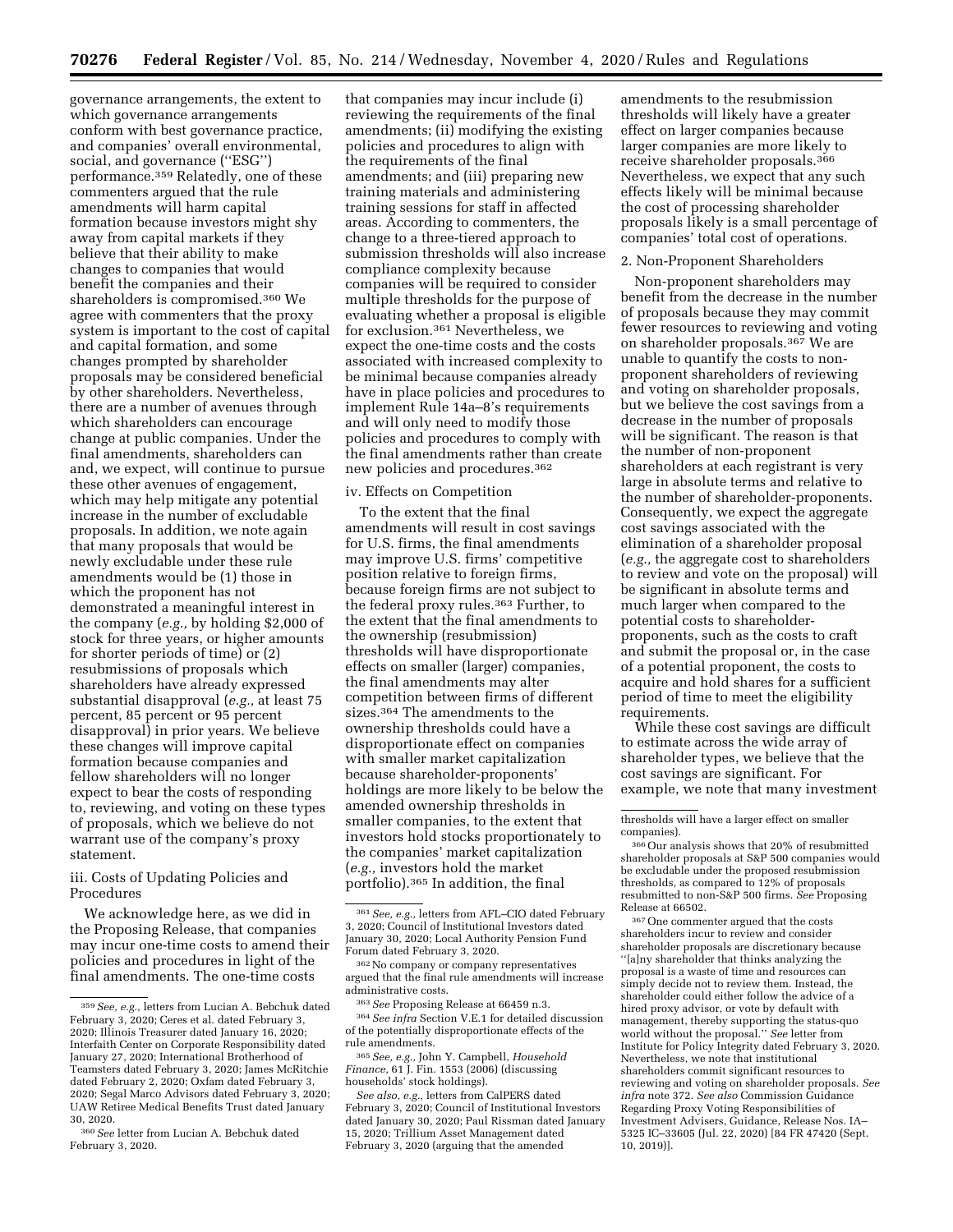governance arrangements, the extent to which governance arrangements conform with best governance practice, and companies' overall environmental, social, and governance (''ESG'') performance.[359] Relatedly, one of these commenters argued that the rule amendments will harm capital formation because investors might shy away from capital markets if they believe that their ability to make changes to companies that would benefit the companies and their shareholders is compromised.[360] We agree with commenters that the proxy system is important to the cost of capital and capital formation, and some changes prompted by shareholder proposals may be considered beneficial by other shareholders. Nevertheless, there are a number of avenues through which shareholders can encourage change at public companies. Under the final amendments, shareholders can and, we expect, will continue to pursue these other avenues of engagement, which may help mitigate any potential increase in the number of excludable proposals. In addition, we note again that many proposals that would be newly excludable under these rule amendments would be (1) those in which the proponent has not demonstrated a meaningful interest in the company (*e.g.,* by holding $2,000 of stock for three years, or higher amounts for shorter periods of time) or (2) resubmissions of proposals which shareholders have already expressed substantial disapproval (*e.g.,* at least 75 percent, 85 percent or 95 percent disapproval) in prior years. We believe these changes will improve capital formation because companies and fellow shareholders will no longer expect to bear the costs of responding to, reviewing, and voting on these types of proposals, which we believe do not warrant use of the company's proxy statement.

### iii. Costs of Updating Policies and Procedures

We acknowledge here, as we did in the Proposing Release, that companies may incur one-time costs to amend their policies and procedures in light of the final amendments. The one-time costs that companies may incur include (i) reviewing the requirements of the final amendments; (ii) modifying the existing policies and procedures to align with the requirements of the final amendments; and (iii) preparing new training materials and administering training sessions for staff in affected areas. According to commenters, the change to a three-tiered approach to submission thresholds will also increase compliance complexity because companies will be required to consider multiple thresholds for the purpose of evaluating whether a proposal is eligible for exclusion.[361] Nevertheless, we expect the one-time costs and the costs associated with increased complexity to be minimal because companies already have in place policies and procedures to implement Rule 14a–8's requirements and will only need to modify those policies and procedures to comply with the final amendments rather than create new policies and procedures.[362]

### iv. Effects on Competition

To the extent that the final amendments will result in cost savings for U.S. firms, the final amendments may improve U.S. firms' competitive position relative to foreign firms, because foreign firms are not subject to the federal proxy rules.[363] Further, to the extent that the final amendments to the ownership (resubmission) thresholds will have disproportionate effects on smaller (larger) companies, the final amendments may alter competition between firms of different sizes.[364] The amendments to the ownership thresholds could have a disproportionate effect on companies with smaller market capitalization because shareholder-proponents' holdings are more likely to be below the amended ownership thresholds in smaller companies, to the extent that investors hold stocks proportionately to the companies' market capitalization (*e.g.,* investors hold the market portfolio).[365] In addition, the final amendments to the resubmission thresholds will likely have a greater effect on larger companies because larger companies are more likely to receive shareholder proposals.[366] Nevertheless, we expect that any such effects likely will be minimal because the cost of processing shareholder proposals likely is a small percentage of companies' total cost of operations.

## 2. Non-Proponent Shareholders

Non-proponent shareholders may benefit from the decrease in the number of proposals because they may commit fewer resources to reviewing and voting on shareholder proposals.[367] We are unable to quantify the costs to non-proponent shareholders of reviewing and voting on shareholder proposals, but we believe the cost savings from a decrease in the number of proposals will be significant. The reason is that the number of non-proponent shareholders at each registrant is very large in absolute terms and relative to the number of shareholder-proponents. Consequently, we expect the aggregate cost savings associated with the elimination of a shareholder proposal (*e.g.,* the aggregate cost to shareholders to review and vote on the proposal) will be significant in absolute terms and much larger when compared to the potential costs to shareholder-proponents, such as the costs to craft and submit the proposal or, in the case of a potential proponent, the costs to acquire and hold shares for a sufficient period of time to meet the eligibility requirements.

While these cost savings are difficult to estimate across the wide array of shareholder types, we believe that the cost savings are significant. For example, we note that many investment

---

[359] *See, e.g.,* letters from Lucian A. Bebchuk dated February 3, 2020; Ceres et al. dated February 3, 2020; Illinois Treasurer dated January 16, 2020; Interfaith Center on Corporate Responsibility dated January 27, 2020; International Brotherhood of Teamsters dated February 3, 2020; James McRitchie dated February 2, 2020; Oxfam dated February 3, 2020; Segal Marco Advisors dated February 3, 2020; UAW Retiree Medical Benefits Trust dated January 30, 2020.

[360] *See* letter from Lucian A. Bebchuk dated February 3, 2020.

[361] *See, e.g.,* letters from AFL–CIO dated February 3, 2020; Council of Institutional Investors dated January 30, 2020; Local Authority Pension Fund Forum dated February 3, 2020.

[362] No company or company representatives argued that the final rule amendments will increase administrative costs.

[363] *See* Proposing Release at 66459 n.3.

[364] *See infra* Section V.E.1 for detailed discussion of the potentially disproportionate effects of the rule amendments.

[365] *See, e.g.,* John Y. Campbell, *Household Finance,* 61 J. Fin. 1553 (2006) (discussing households' stock holdings).

*See also, e.g.,* letters from CalPERS dated February 3, 2020; Council of Institutional Investors dated January 30, 2020; Paul Rissman dated January 15, 2020; Trillium Asset Management dated February 3, 2020 (arguing that the amended thresholds will have a larger effect on smaller companies).

[366] Our analysis shows that 20% of resubmitted shareholder proposals at S&P 500 companies would be excludable under the proposed resubmission thresholds, as compared to 12% of proposals resubmitted to non-S&P 500 firms. *See* Proposing Release at 66502.

[367] One commenter argued that the costs shareholders incur to review and consider shareholder proposals are discretionary because ''[a]ny shareholder that thinks analyzing the proposal is a waste of time and resources can simply decide not to review them. Instead, the shareholder could either follow the advice of a hired proxy advisor, or vote by default with management, thereby supporting the status-quo world without the proposal.'' *See* letter from Institute for Policy Integrity dated February 3, 2020. Nevertheless, we note that institutional shareholders commit significant resources to reviewing and voting on shareholder proposals. *See infra* note 372. *See also* Commission Guidance Regarding Proxy Voting Responsibilities of Investment Advisers, Guidance, Release Nos. IA–5325 IC–33605 (Jul. 22, 2020) [84 FR 47420 (Sept. 10, 2019)].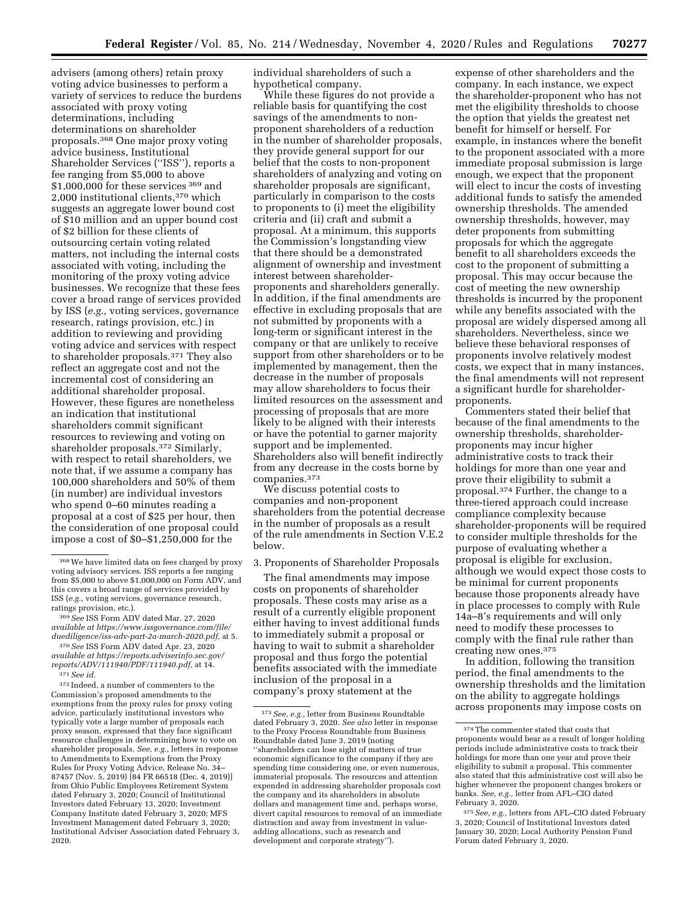advisers (among others) retain proxy voting advice businesses to perform a variety of services to reduce the burdens associated with proxy voting determinations, including determinations on shareholder proposals.[368] One major proxy voting advice business, Institutional Shareholder Services ("ISS"), reports a fee ranging from $5,000 to above $1,000,000 for these services [369] and 2,000 institutional clients,[370] which suggests an aggregate lower bound cost of $10 million and an upper bound cost of $2 billion for these clients of outsourcing certain voting related matters, not including the internal costs associated with voting, including the monitoring of the proxy voting advice businesses. We recognize that these fees cover a broad range of services provided by ISS (*e.g.,* voting services, governance research, ratings provision, etc.) in addition to reviewing and providing voting advice and services with respect to shareholder proposals.[371] They also reflect an aggregate cost and not the incremental cost of considering an additional shareholder proposal. However, these figures are nonetheless an indication that institutional shareholders commit significant resources to reviewing and voting on shareholder proposals.[372] Similarly, with respect to retail shareholders, we note that, if we assume a company has 100,000 shareholders and 50% of them (in number) are individual investors who spend 0–60 minutes reading a proposal at a cost of $25 per hour, then the consideration of one proposal could impose a cost of $0–$1,250,000 for the individual shareholders of such a hypothetical company.

While these figures do not provide a reliable basis for quantifying the cost savings of the amendments to non-proponent shareholders of a reduction in the number of shareholder proposals, they provide general support for our belief that the costs to non-proponent shareholders of analyzing and voting on shareholder proposals are significant, particularly in comparison to the costs to proponents to (i) meet the eligibility criteria and (ii) craft and submit a proposal. At a minimum, this supports the Commission's longstanding view that there should be a demonstrated alignment of ownership and investment interest between shareholder-proponents and shareholders generally. In addition, if the final amendments are effective in excluding proposals that are not submitted by proponents with a long-term or significant interest in the company or that are unlikely to receive support from other shareholders or to be implemented by management, then the decrease in the number of proposals may allow shareholders to focus their limited resources on the assessment and processing of proposals that are more likely to be aligned with their interests or have the potential to garner majority support and be implemented. Shareholders also will benefit indirectly from any decrease in the costs borne by companies.[373]

We discuss potential costs to companies and non-proponent shareholders from the potential decrease in the number of proposals as a result of the rule amendments in Section V.E.2 below.

3. Proponents of Shareholder Proposals

The final amendments may impose costs on proponents of shareholder proposals. These costs may arise as a result of a currently eligible proponent either having to invest additional funds to immediately submit a proposal or having to wait to submit a shareholder proposal and thus forgo the potential benefits associated with the immediate inclusion of the proposal in a company's proxy statement at the expense of other shareholders and the company. In each instance, we expect the shareholder-proponent who has not met the eligibility thresholds to choose the option that yields the greatest net benefit for himself or herself. For example, in instances where the benefit to the proponent associated with a more immediate proposal submission is large enough, we expect that the proponent will elect to incur the costs of investing additional funds to satisfy the amended ownership thresholds. The amended ownership thresholds, however, may deter proponents from submitting proposals for which the aggregate benefit to all shareholders exceeds the cost to the proponent of submitting a proposal. This may occur because the cost of meeting the new ownership thresholds is incurred by the proponent while any benefits associated with the proposal are widely dispersed among all shareholders. Nevertheless, since we believe these behavioral responses of proponents involve relatively modest costs, we expect that in many instances, the final amendments will not represent a significant hurdle for shareholder-proponents.

Commenters stated their belief that because of the final amendments to the ownership thresholds, shareholder-proponents may incur higher administrative costs to track their holdings for more than one year and prove their eligibility to submit a proposal.[374] Further, the change to a three-tiered approach could increase compliance complexity because shareholder-proponents will be required to consider multiple thresholds for the purpose of evaluating whether a proposal is eligible for exclusion, although we would expect those costs to be minimal for current proponents because those proponents already have in place processes to comply with Rule 14a–8's requirements and will only need to modify these processes to comply with the final rule rather than creating new ones.[375]

In addition, following the transition period, the final amendments to the ownership thresholds and the limitation on the ability to aggregate holdings across proponents may impose costs on

---

[368] We have limited data on fees charged by proxy voting advisory services. ISS reports a fee ranging from $5,000 to above $1,000,000 on Form ADV, and this covers a broad range of services provided by ISS (*e.g.,* voting services, governance research, ratings provision, etc.).

[369] *See* ISS Form ADV dated Mar. 27, 2020 *available at https://www.issgovernance.com/file/duediligence/iss-adv-part-2a-march-2020.pdf,* at 5.

[370] *See* ISS Form ADV dated Apr. 23, 2020 *available at https://reports.adviserinfo.sec.gov/reports/ADV/111940/PDF/111940.pdf,* at 14.

[371] *See id.*

[372] Indeed, a number of commenters to the Commission's proposed amendments to the exemptions from the proxy rules for proxy voting advice, particularly institutional investors who typically vote a large number of proposals each proxy season, expressed that they face significant resource challenges in determining how to vote on shareholder proposals. *See, e.g.,* letters in response to Amendments to Exemptions from the Proxy Rules for Proxy Voting Advice, Release No. 34–87457 (Nov. 5, 2019) [84 FR 66518 (Dec. 4, 2019)] from Ohio Public Employees Retirement System dated February 3, 2020; Council of Institutional Investors dated February 13, 2020; Investment Company Institute dated February 3, 2020; MFS Investment Management dated February 3, 2020; Institutional Adviser Association dated February 3, 2020.

[373] *See, e.g.,* letter from Business Roundtable dated February 3, 2020. *See also* letter in response to the Proxy Process Roundtable from Business Roundtable dated June 3, 2019 (noting "shareholders can lose sight of matters of true economic significance to the company if they are spending time considering one, or even numerous, immaterial proposals. The resources and attention expended in addressing shareholder proposals cost the company and its shareholders in absolute dollars and management time and, perhaps worse, divert capital resources to removal of an immediate distraction and away from investment in value-adding allocations, such as research and development and corporate strategy").

[374] The commenter stated that costs that proponents would bear as a result of longer holding periods include administrative costs to track their holdings for more than one year and prove their eligibility to submit a proposal. This commenter also stated that this administrative cost will also be higher whenever the proponent changes brokers or banks. *See, e.g.,* letter from AFL–CIO dated February 3, 2020.

[375] *See, e.g.,* letters from AFL–CIO dated February 3, 2020; Council of Institutional Investors dated January 30, 2020; Local Authority Pension Fund Forum dated February 3, 2020.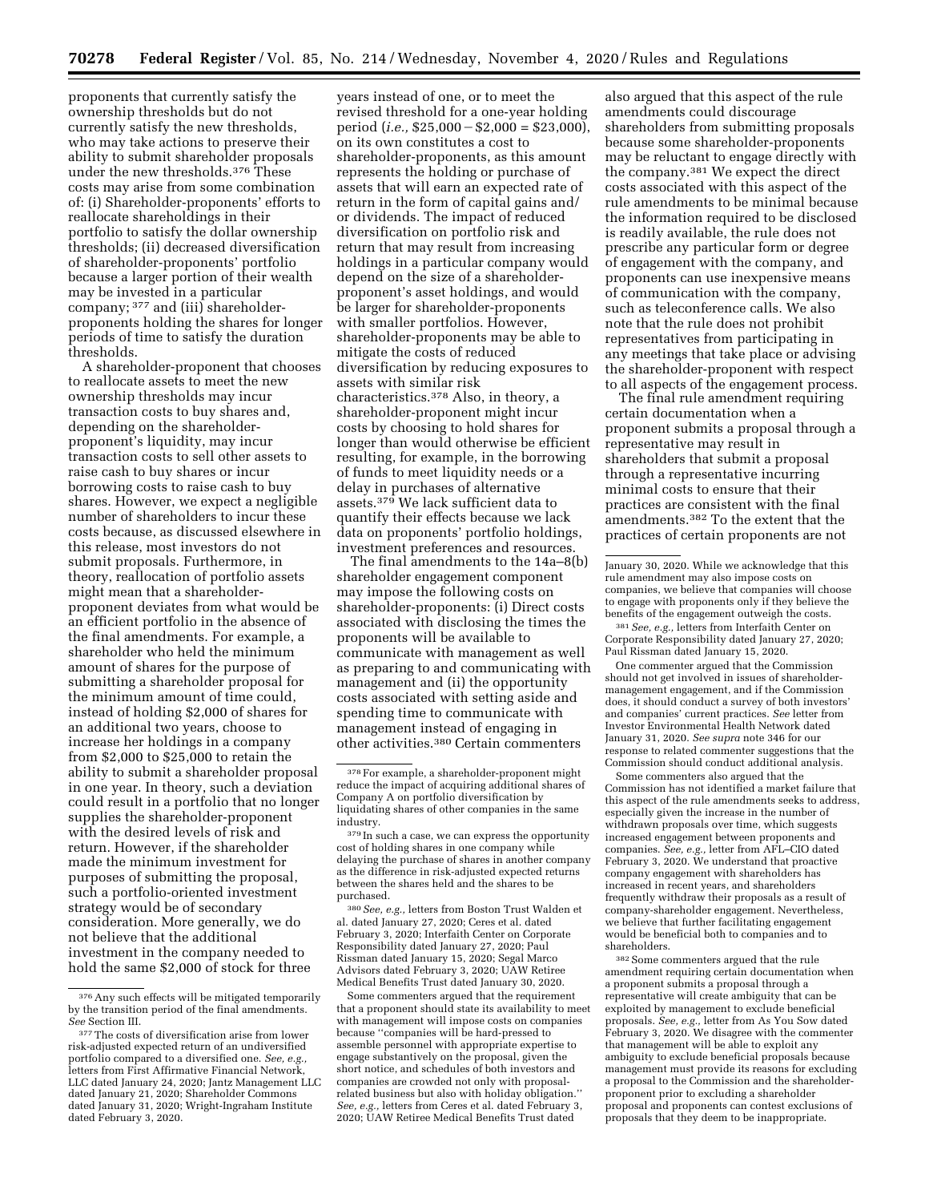proponents that currently satisfy the ownership thresholds but do not currently satisfy the new thresholds, who may take actions to preserve their ability to submit shareholder proposals under the new thresholds.[376] These costs may arise from some combination of: (i) Shareholder-proponents' efforts to reallocate shareholdings in their portfolio to satisfy the dollar ownership thresholds; (ii) decreased diversification of shareholder-proponents' portfolio because a larger portion of their wealth may be invested in a particular company; [377] and (iii) shareholder-proponents holding the shares for longer periods of time to satisfy the duration thresholds.

A shareholder-proponent that chooses to reallocate assets to meet the new ownership thresholds may incur transaction costs to buy shares and, depending on the shareholder-proponent's liquidity, may incur transaction costs to sell other assets to raise cash to buy shares or incur borrowing costs to raise cash to buy shares. However, we expect a negligible number of shareholders to incur these costs because, as discussed elsewhere in this release, most investors do not submit proposals. Furthermore, in theory, reallocation of portfolio assets might mean that a shareholder-proponent deviates from what would be an efficient portfolio in the absence of the final amendments. For example, a shareholder who held the minimum amount of shares for the purpose of submitting a shareholder proposal for the minimum amount of time could, instead of holding $2,000 of shares for an additional two years, choose to increase her holdings in a company from $2,000 to $25,000 to retain the ability to submit a shareholder proposal in one year. In theory, such a deviation could result in a portfolio that no longer supplies the shareholder-proponent with the desired levels of risk and return. However, if the shareholder made the minimum investment for purposes of submitting the proposal, such a portfolio-oriented investment strategy would be of secondary consideration. More generally, we do not believe that the additional investment in the company needed to hold the same $2,000 of stock for three years instead of one, or to meet the revised threshold for a one-year holding period (*i.e.,* $25,000 − $2,000 = $23,000), on its own constitutes a cost to shareholder-proponents, as this amount represents the holding or purchase of assets that will earn an expected rate of return in the form of capital gains and/or dividends. The impact of reduced diversification on portfolio risk and return that may result from increasing holdings in a particular company would depend on the size of a shareholder-proponent's asset holdings, and would be larger for shareholder-proponents with smaller portfolios. However, shareholder-proponents may be able to mitigate the costs of reduced diversification by reducing exposures to assets with similar risk characteristics.[378] Also, in theory, a shareholder-proponent might incur costs by choosing to hold shares for longer than would otherwise be efficient resulting, for example, in the borrowing of funds to meet liquidity needs or a delay in purchases of alternative assets.[379] We lack sufficient data to quantify their effects because we lack data on proponents' portfolio holdings, investment preferences and resources.

The final amendments to the 14a–8(b) shareholder engagement component may impose the following costs on shareholder-proponents: (i) Direct costs associated with disclosing the times the proponents will be available to communicate with management as well as preparing to and communicating with management and (ii) the opportunity costs associated with setting aside and spending time to communicate with management instead of engaging in other activities.[380] Certain commenters also argued that this aspect of the rule amendments could discourage shareholders from submitting proposals because some shareholder-proponents may be reluctant to engage directly with the company.[381] We expect the direct costs associated with this aspect of the rule amendments to be minimal because the information required to be disclosed is readily available, the rule does not prescribe any particular form or degree of engagement with the company, and proponents can use inexpensive means of communication with the company, such as teleconference calls. We also note that the rule does not prohibit representatives from participating in any meetings that take place or advising the shareholder-proponent with respect to all aspects of the engagement process.

The final rule amendment requiring certain documentation when a proponent submits a proposal through a representative may result in shareholders that submit a proposal through a representative incurring minimal costs to ensure that their practices are consistent with the final amendments.[382] To the extent that the practices of certain proponents are not

---

[376] Any such effects will be mitigated temporarily by the transition period of the final amendments. *See* Section III.

[377] The costs of diversification arise from lower risk-adjusted expected return of an undiversified portfolio compared to a diversified one. *See, e.g.,* letters from First Affirmative Financial Network, LLC dated January 24, 2020; Jantz Management LLC dated January 21, 2020; Shareholder Commons dated January 31, 2020; Wright-Ingraham Institute dated February 3, 2020.

[378] For example, a shareholder-proponent might reduce the impact of acquiring additional shares of Company A on portfolio diversification by liquidating shares of other companies in the same industry.

[379] In such a case, we can express the opportunity cost of holding shares in one company while delaying the purchase of shares in another company as the difference in risk-adjusted expected returns between the shares held and the shares to be purchased.

[380] *See, e.g.,* letters from Boston Trust Walden et al. dated January 27, 2020; Ceres et al. dated February 3, 2020; Interfaith Center on Corporate Responsibility dated January 27, 2020; Paul Rissman dated January 15, 2020; Segal Marco Advisors dated February 3, 2020; UAW Retiree Medical Benefits Trust dated January 30, 2020.

Some commenters argued that the requirement that a proponent should state its availability to meet with management will impose costs on companies because "companies will be hard-pressed to assemble personnel with appropriate expertise to engage substantively on the proposal, given the short notice, and schedules of both investors and companies are crowded not only with proposal-related business but also with holiday obligation." *See, e.g.,* letters from Ceres et al. dated February 3, 2020; UAW Retiree Medical Benefits Trust dated January 30, 2020. While we acknowledge that this rule amendment may also impose costs on companies, we believe that companies will choose to engage with proponents only if they believe the benefits of the engagement outweigh the costs.

[381] *See, e.g.,* letters from Interfaith Center on Corporate Responsibility dated January 27, 2020; Paul Rissman dated January 15, 2020.

One commenter argued that the Commission should not get involved in issues of shareholder-management engagement, and if the Commission does, it should conduct a survey of both investors' and companies' current practices. *See* letter from Investor Environmental Health Network dated January 31, 2020. *See supra* note 346 for our response to related commenter suggestions that the Commission should conduct additional analysis.

Some commenters also argued that the Commission has not identified a market failure that this aspect of the rule amendments seeks to address, especially given the increase in the number of withdrawn proposals over time, which suggests increased engagement between proponents and companies. *See, e.g.,* letter from AFL–CIO dated February 3, 2020. We understand that proactive company engagement with shareholders has increased in recent years, and shareholders frequently withdraw their proposals as a result of company-shareholder engagement. Nevertheless, we believe that further facilitating engagement would be beneficial both to companies and to shareholders.

[382] Some commenters argued that the rule amendment requiring certain documentation when a proponent submits a proposal through a representative will create ambiguity that can be exploited by management to exclude beneficial proposals. *See, e.g.,* letter from As You Sow dated February 3, 2020. We disagree with the commenter that management will be able to exploit any ambiguity to exclude beneficial proposals because management must provide its reasons for excluding a proposal to the Commission and the shareholder-proponent prior to excluding a shareholder proposal and proponents can contest exclusions of proposals that they deem to be inappropriate.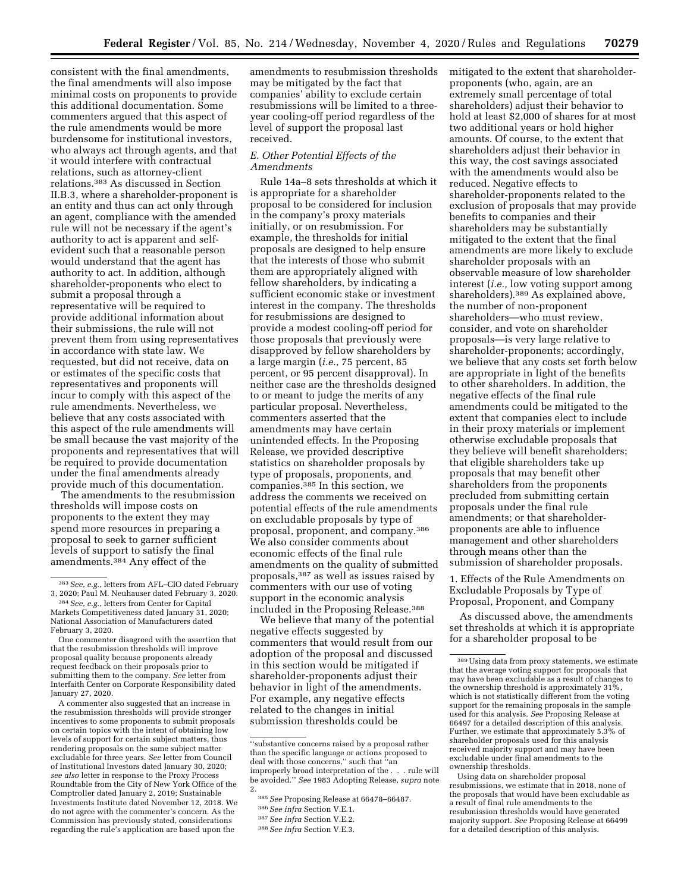consistent with the final amendments, the final amendments will also impose minimal costs on proponents to provide this additional documentation. Some commenters argued that this aspect of the rule amendments would be more burdensome for institutional investors, who always act through agents, and that it would interfere with contractual relations, such as attorney-client relations.[383] As discussed in Section II.B.3, where a shareholder-proponent is an entity and thus can act only through an agent, compliance with the amended rule will not be necessary if the agent's authority to act is apparent and self-evident such that a reasonable person would understand that the agent has authority to act. In addition, although shareholder-proponents who elect to submit a proposal through a representative will be required to provide additional information about their submissions, the rule will not prevent them from using representatives in accordance with state law. We requested, but did not receive, data on or estimates of the specific costs that representatives and proponents will incur to comply with this aspect of the rule amendments. Nevertheless, we believe that any costs associated with this aspect of the rule amendments will be small because the vast majority of the proponents and representatives that will be required to provide documentation under the final amendments already provide much of this documentation.

The amendments to the resubmission thresholds will impose costs on proponents to the extent they may spend more resources in preparing a proposal to seek to garner sufficient levels of support to satisfy the final amendments.[384] Any effect of the amendments to resubmission thresholds may be mitigated by the fact that companies' ability to exclude certain resubmissions will be limited to a three-year cooling-off period regardless of the level of support the proposal last received.

### E. Other Potential Effects of the Amendments

Rule 14a–8 sets thresholds at which it is appropriate for a shareholder proposal to be considered for inclusion in the company's proxy materials initially, or on resubmission. For example, the thresholds for initial proposals are designed to help ensure that the interests of those who submit them are appropriately aligned with fellow shareholders, by indicating a sufficient economic stake or investment interest in the company. The thresholds for resubmissions are designed to provide a modest cooling-off period for those proposals that previously were disapproved by fellow shareholders by a large margin (*i.e.,* 75 percent, 85 percent, or 95 percent disapproval). In neither case are the thresholds designed to or meant to judge the merits of any particular proposal. Nevertheless, commenters asserted that the amendments may have certain unintended effects. In the Proposing Release, we provided descriptive statistics on shareholder proposals by type of proposals, proponents, and companies.[385] In this section, we address the comments we received on potential effects of the rule amendments on excludable proposals by type of proposal, proponent, and company.[386] We also consider comments about economic effects of the final rule amendments on the quality of submitted proposals,[387] as well as issues raised by commenters with our use of voting support in the economic analysis included in the Proposing Release.[388]

We believe that many of the potential negative effects suggested by commenters that would result from our adoption of the proposal and discussed in this section would be mitigated if shareholder-proponents adjust their behavior in light of the amendments. For example, any negative effects related to the changes in initial submission thresholds could be mitigated to the extent that shareholder-proponents (who, again, are an extremely small percentage of total shareholders) adjust their behavior to hold at least $2,000 of shares for at most two additional years or hold higher amounts. Of course, to the extent that shareholders adjust their behavior in this way, the cost savings associated with the amendments would also be reduced. Negative effects to shareholder-proponents related to the exclusion of proposals that may provide benefits to companies and their shareholders may be substantially mitigated to the extent that the final amendments are more likely to exclude shareholder proposals with an observable measure of low shareholder interest (*i.e.,* low voting support among shareholders).[389] As explained above, the number of non-proponent shareholders—who must review, consider, and vote on shareholder proposals—is very large relative to shareholder-proponents; accordingly, we believe that any costs set forth below are appropriate in light of the benefits to other shareholders. In addition, the negative effects of the final rule amendments could be mitigated to the extent that companies elect to include in their proxy materials or implement otherwise excludable proposals that they believe will benefit shareholders; that eligible shareholders take up proposals that may benefit other shareholders from the proponents precluded from submitting certain proposals under the final rule amendments; or that shareholder-proponents are able to influence management and other shareholders through means other than the submission of shareholder proposals.

#### 1. Effects of the Rule Amendments on Excludable Proposals by Type of Proposal, Proponent, and Company

As discussed above, the amendments set thresholds at which it is appropriate for a shareholder proposal to be

---

[383] *See, e.g.,* letters from AFL–CIO dated February 3, 2020; Paul M. Neuhauser dated February 3, 2020.

[384] *See, e.g.,* letters from Center for Capital Markets Competitiveness dated January 31, 2020; National Association of Manufacturers dated February 3, 2020.

One commenter disagreed with the assertion that that the resubmission thresholds will improve proposal quality because proponents already request feedback on their proposals prior to submitting them to the company. *See* letter from Interfaith Center on Corporate Responsibility dated January 27, 2020.

A commenter also suggested that an increase in the resubmission thresholds will provide stronger incentives to some proponents to submit proposals on certain topics with the intent of obtaining low levels of support for certain subject matters, thus rendering proposals on the same subject matter excludable for three years. *See* letter from Council of Institutional Investors dated January 30, 2020; *see also* letter in response to the Proxy Process Roundtable from the City of New York Office of the Comptroller dated January 2, 2019; Sustainable Investments Institute dated November 12, 2018. We do not agree with the commenter's concern. As the Commission has previously stated, considerations regarding the rule's application are based upon the "substantive concerns raised by a proposal rather than the specific language or actions proposed to deal with those concerns," such that "an improperly broad interpretation of the . . . rule will be avoided." *See* 1983 Adopting Release, *supra* note 2.

[385] *See* Proposing Release at 66478–66487.

[386] *See infra* Section V.E.1.

[387] *See infra* Section V.E.2.

[388] *See infra* Section V.E.3.

[389] Using data from proxy statements, we estimate that the average voting support for proposals that may have been excludable as a result of changes to the ownership threshold is approximately 31%, which is not statistically different from the voting support for the remaining proposals in the sample used for this analysis. *See* Proposing Release at 66497 for a detailed description of this analysis. Further, we estimate that approximately 5.3% of shareholder proposals used for this analysis received majority support and may have been excludable under final amendments to the ownership thresholds.

Using data on shareholder proposal resubmissions, we estimate that in 2018, none of the proposals that would have been excludable as a result of final rule amendments to the resubmission thresholds would have generated majority support. *See* Proposing Release at 66499 for a detailed description of this analysis.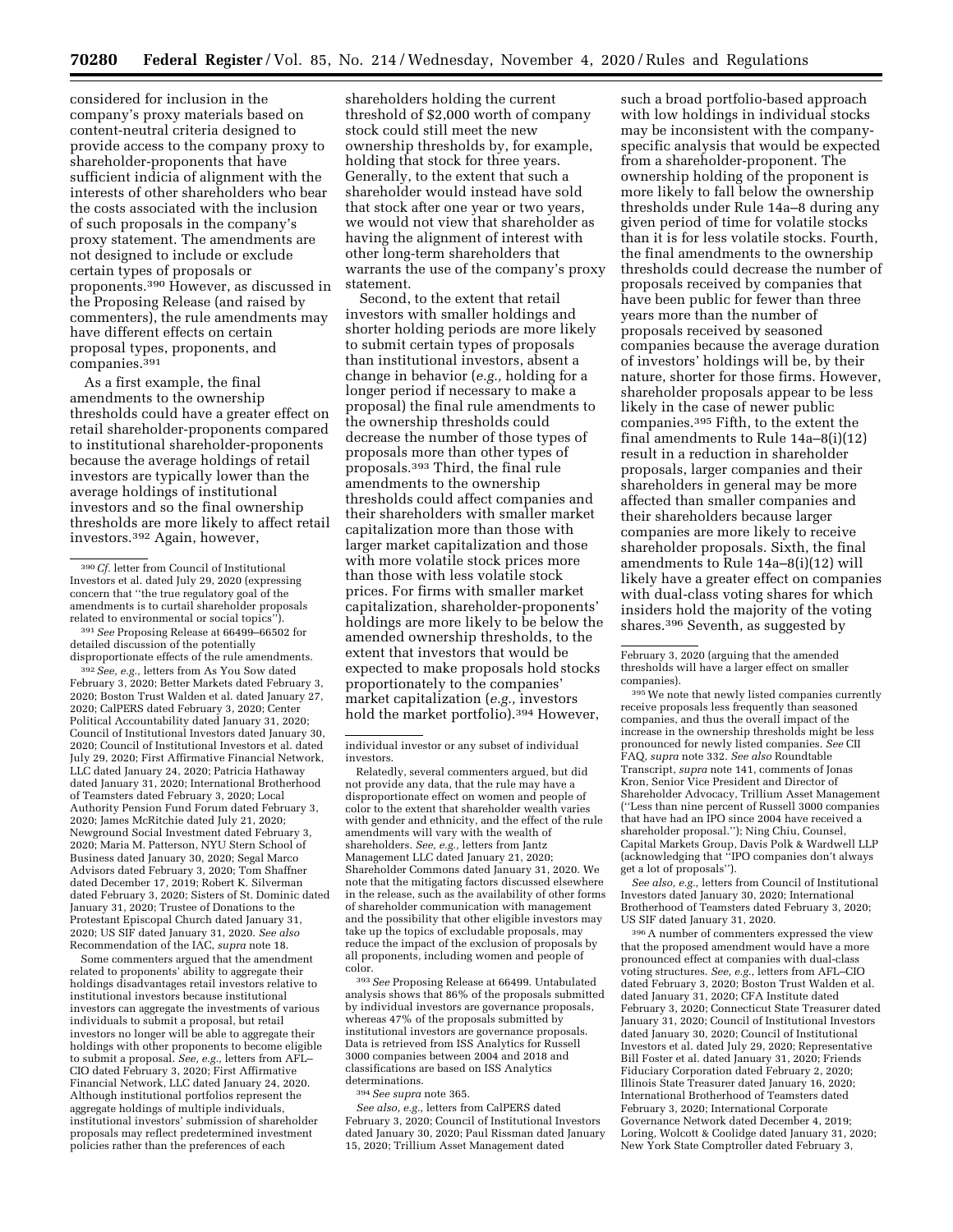considered for inclusion in the company's proxy materials based on content-neutral criteria designed to provide access to the company proxy to shareholder-proponents that have sufficient indicia of alignment with the interests of other shareholders who bear the costs associated with the inclusion of such proposals in the company's proxy statement. The amendments are not designed to include or exclude certain types of proposals or proponents.[390] However, as discussed in the Proposing Release (and raised by commenters), the rule amendments may have different effects on certain proposal types, proponents, and companies.[391]

As a first example, the final amendments to the ownership thresholds could have a greater effect on retail shareholder-proponents compared to institutional shareholder-proponents because the average holdings of retail investors are typically lower than the average holdings of institutional investors and so the final ownership thresholds are more likely to affect retail investors.[392] Again, however, shareholders holding the current threshold of $2,000 worth of company stock could still meet the new ownership thresholds by, for example, holding that stock for three years. Generally, to the extent that such a shareholder would instead have sold that stock after one year or two years, we would not view that shareholder as having the alignment of interest with other long-term shareholders that warrants the use of the company's proxy statement.

Second, to the extent that retail investors with smaller holdings and shorter holding periods are more likely to submit certain types of proposals than institutional investors, absent a change in behavior (*e.g.,* holding for a longer period if necessary to make a proposal) the final rule amendments to the ownership thresholds could decrease the number of those types of proposals more than other types of proposals.[393] Third, the final rule amendments to the ownership thresholds could affect companies and their shareholders with smaller market capitalization more than those with larger market capitalization and those with more volatile stock prices more than those with less volatile stock prices. For firms with smaller market capitalization, shareholder-proponents' holdings are more likely to be below the amended ownership thresholds, to the extent that investors that would be expected to make proposals hold stocks proportionately to the companies' market capitalization (*e.g.,* investors hold the market portfolio).[394] However, such a broad portfolio-based approach with low holdings in individual stocks may be inconsistent with the company-specific analysis that would be expected from a shareholder-proponent. The ownership holding of the proponent is more likely to fall below the ownership thresholds under Rule 14a–8 during any given period of time for volatile stocks than it is for less volatile stocks. Fourth, the final amendments to the ownership thresholds could decrease the number of proposals received by companies that have been public for fewer than three years more than the number of proposals received by seasoned companies because the average duration of investors' holdings will be, by their nature, shorter for those firms. However, shareholder proposals appear to be less likely in the case of newer public companies.[395] Fifth, to the extent the final amendments to Rule 14a–8(i)(12) result in a reduction in shareholder proposals, larger companies and their shareholders in general may be more affected than smaller companies and their shareholders because larger companies are more likely to receive shareholder proposals. Sixth, the final amendments to Rule 14a–8(i)(12) will likely have a greater effect on companies with dual-class voting shares for which insiders hold the majority of the voting shares.[396] Seventh, as suggested by

---

[390] *Cf.* letter from Council of Institutional Investors et al. dated July 29, 2020 (expressing concern that "the true regulatory goal of the amendments is to curtail shareholder proposals related to environmental or social topics").

[391] *See* Proposing Release at 66499–66502 for detailed discussion of the potentially disproportionate effects of the rule amendments.

[392] *See, e.g.,* letters from As You Sow dated February 3, 2020; Better Markets dated February 3, 2020; Boston Trust Walden et al. dated January 27, 2020; CalPERS dated February 3, 2020; Center Political Accountability dated January 31, 2020; Council of Institutional Investors dated January 30, 2020; Council of Institutional Investors et al. dated July 29, 2020; First Affirmative Financial Network, LLC dated January 24, 2020; Patricia Hathaway dated January 31, 2020; International Brotherhood of Teamsters dated February 3, 2020; Local Authority Pension Fund Forum dated February 3, 2020; James McRitchie dated July 21, 2020; Newground Social Investment dated February 3, 2020; Maria M. Patterson, NYU Stern School of Business dated January 30, 2020; Segal Marco Advisors dated February 3, 2020; Tom Shaffner dated December 17, 2019; Robert K. Silverman dated February 3, 2020; Sisters of St. Dominic dated January 31, 2020; Trustee of Donations to the Protestant Episcopal Church dated January 31, 2020; US SIF dated January 31, 2020. *See also* Recommendation of the IAC, *supra* note 18.

Some commenters argued that the amendment related to proponents' ability to aggregate their holdings disadvantages retail investors relative to institutional investors because institutional investors can aggregate the investments of various individuals to submit a proposal, but retail investors no longer will be able to aggregate their holdings with other proponents to become eligible to submit a proposal. *See, e.g.,* letters from AFL–CIO dated February 3, 2020; First Affirmative Financial Network, LLC dated January 24, 2020. Although institutional portfolios represent the aggregate holdings of multiple individuals, institutional investors' submission of shareholder proposals may reflect predetermined investment policies rather than the preferences of each individual investor or any subset of individual investors.

Relatedly, several commenters argued, but did not provide any data, that the rule may have a disproportionate effect on women and people of color to the extent that shareholder wealth varies with gender and ethnicity, and the effect of the rule amendments will vary with the wealth of shareholders. *See, e.g.,* letters from Jantz Management LLC dated January 21, 2020; Shareholder Commons dated January 31, 2020. We note that the mitigating factors discussed elsewhere in the release, such as the availability of other forms of shareholder communication with management and the possibility that other eligible investors may take up the topics of excludable proposals, may reduce the impact of the exclusion of proposals by all proponents, including women and people of color.

[393] *See* Proposing Release at 66499. Untabulated analysis shows that 86% of the proposals submitted by individual investors are governance proposals, whereas 47% of the proposals submitted by institutional investors are governance proposals. Data is retrieved from ISS Analytics for Russell 3000 companies between 2004 and 2018 and classifications are based on ISS Analytics determinations.

[394] *See supra* note 365.

*See also, e.g.,* letters from CalPERS dated February 3, 2020; Council of Institutional Investors dated January 30, 2020; Paul Rissman dated January 15, 2020; Trillium Asset Management dated February 3, 2020 (arguing that the amended thresholds will have a larger effect on smaller companies).

[395] We note that newly listed companies currently receive proposals less frequently than seasoned companies, and thus the overall impact of the increase in the ownership thresholds might be less pronounced for newly listed companies. *See* CII FAQ, *supra* note 332. *See also* Roundtable Transcript, *supra* note 141, comments of Jonas Kron, Senior Vice President and Director of Shareholder Advocacy, Trillium Asset Management ("Less than nine percent of Russell 3000 companies that have had an IPO since 2004 have received a shareholder proposal."); Ning Chiu, Counsel, Capital Markets Group, Davis Polk & Wardwell LLP (acknowledging that "IPO companies don't always get a lot of proposals").

*See also, e.g.,* letters from Council of Institutional Investors dated January 30, 2020; International Brotherhood of Teamsters dated February 3, 2020; US SIF dated January 31, 2020.

[396] A number of commenters expressed the view that the proposed amendment would have a more pronounced effect at companies with dual-class voting structures. *See, e.g.,* letters from AFL–CIO dated February 3, 2020; Boston Trust Walden et al. dated January 31, 2020; CFA Institute dated February 3, 2020; Connecticut State Treasurer dated January 31, 2020; Council of Institutional Investors dated January 30, 2020; Council of Institutional Investors et al. dated July 29, 2020; Representative Bill Foster et al. dated January 31, 2020; Friends Fiduciary Corporation dated February 2, 2020; Illinois State Treasurer dated January 16, 2020; International Brotherhood of Teamsters dated February 3, 2020; International Corporate Governance Network dated December 4, 2019; Loring, Wolcott & Coolidge dated January 31, 2020; New York State Comptroller dated February 3,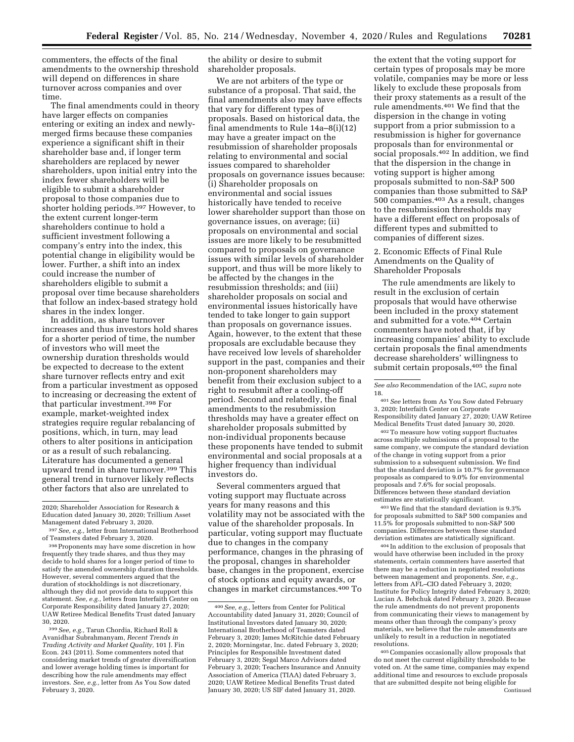commenters, the effects of the final amendments to the ownership threshold will depend on differences in share turnover across companies and over time.

The final amendments could in theory have larger effects on companies entering or exiting an index and newly-merged firms because these companies experience a significant shift in their shareholder base and, if longer term shareholders are replaced by newer shareholders, upon initial entry into the index fewer shareholders will be eligible to submit a shareholder proposal to those companies due to shorter holding periods.[397] However, to the extent current longer-term shareholders continue to hold a sufficient investment following a company's entry into the index, this potential change in eligibility would be lower. Further, a shift into an index could increase the number of shareholders eligible to submit a proposal over time because shareholders that follow an index-based strategy hold shares in the index longer.

In addition, as share turnover increases and thus investors hold shares for a shorter period of time, the number of investors who will meet the ownership duration thresholds would be expected to decrease to the extent share turnover reflects entry and exit from a particular investment as opposed to increasing or decreasing the extent of that particular investment.[398] For example, market-weighted index strategies require regular rebalancing of positions, which, in turn, may lead others to alter positions in anticipation or as a result of such rebalancing. Literature has documented a general upward trend in share turnover.[399] This general trend in turnover likely reflects other factors that also are unrelated to the ability or desire to submit shareholder proposals.

We are not arbiters of the type or substance of a proposal. That said, the final amendments also may have effects that vary for different types of proposals. Based on historical data, the final amendments to Rule 14a–8(i)(12) may have a greater impact on the resubmission of shareholder proposals relating to environmental and social issues compared to shareholder proposals on governance issues because: (i) Shareholder proposals on environmental and social issues historically have tended to receive lower shareholder support than those on governance issues, on average; (ii) proposals on environmental and social issues are more likely to be resubmitted compared to proposals on governance issues with similar levels of shareholder support, and thus will be more likely to be affected by the changes in the resubmission thresholds; and (iii) shareholder proposals on social and environmental issues historically have tended to take longer to gain support than proposals on governance issues. Again, however, to the extent that these proposals are excludable because they have received low levels of shareholder support in the past, companies and their non-proponent shareholders may benefit from their exclusion subject to a right to resubmit after a cooling-off period. Second and relatedly, the final amendments to the resubmission thresholds may have a greater effect on shareholder proposals submitted by non-individual proponents because these proponents have tended to submit environmental and social proposals at a higher frequency than individual investors do.

Several commenters argued that voting support may fluctuate across years for many reasons and this volatility may not be associated with the value of the shareholder proposals. In particular, voting support may fluctuate due to changes in the company performance, changes in the phrasing of the proposal, changes in shareholder base, changes in the proponent, exercise of stock options and equity awards, or changes in market circumstances.[400] To the extent that the voting support for certain types of proposals may be more volatile, companies may be more or less likely to exclude these proposals from their proxy statements as a result of the rule amendments.[401] We find that the dispersion in the change in voting support from a prior submission to a resubmission is higher for governance proposals than for environmental or social proposals.[402] In addition, we find that the dispersion in the change in voting support is higher among proposals submitted to non-S&P 500 companies than those submitted to S&P 500 companies.[403] As a result, changes to the resubmission thresholds may have a different effect on proposals of different types and submitted to companies of different sizes.

2. Economic Effects of Final Rule Amendments on the Quality of Shareholder Proposals

The rule amendments are likely to result in the exclusion of certain proposals that would have otherwise been included in the proxy statement and submitted for a vote.[404] Certain commenters have noted that, if by increasing companies' ability to exclude certain proposals the final amendments decrease shareholders' willingness to submit certain proposals,[405] the final

---

2020; Shareholder Association for Research & Education dated January 30, 2020; Trillium Asset Management dated February 3, 2020.

[397] *See, e.g.,* letter from International Brotherhood of Teamsters dated February 3, 2020.

[398] Proponents may have some discretion in how frequently they trade shares, and thus they may decide to hold shares for a longer period of time to satisfy the amended ownership duration thresholds. However, several commenters argued that the duration of stockholdings is not discretionary, although they did not provide data to support this statement. *See, e.g.,* letters from Interfaith Center on Corporate Responsibility dated January 27, 2020; UAW Retiree Medical Benefits Trust dated January 30, 2020.

[399] *See, e.g.,* Tarun Chordia, Richard Roll & Avanidhar Subrahmanyam, *Recent Trends in Trading Activity and Market Quality,* 101 J. Fin Econ. 243 (2011). Some commenters noted that considering market trends of greater diversification and lower average holding times is important for describing how the rule amendments may effect investors. *See, e.g.,* letter from As You Sow dated February 3, 2020.

[400] *See, e.g.,* letters from Center for Political Accountability dated January 31, 2020; Council of Institutional Investors dated January 30, 2020; International Brotherhood of Teamsters dated February 3, 2020; James McRitchie dated February 2, 2020; Morningstar, Inc. dated February 3, 2020; Principles for Responsible Investment dated February 3, 2020; Segal Marco Advisors dated February 3, 2020; Teachers Insurance and Annuity Association of America (TIAA) dated February 3, 2020; UAW Retiree Medical Benefits Trust dated January 30, 2020; US SIF dated January 31, 2020. *See also* Recommendation of the IAC, *supra* note 18.

[401] *See* letters from As You Sow dated February 3, 2020; Interfaith Center on Corporate Responsibility dated January 27, 2020; UAW Retiree Medical Benefits Trust dated January 30, 2020.

[402] To measure how voting support fluctuates across multiple submissions of a proposal to the same company, we compute the standard deviation of the change in voting support from a prior submission to a subsequent submission. We find that the standard deviation is 10.7% for governance proposals as compared to 9.0% for environmental proposals and 7.6% for social proposals. Differences between these standard deviation estimates are statistically significant.

[403] We find that the standard deviation is 9.3% for proposals submitted to S&P 500 companies and 11.5% for proposals submitted to non-S&P 500 companies. Differences between these standard deviation estimates are statistically significant.

[404] In addition to the exclusion of proposals that would have otherwise been included in the proxy statements, certain commenters have asserted that there may be a reduction in negotiated resolutions between management and proponents. *See, e.g.,* letters from AFL–CIO dated February 3, 2020; Institute for Policy Integrity dated February 3, 2020; Lucian A. Bebchuk dated February 3, 2020. Because the rule amendments do not prevent proponents from communicating their views to management by means other than through the company's proxy materials, we believe that the rule amendments are unlikely to result in a reduction in negotiated resolutions.

[405] Companies occasionally allow proposals that do not meet the current eligibility thresholds to be voted on. At the same time, companies may expend additional time and resources to exclude proposals that are submitted despite not being eligible for

Continued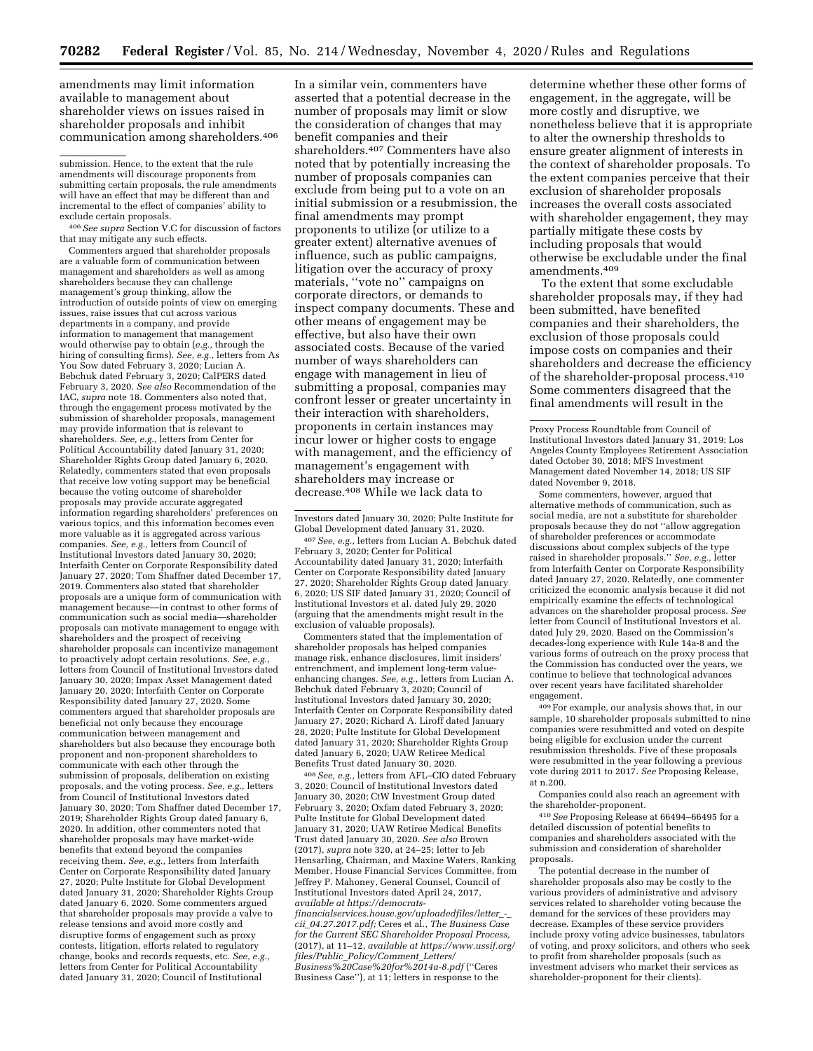amendments may limit information available to management about shareholder views on issues raised in shareholder proposals and inhibit communication among shareholders.[406] In a similar vein, commenters have asserted that a potential decrease in the number of proposals may limit or slow the consideration of changes that may benefit companies and their shareholders.[407] Commenters have also noted that by potentially increasing the number of proposals companies can exclude from being put to a vote on an initial submission or a resubmission, the final amendments may prompt proponents to utilize (or utilize to a greater extent) alternative avenues of influence, such as public campaigns, litigation over the accuracy of proxy materials, "vote no" campaigns on corporate directors, or demands to inspect company documents. These and other means of engagement may be effective, but also have their own associated costs. Because of the varied number of ways shareholders can engage with management in lieu of submitting a proposal, companies may confront lesser or greater uncertainty in their interaction with shareholders, proponents in certain instances may incur lower or higher costs to engage with management, and the efficiency of management's engagement with shareholders may increase or decrease.[408] While we lack data to determine whether these other forms of engagement, in the aggregate, will be more costly and disruptive, we nonetheless believe that it is appropriate to alter the ownership thresholds to ensure greater alignment of interests in the context of shareholder proposals. To the extent companies perceive that their exclusion of shareholder proposals increases the overall costs associated with shareholder engagement, they may partially mitigate these costs by including proposals that would otherwise be excludable under the final amendments.[409]

To the extent that some excludable shareholder proposals may, if they had been submitted, have benefited companies and their shareholders, the exclusion of those proposals could impose costs on companies and their shareholders and decrease the efficiency of the shareholder-proposal process.[410] Some commenters disagreed that the final amendments will result in the

---

submission. Hence, to the extent that the rule amendments will discourage proponents from submitting certain proposals, the rule amendments will have an effect that may be different than and incremental to the effect of companies' ability to exclude certain proposals.

[406] *See supra* Section V.C for discussion of factors that may mitigate any such effects.

Commenters argued that shareholder proposals are a valuable form of communication between management and shareholders as well as among shareholders because they can challenge management's group thinking, allow the introduction of outside points of view on emerging issues, raise issues that cut across various departments in a company, and provide information to management that management would otherwise pay to obtain (*e.g.,* through the hiring of consulting firms). *See, e.g.,* letters from As You Sow dated February 3, 2020; Lucian A. Bebchuk dated February 3, 2020; CalPERS dated February 3, 2020. *See also* Recommendation of the IAC, *supra* note 18. Commenters also noted that, through the engagement process motivated by the submission of shareholder proposals, management may provide information that is relevant to shareholders. *See, e.g.,* letters from Center for Political Accountability dated January 31, 2020; Shareholder Rights Group dated January 6, 2020. Relatedly, commenters stated that even proposals that receive low voting support may be beneficial because the voting outcome of shareholder proposals may provide accurate aggregated information regarding shareholders' preferences on various topics, and this information becomes even more valuable as it is aggregated across various companies. *See, e.g.,* letters from Council of Institutional Investors dated January 30, 2020; Interfaith Center on Corporate Responsibility dated January 27, 2020; Tom Shaffner dated December 17, 2019. Commenters also stated that shareholder proposals are a unique form of communication with management because—in contrast to other forms of communication such as social media—shareholder proposals can motivate management to engage with shareholders and the prospect of receiving shareholder proposals can incentivize management to proactively adopt certain resolutions. *See, e.g.,* letters from Council of Institutional Investors dated January 30, 2020; Impax Asset Management dated January 20, 2020; Interfaith Center on Corporate Responsibility dated January 27, 2020. Some commenters argued that shareholder proposals are beneficial not only because they encourage communication between management and shareholders but also because they encourage both proponent and non-proponent shareholders to communicate with each other through the submission of proposals, deliberation on existing proposals, and the voting process. *See, e.g.,* letters from Council of Institutional Investors dated January 30, 2020; Tom Shaffner dated December 17, 2019; Shareholder Rights Group dated January 6, 2020. In addition, other commenters noted that shareholder proposals may have market-wide benefits that extend beyond the companies receiving them. *See, e.g.,* letters from Interfaith Center on Corporate Responsibility dated January 27, 2020; Pulte Institute for Global Development dated January 31, 2020; Shareholder Rights Group dated January 6, 2020. Some commenters argued that shareholder proposals may provide a valve to release tensions and avoid more costly and disruptive forms of engagement such as proxy contests, litigation, efforts related to regulatory change, books and records requests, etc. *See, e.g.,* letters from Center for Political Accountability dated January 31, 2020; Council of Institutional Investors dated January 30, 2020; Pulte Institute for Global Development dated January 31, 2020.

[407] *See, e.g.,* letters from Lucian A. Bebchuk dated February 3, 2020; Center for Political Accountability dated January 31, 2020; Interfaith Center on Corporate Responsibility dated January 27, 2020; Shareholder Rights Group dated January 6, 2020; US SIF dated January 31, 2020; Council of Institutional Investors et al. dated July 29, 2020 (arguing that the amendments might result in the exclusion of valuable proposals).

Commenters stated that the implementation of shareholder proposals has helped companies manage risk, enhance disclosures, limit insiders' entrenchment, and implement long-term value-enhancing changes. *See, e.g.,* letters from Lucian A. Bebchuk dated February 3, 2020; Council of Institutional Investors dated January 30, 2020; Interfaith Center on Corporate Responsibility dated January 27, 2020; Richard A. Liroff dated January 28, 2020; Pulte Institute for Global Development dated January 31, 2020; Shareholder Rights Group dated January 6, 2020; UAW Retiree Medical Benefits Trust dated January 30, 2020.

[408] *See, e.g.,* letters from AFL–CIO dated February 3, 2020; Council of Institutional Investors dated January 30, 2020; CtW Investment Group dated February 3, 2020; Oxfam dated February 3, 2020; Pulte Institute for Global Development dated January 31, 2020; UAW Retiree Medical Benefits Trust dated January 30, 2020. *See also* Brown (2017), *supra* note 320, at 24–25; letter to Jeb Hensarling, Chairman, and Maxine Waters, Ranking Member, House Financial Services Committee, from Jeffrey P. Mahoney, General Counsel, Council of Institutional Investors dated April 24, 2017, *available at https://democrats-financialservices.house.gov/uploadedfiles/letter_-_cii_04.27.2017.pdf;* Ceres et al., *The Business Case for the Current SEC Shareholder Proposal Process,* (2017), at 11–12, *available at https://www.ussif.org/files/Public_Policy/Comment_Letters/Business%20Case%20for%2014a-8.pdf* ("Ceres Business Case"), at 11; letters in response to the Proxy Process Roundtable from Council of Institutional Investors dated January 31, 2019; Los Angeles County Employees Retirement Association dated October 30, 2018; MFS Investment Management dated November 14, 2018; US SIF dated November 9, 2018.

Some commenters, however, argued that alternative methods of communication, such as social media, are not a substitute for shareholder proposals because they do not "allow aggregation of shareholder preferences or accommodate discussions about complex subjects of the type raised in shareholder proposals." *See, e.g.,* letter from Interfaith Center on Corporate Responsibility dated January 27, 2020. Relatedly, one commenter criticized the economic analysis because it did not empirically examine the effects of technological advances on the shareholder proposal process. *See* letter from Council of Institutional Investors et al. dated July 29, 2020. Based on the Commission's decades-long experience with Rule 14a-8 and the various forms of outreach on the proxy process that the Commission has conducted over the years, we continue to believe that technological advances over recent years have facilitated shareholder engagement.

[409] For example, our analysis shows that, in our sample, 10 shareholder proposals submitted to nine companies were resubmitted and voted on despite being eligible for exclusion under the current resubmission thresholds. Five of these proposals were resubmitted in the year following a previous vote during 2011 to 2017. *See* Proposing Release, at n.200.

Companies could also reach an agreement with the shareholder-proponent.

[410] *See* Proposing Release at 66494–66495 for a detailed discussion of potential benefits to companies and shareholders associated with the submission and consideration of shareholder proposals.

The potential decrease in the number of shareholder proposals also may be costly to the various providers of administrative and advisory services related to shareholder voting because the demand for the services of these providers may decrease. Examples of these service providers include proxy voting advice businesses, tabulators of voting, and proxy solicitors, and others who seek to profit from shareholder proposals (such as investment advisers who market their services as shareholder-proponent for their clients).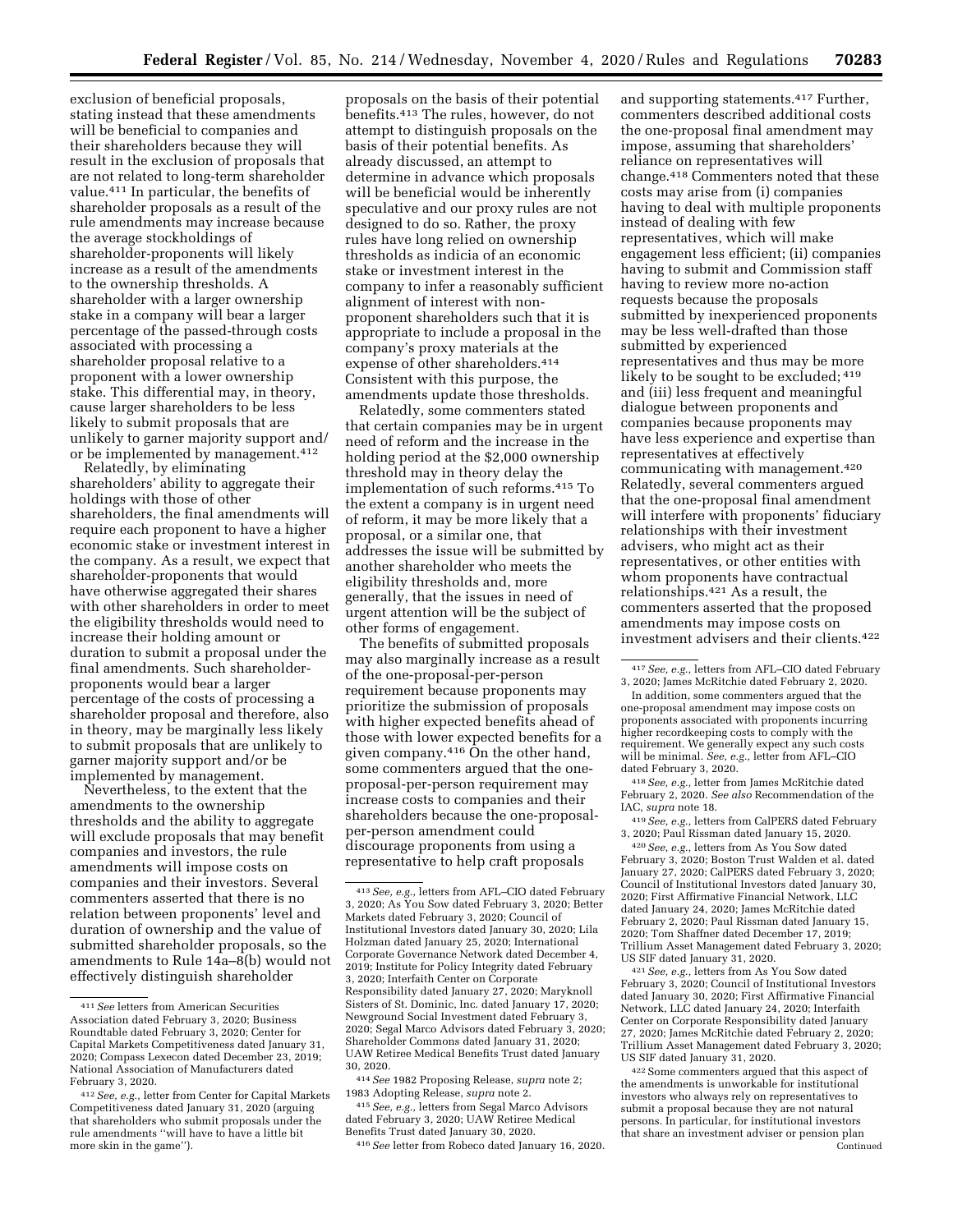exclusion of beneficial proposals, stating instead that these amendments will be beneficial to companies and their shareholders because they will result in the exclusion of proposals that are not related to long-term shareholder value.[411] In particular, the benefits of shareholder proposals as a result of the rule amendments may increase because the average stockholdings of shareholder-proponents will likely increase as a result of the amendments to the ownership thresholds. A shareholder with a larger ownership stake in a company will bear a larger percentage of the passed-through costs associated with processing a shareholder proposal relative to a proponent with a lower ownership stake. This differential may, in theory, cause larger shareholders to be less likely to submit proposals that are unlikely to garner majority support and/or be implemented by management.[412]

Relatedly, by eliminating shareholders' ability to aggregate their holdings with those of other shareholders, the final amendments will require each proponent to have a higher economic stake or investment interest in the company. As a result, we expect that shareholder-proponents that would have otherwise aggregated their shares with other shareholders in order to meet the eligibility thresholds would need to increase their holding amount or duration to submit a proposal under the final amendments. Such shareholder-proponents would bear a larger percentage of the costs of processing a shareholder proposal and therefore, also in theory, may be marginally less likely to submit proposals that are unlikely to garner majority support and/or be implemented by management.

Nevertheless, to the extent that the amendments to the ownership thresholds and the ability to aggregate will exclude proposals that may benefit companies and investors, the rule amendments will impose costs on companies and their investors. Several commenters asserted that there is no relation between proponents' level and duration of ownership and the value of submitted shareholder proposals, so the amendments to Rule 14a–8(b) would not effectively distinguish shareholder proposals on the basis of their potential benefits.[413] The rules, however, do not attempt to distinguish proposals on the basis of their potential benefits. As already discussed, an attempt to determine in advance which proposals will be beneficial would be inherently speculative and our proxy rules are not designed to do so. Rather, the proxy rules have long relied on ownership thresholds as indicia of an economic stake or investment interest in the company to infer a reasonably sufficient alignment of interest with non-proponent shareholders such that it is appropriate to include a proposal in the company's proxy materials at the expense of other shareholders.[414] Consistent with this purpose, the amendments update those thresholds.

Relatedly, some commenters stated that certain companies may be in urgent need of reform and the increase in the holding period at the $2,000 ownership threshold may in theory delay the implementation of such reforms.[415] To the extent a company is in urgent need of reform, it may be more likely that a proposal, or a similar one, that addresses the issue will be submitted by another shareholder who meets the eligibility thresholds and, more generally, that the issues in need of urgent attention will be the subject of other forms of engagement.

The benefits of submitted proposals may also marginally increase as a result of the one-proposal-per-person requirement because proponents may prioritize the submission of proposals with higher expected benefits ahead of those with lower expected benefits for a given company.[416] On the other hand, some commenters argued that the one-proposal-per-person requirement may increase costs to companies and their shareholders because the one-proposal-per-person amendment could discourage proponents from using a representative to help craft proposals and supporting statements.[417] Further, commenters described additional costs the one-proposal final amendment may impose, assuming that shareholders' reliance on representatives will change.[418] Commenters noted that these costs may arise from (i) companies having to deal with multiple proponents instead of dealing with few representatives, which will make engagement less efficient; (ii) companies having to submit and Commission staff having to review more no-action requests because the proposals submitted by inexperienced proponents may be less well-drafted than those submitted by experienced representatives and thus may be more likely to be sought to be excluded;[419] and (iii) less frequent and meaningful dialogue between proponents and companies because proponents may have less experience and expertise than representatives at effectively communicating with management.[420] Relatedly, several commenters argued that the one-proposal final amendment will interfere with proponents' fiduciary relationships with their investment advisers, who might act as their representatives, or other entities with whom proponents have contractual relationships.[421] As a result, the commenters asserted that the proposed amendments may impose costs on investment advisers and their clients.[422]

---

[411] *See* letters from American Securities Association dated February 3, 2020; Business Roundtable dated February 3, 2020; Center for Capital Markets Competitiveness dated January 31, 2020; Compass Lexecon dated December 23, 2019; National Association of Manufacturers dated February 3, 2020.

[412] *See, e.g.,* letter from Center for Capital Markets Competitiveness dated January 31, 2020 (arguing that shareholders who submit proposals under the rule amendments "will have to have a little bit more skin in the game").

[413] *See, e.g.,* letters from AFL–CIO dated February 3, 2020; As You Sow dated February 3, 2020; Better Markets dated February 3, 2020; Council of Institutional Investors dated January 30, 2020; Lila Holzman dated January 25, 2020; International Corporate Governance Network dated December 4, 2019; Institute for Policy Integrity dated February 3, 2020; Interfaith Center on Corporate Responsibility dated January 27, 2020; Maryknoll Sisters of St. Dominic, Inc. dated January 17, 2020; Newground Social Investment dated February 3, 2020; Segal Marco Advisors dated February 3, 2020; Shareholder Commons dated January 31, 2020; UAW Retiree Medical Benefits Trust dated January 30, 2020.

[414] *See* 1982 Proposing Release, *supra* note 2; 1983 Adopting Release, *supra* note 2.

[415] *See, e.g.,* letters from Segal Marco Advisors dated February 3, 2020; UAW Retiree Medical Benefits Trust dated January 30, 2020.

[416] *See* letter from Robeco dated January 16, 2020.

[417] *See, e.g.,* letters from AFL–CIO dated February 3, 2020; James McRitchie dated February 2, 2020.

In addition, some commenters argued that the one-proposal amendment may impose costs on proponents associated with proponents incurring higher recordkeeping costs to comply with the requirement. We generally expect any such costs will be minimal. *See, e.g.,* letter from AFL–CIO dated February 3, 2020.

[418] *See, e.g.,* letter from James McRitchie dated February 2, 2020. *See also* Recommendation of the IAC, *supra* note 18.

[419] *See, e.g.,* letters from CalPERS dated February 3, 2020; Paul Rissman dated January 15, 2020.

[420] *See, e.g.,* letters from As You Sow dated February 3, 2020; Boston Trust Walden et al. dated January 27, 2020; CalPERS dated February 3, 2020; Council of Institutional Investors dated January 30, 2020; First Affirmative Financial Network, LLC dated January 24, 2020; James McRitchie dated February 2, 2020; Paul Rissman dated January 15, 2020; Tom Shaffner dated December 17, 2019; Trillium Asset Management dated February 3, 2020; US SIF dated January 31, 2020.

[421] *See, e.g.,* letters from As You Sow dated February 3, 2020; Council of Institutional Investors dated January 30, 2020; First Affirmative Financial Network, LLC dated January 24, 2020; Interfaith Center on Corporate Responsibility dated January 27, 2020; James McRitchie dated February 2, 2020; Trillium Asset Management dated February 3, 2020; US SIF dated January 31, 2020.

[422] Some commenters argued that this aspect of the amendments is unworkable for institutional investors who always rely on representatives to submit a proposal because they are not natural persons. In particular, for institutional investors that share an investment adviser or pension plan

Continued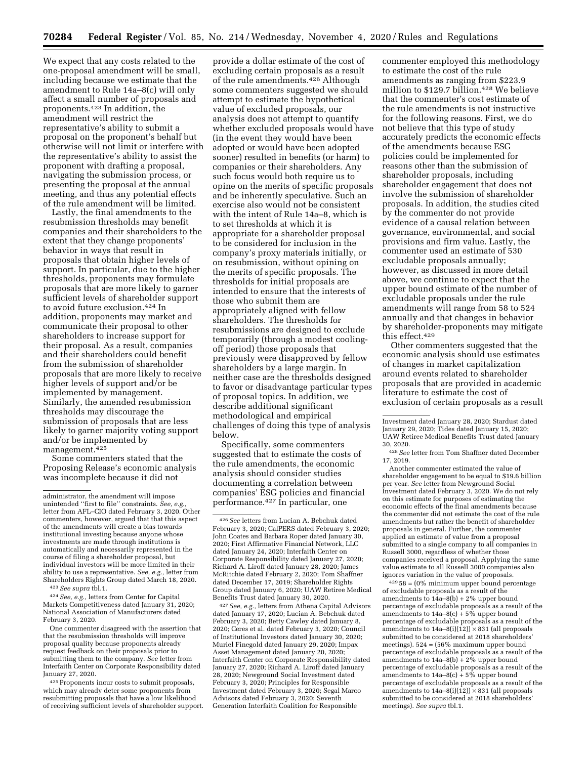We expect that any costs related to the one-proposal amendment will be small, including because we estimate that the amendment to Rule 14a–8(c) will only affect a small number of proposals and proponents.[423] In addition, the amendment will restrict the representative's ability to submit a proposal on the proponent's behalf but otherwise will not limit or interfere with the representative's ability to assist the proponent with drafting a proposal, navigating the submission process, or presenting the proposal at the annual meeting, and thus any potential effects of the rule amendment will be limited.

Lastly, the final amendments to the resubmission thresholds may benefit companies and their shareholders to the extent that they change proponents' behavior in ways that result in proposals that obtain higher levels of support. In particular, due to the higher thresholds, proponents may formulate proposals that are more likely to garner sufficient levels of shareholder support to avoid future exclusion.[424] In addition, proponents may market and communicate their proposal to other shareholders to increase support for their proposal. As a result, companies and their shareholders could benefit from the submission of shareholder proposals that are more likely to receive higher levels of support and/or be implemented by management. Similarly, the amended resubmission thresholds may discourage the submission of proposals that are less likely to garner majority voting support and/or be implemented by management.[425]

Some commenters stated that the Proposing Release's economic analysis was incomplete because it did not provide a dollar estimate of the cost of excluding certain proposals as a result of the rule amendments.[426] Although some commenters suggested we should attempt to estimate the hypothetical value of excluded proposals, our analysis does not attempt to quantify whether excluded proposals would have (in the event they would have been adopted or would have been adopted sooner) resulted in benefits (or harm) to companies or their shareholders. Any such focus would both require us to opine on the merits of specific proposals and be inherently speculative. Such an exercise also would not be consistent with the intent of Rule 14a–8, which is to set thresholds at which it is appropriate for a shareholder proposal to be considered for inclusion in the company's proxy materials initially, or on resubmission, without opining on the merits of specific proposals. The thresholds for initial proposals are intended to ensure that the interests of those who submit them are appropriately aligned with fellow shareholders. The thresholds for resubmissions are designed to exclude temporarily (through a modest cooling-off period) those proposals that previously were disapproved by fellow shareholders by a large margin. In neither case are the thresholds designed to favor or disadvantage particular types of proposal topics. In addition, we describe additional significant methodological and empirical challenges of doing this type of analysis below.

Specifically, some commenters suggested that to estimate the costs of the rule amendments, the economic analysis should consider studies documenting a correlation between companies' ESG policies and financial performance.[427] In particular, one commenter employed this methodology to estimate the cost of the rule amendments as ranging from $223.9 million to $129.7 billion.[428] We believe that the commenter's cost estimate of the rule amendments is not instructive for the following reasons. First, we do not believe that this type of study accurately predicts the economic effects of the amendments because ESG policies could be implemented for reasons other than the submission of shareholder proposals, including shareholder engagement that does not involve the submission of shareholder proposals. In addition, the studies cited by the commenter do not provide evidence of a causal relation between governance, environmental, and social provisions and firm value. Lastly, the commenter used an estimate of 530 excludable proposals annually; however, as discussed in more detail above, we continue to expect that the upper bound estimate of the number of excludable proposals under the rule amendments will range from 58 to 524 annually and that changes in behavior by shareholder-proponents may mitigate this effect.[429]

Other commenters suggested that the economic analysis should use estimates of changes in market capitalization around events related to shareholder proposals that are provided in academic literature to estimate the cost of exclusion of certain proposals as a result

---

administrator, the amendment will impose unintended "first to file" constraints. *See, e.g.,* letter from AFL–CIO dated February 3, 2020. Other commenters, however, argued that that this aspect of the amendments will create a bias towards institutional investing because anyone whose investments are made through institutions is automatically and necessarily represented in the course of filing a shareholder proposal, but individual investors will be more limited in their ability to use a representative. *See, e.g.,* letter from Shareholders Rights Group dated March 18, 2020.

[423] *See supra* tbl.1.

[424] *See, e.g.,* letters from Center for Capital Markets Competitiveness dated January 31, 2020; National Association of Manufacturers dated February 3, 2020.

One commenter disagreed with the assertion that that the resubmission thresholds will improve proposal quality because proponents already request feedback on their proposals prior to submitting them to the company. *See* letter from Interfaith Center on Corporate Responsibility dated January 27, 2020.

[425] Proponents incur costs to submit proposals, which may already deter some proponents from resubmitting proposals that have a low likelihood of receiving sufficient levels of shareholder support.

[426] *See* letters from Lucian A. Bebchuk dated February 3, 2020; CalPERS dated February 3, 2020; John Coates and Barbara Roper dated January 30, 2020; First Affirmative Financial Network, LLC dated January 24, 2020; Interfaith Center on Corporate Responsibility dated January 27, 2020; Richard A. Liroff dated January 28, 2020; James McRitchie dated February 2, 2020; Tom Shaffner dated December 17, 2019; Shareholder Rights Group dated January 6, 2020; UAW Retiree Medical Benefits Trust dated January 30, 2020.

[427] *See, e.g.,* letters from Athena Capital Advisors dated January 17, 2020; Lucian A. Bebchuk dated February 3, 2020; Betty Cawley dated January 8, 2020; Ceres et al. dated February 3, 2020; Council of Institutional Investors dated January 30, 2020; Muriel Finegold dated January 29, 2020; Impax Asset Management dated January 20, 2020; Interfaith Center on Corporate Responsibility dated January 27, 2020; Richard A. Liroff dated January 28, 2020; Newground Social Investment dated February 3, 2020; Principles for Responsible Investment dated February 3, 2020; Segal Marco Advisors dated February 3, 2020; Seventh Generation Interfaith Coalition for Responsible Investment dated January 28, 2020; Stardust dated January 29, 2020; Tides dated January 15, 2020; UAW Retiree Medical Benefits Trust dated January 30, 2020.

[428] *See* letter from Tom Shaffner dated December 17, 2019.

Another commenter estimated the value of shareholder engagement to be equal to $19.6 billion per year. *See* letter from Newground Social Investment dated February 3, 2020. We do not rely on this estimate for purposes of estimating the economic effects of the final amendments because the commenter did not estimate the cost of the rule amendments but rather the benefit of shareholder proposals in general. Further, the commenter applied an estimate of value from a proposal submitted to a single company to all companies in Russell 3000, regardless of whether those companies received a proposal. Applying the same value estimate to all Russell 3000 companies also ignores variation in the value of proposals.

[429] 58 = (0% minimum upper bound percentage of excludable proposals as a result of the amendments to 14a–8(b) + 2% upper bound percentage of excludable proposals as a result of the amendments to 14a–8(c) + 5% upper bound percentage of excludable proposals as a result of the amendments to 14a–8(i)(12)) × 831 (all proposals submitted to be considered at 2018 shareholders' meetings). 524 = (56% maximum upper bound percentage of excludable proposals as a result of the amendments to 14a–8(b) + 2% upper bound percentage of excludable proposals as a result of the amendments to 14a–8(c) + 5% upper bound percentage of excludable proposals as a result of the amendments to 14a–8(i)(12)) × 831 (all proposals submitted to be considered at 2018 shareholders' meetings). *See supra* tbl.1.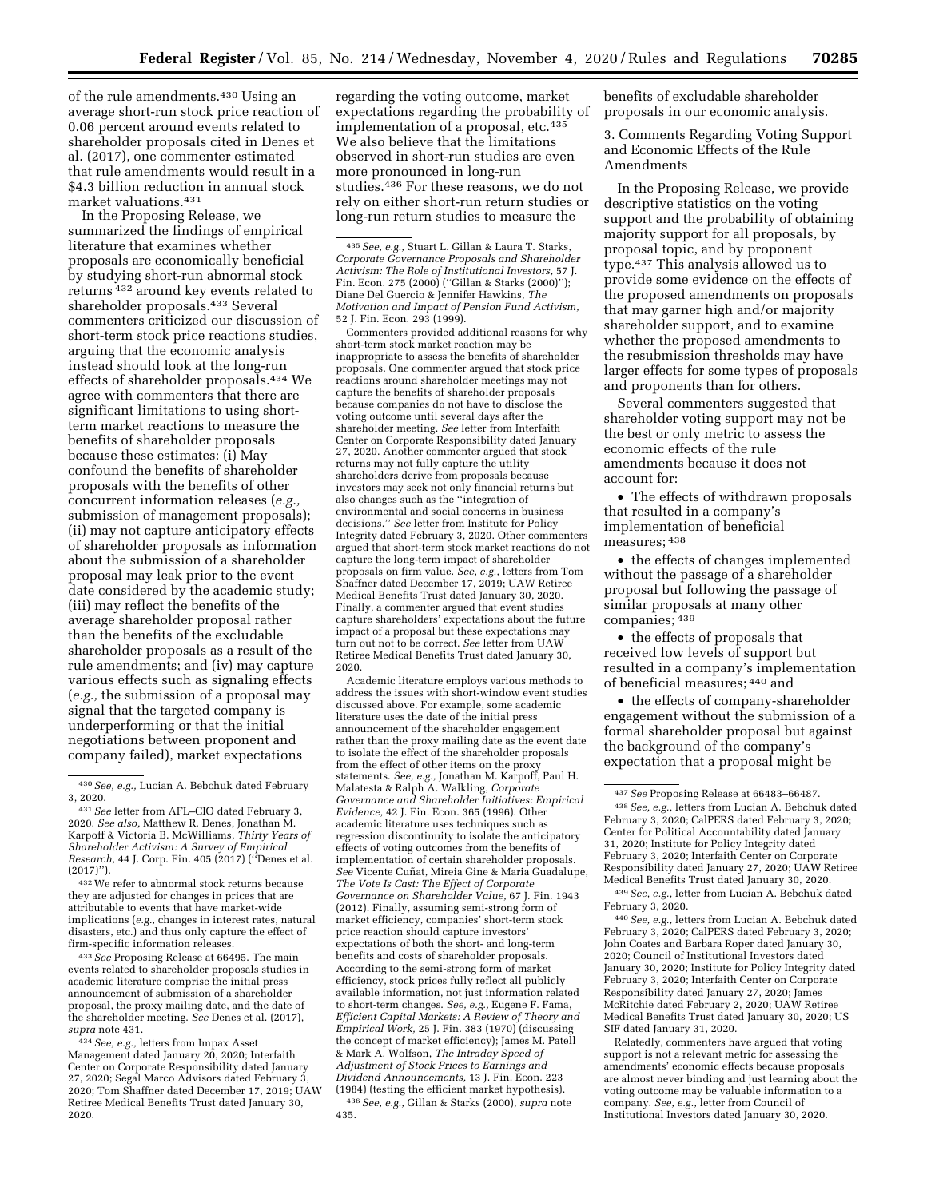of the rule amendments.[430] Using an average short-run stock price reaction of 0.06 percent around events related to shareholder proposals cited in Denes et al. (2017), one commenter estimated that rule amendments would result in a $4.3 billion reduction in annual stock market valuations.[431]

In the Proposing Release, we summarized the findings of empirical literature that examines whether proposals are economically beneficial by studying short-run abnormal stock returns [432] around key events related to shareholder proposals.[433] Several commenters criticized our discussion of short-term stock price reactions studies, arguing that the economic analysis instead should look at the long-run effects of shareholder proposals.[434] We agree with commenters that there are significant limitations to using short-term market reactions to measure the benefits of shareholder proposals because these estimates: (i) May confound the benefits of shareholder proposals with the benefits of other concurrent information releases (*e.g.,* submission of management proposals); (ii) may not capture anticipatory effects of shareholder proposals as information about the submission of a shareholder proposal may leak prior to the event date considered by the academic study; (iii) may reflect the benefits of the average shareholder proposal rather than the benefits of the excludable shareholder proposals as a result of the rule amendments; and (iv) may capture various effects such as signaling effects (*e.g.,* the submission of a proposal may signal that the targeted company is underperforming or that the initial negotiations between proponent and company failed), market expectations regarding the voting outcome, market expectations regarding the probability of implementation of a proposal, etc.[435] We also believe that the limitations observed in short-run studies are even more pronounced in long-run studies.[436] For these reasons, we do not rely on either short-run return studies or long-run return studies to measure the benefits of excludable shareholder proposals in our economic analysis.

3. Comments Regarding Voting Support and Economic Effects of the Rule Amendments

In the Proposing Release, we provide descriptive statistics on the voting support and the probability of obtaining majority support for all proposals, by proposal topic, and by proponent type.[437] This analysis allowed us to provide some evidence on the effects of the proposed amendments on proposals that may garner high and/or majority shareholder support, and to examine whether the proposed amendments to the resubmission thresholds may have larger effects for some types of proposals and proponents than for others.

Several commenters suggested that shareholder voting support may not be the best or only metric to assess the economic effects of the rule amendments because it does not account for:

- The effects of withdrawn proposals that resulted in a company's implementation of beneficial measures; [438]
- the effects of changes implemented without the passage of a shareholder proposal but following the passage of similar proposals at many other companies; [439]
- the effects of proposals that received low levels of support but resulted in a company's implementation of beneficial measures; [440] and
- the effects of company-shareholder engagement without the submission of a formal shareholder proposal but against the background of the company's expectation that a proposal might be

---

[430] *See, e.g.,* Lucian A. Bebchuk dated February 3, 2020.

[431] *See* letter from AFL–CIO dated February 3, 2020. *See also,* Matthew R. Denes, Jonathan M. Karpoff & Victoria B. McWilliams, *Thirty Years of Shareholder Activism: A Survey of Empirical Research,* 44 J. Corp. Fin. 405 (2017) (''Denes et al. (2017)'').

[432] We refer to abnormal stock returns because they are adjusted for changes in prices that are attributable to events that have market-wide implications (*e.g.,* changes in interest rates, natural disasters, etc.) and thus only capture the effect of firm-specific information releases.

[433] *See* Proposing Release at 66495. The main events related to shareholder proposals studies in academic literature comprise the initial press announcement of submission of a shareholder proposal, the proxy mailing date, and the date of the shareholder meeting. *See* Denes et al. (2017), *supra* note 431.

[434] *See, e.g.,* letters from Impax Asset Management dated January 20, 2020; Interfaith Center on Corporate Responsibility dated January 27, 2020; Segal Marco Advisors dated February 3, 2020; Tom Shaffner dated December 17, 2019; UAW Retiree Medical Benefits Trust dated January 30, 2020.

[435] *See, e.g.,* Stuart L. Gillan & Laura T. Starks, *Corporate Governance Proposals and Shareholder Activism: The Role of Institutional Investors,* 57 J. Fin. Econ. 275 (2000) (''Gillan & Starks (2000)''); Diane Del Guercio & Jennifer Hawkins, *The Motivation and Impact of Pension Fund Activism,* 52 J. Fin. Econ. 293 (1999).

Commenters provided additional reasons for why short-term stock market reaction may be inappropriate to assess the benefits of shareholder proposals. One commenter argued that stock price reactions around shareholder meetings may not capture the benefits of shareholder proposals because companies do not have to disclose the voting outcome until several days after the shareholder meeting. *See* letter from Interfaith Center on Corporate Responsibility dated January 27, 2020. Another commenter argued that stock returns may not fully capture the utility shareholders derive from proposals because investors may seek not only financial returns but also changes such as the ''integration of environmental and social concerns in business decisions.'' *See* letter from Institute for Policy Integrity dated February 3, 2020. Other commenters argued that short-term stock market reactions do not capture the long-term impact of shareholder proposals on firm value. *See, e.g.,* letters from Tom Shaffner dated December 17, 2019; UAW Retiree Medical Benefits Trust dated January 30, 2020. Finally, a commenter argued that event studies capture shareholders' expectations about the future impact of a proposal but these expectations may turn out not to be correct. *See* letter from UAW Retiree Medical Benefits Trust dated January 30, 2020.

Academic literature employs various methods to address the issues with short-window event studies discussed above. For example, some academic literature uses the date of the initial press announcement of the shareholder engagement rather than the proxy mailing date as the event date to isolate the effect of the shareholder proposals from the effect of other items on the proxy statements. *See, e.g.,* Jonathan M. Karpoff, Paul H. Malatesta & Ralph A. Walkling, *Corporate Governance and Shareholder Initiatives: Empirical Evidence,* 42 J. Fin. Econ. 365 (1996). Other academic literature uses techniques such as regression discontinuity to isolate the anticipatory effects of voting outcomes from the benefits of implementation of certain shareholder proposals. *See* Vicente Cuñat, Mireia Gine & Maria Guadalupe, *The Vote Is Cast: The Effect of Corporate Governance on Shareholder Value,* 67 J. Fin. 1943 (2012). Finally, assuming semi-strong form of market efficiency, companies' short-term stock price reaction should capture investors' expectations of both the short- and long-term benefits and costs of shareholder proposals. According to the semi-strong form of market efficiency, stock prices fully reflect all publicly available information, not just information related to short-term changes. *See, e.g.,* Eugene F. Fama, *Efficient Capital Markets: A Review of Theory and Empirical Work,* 25 J. Fin. 383 (1970) (discussing the concept of market efficiency); James M. Patell & Mark A. Wolfson, *The Intraday Speed of Adjustment of Stock Prices to Earnings and Dividend Announcements,* 13 J. Fin. Econ. 223 (1984) (testing the efficient market hypothesis).

[436] *See, e.g.,* Gillan & Starks (2000), *supra* note 435.

[437] *See* Proposing Release at 66483–66487.

[438] *See, e.g.,* letters from Lucian A. Bebchuk dated February 3, 2020; CalPERS dated February 3, 2020; Center for Political Accountability dated January 31, 2020; Institute for Policy Integrity dated February 3, 2020; Interfaith Center on Corporate Responsibility dated January 27, 2020; UAW Retiree Medical Benefits Trust dated January 30, 2020.

[439] *See, e.g.,* letter from Lucian A. Bebchuk dated February 3, 2020.

[440] *See, e.g.,* letters from Lucian A. Bebchuk dated February 3, 2020; CalPERS dated February 3, 2020; John Coates and Barbara Roper dated January 30, 2020; Council of Institutional Investors dated January 30, 2020; Institute for Policy Integrity dated February 3, 2020; Interfaith Center on Corporate Responsibility dated January 27, 2020; James McRitchie dated February 2, 2020; UAW Retiree Medical Benefits Trust dated January 30, 2020; US SIF dated January 31, 2020.

Relatedly, commenters have argued that voting support is not a relevant metric for assessing the amendments' economic effects because proposals are almost never binding and just learning about the voting outcome may be valuable information to a company. *See, e.g.,* letter from Council of Institutional Investors dated January 30, 2020.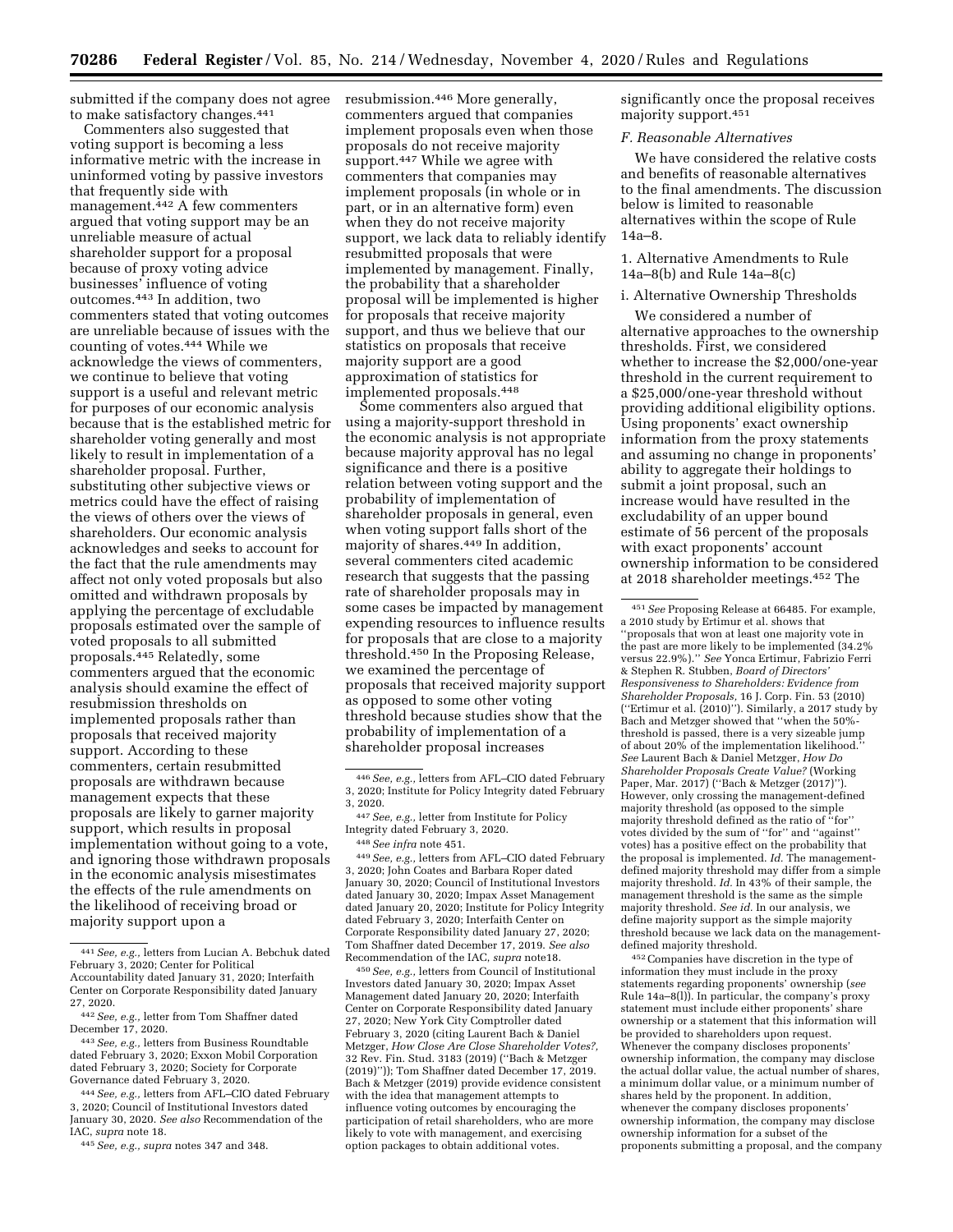submitted if the company does not agree to make satisfactory changes.[441]

Commenters also suggested that voting support is becoming a less informative metric with the increase in uninformed voting by passive investors that frequently side with management.[442] A few commenters argued that voting support may be an unreliable measure of actual shareholder support for a proposal because of proxy voting advice businesses' influence of voting outcomes.[443] In addition, two commenters stated that voting outcomes are unreliable because of issues with the counting of votes.[444] While we acknowledge the views of commenters, we continue to believe that voting support is a useful and relevant metric for purposes of our economic analysis because that is the established metric for shareholder voting generally and most likely to result in implementation of a shareholder proposal. Further, substituting other subjective views or metrics could have the effect of raising the views of others over the views of shareholders. Our economic analysis acknowledges and seeks to account for the fact that the rule amendments may affect not only voted proposals but also omitted and withdrawn proposals by applying the percentage of excludable proposals estimated over the sample of voted proposals to all submitted proposals.[445] Relatedly, some commenters argued that the economic analysis should examine the effect of resubmission thresholds on implemented proposals rather than proposals that received majority support. According to these commenters, certain resubmitted proposals are withdrawn because management expects that these proposals are likely to garner majority support, which results in proposal implementation without going to a vote, and ignoring those withdrawn proposals in the economic analysis misestimates the effects of the rule amendments on the likelihood of receiving broad or majority support upon a resubmission.[446] More generally, commenters argued that companies implement proposals even when those proposals do not receive majority support.[447] While we agree with commenters that companies may implement proposals (in whole or in part, or in an alternative form) even when they do not receive majority support, we lack data to reliably identify resubmitted proposals that were implemented by management. Finally, the probability that a shareholder proposal will be implemented is higher for proposals that receive majority support, and thus we believe that our statistics on proposals that receive majority support are a good approximation of statistics for implemented proposals.[448]

Some commenters also argued that using a majority-support threshold in the economic analysis is not appropriate because majority approval has no legal significance and there is a positive relation between voting support and the probability of implementation of shareholder proposals in general, even when voting support falls short of the majority of shares.[449] In addition, several commenters cited academic research that suggests that the passing rate of shareholder proposals may in some cases be impacted by management expending resources to influence results for proposals that are close to a majority threshold.[450] In the Proposing Release, we examined the percentage of proposals that received majority support as opposed to some other voting threshold because studies show that the probability of implementation of a shareholder proposal increases significantly once the proposal receives majority support.[451]

### *F. Reasonable Alternatives*

We have considered the relative costs and benefits of reasonable alternatives to the final amendments. The discussion below is limited to reasonable alternatives within the scope of Rule 14a–8.

1. Alternative Amendments to Rule 14a–8(b) and Rule 14a–8(c)

i. Alternative Ownership Thresholds

We considered a number of alternative approaches to the ownership thresholds. First, we considered whether to increase the $2,000/one-year threshold in the current requirement to a $25,000/one-year threshold without providing additional eligibility options. Using proponents' exact ownership information from the proxy statements and assuming no change in proponents' ability to aggregate their holdings to submit a joint proposal, such an increase would have resulted in the excludability of an upper bound estimate of 56 percent of the proposals with exact proponents' account ownership information to be considered at 2018 shareholder meetings.[452] The

---

[441] *See, e.g.,* letters from Lucian A. Bebchuk dated February 3, 2020; Center for Political Accountability dated January 31, 2020; Interfaith Center on Corporate Responsibility dated January 27, 2020.

[442] *See, e.g.,* letter from Tom Shaffner dated December 17, 2020.

[443] *See, e.g.,* letters from Business Roundtable dated February 3, 2020; Exxon Mobil Corporation dated February 3, 2020; Society for Corporate Governance dated February 3, 2020.

[444] *See, e.g.,* letters from AFL–CIO dated February 3, 2020; Council of Institutional Investors dated January 30, 2020. *See also* Recommendation of the IAC, *supra* note 18.

[445] *See, e.g., supra* notes 347 and 348.

[446] *See, e.g.,* letters from AFL–CIO dated February 3, 2020; Institute for Policy Integrity dated February 3, 2020.

[447] *See, e.g.,* letter from Institute for Policy Integrity dated February 3, 2020.

[448] *See infra* note 451.

[449] *See, e.g.,* letters from AFL–CIO dated February 3, 2020; John Coates and Barbara Roper dated January 30, 2020; Council of Institutional Investors dated January 30, 2020; Impax Asset Management dated January 20, 2020; Institute for Policy Integrity dated February 3, 2020; Interfaith Center on Corporate Responsibility dated January 27, 2020; Tom Shaffner dated December 17, 2019. *See also* Recommendation of the IAC, *supra* note18.

[450] *See, e.g.,* letters from Council of Institutional Investors dated January 30, 2020; Impax Asset Management dated January 20, 2020; Interfaith Center on Corporate Responsibility dated January 27, 2020; New York City Comptroller dated February 3, 2020 (citing Laurent Bach & Daniel Metzger, *How Close Are Close Shareholder Votes?,* 32 Rev. Fin. Stud. 3183 (2019) (''Bach & Metzger (2019)'')); Tom Shaffner dated December 17, 2019. Bach & Metzger (2019) provide evidence consistent with the idea that management attempts to influence voting outcomes by encouraging the participation of retail shareholders, who are more likely to vote with management, and exercising option packages to obtain additional votes.

[451] *See* Proposing Release at 66485. For example, a 2010 study by Ertimur et al. shows that ''proposals that won at least one majority vote in the past are more likely to be implemented (34.2% versus 22.9%).'' *See* Yonca Ertimur, Fabrizio Ferri & Stephen R. Stubben, *Board of Directors' Responsiveness to Shareholders: Evidence from Shareholder Proposals,* 16 J. Corp. Fin. 53 (2010) (''Ertimur et al. (2010)''). Similarly, a 2017 study by Bach and Metzger showed that ''when the 50%-threshold is passed, there is a very sizeable jump of about 20% of the implementation likelihood.'' *See* Laurent Bach & Daniel Metzger, *How Do Shareholder Proposals Create Value?* (Working Paper, Mar. 2017) (''Bach & Metzger (2017)''). However, only crossing the management-defined majority threshold (as opposed to the simple majority threshold defined as the ratio of ''for'' votes divided by the sum of ''for'' and ''against'' votes) has a positive effect on the probability that the proposal is implemented. *Id.* The management-defined majority threshold may differ from a simple majority threshold. *Id.* In 43% of their sample, the management threshold is the same as the simple majority threshold. *See id.* In our analysis, we define majority support as the simple majority threshold because we lack data on the management-defined majority threshold.

[452] Companies have discretion in the type of information they must include in the proxy statements regarding proponents' ownership (*see* Rule 14a–8(l)). In particular, the company's proxy statement must include either proponents' share ownership or a statement that this information will be provided to shareholders upon request. Whenever the company discloses proponents' ownership information, the company may disclose the actual dollar value, the actual number of shares, a minimum dollar value, or a minimum number of shares held by the proponent. In addition, whenever the company discloses proponents' ownership information, the company may disclose ownership information for a subset of the proponents submitting a proposal, and the company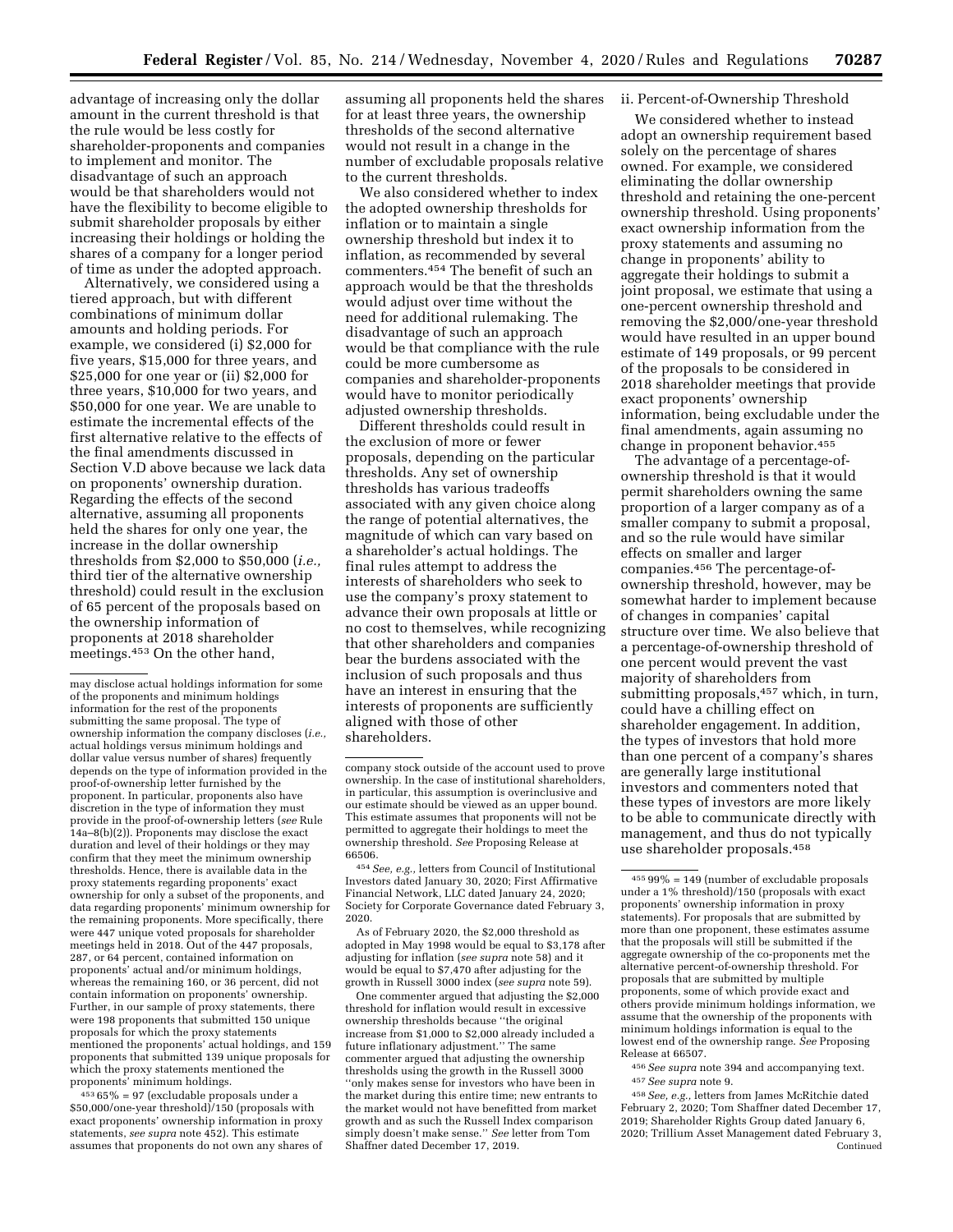advantage of increasing only the dollar amount in the current threshold is that the rule would be less costly for shareholder-proponents and companies to implement and monitor. The disadvantage of such an approach would be that shareholders would not have the flexibility to become eligible to submit shareholder proposals by either increasing their holdings or holding the shares of a company for a longer period of time as under the adopted approach.

Alternatively, we considered using a tiered approach, but with different combinations of minimum dollar amounts and holding periods. For example, we considered (i) $2,000 for five years, $15,000 for three years, and $25,000 for one year or (ii) $2,000 for three years, $10,000 for two years, and $50,000 for one year. We are unable to estimate the incremental effects of the first alternative relative to the effects of the final amendments discussed in Section V.D above because we lack data on proponents' ownership duration. Regarding the effects of the second alternative, assuming all proponents held the shares for only one year, the increase in the dollar ownership thresholds from $2,000 to $50,000 (*i.e.,* third tier of the alternative ownership threshold) could result in the exclusion of 65 percent of the proposals based on the ownership information of proponents at 2018 shareholder meetings.[453] On the other hand, assuming all proponents held the shares for at least three years, the ownership thresholds of the second alternative would not result in a change in the number of excludable proposals relative to the current thresholds.

We also considered whether to index the adopted ownership thresholds for inflation or to maintain a single ownership threshold but index it to inflation, as recommended by several commenters.[454] The benefit of such an approach would be that the thresholds would adjust over time without the need for additional rulemaking. The disadvantage of such an approach would be that compliance with the rule could be more cumbersome as companies and shareholder-proponents would have to monitor periodically adjusted ownership thresholds.

Different thresholds could result in the exclusion of more or fewer proposals, depending on the particular thresholds. Any set of ownership thresholds has various tradeoffs associated with any given choice along the range of potential alternatives, the magnitude of which can vary based on a shareholder's actual holdings. The final rules attempt to address the interests of shareholders who seek to use the company's proxy statement to advance their own proposals at little or no cost to themselves, while recognizing that other shareholders and companies bear the burdens associated with the inclusion of such proposals and thus have an interest in ensuring that the interests of proponents are sufficiently aligned with those of other shareholders.

ii. Percent-of-Ownership Threshold

We considered whether to instead adopt an ownership requirement based solely on the percentage of shares owned. For example, we considered eliminating the dollar ownership threshold and retaining the one-percent ownership threshold. Using proponents' exact ownership information from the proxy statements and assuming no change in proponents' ability to aggregate their holdings to submit a joint proposal, we estimate that using a one-percent ownership threshold and removing the $2,000/one-year threshold would have resulted in an upper bound estimate of 149 proposals, or 99 percent of the proposals to be considered in 2018 shareholder meetings that provide exact proponents' ownership information, being excludable under the final amendments, again assuming no change in proponent behavior.[455]

The advantage of a percentage-of-ownership threshold is that it would permit shareholders owning the same proportion of a larger company as of a smaller company to submit a proposal, and so the rule would have similar effects on smaller and larger companies.[456] The percentage-of-ownership threshold, however, may be somewhat harder to implement because of changes in companies' capital structure over time. We also believe that a percentage-of-ownership threshold of one percent would prevent the vast majority of shareholders from submitting proposals,[457] which, in turn, could have a chilling effect on shareholder engagement. In addition, the types of investors that hold more than one percent of a company's shares are generally large institutional investors and commenters noted that these types of investors are more likely to be able to communicate directly with management, and thus do not typically use shareholder proposals.[458]

---

may disclose actual holdings information for some of the proponents and minimum holdings information for the rest of the proponents submitting the same proposal. The type of ownership information the company discloses (*i.e.,* actual holdings versus minimum holdings and dollar value versus number of shares) frequently depends on the type of information provided in the proof-of-ownership letter furnished by the proponent. In particular, proponents also have discretion in the type of information they must provide in the proof-of-ownership letters (*see* Rule 14a–8(b)(2)). Proponents may disclose the exact duration and level of their holdings or they may confirm that they meet the minimum ownership thresholds. Hence, there is available data in the proxy statements regarding proponents' exact ownership for only a subset of the proponents, and data regarding proponents' minimum ownership for the remaining proponents. More specifically, there were 447 unique voted proposals for shareholder meetings held in 2018. Out of the 447 proposals, 287, or 64 percent, contained information on proponents' actual and/or minimum holdings, whereas the remaining 160, or 36 percent, did not contain information on proponents' ownership. Further, in our sample of proxy statements, there were 198 proponents that submitted 150 unique proposals for which the proxy statements mentioned the proponents' actual holdings, and 159 proponents that submitted 139 unique proposals for which the proxy statements mentioned the proponents' minimum holdings.

[453] 65% = 97 (excludable proposals under a $50,000/one-year threshold)/150 (proposals with exact proponents' ownership information in proxy statements, *see supra* note 452). This estimate assumes that proponents do not own any shares of company stock outside of the account used to prove ownership. In the case of institutional shareholders, in particular, this assumption is overinclusive and our estimate should be viewed as an upper bound. This estimate assumes that proponents will not be permitted to aggregate their holdings to meet the ownership threshold. *See* Proposing Release at 66506.

[454] *See, e.g.,* letters from Council of Institutional Investors dated January 30, 2020; First Affirmative Financial Network, LLC dated January 24, 2020; Society for Corporate Governance dated February 3, 2020.

As of February 2020, the $2,000 threshold as adopted in May 1998 would be equal to $3,178 after adjusting for inflation (*see supra* note 58) and it would be equal to $7,470 after adjusting for the growth in Russell 3000 index (*see supra* note 59).

One commenter argued that adjusting the $2,000 threshold for inflation would result in excessive ownership thresholds because "the original increase from $1,000 to $2,000 already included a future inflationary adjustment." The same commenter argued that adjusting the ownership thresholds using the growth in the Russell 3000 "only makes sense for investors who have been in the market during this entire time; new entrants to the market would not have benefitted from market growth and as such the Russell Index comparison simply doesn't make sense." *See* letter from Tom Shaffner dated December 17, 2019.

[455] 99% = 149 (number of excludable proposals under a 1% threshold)/150 (proposals with exact proponents' ownership information in proxy statements). For proposals that are submitted by more than one proponent, these estimates assume that the proposals will still be submitted if the aggregate ownership of the co-proponents met the alternative percent-of-ownership threshold. For proposals that are submitted by multiple proponents, some of which provide exact and others provide minimum holdings information, we assume that the ownership of the proponents with minimum holdings information is equal to the lowest end of the ownership range. *See* Proposing Release at 66507.

[456] *See supra* note 394 and accompanying text.

[457] *See supra* note 9.

[458] *See, e.g.,* letters from James McRitchie dated February 2, 2020; Tom Shaffner dated December 17, 2019; Shareholder Rights Group dated January 6, 2020; Trillium Asset Management dated February 3, Continued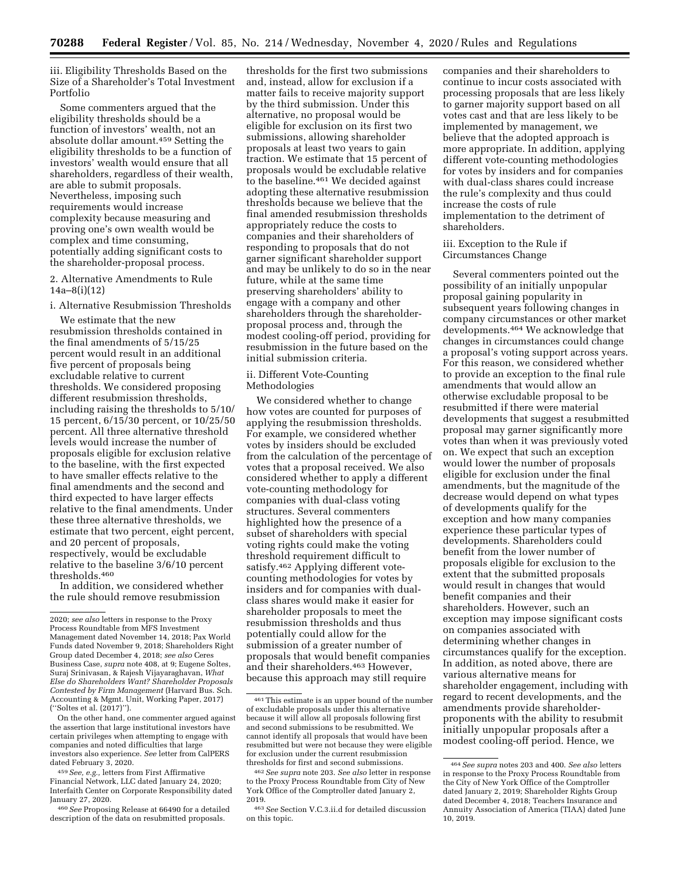iii. Eligibility Thresholds Based on the Size of a Shareholder's Total Investment Portfolio

Some commenters argued that the eligibility thresholds should be a function of investors' wealth, not an absolute dollar amount.[459] Setting the eligibility thresholds to be a function of investors' wealth would ensure that all shareholders, regardless of their wealth, are able to submit proposals. Nevertheless, imposing such requirements would increase complexity because measuring and proving one's own wealth would be complex and time consuming, potentially adding significant costs to the shareholder-proposal process.

2. Alternative Amendments to Rule 14a–8(i)(12)

i. Alternative Resubmission Thresholds

We estimate that the new resubmission thresholds contained in the final amendments of 5/15/25 percent would result in an additional five percent of proposals being excludable relative to current thresholds. We considered proposing different resubmission thresholds, including raising the thresholds to 5/10/15 percent, 6/15/30 percent, or 10/25/50 percent. All three alternative threshold levels would increase the number of proposals eligible for exclusion relative to the baseline, with the first expected to have smaller effects relative to the final amendments and the second and third expected to have larger effects relative to the final amendments. Under these three alternative thresholds, we estimate that two percent, eight percent, and 20 percent of proposals, respectively, would be excludable relative to the baseline 3/6/10 percent thresholds.[460]

In addition, we considered whether the rule should remove resubmission thresholds for the first two submissions and, instead, allow for exclusion if a matter fails to receive majority support by the third submission. Under this alternative, no proposal would be eligible for exclusion on its first two submissions, allowing shareholder proposals at least two years to gain traction. We estimate that 15 percent of proposals would be excludable relative to the baseline.[461] We decided against adopting these alternative resubmission thresholds because we believe that the final amended resubmission thresholds appropriately reduce the costs to companies and their shareholders of responding to proposals that do not garner significant shareholder support and may be unlikely to do so in the near future, while at the same time preserving shareholders' ability to engage with a company and other shareholders through the shareholder-proposal process and, through the modest cooling-off period, providing for resubmission in the future based on the initial submission criteria.

ii. Different Vote-Counting Methodologies

We considered whether to change how votes are counted for purposes of applying the resubmission thresholds. For example, we considered whether votes by insiders should be excluded from the calculation of the percentage of votes that a proposal received. We also considered whether to apply a different vote-counting methodology for companies with dual-class voting structures. Several commenters highlighted how the presence of a subset of shareholders with special voting rights could make the voting threshold requirement difficult to satisfy.[462] Applying different vote-counting methodologies for votes by insiders and for companies with dual-class shares would make it easier for shareholder proposals to meet the resubmission thresholds and thus potentially could allow for the submission of a greater number of proposals that would benefit companies and their shareholders.[463] However, because this approach may still require companies and their shareholders to continue to incur costs associated with processing proposals that are less likely to garner majority support based on all votes cast and that are less likely to be implemented by management, we believe that the adopted approach is more appropriate. In addition, applying different vote-counting methodologies for votes by insiders and for companies with dual-class shares could increase the rule's complexity and thus could increase the costs of rule implementation to the detriment of shareholders.

iii. Exception to the Rule if Circumstances Change

Several commenters pointed out the possibility of an initially unpopular proposal gaining popularity in subsequent years following changes in company circumstances or other market developments.[464] We acknowledge that changes in circumstances could change a proposal's voting support across years. For this reason, we considered whether to provide an exception to the final rule amendments that would allow an otherwise excludable proposal to be resubmitted if there were material developments that suggest a resubmitted proposal may garner significantly more votes than when it was previously voted on. We expect that such an exception would lower the number of proposals eligible for exclusion under the final amendments, but the magnitude of the decrease would depend on what types of developments qualify for the exception and how many companies experience these particular types of developments. Shareholders could benefit from the lower number of proposals eligible for exclusion to the extent that the submitted proposals would result in changes that would benefit companies and their shareholders. However, such an exception may impose significant costs on companies associated with determining whether changes in circumstances qualify for the exception. In addition, as noted above, there are various alternative means for shareholder engagement, including with regard to recent developments, and the amendments provide shareholder-proponents with the ability to resubmit initially unpopular proposals after a modest cooling-off period. Hence, we

---

2020; *see also* letters in response to the Proxy Process Roundtable from MFS Investment Management dated November 14, 2018; Pax World Funds dated November 9, 2018; Shareholders Right Group dated December 4, 2018; *see also* Ceres Business Case, *supra* note 408, at 9; Eugene Soltes, Suraj Srinivasan, & Rajesh Vijayaraghavan, *What Else do Shareholders Want? Shareholder Proposals Contested by Firm Management* (Harvard Bus. Sch. Accounting & Mgmt. Unit, Working Paper, 2017) (''Soltes et al. (2017)'').

On the other hand, one commenter argued against the assertion that large institutional investors have certain privileges when attempting to engage with companies and noted difficulties that large investors also experience. *See* letter from CalPERS dated February 3, 2020.

[459] *See, e.g.,* letters from First Affirmative Financial Network, LLC dated January 24, 2020; Interfaith Center on Corporate Responsibility dated January 27, 2020.

[460] *See* Proposing Release at 66490 for a detailed description of the data on resubmitted proposals.

[461] This estimate is an upper bound of the number of excludable proposals under this alternative because it will allow all proposals following first and second submissions to be resubmitted. We cannot identify all proposals that would have been resubmitted but were not because they were eligible for exclusion under the current resubmission thresholds for first and second submissions.

[462] *See supra* note 203. *See also* letter in response to the Proxy Process Roundtable from City of New York Office of the Comptroller dated January 2, 2019.

[463] *See* Section V.C.3.ii.d for detailed discussion on this topic.

[464] *See supra* notes 203 and 400. *See also* letters in response to the Proxy Process Roundtable from the City of New York Office of the Comptroller dated January 2, 2019; Shareholder Rights Group dated December 4, 2018; Teachers Insurance and Annuity Association of America (TIAA) dated June 10, 2019.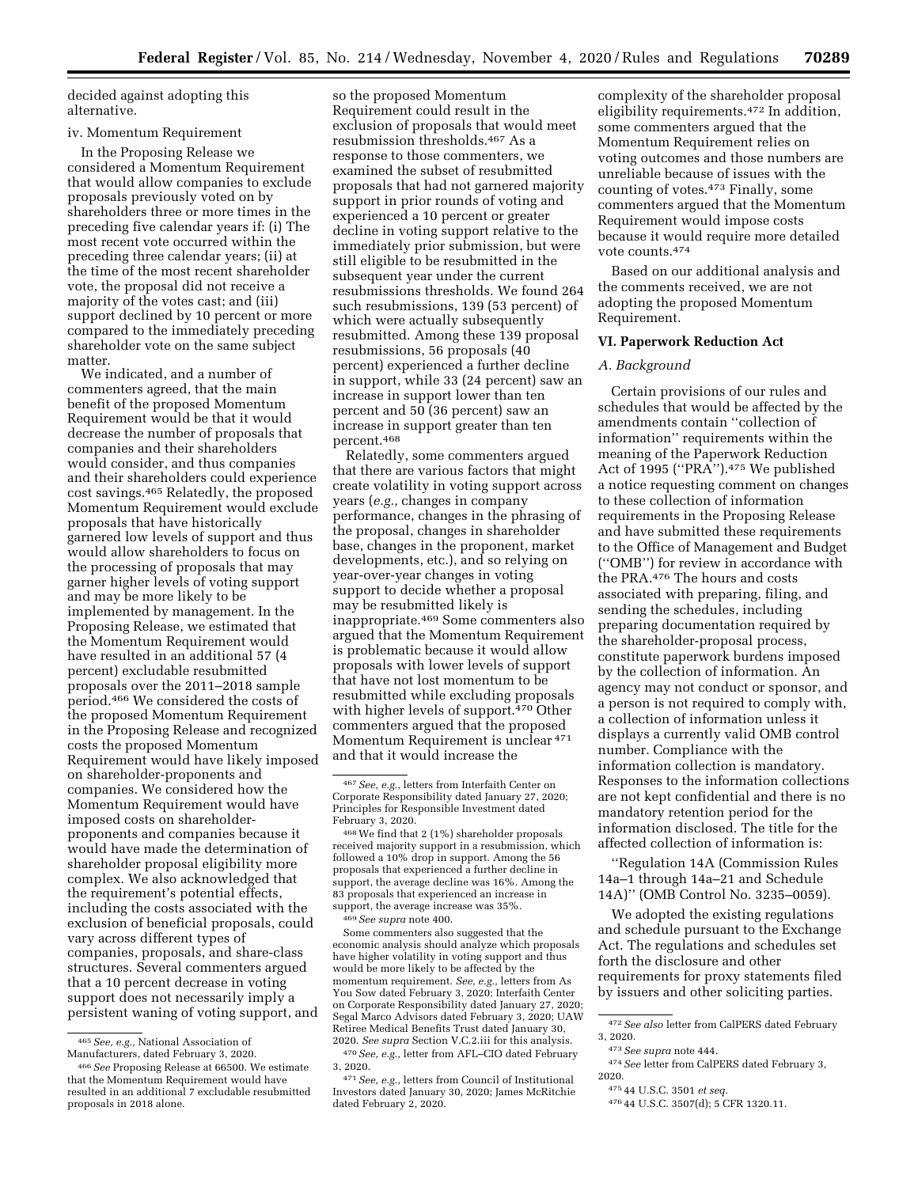decided against adopting this alternative.

iv. Momentum Requirement

In the Proposing Release we considered a Momentum Requirement that would allow companies to exclude proposals previously voted on by shareholders three or more times in the preceding five calendar years if: (i) The most recent vote occurred within the preceding three calendar years; (ii) at the time of the most recent shareholder vote, the proposal did not receive a majority of the votes cast; and (iii) support declined by 10 percent or more compared to the immediately preceding shareholder vote on the same subject matter.

We indicated, and a number of commenters agreed, that the main benefit of the proposed Momentum Requirement would be that it would decrease the number of proposals that companies and their shareholders would consider, and thus companies and their shareholders could experience cost savings.[465] Relatedly, the proposed Momentum Requirement would exclude proposals that have historically garnered low levels of support and thus would allow shareholders to focus on the processing of proposals that may garner higher levels of voting support and may be more likely to be implemented by management. In the Proposing Release, we estimated that the Momentum Requirement would have resulted in an additional 57 (4 percent) excludable resubmitted proposals over the 2011–2018 sample period.[466] We considered the costs of the proposed Momentum Requirement in the Proposing Release and recognized costs the proposed Momentum Requirement would have likely imposed on shareholder-proponents and companies. We considered how the Momentum Requirement would have imposed costs on shareholder-proponents and companies because it would have made the determination of shareholder proposal eligibility more complex. We also acknowledged that the requirement's potential effects, including the costs associated with the exclusion of beneficial proposals, could vary across different types of companies, proposals, and share-class structures. Several commenters argued that a 10 percent decrease in voting support does not necessarily imply a persistent waning of voting support, and so the proposed Momentum Requirement could result in the exclusion of proposals that would meet resubmission thresholds.[467] As a response to those commenters, we examined the subset of resubmitted proposals that had not garnered majority support in prior rounds of voting and experienced a 10 percent or greater decline in voting support relative to the immediately prior submission, but were still eligible to be resubmitted in the subsequent year under the current resubmissions thresholds. We found 264 such resubmissions, 139 (53 percent) of which were actually subsequently resubmitted. Among these 139 proposal resubmissions, 56 proposals (40 percent) experienced a further decline in support, while 33 (24 percent) saw an increase in support lower than ten percent and 50 (36 percent) saw an increase in support greater than ten percent.[468]

Relatedly, some commenters argued that there are various factors that might create volatility in voting support across years (*e.g.,* changes in company performance, changes in the phrasing of the proposal, changes in shareholder base, changes in the proponent, market developments, etc.), and so relying on year-over-year changes in voting support to decide whether a proposal may be resubmitted likely is inappropriate.[469] Some commenters also argued that the Momentum Requirement is problematic because it would allow proposals with lower levels of support that have not lost momentum to be resubmitted while excluding proposals with higher levels of support.[470] Other commenters argued that the proposed Momentum Requirement is unclear[471] and that it would increase the complexity of the shareholder proposal eligibility requirements.[472] In addition, some commenters argued that the Momentum Requirement relies on voting outcomes and those numbers are unreliable because of issues with the counting of votes.[473] Finally, some commenters argued that the Momentum Requirement would impose costs because it would require more detailed vote counts.[474]

Based on our additional analysis and the comments received, we are not adopting the proposed Momentum Requirement.

## VI. Paperwork Reduction Act

### A. Background

Certain provisions of our rules and schedules that would be affected by the amendments contain ''collection of information'' requirements within the meaning of the Paperwork Reduction Act of 1995 (''PRA'').[475] We published a notice requesting comment on changes to these collection of information requirements in the Proposing Release and have submitted these requirements to the Office of Management and Budget (''OMB'') for review in accordance with the PRA.[476] The hours and costs associated with preparing, filing, and sending the schedules, including preparing documentation required by the shareholder-proposal process, constitute paperwork burdens imposed by the collection of information. An agency may not conduct or sponsor, and a person is not required to comply with, a collection of information unless it displays a currently valid OMB control number. Compliance with the information collection is mandatory. Responses to the information collections are not kept confidential and there is no mandatory retention period for the information disclosed. The title for the affected collection of information is:

''Regulation 14A (Commission Rules 14a–1 through 14a–21 and Schedule 14A)'' (OMB Control No. 3235–0059).

We adopted the existing regulations and schedule pursuant to the Exchange Act. The regulations and schedules set forth the disclosure and other requirements for proxy statements filed by issuers and other soliciting parties.

---

[465] *See, e.g.,* National Association of Manufacturers, dated February 3, 2020.

[466] *See* Proposing Release at 66500. We estimate that the Momentum Requirement would have resulted in an additional 7 excludable resubmitted proposals in 2018 alone.

[467] *See, e.g.,* letters from Interfaith Center on Corporate Responsibility dated January 27, 2020; Principles for Responsible Investment dated February 3, 2020.

[468] We find that 2 (1%) shareholder proposals received majority support in a resubmission, which followed a 10% drop in support. Among the 56 proposals that experienced a further decline in support, the average decline was 16%. Among the 83 proposals that experienced an increase in support, the average increase was 35%.

[469] *See supra* note 400.

Some commenters also suggested that the economic analysis should analyze which proposals have higher volatility in voting support and thus would be more likely to be affected by the momentum requirement. *See, e.g.,* letters from As You Sow dated February 3, 2020; Interfaith Center on Corporate Responsibility dated January 27, 2020; Segal Marco Advisors dated February 3, 2020; UAW Retiree Medical Benefits Trust dated January 30, 2020. *See supra* Section V.C.2.iii for this analysis.

[470] *See, e.g.,* letter from AFL–CIO dated February 3, 2020.

[471] *See, e.g.,* letters from Council of Institutional Investors dated January 30, 2020; James McRitchie dated February 2, 2020.

[472] *See also* letter from CalPERS dated February 3, 2020.

[473] *See supra* note 444.

[474] *See* letter from CalPERS dated February 3, 2020.

[475] 44 U.S.C. 3501 *et seq.*

[476] 44 U.S.C. 3507(d); 5 CFR 1320.11.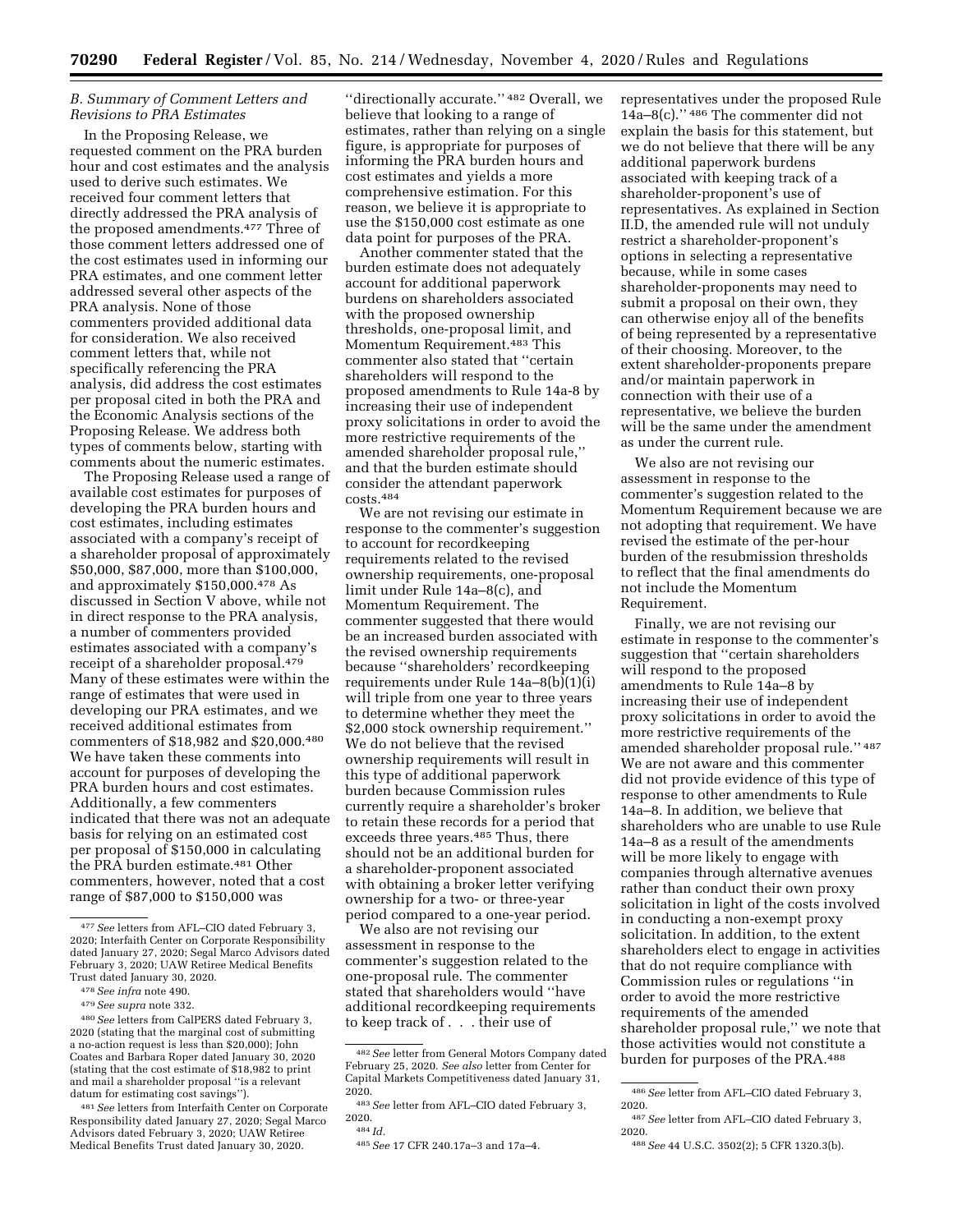### B. Summary of Comment Letters and Revisions to PRA Estimates

In the Proposing Release, we requested comment on the PRA burden hour and cost estimates and the analysis used to derive such estimates. We received four comment letters that directly addressed the PRA analysis of the proposed amendments.[477] Three of those comment letters addressed one of the cost estimates used in informing our PRA estimates, and one comment letter addressed several other aspects of the PRA analysis. None of those commenters provided additional data for consideration. We also received comment letters that, while not specifically referencing the PRA analysis, did address the cost estimates per proposal cited in both the PRA and the Economic Analysis sections of the Proposing Release. We address both types of comments below, starting with comments about the numeric estimates.

The Proposing Release used a range of available cost estimates for purposes of developing the PRA burden hours and cost estimates, including estimates associated with a company's receipt of a shareholder proposal of approximately $50,000, $87,000, more than $100,000, and approximately $150,000.[478] As discussed in Section V above, while not in direct response to the PRA analysis, a number of commenters provided estimates associated with a company's receipt of a shareholder proposal.[479] Many of these estimates were within the range of estimates that were used in developing our PRA estimates, and we received additional estimates from commenters of $18,982 and $20,000.[480] We have taken these comments into account for purposes of developing the PRA burden hours and cost estimates. Additionally, a few commenters indicated that there was not an adequate basis for relying on an estimated cost per proposal of $150,000 in calculating the PRA burden estimate.[481] Other commenters, however, noted that a cost range of $87,000 to $150,000 was "directionally accurate."[482] Overall, we believe that looking to a range of estimates, rather than relying on a single figure, is appropriate for purposes of informing the PRA burden hours and cost estimates and yields a more comprehensive estimation. For this reason, we believe it is appropriate to use the $150,000 cost estimate as one data point for purposes of the PRA.

Another commenter stated that the burden estimate does not adequately account for additional paperwork burdens on shareholders associated with the proposed ownership thresholds, one-proposal limit, and Momentum Requirement.[483] This commenter also stated that "certain shareholders will respond to the proposed amendments to Rule 14a-8 by increasing their use of independent proxy solicitations in order to avoid the more restrictive requirements of the amended shareholder proposal rule," and that the burden estimate should consider the attendant paperwork costs.[484]

We are not revising our estimate in response to the commenter's suggestion to account for recordkeeping requirements related to the revised ownership requirements, one-proposal limit under Rule 14a–8(c), and Momentum Requirement. The commenter suggested that there would be an increased burden associated with the revised ownership requirements because "shareholders' recordkeeping requirements under Rule 14a–8(b)(1)(i) will triple from one year to three years to determine whether they meet the $2,000 stock ownership requirement." We do not believe that the revised ownership requirements will result in this type of additional paperwork burden because Commission rules currently require a shareholder's broker to retain these records for a period that exceeds three years.[485] Thus, there should not be an additional burden for a shareholder-proponent associated with obtaining a broker letter verifying ownership for a two- or three-year period compared to a one-year period.

We also are not revising our assessment in response to the commenter's suggestion related to the one-proposal rule. The commenter stated that shareholders would "have additional recordkeeping requirements to keep track of . . . their use of representatives under the proposed Rule 14a–8(c)."[486] The commenter did not explain the basis for this statement, but we do not believe that there will be any additional paperwork burdens associated with keeping track of a shareholder-proponent's use of representatives. As explained in Section II.D, the amended rule will not unduly restrict a shareholder-proponent's options in selecting a representative because, while in some cases shareholder-proponents may need to submit a proposal on their own, they can otherwise enjoy all of the benefits of being represented by a representative of their choosing. Moreover, to the extent shareholder-proponents prepare and/or maintain paperwork in connection with their use of a representative, we believe the burden will be the same under the amendment as under the current rule.

We also are not revising our assessment in response to the commenter's suggestion related to the Momentum Requirement because we are not adopting that requirement. We have revised the estimate of the per-hour burden of the resubmission thresholds to reflect that the final amendments do not include the Momentum Requirement.

Finally, we are not revising our estimate in response to the commenter's suggestion that "certain shareholders will respond to the proposed amendments to Rule 14a–8 by increasing their use of independent proxy solicitations in order to avoid the more restrictive requirements of the amended shareholder proposal rule."[487] We are not aware and this commenter did not provide evidence of this type of response to other amendments to Rule 14a–8. In addition, we believe that shareholders who are unable to use Rule 14a–8 as a result of the amendments will be more likely to engage with companies through alternative avenues rather than conduct their own proxy solicitation in light of the costs involved in conducting a non-exempt proxy solicitation. In addition, to the extent shareholders elect to engage in activities that do not require compliance with Commission rules or regulations "in order to avoid the more restrictive requirements of the amended shareholder proposal rule," we note that those activities would not constitute a burden for purposes of the PRA.[488]

---

[477] *See* letters from AFL–CIO dated February 3, 2020; Interfaith Center on Corporate Responsibility dated January 27, 2020; Segal Marco Advisors dated February 3, 2020; UAW Retiree Medical Benefits Trust dated January 30, 2020.

[478] *See infra* note 490.

[479] *See supra* note 332.

[480] *See* letters from CalPERS dated February 3, 2020 (stating that the marginal cost of submitting a no-action request is less than $20,000); John Coates and Barbara Roper dated January 30, 2020 (stating that the cost estimate of $18,982 to print and mail a shareholder proposal "is a relevant datum for estimating cost savings").

[481] *See* letters from Interfaith Center on Corporate Responsibility dated January 27, 2020; Segal Marco Advisors dated February 3, 2020; UAW Retiree Medical Benefits Trust dated January 30, 2020.

[482] *See* letter from General Motors Company dated February 25, 2020. *See also* letter from Center for Capital Markets Competitiveness dated January 31, 2020.

[483] *See* letter from AFL–CIO dated February 3, 2020.

[484] *Id.*

[485] *See* 17 CFR 240.17a–3 and 17a–4.

[486] *See* letter from AFL–CIO dated February 3, 2020.

[487] *See* letter from AFL–CIO dated February 3, 2020.

[488] *See* 44 U.S.C. 3502(2); 5 CFR 1320.3(b).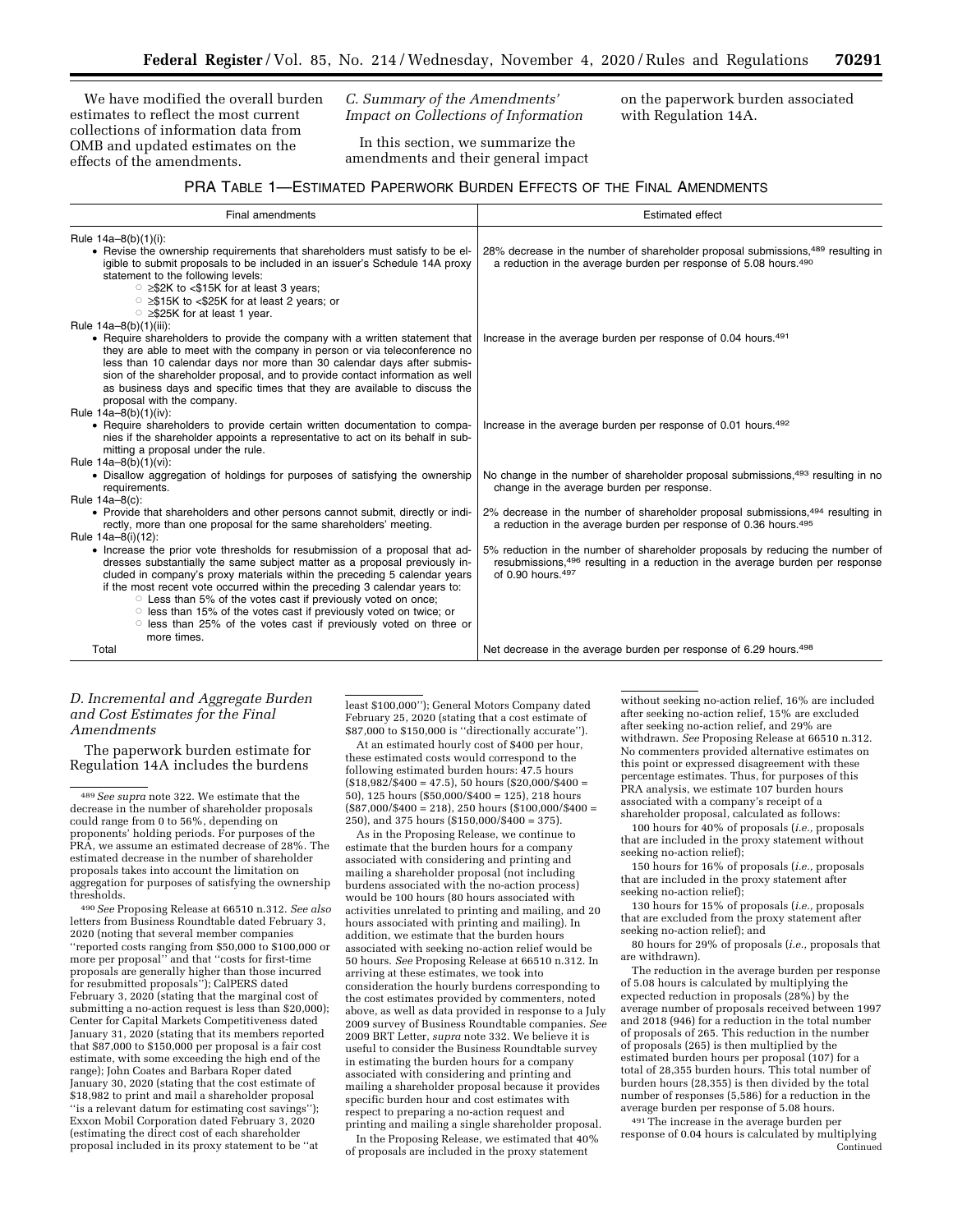We have modified the overall burden estimates to reflect the most current collections of information data from OMB and updated estimates on the effects of the amendments.

### C. Summary of the Amendments' Impact on Collections of Information

In this section, we summarize the amendments and their general impact on the paperwork burden associated with Regulation 14A.

PRA TABLE 1—ESTIMATED PAPERWORK BURDEN EFFECTS OF THE FINAL AMENDMENTS

| Final amendments | Estimated effect |
| --- | --- |
| Rule 14a–8(b)(1)(i): • Revise the ownership requirements that shareholders must satisfy to be eligible to submit proposals to be included in an issuer's Schedule 14A proxy statement to the following levels: ○ ≥$2K to <$15K for at least 3 years; ○ ≥$15K to <$25K for at least 2 years; or ○ ≥$25K for at least 1 year. | 28% decrease in the number of shareholder proposal submissions,[489] resulting in a reduction in the average burden per response of 5.08 hours.[490] |
| Rule 14a–8(b)(1)(iii): • Require shareholders to provide the company with a written statement that they are able to meet with the company in person or via teleconference no less than 10 calendar days nor more than 30 calendar days after submission of the shareholder proposal, and to provide contact information as well as business days and specific times that they are available to discuss the proposal with the company. | Increase in the average burden per response of 0.04 hours.[491] |
| Rule 14a–8(b)(1)(iv): • Require shareholders to provide certain written documentation to companies if the shareholder appoints a representative to act on its behalf in submitting a proposal under the rule. | Increase in the average burden per response of 0.01 hours.[492] |
| Rule 14a–8(b)(1)(vi): • Disallow aggregation of holdings for purposes of satisfying the ownership requirements. | No change in the number of shareholder proposal submissions,[493] resulting in no change in the average burden per response. |
| Rule 14a–8(c): • Provide that shareholders and other persons cannot submit, directly or indirectly, more than one proposal for the same shareholders' meeting. | 2% decrease in the number of shareholder proposal submissions,[494] resulting in a reduction in the average burden per response of 0.36 hours.[495] |
| Rule 14a–8(i)(12): • Increase the prior vote thresholds for resubmission of a proposal that addresses substantially the same subject matter as a proposal previously included in company's proxy materials within the preceding 5 calendar years if the most recent vote occurred within the preceding 3 calendar years to: ○ Less than 5% of the votes cast if previously voted on once; ○ less than 15% of the votes cast if previously voted on twice; or ○ less than 25% of the votes cast if previously voted on three or more times. | 5% reduction in the number of shareholder proposals by reducing the number of resubmissions,[496] resulting in a reduction in the average burden per response of 0.90 hours.[497] |
| Total | Net decrease in the average burden per response of 6.29 hours.[498] |

### D. Incremental and Aggregate Burden and Cost Estimates for the Final Amendments

The paperwork burden estimate for Regulation 14A includes the burdens

At an estimated hourly cost of $400 per hour, these estimated costs would correspond to the following estimated burden hours: 47.5 hours ($18,982/$400 = 47.5), 50 hours ($20,000/$400 = 50), 125 hours ($50,000/$400 = 125), 218 hours ($87,000/$400 = 218), 250 hours ($100,000/$400 = 250), and 375 hours ($150,000/$400 = 375).

As in the Proposing Release, we continue to estimate that the burden hours for a company associated with considering and printing and mailing a shareholder proposal (not including burdens associated with the no-action process) would be 100 hours (80 hours associated with activities unrelated to printing and mailing, and 20 hours associated with printing and mailing). In addition, we estimate that the burden hours associated with seeking no-action relief would be 50 hours. *See* Proposing Release at 66510 n.312. In arriving at these estimates, we took into consideration the hourly burdens corresponding to the cost estimates provided by commenters, noted above, as well as data provided in response to a July 2009 survey of Business Roundtable companies. *See* 2009 BRT Letter, *supra* note 332. We believe it is useful to consider the Business Roundtable survey in estimating the burden hours for a company associated with considering and printing and mailing a shareholder proposal because it provides specific burden hour and cost estimates with respect to preparing a no-action request and printing and mailing a single shareholder proposal.

In the Proposing Release, we estimated that 40% of proposals are included in the proxy statement without seeking no-action relief, 16% are included after seeking no-action relief, 15% are excluded after seeking no-action relief, and 29% are withdrawn. *See* Proposing Release at 66510 n.312. No commenters provided alternative estimates on this point or expressed disagreement with these percentage estimates. Thus, for purposes of this PRA analysis, we estimate 107 burden hours associated with a company's receipt of a shareholder proposal, calculated as follows:

100 hours for 40% of proposals (*i.e.,* proposals that are included in the proxy statement without seeking no-action relief);

150 hours for 16% of proposals (*i.e.,* proposals that are included in the proxy statement after seeking no-action relief);

130 hours for 15% of proposals (*i.e.,* proposals that are excluded from the proxy statement after seeking no-action relief); and

80 hours for 29% of proposals (*i.e.,* proposals that are withdrawn).

The reduction in the average burden per response of 5.08 hours is calculated by multiplying the expected reduction in proposals (28%) by the average number of proposals received between 1997 and 2018 (946) for a reduction in the total number of proposals of 265. This reduction in the number of proposals (265) is then multiplied by the estimated burden hours per proposal (107) for a total of 28,355 burden hours. This total number of burden hours (28,355) is then divided by the total number of responses (5,586) for a reduction in the average burden per response of 5.08 hours.

---

[489] *See supra* note 322. We estimate that the decrease in the number of shareholder proposals could range from 0 to 56%, depending on proponents' holding periods. For purposes of the PRA, we assume an estimated decrease of 28%. The estimated decrease in the number of shareholder proposals takes into account the limitation on aggregation for purposes of satisfying the ownership thresholds.

[490] *See* Proposing Release at 66510 n.312. *See also* letters from Business Roundtable dated February 3, 2020 (noting that several member companies "reported costs ranging from $50,000 to $100,000 or more per proposal" and that "costs for first-time proposals are generally higher than those incurred for resubmitted proposals"); CalPERS dated February 3, 2020 (stating that the marginal cost of submitting a no-action request is less than $20,000); Center for Capital Markets Competitiveness dated January 31, 2020 (stating that its members reported that $87,000 to $150,000 per proposal is a fair cost estimate, with some exceeding the high end of the range); John Coates and Barbara Roper dated January 30, 2020 (stating that the cost estimate of $18,982 to print and mail a shareholder proposal "is a relevant datum for estimating cost savings"); Exxon Mobil Corporation dated February 3, 2020 (estimating the direct cost of each shareholder proposal included in its proxy statement to be "at least $100,000"); General Motors Company dated February 25, 2020 (stating that a cost estimate of $87,000 to $150,000 is "directionally accurate").

[491] The increase in the average burden per response of 0.04 hours is calculated by multiplying

Continued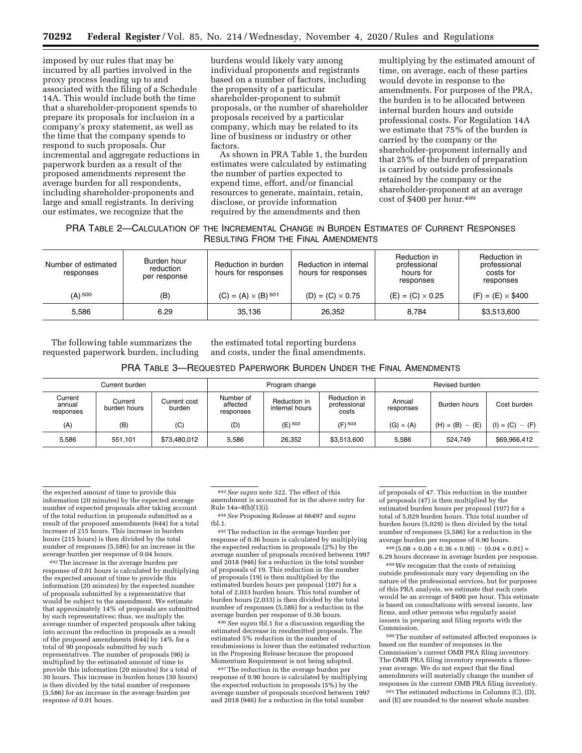imposed by our rules that may be incurred by all parties involved in the proxy process leading up to and associated with the filing of a Schedule 14A. This would include both the time that a shareholder-proponent spends to prepare its proposals for inclusion in a company's proxy statement, as well as the time that the company spends to respond to such proposals. Our incremental and aggregate reductions in paperwork burden as a result of the proposed amendments represent the average burden for all respondents, including shareholder-proponents and large and small registrants. In deriving our estimates, we recognize that the burdens would likely vary among individual proponents and registrants based on a number of factors, including the propensity of a particular shareholder-proponent to submit proposals, or the number of shareholder proposals received by a particular company, which may be related to its line of business or industry or other factors.

As shown in PRA Table 1, the burden estimates were calculated by estimating the number of parties expected to expend time, effort, and/or financial resources to generate, maintain, retain, disclose, or provide information required by the amendments and then multiplying by the estimated amount of time, on average, each of these parties would devote in response to the amendments. For purposes of the PRA, the burden is to be allocated between internal burden hours and outside professional costs. For Regulation 14A we estimate that 75% of the burden is carried by the company or the shareholder-proponent internally and that 25% of the burden of preparation is carried by outside professionals retained by the company or the shareholder-proponent at an average cost of $400 per hour.[499]

PRA TABLE 2—CALCULATION OF THE INCREMENTAL CHANGE IN BURDEN ESTIMATES OF CURRENT RESPONSES RESULTING FROM THE FINAL AMENDMENTS

| Number of estimated responses | Burden hour reduction per response | Reduction in burden hours for responses | Reduction in internal hours for responses | Reduction in professional hours for responses | Reduction in professional costs for responses |
|---|---|---|---|---|---|
| (A) [500] | (B) | (C) = (A) × (B) [501] | (D) = (C) × 0.75 | (E) = (C) × 0.25 | (F) = (E) × $400 |
| 5,586 | 6.29 | 35,136 | 26,352 | 8,784 | $3,513,600 |

The following table summarizes the requested paperwork burden, including the estimated total reporting burdens and costs, under the final amendments.

PRA TABLE 3—REQUESTED PAPERWORK BURDEN UNDER THE FINAL AMENDMENTS

| Current burden | | | Program change | | | Revised burden | | |
|---|---|---|---|---|---|---|---|---|
| Current annual responses | Current burden hours | Current cost burden | Number of affected responses | Reduction in internal hours | Reduction in professional costs | Annual responses | Burden hours | Cost burden |
| (A) | (B) | (C) | (D) | (E) [502] | (F) [503] | (G) = (A) | (H) = (B) − (E) | (I) = (C) − (F) |
| 5,586 | 551,101 | $73,480,012 | 5,586 | 26,352 | $3,513,600 | 5,586 | 524,749 | $69,966,412 |

---

the expected amount of time to provide this information (20 minutes) by the expected average number of expected proposals after taking account of the total reduction in proposals submitted as a result of the proposed amendments (644) for a total increase of 215 hours. This increase in burden hours (215 hours) is then divided by the total number of responses (5,586) for an increase in the average burden per response of 0.04 hours.

[492] The increase in the average burden per response of 0.01 hours is calculated by multiplying the expected amount of time to provide this information (20 minutes) by the expected number of proposals submitted by a representative that would be subject to the amendment. We estimate that approximately 14% of proposals are submitted by such representatives; thus, we multiply the average number of expected proposals after taking into account the reduction in proposals as a result of the proposed amendments (644) by 14% for a total of 90 proposals submitted by such representatives. The number of proposals (90) is multiplied by the estimated amount of time to provide this information (20 minutes) for a total of 30 hours. This increase in burden hours (30 hours) is then divided by the total number of responses (5,586) for an increase in the average burden per response of 0.01 hours.

[493] *See supra* note 322. The effect of this amendment is accounted for in the above entry for Rule 14a–8(b)(1)(i).

[494] *See* Proposing Release at 66497 and *supra* tbl.1.

[495] The reduction in the average burden per response of 0.36 hours is calculated by multiplying the expected reduction in proposals (2%) by the average number of proposals received between 1997 and 2018 (946) for a reduction in the total number of proposals of 19. This reduction in the number of proposals (19) is then multiplied by the estimated burden hours per proposal (107) for a total of 2,033 burden hours. This total number of burden hours (2,033) is then divided by the total number of responses (5,586) for a reduction in the average burden per response of 0.36 hours.

[496] *See supra* tbl.1 for a discussion regarding the estimated decrease in resubmitted proposals. The estimated 5% reduction in the number of resubmissions is lower than the estimated reduction in the Proposing Release because the proposed Momentum Requirement is not being adopted.

[497] The reduction in the average burden per response of 0.90 hours is calculated by multiplying the expected reduction in proposals (5%) by the average number of proposals received between 1997 and 2018 (946) for a reduction in the total number of proposals of 47. This reduction in the number of proposals (47) is then multiplied by the estimated burden hours per proposal (107) for a total of 5,029 burden hours. This total number of burden hours (5,029) is then divided by the total number of responses (5,586) for a reduction in the average burden per response of 0.90 hours.

[498] (5.08 + 0.00 + 0.36 + 0.90) − (0.04 + 0.01) = 6.29 hours decrease in average burden per response.

[499] We recognize that the costs of retaining outside professionals may vary depending on the nature of the professional services, but for purposes of this PRA analysis, we estimate that such costs would be an average of $400 per hour. This estimate is based on consultations with several issuers, law firms, and other persons who regularly assist issuers in preparing and filing reports with the Commission.

[500] The number of estimated affected responses is based on the number of responses in the Commission's current OMB PRA filing inventory. The OMB PRA filing inventory represents a three-year average. We do not expect that the final amendments will materially change the number of responses in the current OMB PRA filing inventory.

[501] The estimated reductions in Columns (C), (D), and (E) are rounded to the nearest whole number.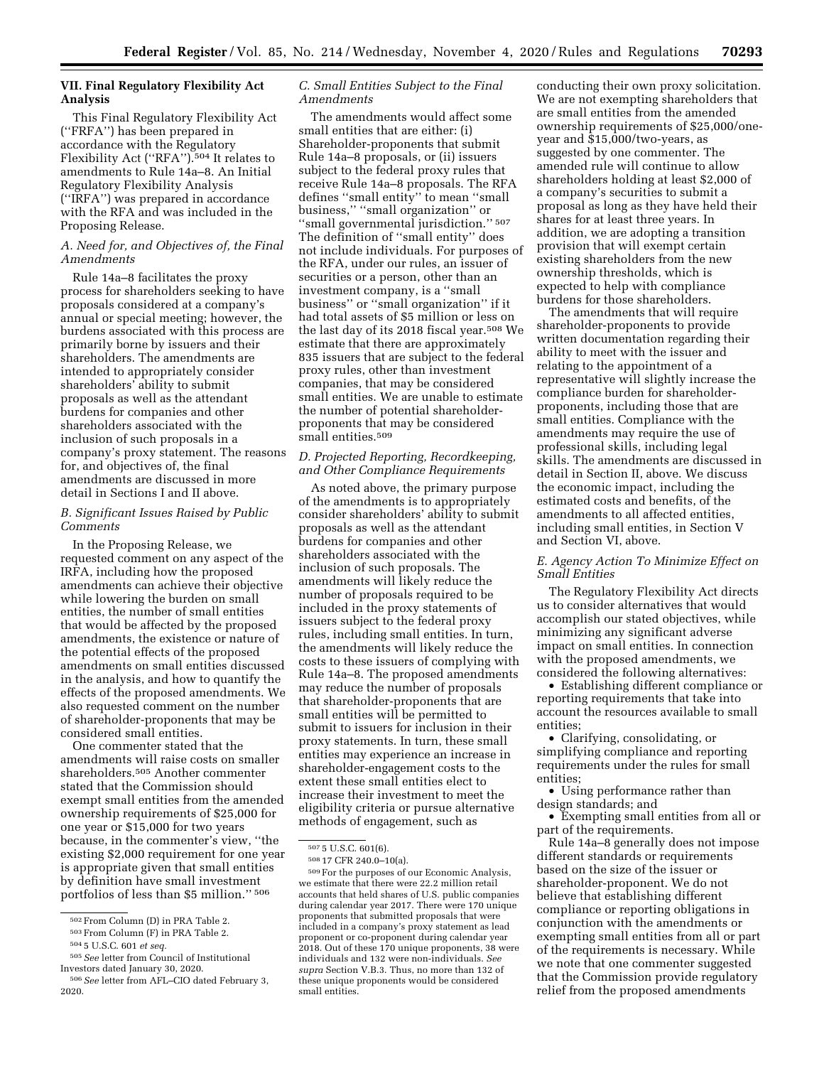## VII. Final Regulatory Flexibility Act Analysis

This Final Regulatory Flexibility Act (''FRFA'') has been prepared in accordance with the Regulatory Flexibility Act (''RFA'').[504] It relates to amendments to Rule 14a–8. An Initial Regulatory Flexibility Analysis (''IRFA'') was prepared in accordance with the RFA and was included in the Proposing Release.

### A. Need for, and Objectives of, the Final Amendments

Rule 14a–8 facilitates the proxy process for shareholders seeking to have proposals considered at a company's annual or special meeting; however, the burdens associated with this process are primarily borne by issuers and their shareholders. The amendments are intended to appropriately consider shareholders' ability to submit proposals as well as the attendant burdens for companies and other shareholders associated with the inclusion of such proposals in a company's proxy statement. The reasons for, and objectives of, the final amendments are discussed in more detail in Sections I and II above.

### B. Significant Issues Raised by Public Comments

In the Proposing Release, we requested comment on any aspect of the IRFA, including how the proposed amendments can achieve their objective while lowering the burden on small entities, the number of small entities that would be affected by the proposed amendments, the existence or nature of the potential effects of the proposed amendments on small entities discussed in the analysis, and how to quantify the effects of the proposed amendments. We also requested comment on the number of shareholder-proponents that may be considered small entities.

One commenter stated that the amendments will raise costs on smaller shareholders.[505] Another commenter stated that the Commission should exempt small entities from the amended ownership requirements of $25,000 for one year or $15,000 for two years because, in the commenter's view, ''the existing $2,000 requirement for one year is appropriate given that small entities by definition have small investment portfolios of less than $5 million.''[506]

### C. Small Entities Subject to the Final Amendments

The amendments would affect some small entities that are either: (i) Shareholder-proponents that submit Rule 14a–8 proposals, or (ii) issuers subject to the federal proxy rules that receive Rule 14a–8 proposals. The RFA defines ''small entity'' to mean ''small business,'' ''small organization'' or ''small governmental jurisdiction.''[507] The definition of ''small entity'' does not include individuals. For purposes of the RFA, under our rules, an issuer of securities or a person, other than an investment company, is a ''small business'' or ''small organization'' if it had total assets of $5 million or less on the last day of its 2018 fiscal year.[508] We estimate that there are approximately 835 issuers that are subject to the federal proxy rules, other than investment companies, that may be considered small entities. We are unable to estimate the number of potential shareholder-proponents that may be considered small entities.[509]

### D. Projected Reporting, Recordkeeping, and Other Compliance Requirements

As noted above, the primary purpose of the amendments is to appropriately consider shareholders' ability to submit proposals as well as the attendant burdens for companies and other shareholders associated with the inclusion of such proposals. The amendments will likely reduce the number of proposals required to be included in the proxy statements of issuers subject to the federal proxy rules, including small entities. In turn, the amendments will likely reduce the costs to these issuers of complying with Rule 14a–8. The proposed amendments may reduce the number of proposals that shareholder-proponents that are small entities will be permitted to submit to issuers for inclusion in their proxy statements. In turn, these small entities may experience an increase in shareholder-engagement costs to the extent these small entities elect to increase their investment to meet the eligibility criteria or pursue alternative methods of engagement, such as conducting their own proxy solicitation. We are not exempting shareholders that are small entities from the amended ownership requirements of $25,000/one-year and $15,000/two-years, as suggested by one commenter. The amended rule will continue to allow shareholders holding at least $2,000 of a company's securities to submit a proposal as long as they have held their shares for at least three years. In addition, we are adopting a transition provision that will exempt certain existing shareholders from the new ownership thresholds, which is expected to help with compliance burdens for those shareholders.

The amendments that will require shareholder-proponents to provide written documentation regarding their ability to meet with the issuer and relating to the appointment of a representative will slightly increase the compliance burden for shareholder-proponents, including those that are small entities. Compliance with the amendments may require the use of professional skills, including legal skills. The amendments are discussed in detail in Section II, above. We discuss the economic impact, including the estimated costs and benefits, of the amendments to all affected entities, including small entities, in Section V and Section VI, above.

### E. Agency Action To Minimize Effect on Small Entities

The Regulatory Flexibility Act directs us to consider alternatives that would accomplish our stated objectives, while minimizing any significant adverse impact on small entities. In connection with the proposed amendments, we considered the following alternatives:

- Establishing different compliance or reporting requirements that take into account the resources available to small entities;
- Clarifying, consolidating, or simplifying compliance and reporting requirements under the rules for small entities;
- Using performance rather than design standards; and
- Exempting small entities from all or part of the requirements.

Rule 14a–8 generally does not impose different standards or requirements based on the size of the issuer or shareholder-proponent. We do not believe that establishing different compliance or reporting obligations in conjunction with the amendments or exempting small entities from all or part of the requirements is necessary. While we note that one commenter suggested that the Commission provide regulatory relief from the proposed amendments

---

[502] From Column (D) in PRA Table 2.

[503] From Column (F) in PRA Table 2.

[504] 5 U.S.C. 601 *et seq.*

[505] *See* letter from Council of Institutional Investors dated January 30, 2020.

[506] *See* letter from AFL–CIO dated February 3, 2020.

[507] 5 U.S.C. 601(6).

[508] 17 CFR 240.0–10(a).

[509] For the purposes of our Economic Analysis, we estimate that there were 22.2 million retail accounts that held shares of U.S. public companies during calendar year 2017. There were 170 unique proponents that submitted proposals that were included in a company's proxy statement as lead proponent or co-proponent during calendar year 2018. Out of these 170 unique proponents, 38 were individuals and 132 were non-individuals. *See supra* Section V.B.3. Thus, no more than 132 of these unique proponents would be considered small entities.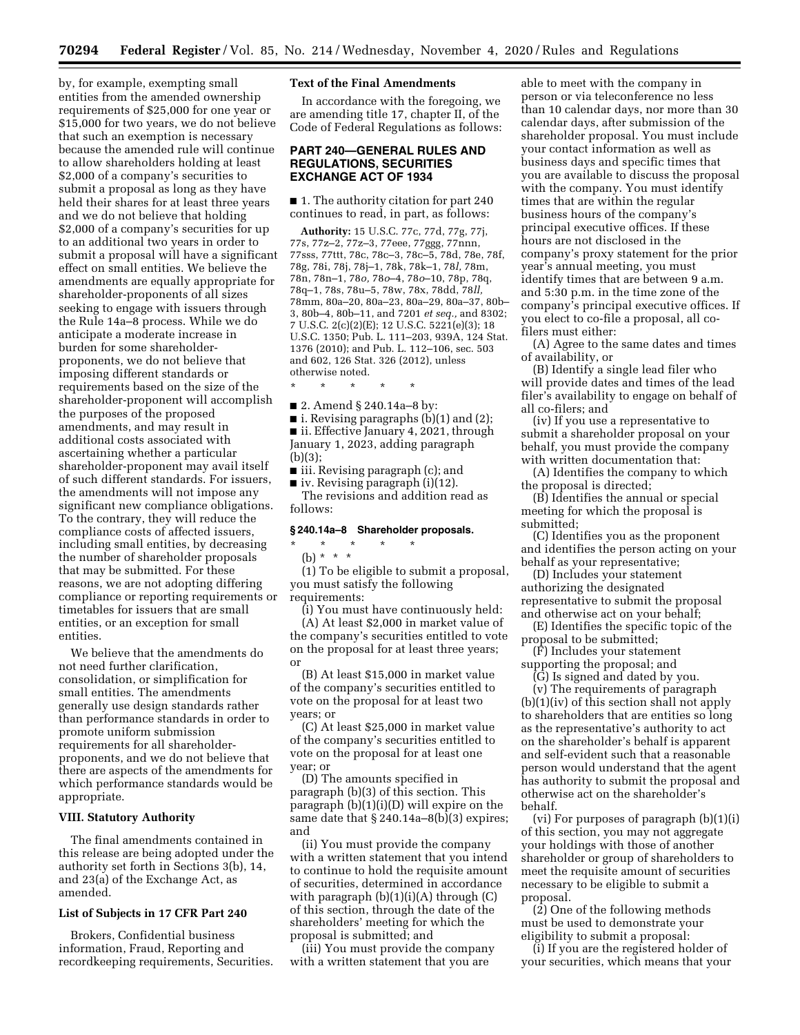by, for example, exempting small entities from the amended ownership requirements of $25,000 for one year or $15,000 for two years, we do not believe that such an exemption is necessary because the amended rule will continue to allow shareholders holding at least $2,000 of a company's securities to submit a proposal as long as they have held their shares for at least three years and we do not believe that holding $2,000 of a company's securities for up to an additional two years in order to submit a proposal will have a significant effect on small entities. We believe the amendments are equally appropriate for shareholder-proponents of all sizes seeking to engage with issuers through the Rule 14a–8 process. While we do anticipate a moderate increase in burden for some shareholder-proponents, we do not believe that imposing different standards or requirements based on the size of the shareholder-proponent will accomplish the purposes of the proposed amendments, and may result in additional costs associated with ascertaining whether a particular shareholder-proponent may avail itself of such different standards. For issuers, the amendments will not impose any significant new compliance obligations. To the contrary, they will reduce the compliance costs of affected issuers, including small entities, by decreasing the number of shareholder proposals that may be submitted. For these reasons, we are not adopting differing compliance or reporting requirements or timetables for issuers that are small entities, or an exception for small entities.

We believe that the amendments do not need further clarification, consolidation, or simplification for small entities. The amendments generally use design standards rather than performance standards in order to promote uniform submission requirements for all shareholder-proponents, and we do not believe that there are aspects of the amendments for which performance standards would be appropriate.

## VIII. Statutory Authority

The final amendments contained in this release are being adopted under the authority set forth in Sections 3(b), 14, and 23(a) of the Exchange Act, as amended.

### List of Subjects in 17 CFR Part 240

Brokers, Confidential business information, Fraud, Reporting and recordkeeping requirements, Securities.

### Text of the Final Amendments

In accordance with the foregoing, we are amending title 17, chapter II, of the Code of Federal Regulations as follows:

## PART 240—GENERAL RULES AND REGULATIONS, SECURITIES EXCHANGE ACT OF 1934

■ 1. The authority citation for part 240 continues to read, in part, as follows:

**Authority:** 15 U.S.C. 77c, 77d, 77g, 77j, 77s, 77z–2, 77z–3, 77eee, 77ggg, 77nnn, 77sss, 77ttt, 78c, 78c–3, 78c–5, 78d, 78e, 78f, 78g, 78i, 78j, 78j–1, 78k, 78k–1, 78*l*, 78m, 78n, 78n–1, 78*o*, 78*o*–4, 78*o*–10, 78p, 78q, 78q–1, 78s, 78u–5, 78w, 78x, 78dd, 78*ll*, 78mm, 80a–20, 80a–23, 80a–29, 80a–37, 80b–3, 80b–4, 80b–11, and 7201 *et seq.,* and 8302; 7 U.S.C. 2(c)(2)(E); 12 U.S.C. 5221(e)(3); 18 U.S.C. 1350; Pub. L. 111–203, 939A, 124 Stat. 1376 (2010); and Pub. L. 112–106, sec. 503 and 602, 126 Stat. 326 (2012), unless otherwise noted.

\* \* \* \* \*

■ 2. Amend § 240.14a–8 by:

■ i. Revising paragraphs (b)(1) and (2);

■ ii. Effective January 4, 2021, through January 1, 2023, adding paragraph (b)(3);

■ iii. Revising paragraph (c); and

■ iv. Revising paragraph (i)(12).

The revisions and addition read as follows:

### § 240.14a–8 Shareholder proposals.

\* \* \* \* \*

(b) \* \* \*

(1) To be eligible to submit a proposal, you must satisfy the following requirements:

(i) You must have continuously held:

(A) At least $2,000 in market value of the company's securities entitled to vote on the proposal for at least three years; or

(B) At least $15,000 in market value of the company's securities entitled to vote on the proposal for at least two years; or

(C) At least $25,000 in market value of the company's securities entitled to vote on the proposal for at least one year; or

(D) The amounts specified in paragraph (b)(3) of this section. This paragraph (b)(1)(i)(D) will expire on the same date that § 240.14a–8(b)(3) expires; and

(ii) You must provide the company with a written statement that you intend to continue to hold the requisite amount of securities, determined in accordance with paragraph (b)(1)(i)(A) through (C) of this section, through the date of the shareholders' meeting for which the proposal is submitted; and

(iii) You must provide the company with a written statement that you are able to meet with the company in person or via teleconference no less than 10 calendar days, nor more than 30 calendar days, after submission of the shareholder proposal. You must include your contact information as well as business days and specific times that you are available to discuss the proposal with the company. You must identify times that are within the regular business hours of the company's principal executive offices. If these hours are not disclosed in the company's proxy statement for the prior year's annual meeting, you must identify times that are between 9 a.m. and 5:30 p.m. in the time zone of the company's principal executive offices. If you elect to co-file a proposal, all co-filers must either:

(A) Agree to the same dates and times of availability, or

(B) Identify a single lead filer who will provide dates and times of the lead filer's availability to engage on behalf of all co-filers; and

(iv) If you use a representative to submit a shareholder proposal on your behalf, you must provide the company with written documentation that:

(A) Identifies the company to which the proposal is directed;

(B) Identifies the annual or special meeting for which the proposal is submitted;

(C) Identifies you as the proponent and identifies the person acting on your behalf as your representative;

(D) Includes your statement authorizing the designated representative to submit the proposal and otherwise act on your behalf;

(E) Identifies the specific topic of the proposal to be submitted;

(F) Includes your statement supporting the proposal; and

(G) Is signed and dated by you.

(v) The requirements of paragraph (b)(1)(iv) of this section shall not apply to shareholders that are entities so long as the representative's authority to act on the shareholder's behalf is apparent and self-evident such that a reasonable person would understand that the agent has authority to submit the proposal and otherwise act on the shareholder's behalf.

(vi) For purposes of paragraph (b)(1)(i) of this section, you may not aggregate your holdings with those of another shareholder or group of shareholders to meet the requisite amount of securities necessary to be eligible to submit a proposal.

(2) One of the following methods must be used to demonstrate your eligibility to submit a proposal:

(i) If you are the registered holder of your securities, which means that your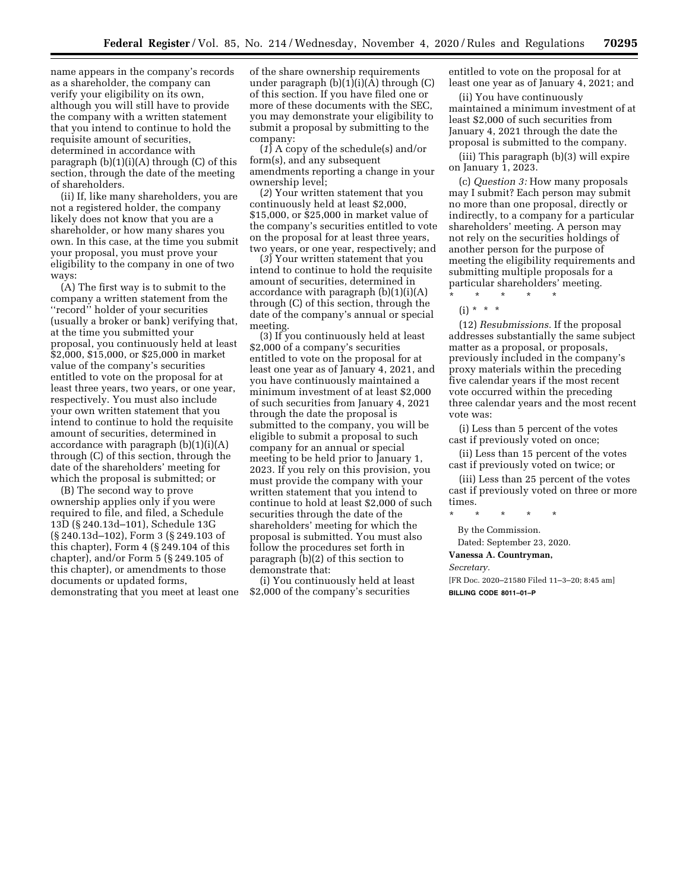name appears in the company's records as a shareholder, the company can verify your eligibility on its own, although you will still have to provide the company with a written statement that you intend to continue to hold the requisite amount of securities, determined in accordance with paragraph (b)(1)(i)(A) through (C) of this section, through the date of the meeting of shareholders.

(ii) If, like many shareholders, you are not a registered holder, the company likely does not know that you are a shareholder, or how many shares you own. In this case, at the time you submit your proposal, you must prove your eligibility to the company in one of two ways:

(A) The first way is to submit to the company a written statement from the ''record'' holder of your securities (usually a broker or bank) verifying that, at the time you submitted your proposal, you continuously held at least $2,000, $15,000, or $25,000 in market value of the company's securities entitled to vote on the proposal for at least three years, two years, or one year, respectively. You must also include your own written statement that you intend to continue to hold the requisite amount of securities, determined in accordance with paragraph (b)(1)(i)(A) through (C) of this section, through the date of the shareholders' meeting for which the proposal is submitted; or

(B) The second way to prove ownership applies only if you were required to file, and filed, a Schedule 13D (§ 240.13d–101), Schedule 13G (§ 240.13d–102), Form 3 (§ 249.103 of this chapter), Form 4 (§ 249.104 of this chapter), and/or Form 5 (§ 249.105 of this chapter), or amendments to those documents or updated forms, demonstrating that you meet at least one of the share ownership requirements under paragraph (b)(1)(i)(A) through (C) of this section. If you have filed one or more of these documents with the SEC, you may demonstrate your eligibility to submit a proposal by submitting to the company:

(*1*) A copy of the schedule(s) and/or form(s), and any subsequent amendments reporting a change in your ownership level;

(*2*) Your written statement that you continuously held at least $2,000, $15,000, or $25,000 in market value of the company's securities entitled to vote on the proposal for at least three years, two years, or one year, respectively; and

(*3*) Your written statement that you intend to continue to hold the requisite amount of securities, determined in accordance with paragraph (b)(1)(i)(A) through (C) of this section, through the date of the company's annual or special meeting.

(3) If you continuously held at least $2,000 of a company's securities entitled to vote on the proposal for at least one year as of January 4, 2021, and you have continuously maintained a minimum investment of at least $2,000 of such securities from January 4, 2021 through the date the proposal is submitted to the company, you will be eligible to submit a proposal to such company for an annual or special meeting to be held prior to January 1, 2023. If you rely on this provision, you must provide the company with your written statement that you intend to continue to hold at least $2,000 of such securities through the date of the shareholders' meeting for which the proposal is submitted. You must also follow the procedures set forth in paragraph (b)(2) of this section to demonstrate that:

(i) You continuously held at least $2,000 of the company's securities entitled to vote on the proposal for at least one year as of January 4, 2021; and

(ii) You have continuously maintained a minimum investment of at least $2,000 of such securities from January 4, 2021 through the date the proposal is submitted to the company.

(iii) This paragraph (b)(3) will expire on January 1, 2023.

(c) *Question 3:* How many proposals may I submit? Each person may submit no more than one proposal, directly or indirectly, to a company for a particular shareholders' meeting. A person may not rely on the securities holdings of another person for the purpose of meeting the eligibility requirements and submitting multiple proposals for a particular shareholders' meeting.

\* \* \* \* \*

(i) \* \* \*

(12) *Resubmissions.* If the proposal addresses substantially the same subject matter as a proposal, or proposals, previously included in the company's proxy materials within the preceding five calendar years if the most recent vote occurred within the preceding three calendar years and the most recent vote was:

(i) Less than 5 percent of the votes cast if previously voted on once;

(ii) Less than 15 percent of the votes cast if previously voted on twice; or

(iii) Less than 25 percent of the votes cast if previously voted on three or more times.

\* \* \* \* \*

By the Commission.

Dated: September 23, 2020.

**Vanessa A. Countryman,**

*Secretary.*

[FR Doc. 2020–21580 Filed 11–3–20; 8:45 am]

**BILLING CODE 8011–01–P**